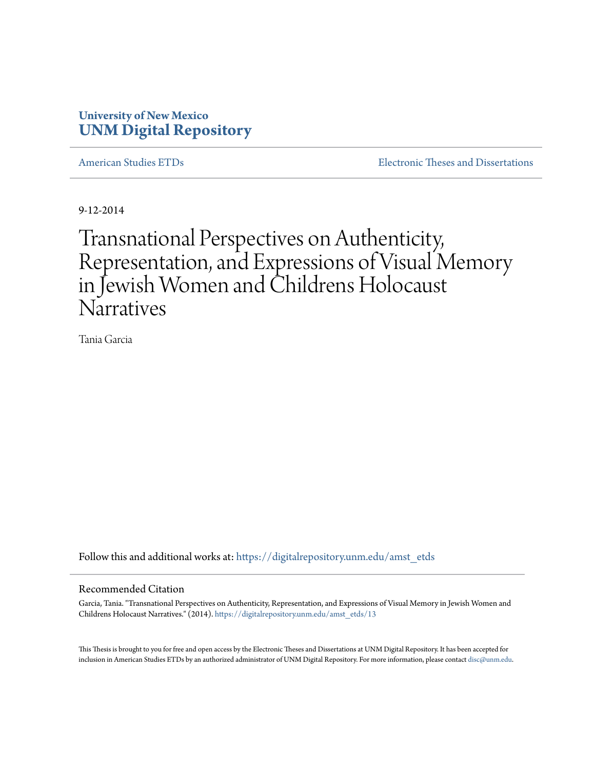# University of New Mexico
# UNM Digital Repository

American Studies ETDs | Electronic Theses and Dissertations

9-12-2014

# Transnational Perspectives on Authenticity, Representation, and Expressions of Visual Memory in Jewish Women and Childrens Holocaust Narratives

Tania Garcia

Follow this and additional works at: https://digitalrepository.unm.edu/amst_etds

## Recommended Citation

Garcia, Tania. "Transnational Perspectives on Authenticity, Representation, and Expressions of Visual Memory in Jewish Women and Childrens Holocaust Narratives." (2014). https://digitalrepository.unm.edu/amst_etds/13

This Thesis is brought to you for free and open access by the Electronic Theses and Dissertations at UNM Digital Repository. It has been accepted for inclusion in American Studies ETDs by an authorized administrator of UNM Digital Repository. For more information, please contact disc@unm.edu.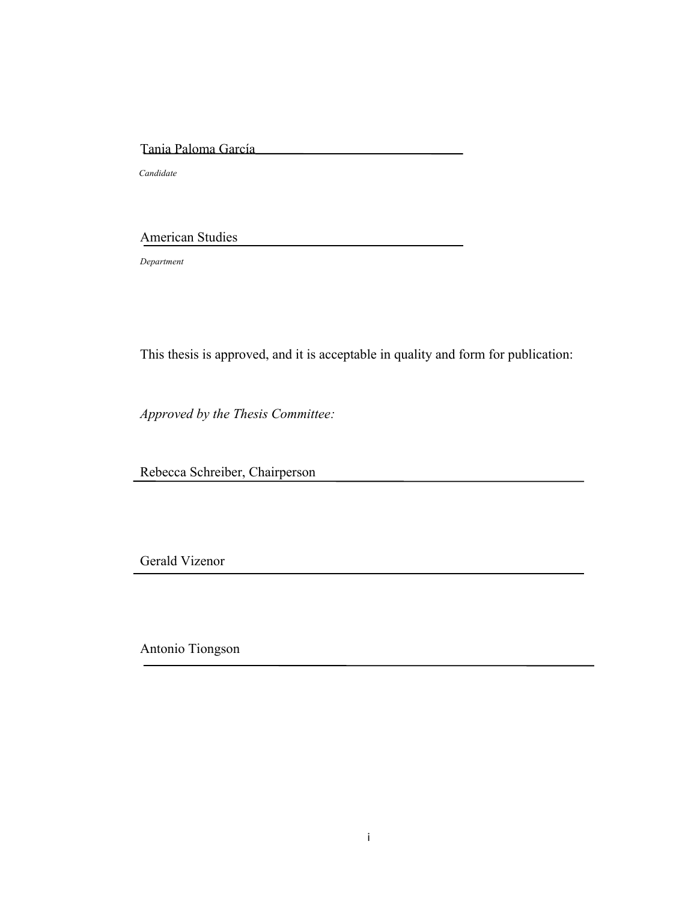Tania Paloma García

*Candidate*

American Studies

*Department*

This thesis is approved, and it is acceptable in quality and form for publication:

*Approved by the Thesis Committee:*

Rebecca Schreiber, Chairperson

Gerald Vizenor

Antonio Tiongson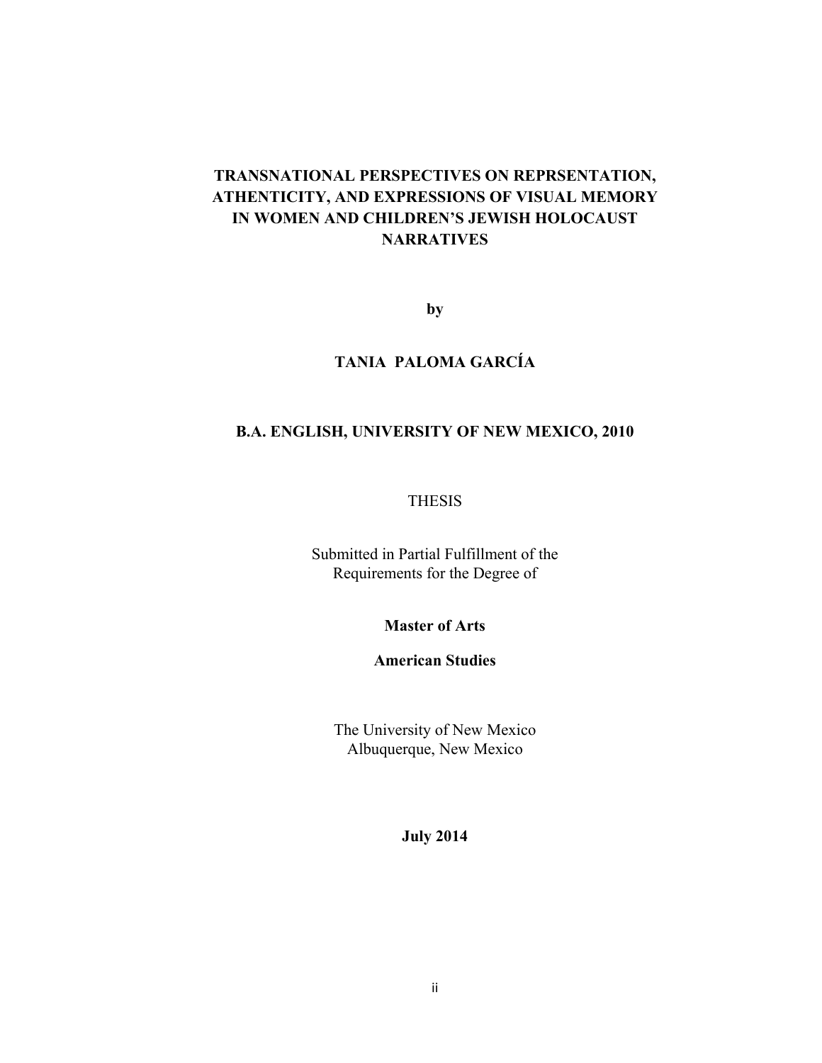**TRANSNATIONAL PERSPECTIVES ON REPRSENTATION, ATHENTICITY, AND EXPRESSIONS OF VISUAL MEMORY IN WOMEN AND CHILDREN'S JEWISH HOLOCAUST NARRATIVES**

**by**

**TANIA PALOMA GARCÍA**

**B.A. ENGLISH, UNIVERSITY OF NEW MEXICO, 2010**

THESIS

Submitted in Partial Fulfillment of the
Requirements for the Degree of

**Master of Arts**

**American Studies**

The University of New Mexico
Albuquerque, New Mexico

**July 2014**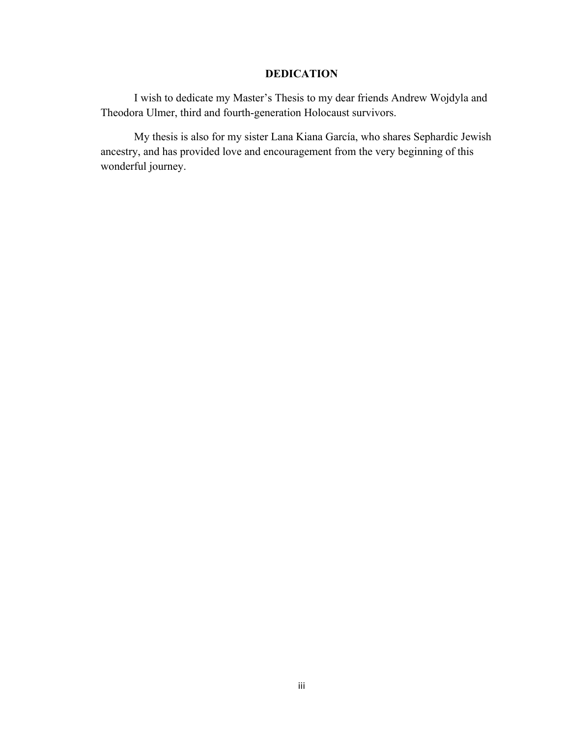## DEDICATION

I wish to dedicate my Master's Thesis to my dear friends Andrew Wojdyla and Theodora Ulmer, third and fourth-generation Holocaust survivors.

My thesis is also for my sister Lana Kiana García, who shares Sephardic Jewish ancestry, and has provided love and encouragement from the very beginning of this wonderful journey.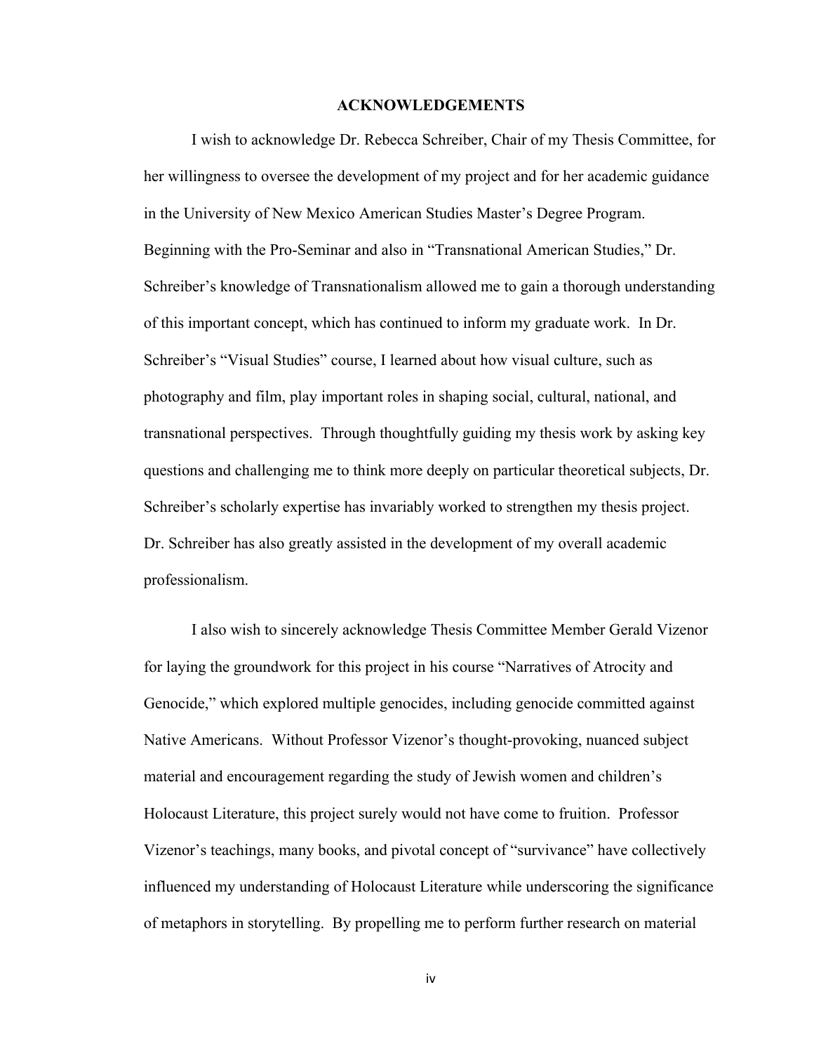## ACKNOWLEDGEMENTS

I wish to acknowledge Dr. Rebecca Schreiber, Chair of my Thesis Committee, for her willingness to oversee the development of my project and for her academic guidance in the University of New Mexico American Studies Master's Degree Program. Beginning with the Pro-Seminar and also in "Transnational American Studies," Dr. Schreiber's knowledge of Transnationalism allowed me to gain a thorough understanding of this important concept, which has continued to inform my graduate work. In Dr. Schreiber's "Visual Studies" course, I learned about how visual culture, such as photography and film, play important roles in shaping social, cultural, national, and transnational perspectives. Through thoughtfully guiding my thesis work by asking key questions and challenging me to think more deeply on particular theoretical subjects, Dr. Schreiber's scholarly expertise has invariably worked to strengthen my thesis project. Dr. Schreiber has also greatly assisted in the development of my overall academic professionalism.

I also wish to sincerely acknowledge Thesis Committee Member Gerald Vizenor for laying the groundwork for this project in his course "Narratives of Atrocity and Genocide," which explored multiple genocides, including genocide committed against Native Americans. Without Professor Vizenor's thought-provoking, nuanced subject material and encouragement regarding the study of Jewish women and children's Holocaust Literature, this project surely would not have come to fruition. Professor Vizenor's teachings, many books, and pivotal concept of "survivance" have collectively influenced my understanding of Holocaust Literature while underscoring the significance of metaphors in storytelling. By propelling me to perform further research on material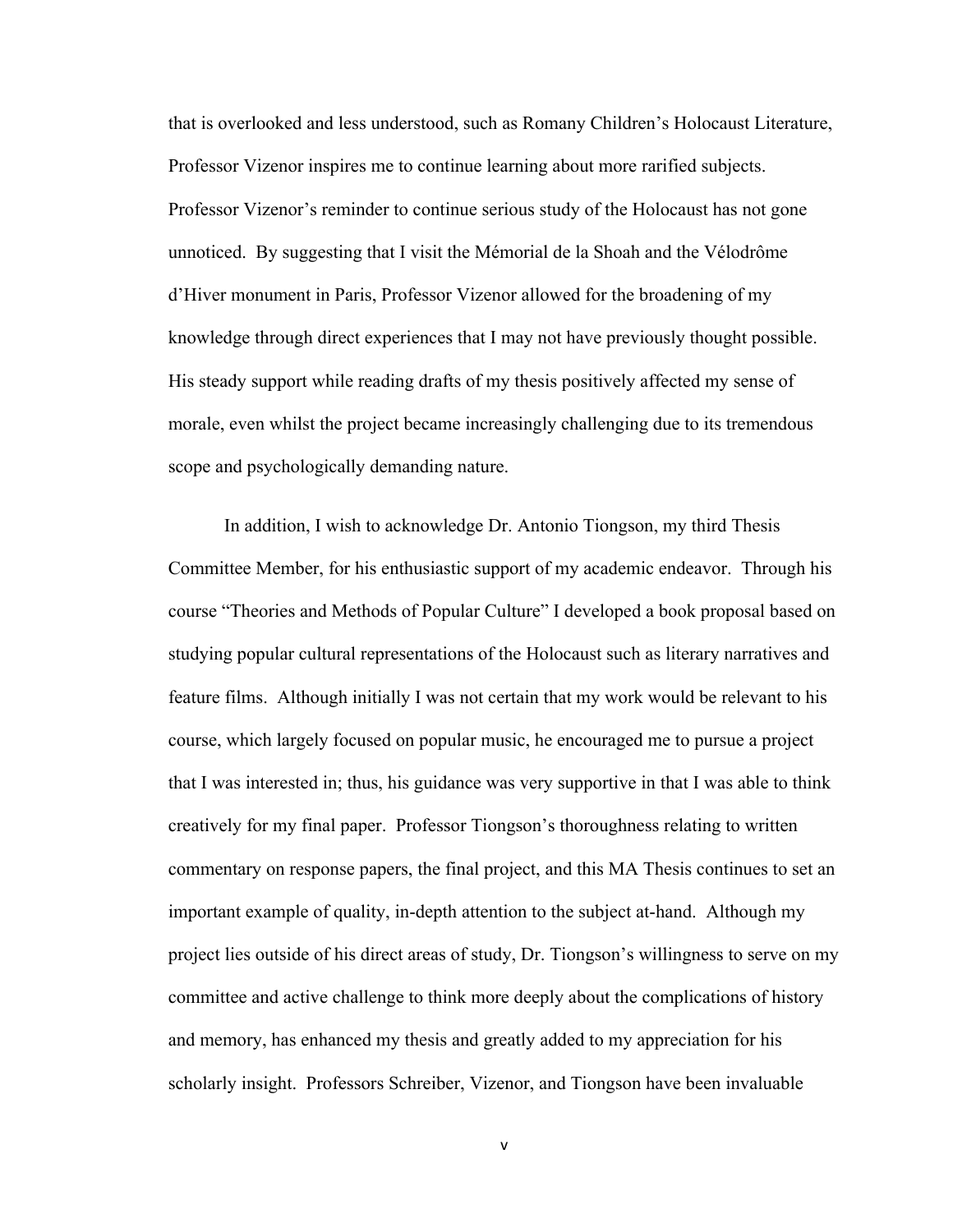that is overlooked and less understood, such as Romany Children's Holocaust Literature, Professor Vizenor inspires me to continue learning about more rarified subjects. Professor Vizenor's reminder to continue serious study of the Holocaust has not gone unnoticed. By suggesting that I visit the Mémorial de la Shoah and the Vélodrôme d'Hiver monument in Paris, Professor Vizenor allowed for the broadening of my knowledge through direct experiences that I may not have previously thought possible. His steady support while reading drafts of my thesis positively affected my sense of morale, even whilst the project became increasingly challenging due to its tremendous scope and psychologically demanding nature.

In addition, I wish to acknowledge Dr. Antonio Tiongson, my third Thesis Committee Member, for his enthusiastic support of my academic endeavor. Through his course "Theories and Methods of Popular Culture" I developed a book proposal based on studying popular cultural representations of the Holocaust such as literary narratives and feature films. Although initially I was not certain that my work would be relevant to his course, which largely focused on popular music, he encouraged me to pursue a project that I was interested in; thus, his guidance was very supportive in that I was able to think creatively for my final paper. Professor Tiongson's thoroughness relating to written commentary on response papers, the final project, and this MA Thesis continues to set an important example of quality, in-depth attention to the subject at-hand. Although my project lies outside of his direct areas of study, Dr. Tiongson's willingness to serve on my committee and active challenge to think more deeply about the complications of history and memory, has enhanced my thesis and greatly added to my appreciation for his scholarly insight. Professors Schreiber, Vizenor, and Tiongson have been invaluable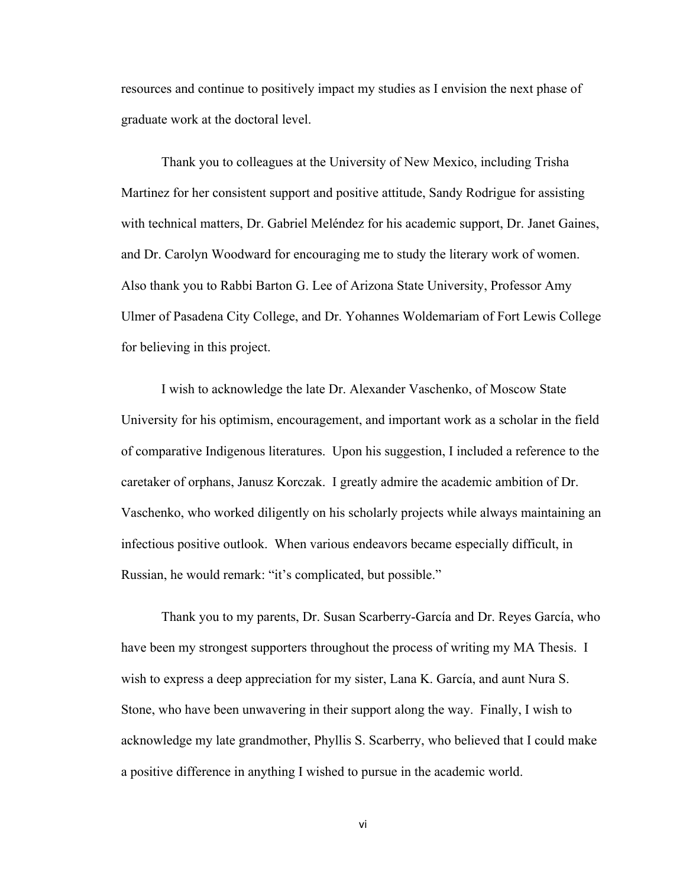resources and continue to positively impact my studies as I envision the next phase of graduate work at the doctoral level.

Thank you to colleagues at the University of New Mexico, including Trisha Martinez for her consistent support and positive attitude, Sandy Rodrigue for assisting with technical matters, Dr. Gabriel Meléndez for his academic support, Dr. Janet Gaines, and Dr. Carolyn Woodward for encouraging me to study the literary work of women. Also thank you to Rabbi Barton G. Lee of Arizona State University, Professor Amy Ulmer of Pasadena City College, and Dr. Yohannes Woldemariam of Fort Lewis College for believing in this project.

I wish to acknowledge the late Dr. Alexander Vaschenko, of Moscow State University for his optimism, encouragement, and important work as a scholar in the field of comparative Indigenous literatures. Upon his suggestion, I included a reference to the caretaker of orphans, Janusz Korczak. I greatly admire the academic ambition of Dr. Vaschenko, who worked diligently on his scholarly projects while always maintaining an infectious positive outlook. When various endeavors became especially difficult, in Russian, he would remark: "it's complicated, but possible."

Thank you to my parents, Dr. Susan Scarberry-García and Dr. Reyes García, who have been my strongest supporters throughout the process of writing my MA Thesis. I wish to express a deep appreciation for my sister, Lana K. García, and aunt Nura S. Stone, who have been unwavering in their support along the way. Finally, I wish to acknowledge my late grandmother, Phyllis S. Scarberry, who believed that I could make a positive difference in anything I wished to pursue in the academic world.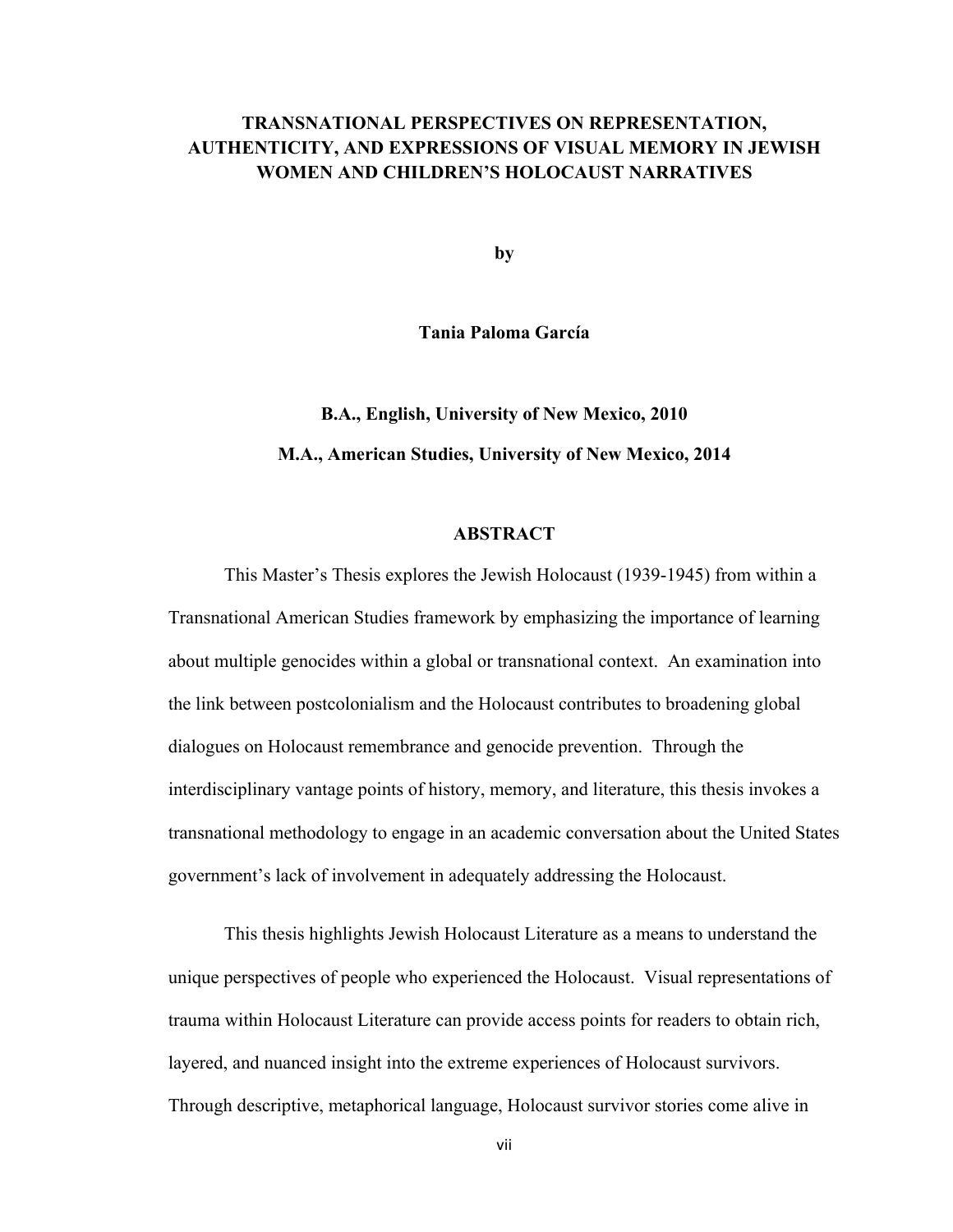# TRANSNATIONAL PERSPECTIVES ON REPRESENTATION, AUTHENTICITY, AND EXPRESSIONS OF VISUAL MEMORY IN JEWISH WOMEN AND CHILDREN'S HOLOCAUST NARRATIVES

**by**

**Tania Paloma García**

**B.A., English, University of New Mexico, 2010**

**M.A., American Studies, University of New Mexico, 2014**

## ABSTRACT

This Master's Thesis explores the Jewish Holocaust (1939-1945) from within a Transnational American Studies framework by emphasizing the importance of learning about multiple genocides within a global or transnational context. An examination into the link between postcolonialism and the Holocaust contributes to broadening global dialogues on Holocaust remembrance and genocide prevention. Through the interdisciplinary vantage points of history, memory, and literature, this thesis invokes a transnational methodology to engage in an academic conversation about the United States government's lack of involvement in adequately addressing the Holocaust.

This thesis highlights Jewish Holocaust Literature as a means to understand the unique perspectives of people who experienced the Holocaust. Visual representations of trauma within Holocaust Literature can provide access points for readers to obtain rich, layered, and nuanced insight into the extreme experiences of Holocaust survivors. Through descriptive, metaphorical language, Holocaust survivor stories come alive in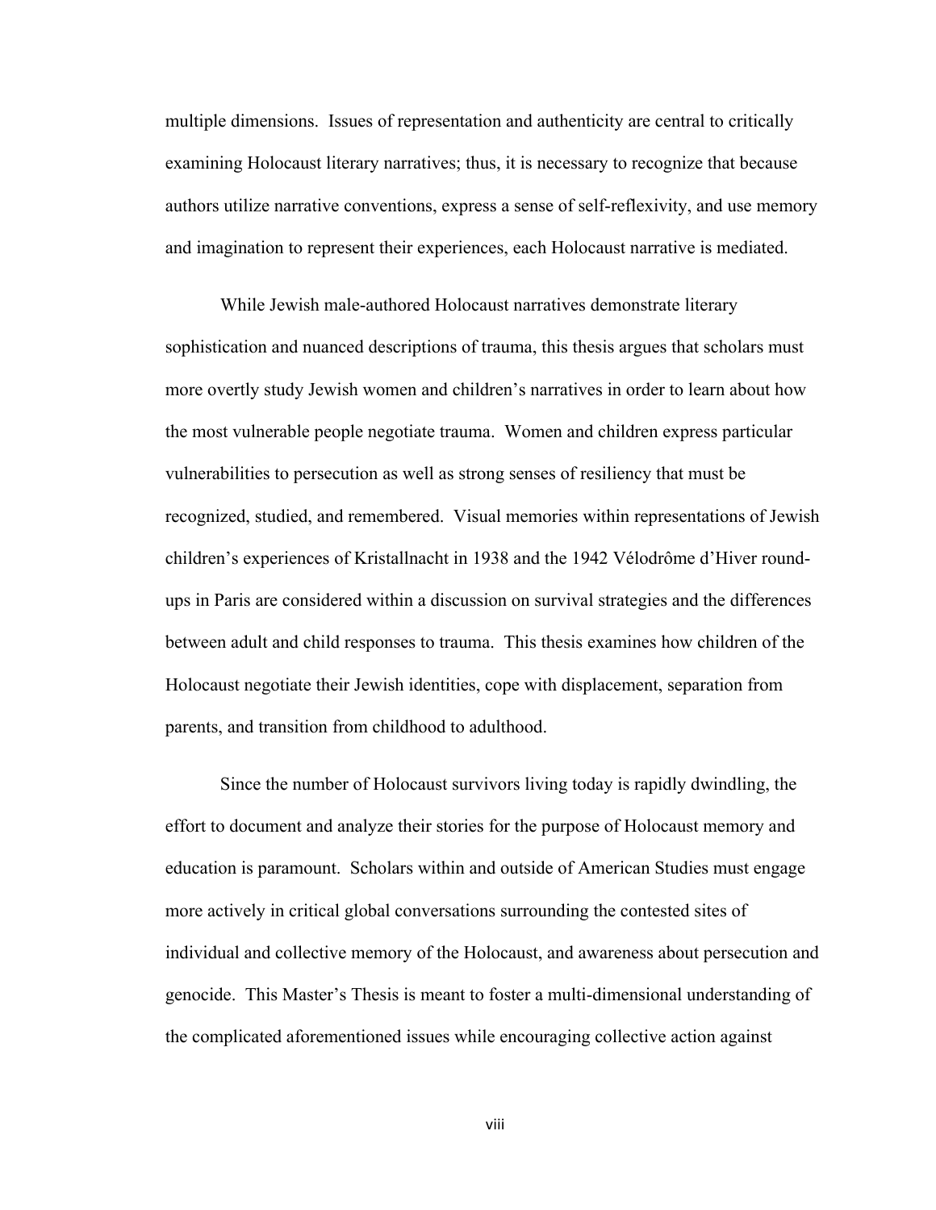multiple dimensions. Issues of representation and authenticity are central to critically examining Holocaust literary narratives; thus, it is necessary to recognize that because authors utilize narrative conventions, express a sense of self-reflexivity, and use memory and imagination to represent their experiences, each Holocaust narrative is mediated.

While Jewish male-authored Holocaust narratives demonstrate literary sophistication and nuanced descriptions of trauma, this thesis argues that scholars must more overtly study Jewish women and children's narratives in order to learn about how the most vulnerable people negotiate trauma. Women and children express particular vulnerabilities to persecution as well as strong senses of resiliency that must be recognized, studied, and remembered. Visual memories within representations of Jewish children's experiences of Kristallnacht in 1938 and the 1942 Vélodrôme d'Hiver round-ups in Paris are considered within a discussion on survival strategies and the differences between adult and child responses to trauma. This thesis examines how children of the Holocaust negotiate their Jewish identities, cope with displacement, separation from parents, and transition from childhood to adulthood.

Since the number of Holocaust survivors living today is rapidly dwindling, the effort to document and analyze their stories for the purpose of Holocaust memory and education is paramount. Scholars within and outside of American Studies must engage more actively in critical global conversations surrounding the contested sites of individual and collective memory of the Holocaust, and awareness about persecution and genocide. This Master's Thesis is meant to foster a multi-dimensional understanding of the complicated aforementioned issues while encouraging collective action against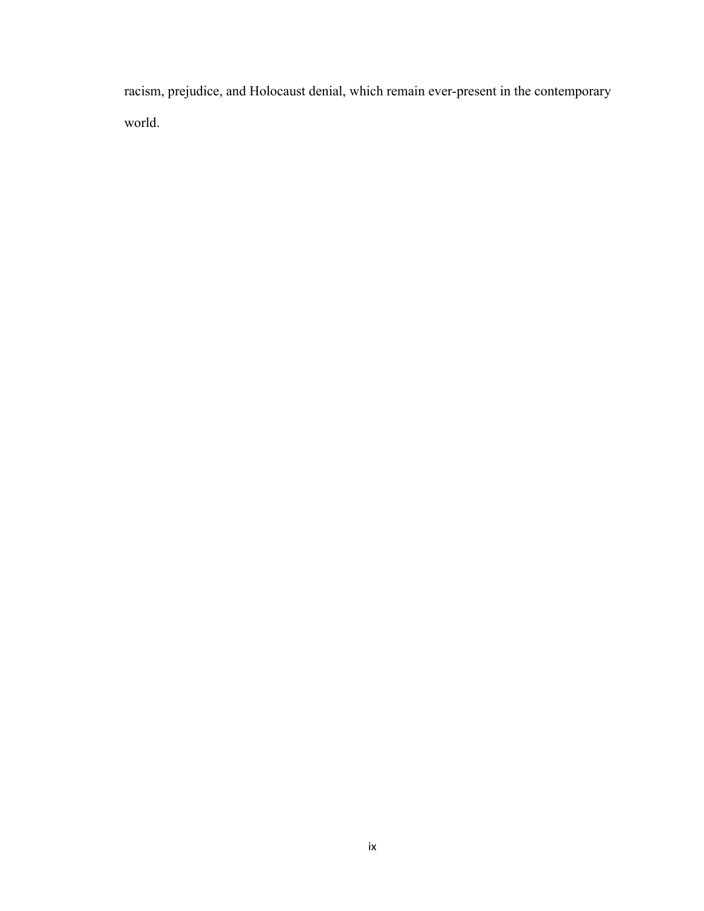racism, prejudice, and Holocaust denial, which remain ever-present in the contemporary world.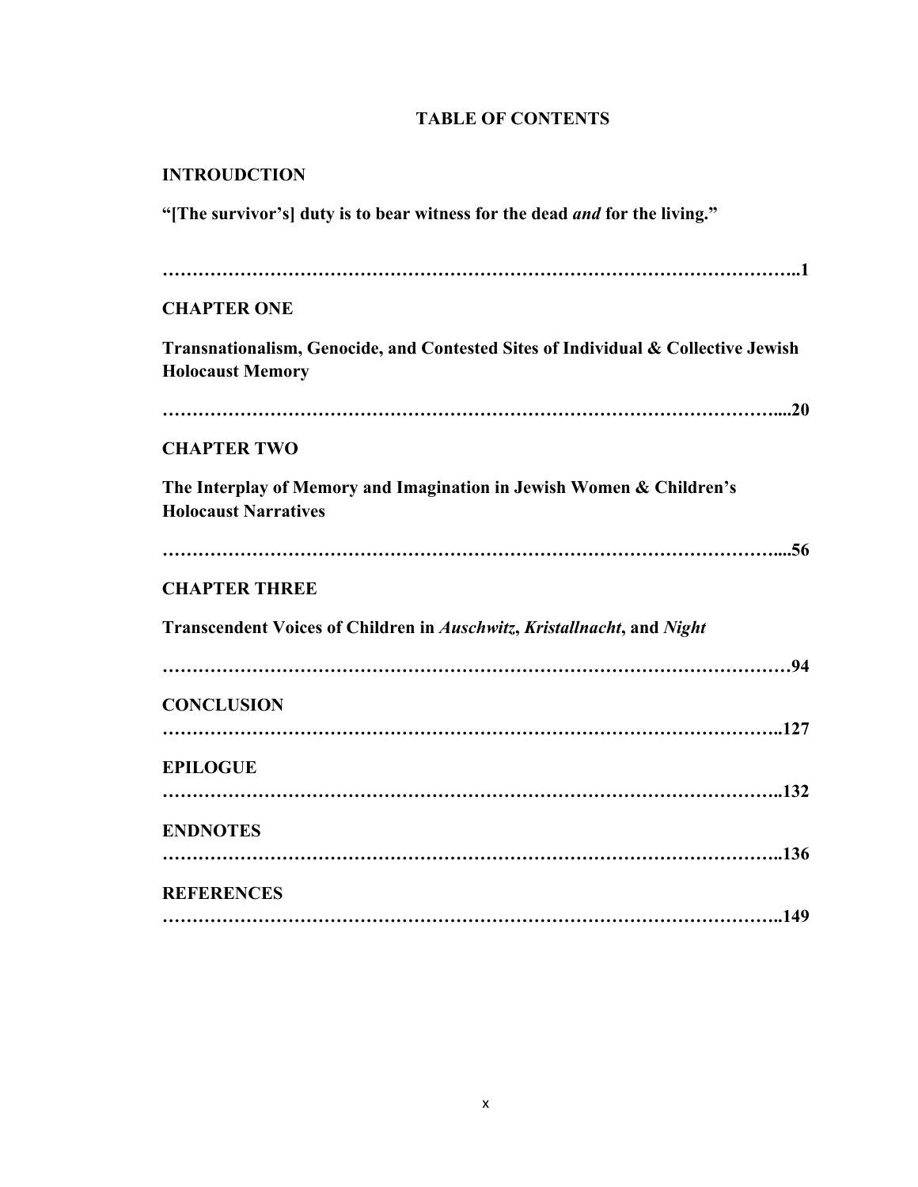# TABLE OF CONTENTS

**INTROUDCTION**

**“[The survivor’s] duty is to bear witness for the dead *and* for the living.”**

**………………………………………………………………………………………..1**

**CHAPTER ONE**

**Transnationalism, Genocide, and Contested Sites of Individual & Collective Jewish Holocaust Memory**

**……………………………………………………………………………………....20**

**CHAPTER TWO**

**The Interplay of Memory and Imagination in Jewish Women & Children’s Holocaust Narratives**

**……………………………………………………………………………………....56**

**CHAPTER THREE**

**Transcendent Voices of Children in *Auschwitz*, *Kristallnacht*, and *Night***

**…………………………………………………………………………………………94**

**CONCLUSION**

**……………………………………………………………………………………..127**

**EPILOGUE**

**……………………………………………………………………………………..132**

**ENDNOTES**

**……………………………………………………………………………………..136**

**REFERENCES**

**……………………………………………………………………………………..149**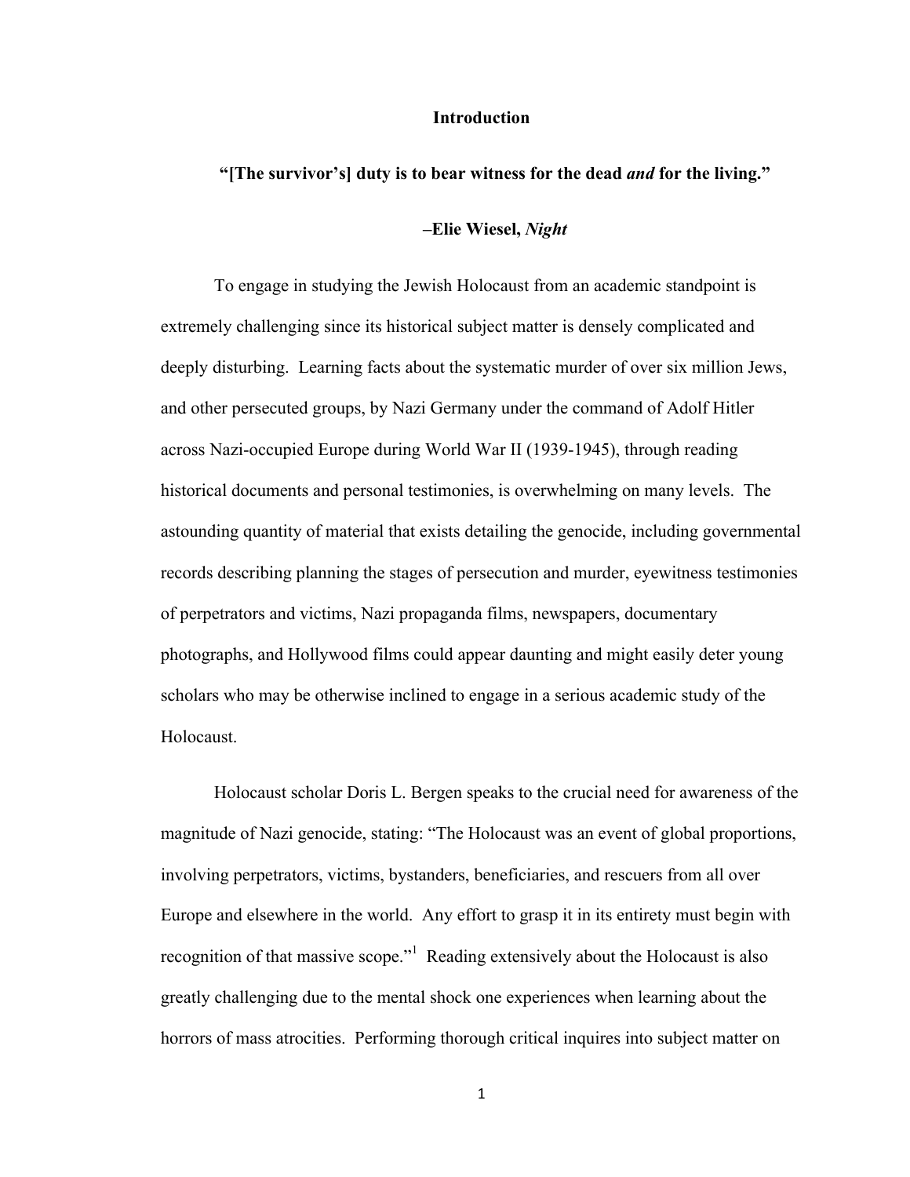# Introduction

**"[The survivor's] duty is to bear witness for the dead *and* for the living."**

**–Elie Wiesel, *Night***

To engage in studying the Jewish Holocaust from an academic standpoint is extremely challenging since its historical subject matter is densely complicated and deeply disturbing. Learning facts about the systematic murder of over six million Jews, and other persecuted groups, by Nazi Germany under the command of Adolf Hitler across Nazi-occupied Europe during World War II (1939-1945), through reading historical documents and personal testimonies, is overwhelming on many levels. The astounding quantity of material that exists detailing the genocide, including governmental records describing planning the stages of persecution and murder, eyewitness testimonies of perpetrators and victims, Nazi propaganda films, newspapers, documentary photographs, and Hollywood films could appear daunting and might easily deter young scholars who may be otherwise inclined to engage in a serious academic study of the Holocaust.

Holocaust scholar Doris L. Bergen speaks to the crucial need for awareness of the magnitude of Nazi genocide, stating: "The Holocaust was an event of global proportions, involving perpetrators, victims, bystanders, beneficiaries, and rescuers from all over Europe and elsewhere in the world. Any effort to grasp it in its entirety must begin with recognition of that massive scope."[1] Reading extensively about the Holocaust is also greatly challenging due to the mental shock one experiences when learning about the horrors of mass atrocities. Performing thorough critical inquires into subject matter on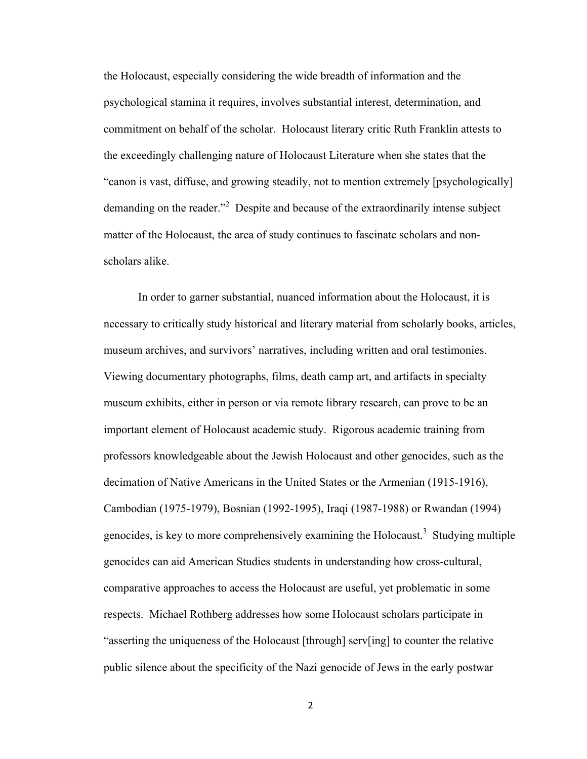the Holocaust, especially considering the wide breadth of information and the psychological stamina it requires, involves substantial interest, determination, and commitment on behalf of the scholar. Holocaust literary critic Ruth Franklin attests to the exceedingly challenging nature of Holocaust Literature when she states that the "canon is vast, diffuse, and growing steadily, not to mention extremely [psychologically] demanding on the reader."[2] Despite and because of the extraordinarily intense subject matter of the Holocaust, the area of study continues to fascinate scholars and non-scholars alike.

In order to garner substantial, nuanced information about the Holocaust, it is necessary to critically study historical and literary material from scholarly books, articles, museum archives, and survivors' narratives, including written and oral testimonies. Viewing documentary photographs, films, death camp art, and artifacts in specialty museum exhibits, either in person or via remote library research, can prove to be an important element of Holocaust academic study. Rigorous academic training from professors knowledgeable about the Jewish Holocaust and other genocides, such as the decimation of Native Americans in the United States or the Armenian (1915-1916), Cambodian (1975-1979), Bosnian (1992-1995), Iraqi (1987-1988) or Rwandan (1994) genocides, is key to more comprehensively examining the Holocaust.[3] Studying multiple genocides can aid American Studies students in understanding how cross-cultural, comparative approaches to access the Holocaust are useful, yet problematic in some respects. Michael Rothberg addresses how some Holocaust scholars participate in "asserting the uniqueness of the Holocaust [through] serv[ing] to counter the relative public silence about the specificity of the Nazi genocide of Jews in the early postwar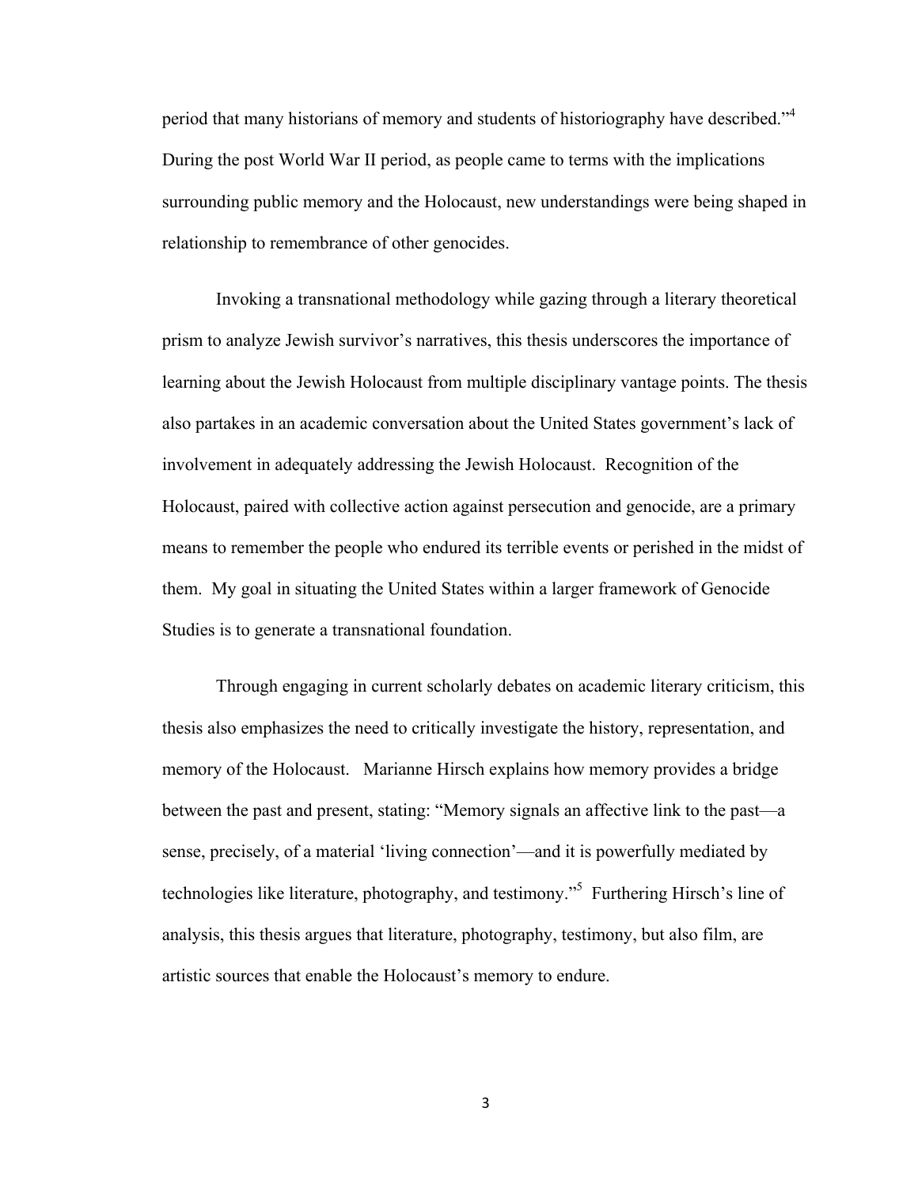period that many historians of memory and students of historiography have described."[4] During the post World War II period, as people came to terms with the implications surrounding public memory and the Holocaust, new understandings were being shaped in relationship to remembrance of other genocides.

Invoking a transnational methodology while gazing through a literary theoretical prism to analyze Jewish survivor's narratives, this thesis underscores the importance of learning about the Jewish Holocaust from multiple disciplinary vantage points. The thesis also partakes in an academic conversation about the United States government's lack of involvement in adequately addressing the Jewish Holocaust. Recognition of the Holocaust, paired with collective action against persecution and genocide, are a primary means to remember the people who endured its terrible events or perished in the midst of them. My goal in situating the United States within a larger framework of Genocide Studies is to generate a transnational foundation.

Through engaging in current scholarly debates on academic literary criticism, this thesis also emphasizes the need to critically investigate the history, representation, and memory of the Holocaust. Marianne Hirsch explains how memory provides a bridge between the past and present, stating: "Memory signals an affective link to the past—a sense, precisely, of a material 'living connection'—and it is powerfully mediated by technologies like literature, photography, and testimony."[5] Furthering Hirsch's line of analysis, this thesis argues that literature, photography, testimony, but also film, are artistic sources that enable the Holocaust's memory to endure.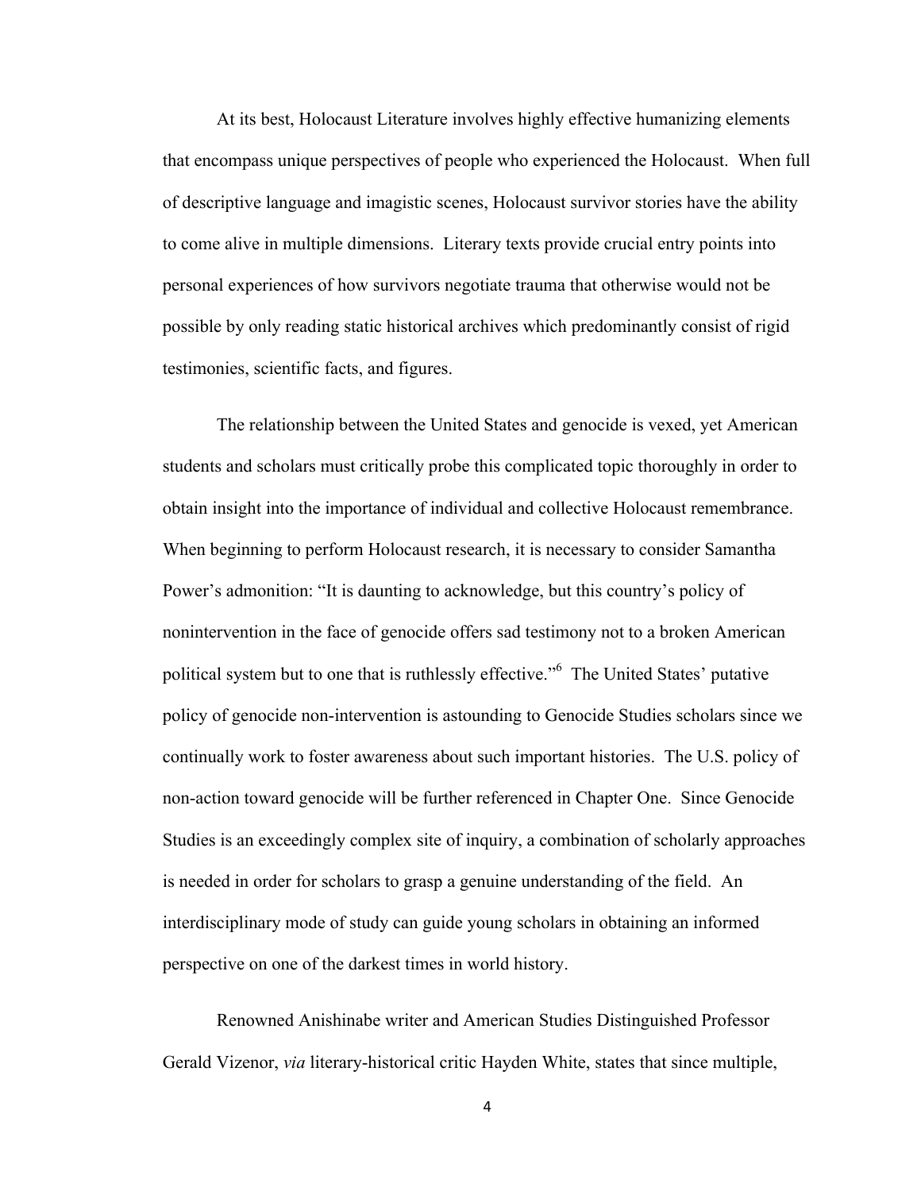At its best, Holocaust Literature involves highly effective humanizing elements that encompass unique perspectives of people who experienced the Holocaust. When full of descriptive language and imagistic scenes, Holocaust survivor stories have the ability to come alive in multiple dimensions. Literary texts provide crucial entry points into personal experiences of how survivors negotiate trauma that otherwise would not be possible by only reading static historical archives which predominantly consist of rigid testimonies, scientific facts, and figures.

The relationship between the United States and genocide is vexed, yet American students and scholars must critically probe this complicated topic thoroughly in order to obtain insight into the importance of individual and collective Holocaust remembrance. When beginning to perform Holocaust research, it is necessary to consider Samantha Power's admonition: "It is daunting to acknowledge, but this country's policy of nonintervention in the face of genocide offers sad testimony not to a broken American political system but to one that is ruthlessly effective."[6] The United States' putative policy of genocide non-intervention is astounding to Genocide Studies scholars since we continually work to foster awareness about such important histories. The U.S. policy of non-action toward genocide will be further referenced in Chapter One. Since Genocide Studies is an exceedingly complex site of inquiry, a combination of scholarly approaches is needed in order for scholars to grasp a genuine understanding of the field. An interdisciplinary mode of study can guide young scholars in obtaining an informed perspective on one of the darkest times in world history.

Renowned Anishinabe writer and American Studies Distinguished Professor Gerald Vizenor, *via* literary-historical critic Hayden White, states that since multiple,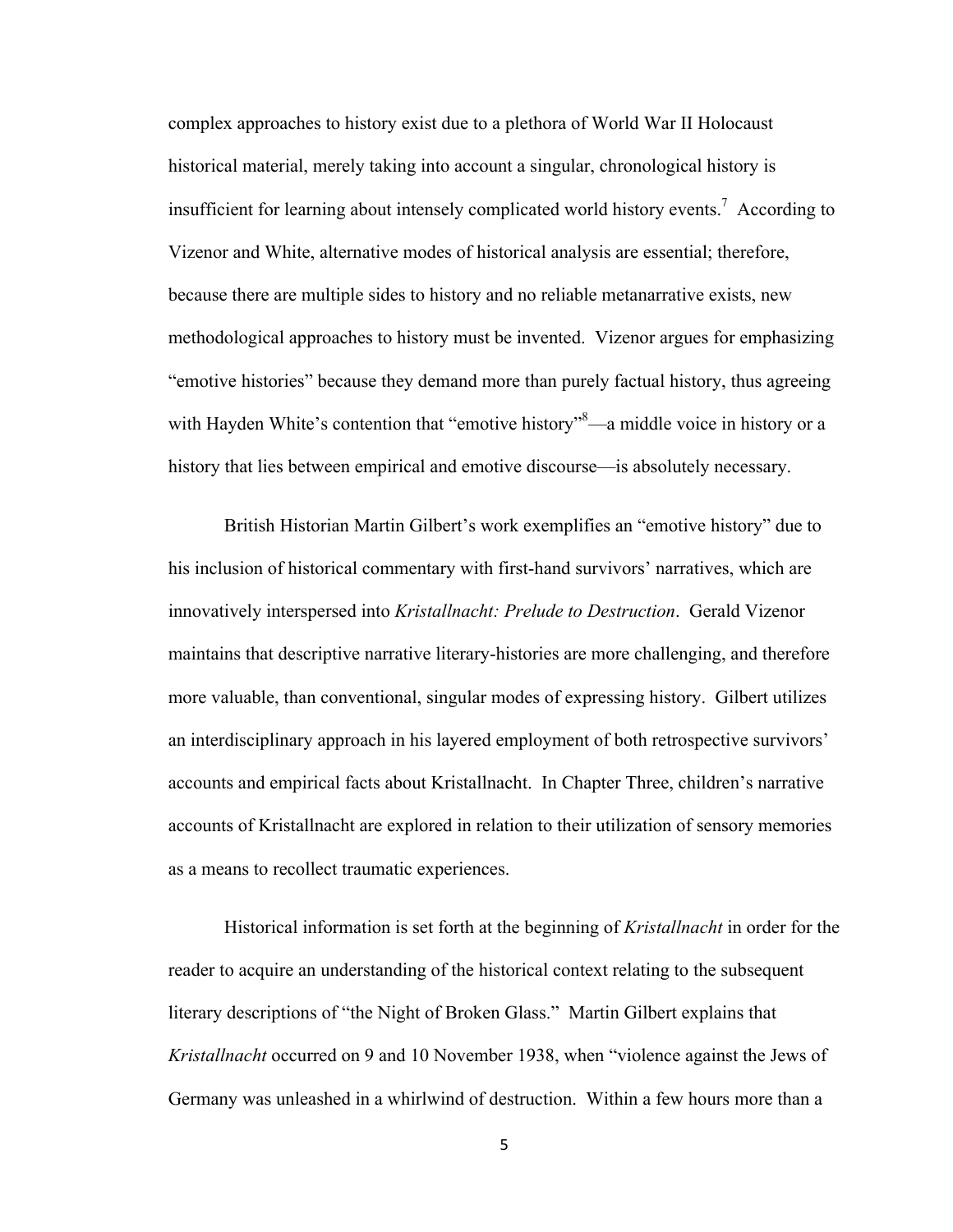complex approaches to history exist due to a plethora of World War II Holocaust historical material, merely taking into account a singular, chronological history is insufficient for learning about intensely complicated world history events.[7] According to Vizenor and White, alternative modes of historical analysis are essential; therefore, because there are multiple sides to history and no reliable metanarrative exists, new methodological approaches to history must be invented. Vizenor argues for emphasizing "emotive histories" because they demand more than purely factual history, thus agreeing with Hayden White's contention that "emotive history"[8]—a middle voice in history or a history that lies between empirical and emotive discourse—is absolutely necessary.

British Historian Martin Gilbert's work exemplifies an "emotive history" due to his inclusion of historical commentary with first-hand survivors' narratives, which are innovatively interspersed into *Kristallnacht: Prelude to Destruction*. Gerald Vizenor maintains that descriptive narrative literary-histories are more challenging, and therefore more valuable, than conventional, singular modes of expressing history. Gilbert utilizes an interdisciplinary approach in his layered employment of both retrospective survivors' accounts and empirical facts about Kristallnacht. In Chapter Three, children's narrative accounts of Kristallnacht are explored in relation to their utilization of sensory memories as a means to recollect traumatic experiences.

Historical information is set forth at the beginning of *Kristallnacht* in order for the reader to acquire an understanding of the historical context relating to the subsequent literary descriptions of "the Night of Broken Glass." Martin Gilbert explains that *Kristallnacht* occurred on 9 and 10 November 1938, when "violence against the Jews of Germany was unleashed in a whirlwind of destruction. Within a few hours more than a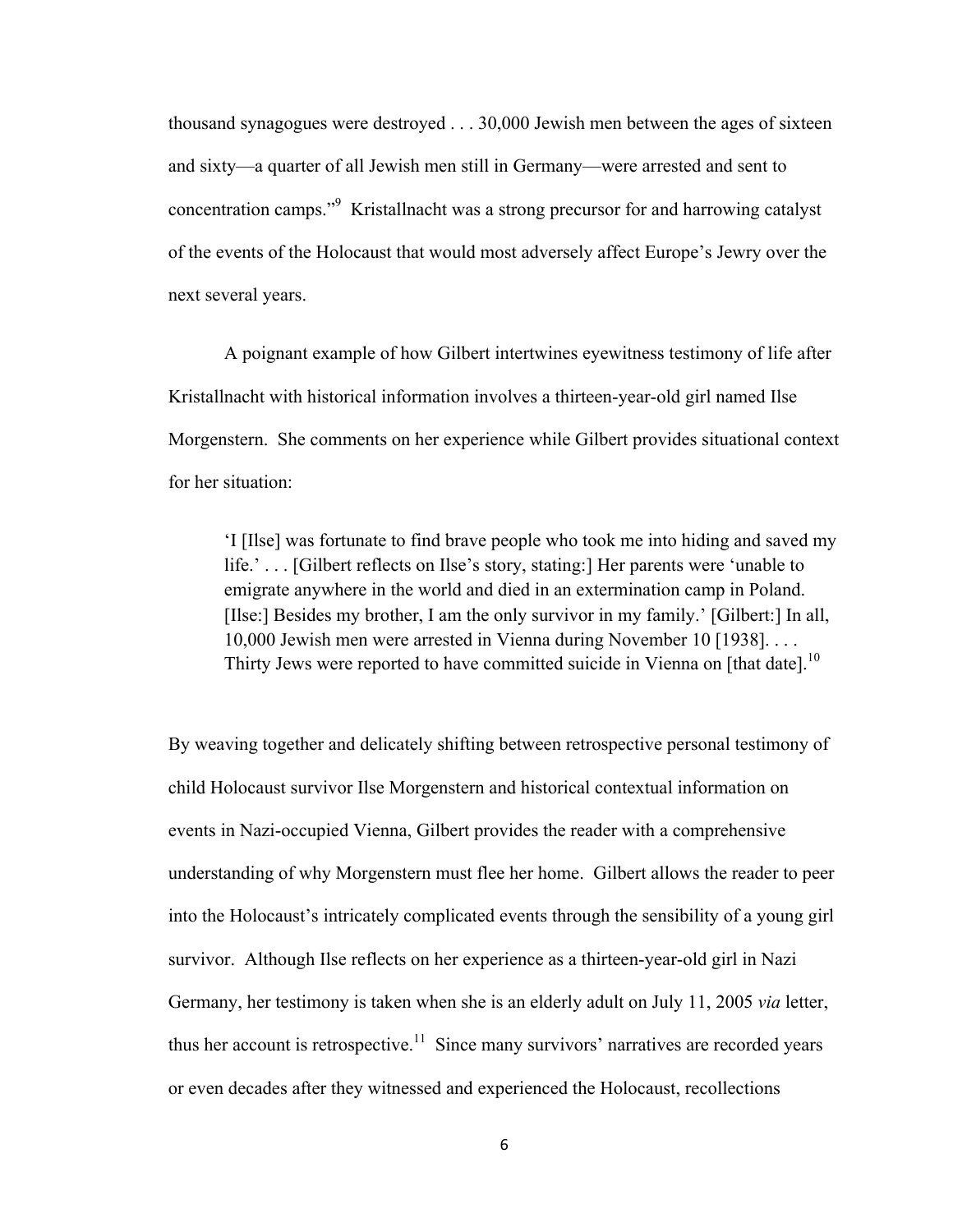thousand synagogues were destroyed . . . 30,000 Jewish men between the ages of sixteen and sixty—a quarter of all Jewish men still in Germany—were arrested and sent to concentration camps."[9] Kristallnacht was a strong precursor for and harrowing catalyst of the events of the Holocaust that would most adversely affect Europe's Jewry over the next several years.

A poignant example of how Gilbert intertwines eyewitness testimony of life after Kristallnacht with historical information involves a thirteen-year-old girl named Ilse Morgenstern. She comments on her experience while Gilbert provides situational context for her situation:

> 'I [Ilse] was fortunate to find brave people who took me into hiding and saved my life.' . . . [Gilbert reflects on Ilse's story, stating:] Her parents were 'unable to emigrate anywhere in the world and died in an extermination camp in Poland. [Ilse:] Besides my brother, I am the only survivor in my family.' [Gilbert:] In all, 10,000 Jewish men were arrested in Vienna during November 10 [1938]. . . . Thirty Jews were reported to have committed suicide in Vienna on [that date].[10]

By weaving together and delicately shifting between retrospective personal testimony of child Holocaust survivor Ilse Morgenstern and historical contextual information on events in Nazi-occupied Vienna, Gilbert provides the reader with a comprehensive understanding of why Morgenstern must flee her home. Gilbert allows the reader to peer into the Holocaust's intricately complicated events through the sensibility of a young girl survivor. Although Ilse reflects on her experience as a thirteen-year-old girl in Nazi Germany, her testimony is taken when she is an elderly adult on July 11, 2005 *via* letter, thus her account is retrospective.[11] Since many survivors' narratives are recorded years or even decades after they witnessed and experienced the Holocaust, recollections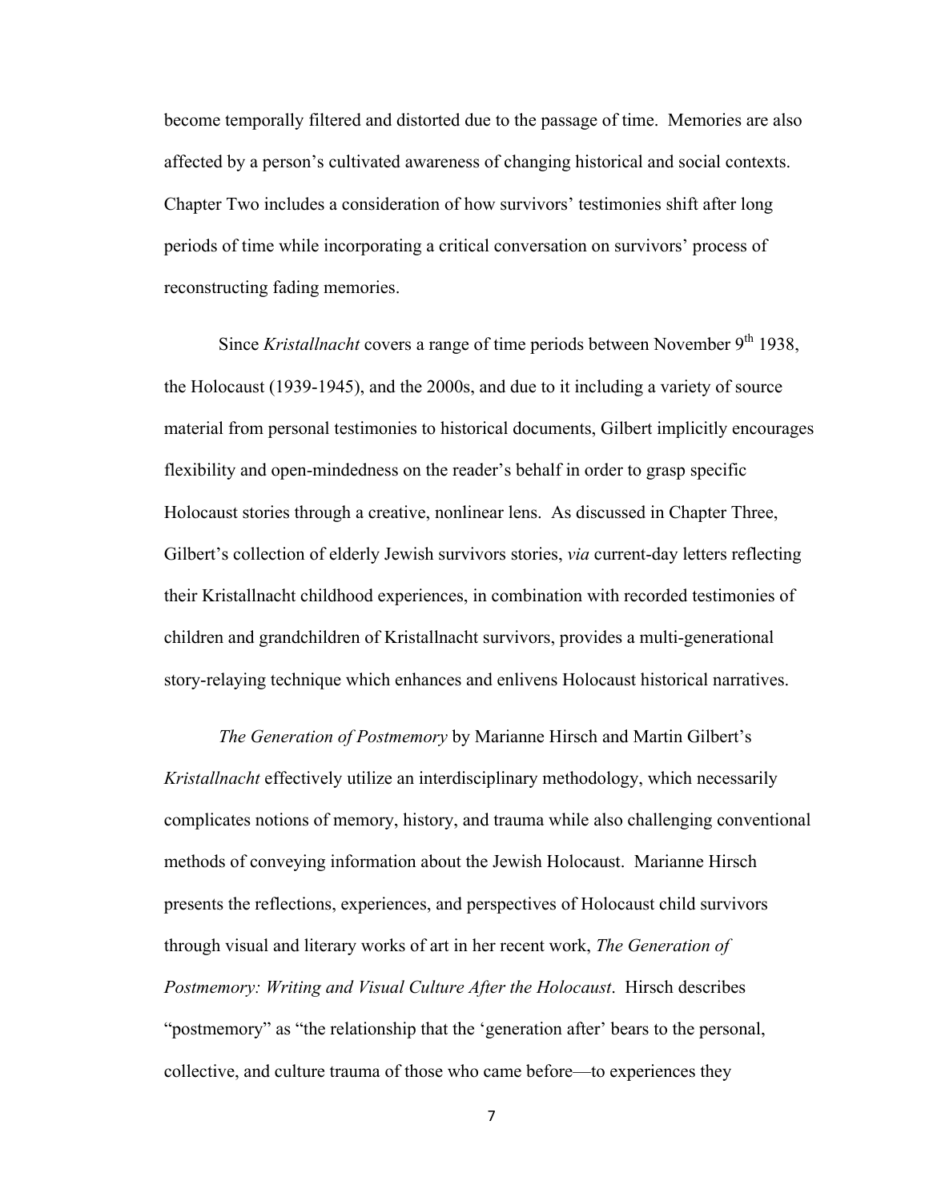become temporally filtered and distorted due to the passage of time. Memories are also affected by a person's cultivated awareness of changing historical and social contexts. Chapter Two includes a consideration of how survivors' testimonies shift after long periods of time while incorporating a critical conversation on survivors' process of reconstructing fading memories.

Since *Kristallnacht* covers a range of time periods between November 9th 1938, the Holocaust (1939-1945), and the 2000s, and due to it including a variety of source material from personal testimonies to historical documents, Gilbert implicitly encourages flexibility and open-mindedness on the reader's behalf in order to grasp specific Holocaust stories through a creative, nonlinear lens. As discussed in Chapter Three, Gilbert's collection of elderly Jewish survivors stories, *via* current-day letters reflecting their Kristallnacht childhood experiences, in combination with recorded testimonies of children and grandchildren of Kristallnacht survivors, provides a multi-generational story-relaying technique which enhances and enlivens Holocaust historical narratives.

*The Generation of Postmemory* by Marianne Hirsch and Martin Gilbert's *Kristallnacht* effectively utilize an interdisciplinary methodology, which necessarily complicates notions of memory, history, and trauma while also challenging conventional methods of conveying information about the Jewish Holocaust. Marianne Hirsch presents the reflections, experiences, and perspectives of Holocaust child survivors through visual and literary works of art in her recent work, *The Generation of Postmemory: Writing and Visual Culture After the Holocaust*. Hirsch describes "postmemory" as "the relationship that the 'generation after' bears to the personal, collective, and culture trauma of those who came before—to experiences they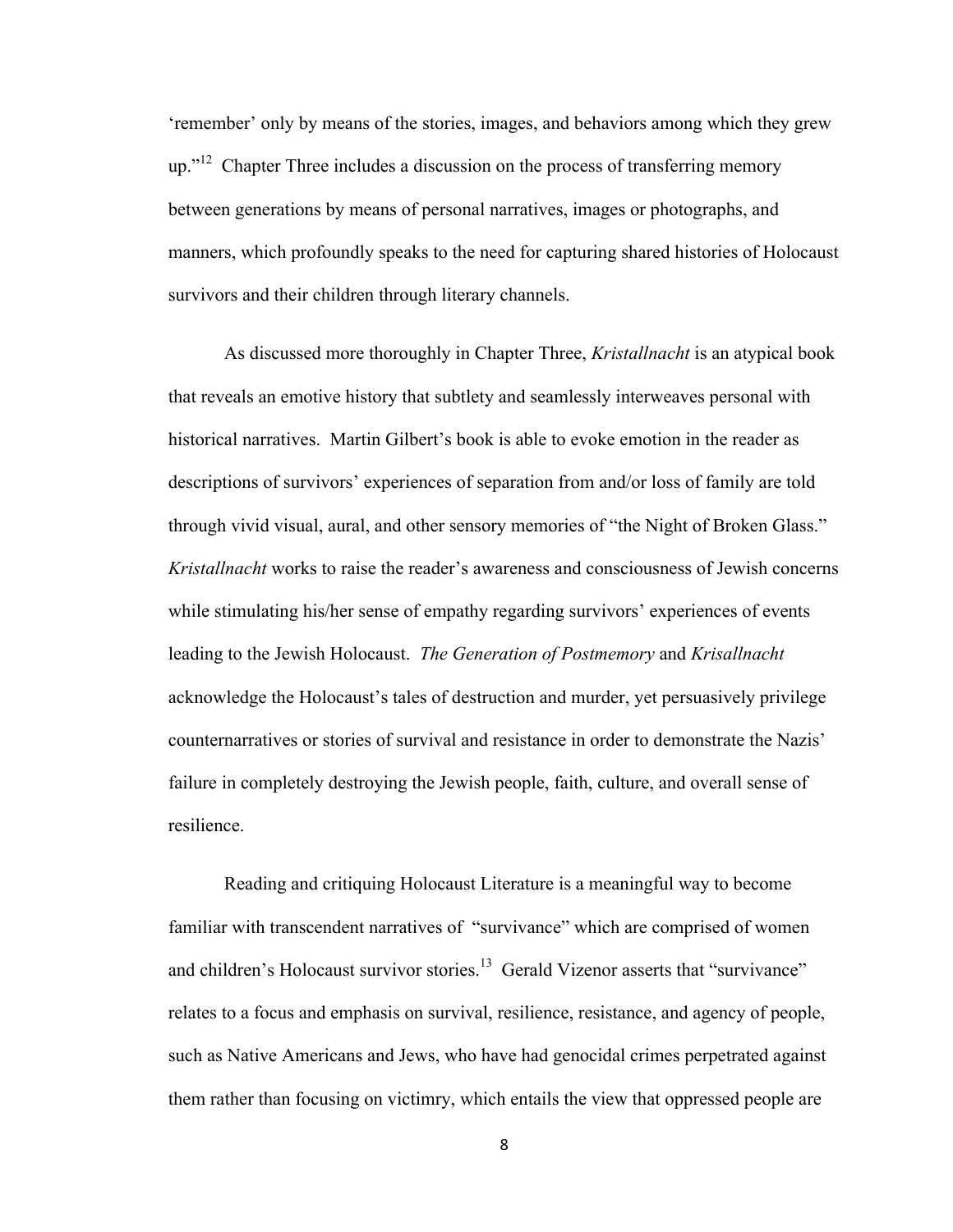‘remember’ only by means of the stories, images, and behaviors among which they grew up.”[12] Chapter Three includes a discussion on the process of transferring memory between generations by means of personal narratives, images or photographs, and manners, which profoundly speaks to the need for capturing shared histories of Holocaust survivors and their children through literary channels.

As discussed more thoroughly in Chapter Three, *Kristallnacht* is an atypical book that reveals an emotive history that subtlety and seamlessly interweaves personal with historical narratives. Martin Gilbert’s book is able to evoke emotion in the reader as descriptions of survivors’ experiences of separation from and/or loss of family are told through vivid visual, aural, and other sensory memories of “the Night of Broken Glass.” *Kristallnacht* works to raise the reader’s awareness and consciousness of Jewish concerns while stimulating his/her sense of empathy regarding survivors’ experiences of events leading to the Jewish Holocaust. *The Generation of Postmemory* and *Krisallnacht* acknowledge the Holocaust’s tales of destruction and murder, yet persuasively privilege counternarratives or stories of survival and resistance in order to demonstrate the Nazis’ failure in completely destroying the Jewish people, faith, culture, and overall sense of resilience.

Reading and critiquing Holocaust Literature is a meaningful way to become familiar with transcendent narratives of “survivance” which are comprised of women and children’s Holocaust survivor stories.[13] Gerald Vizenor asserts that “survivance” relates to a focus and emphasis on survival, resilience, resistance, and agency of people, such as Native Americans and Jews, who have had genocidal crimes perpetrated against them rather than focusing on victimry, which entails the view that oppressed people are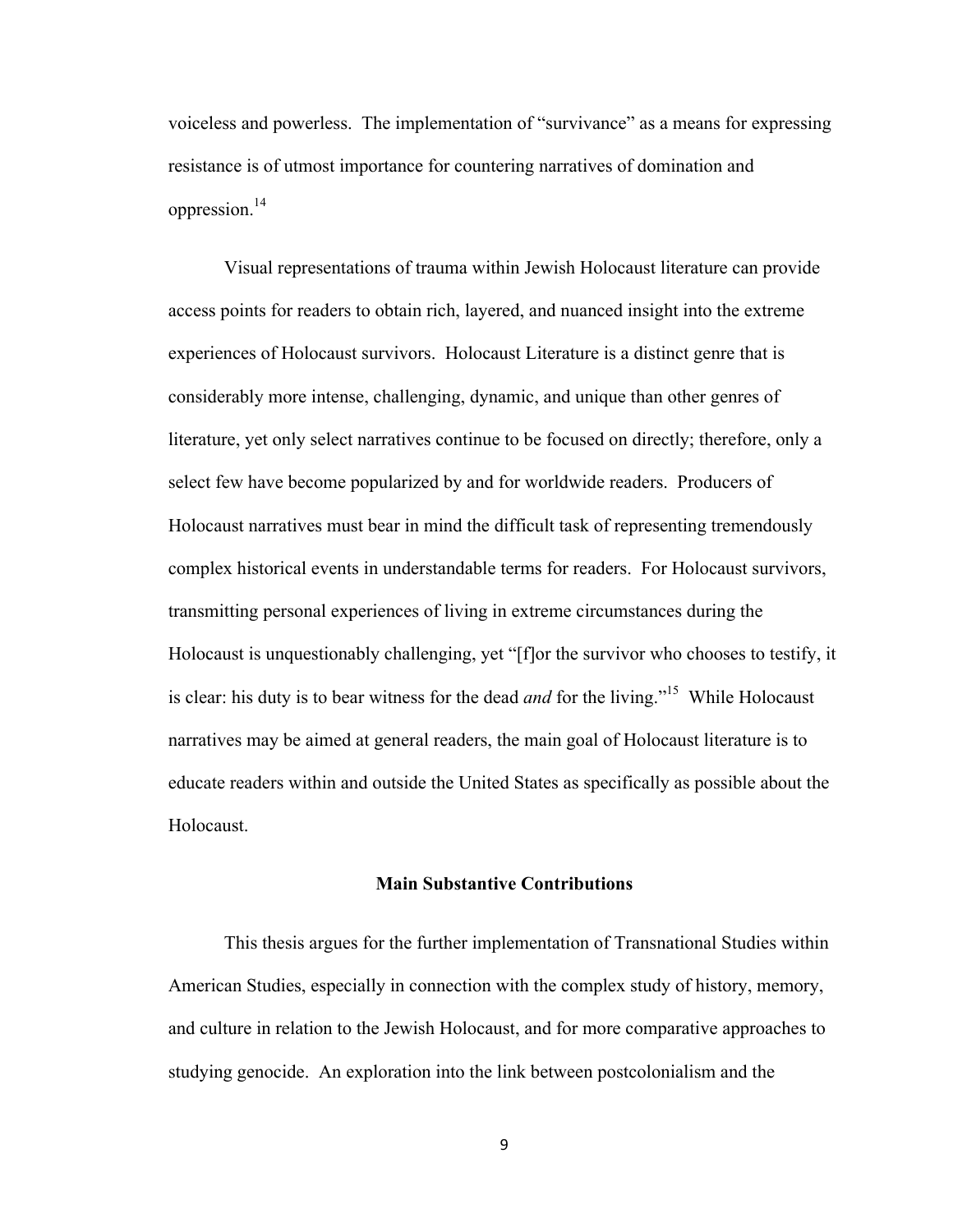voiceless and powerless. The implementation of "survivance" as a means for expressing resistance is of utmost importance for countering narratives of domination and oppression.[14]

Visual representations of trauma within Jewish Holocaust literature can provide access points for readers to obtain rich, layered, and nuanced insight into the extreme experiences of Holocaust survivors. Holocaust Literature is a distinct genre that is considerably more intense, challenging, dynamic, and unique than other genres of literature, yet only select narratives continue to be focused on directly; therefore, only a select few have become popularized by and for worldwide readers. Producers of Holocaust narratives must bear in mind the difficult task of representing tremendously complex historical events in understandable terms for readers. For Holocaust survivors, transmitting personal experiences of living in extreme circumstances during the Holocaust is unquestionably challenging, yet "[f]or the survivor who chooses to testify, it is clear: his duty is to bear witness for the dead *and* for the living."[15] While Holocaust narratives may be aimed at general readers, the main goal of Holocaust literature is to educate readers within and outside the United States as specifically as possible about the Holocaust.

### Main Substantive Contributions

This thesis argues for the further implementation of Transnational Studies within American Studies, especially in connection with the complex study of history, memory, and culture in relation to the Jewish Holocaust, and for more comparative approaches to studying genocide. An exploration into the link between postcolonialism and the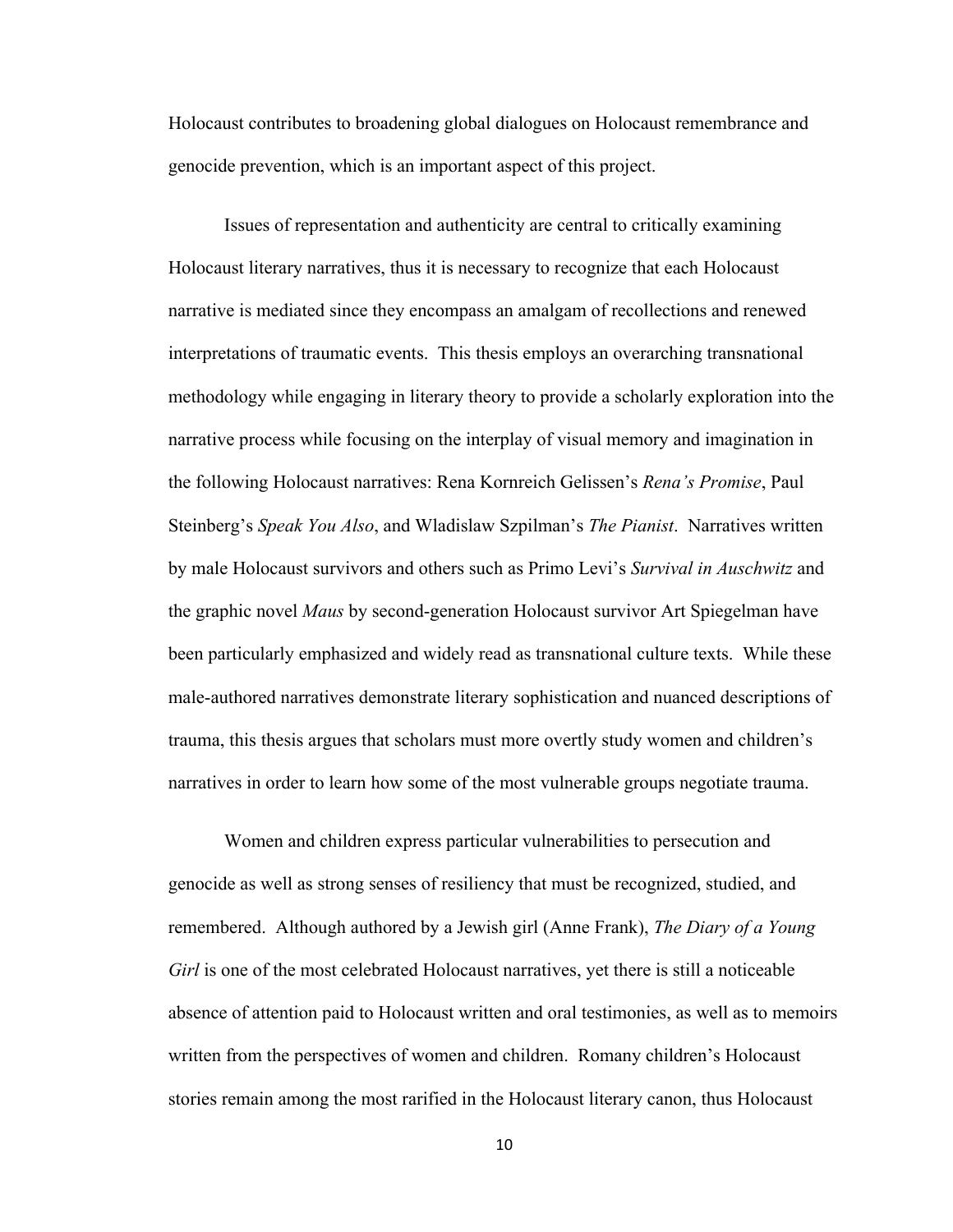Holocaust contributes to broadening global dialogues on Holocaust remembrance and genocide prevention, which is an important aspect of this project.

Issues of representation and authenticity are central to critically examining Holocaust literary narratives, thus it is necessary to recognize that each Holocaust narrative is mediated since they encompass an amalgam of recollections and renewed interpretations of traumatic events. This thesis employs an overarching transnational methodology while engaging in literary theory to provide a scholarly exploration into the narrative process while focusing on the interplay of visual memory and imagination in the following Holocaust narratives: Rena Kornreich Gelissen's *Rena's Promise*, Paul Steinberg's *Speak You Also*, and Wladislaw Szpilman's *The Pianist*. Narratives written by male Holocaust survivors and others such as Primo Levi's *Survival in Auschwitz* and the graphic novel *Maus* by second-generation Holocaust survivor Art Spiegelman have been particularly emphasized and widely read as transnational culture texts. While these male-authored narratives demonstrate literary sophistication and nuanced descriptions of trauma, this thesis argues that scholars must more overtly study women and children's narratives in order to learn how some of the most vulnerable groups negotiate trauma.

Women and children express particular vulnerabilities to persecution and genocide as well as strong senses of resiliency that must be recognized, studied, and remembered. Although authored by a Jewish girl (Anne Frank), *The Diary of a Young Girl* is one of the most celebrated Holocaust narratives, yet there is still a noticeable absence of attention paid to Holocaust written and oral testimonies, as well as to memoirs written from the perspectives of women and children. Romany children's Holocaust stories remain among the most rarified in the Holocaust literary canon, thus Holocaust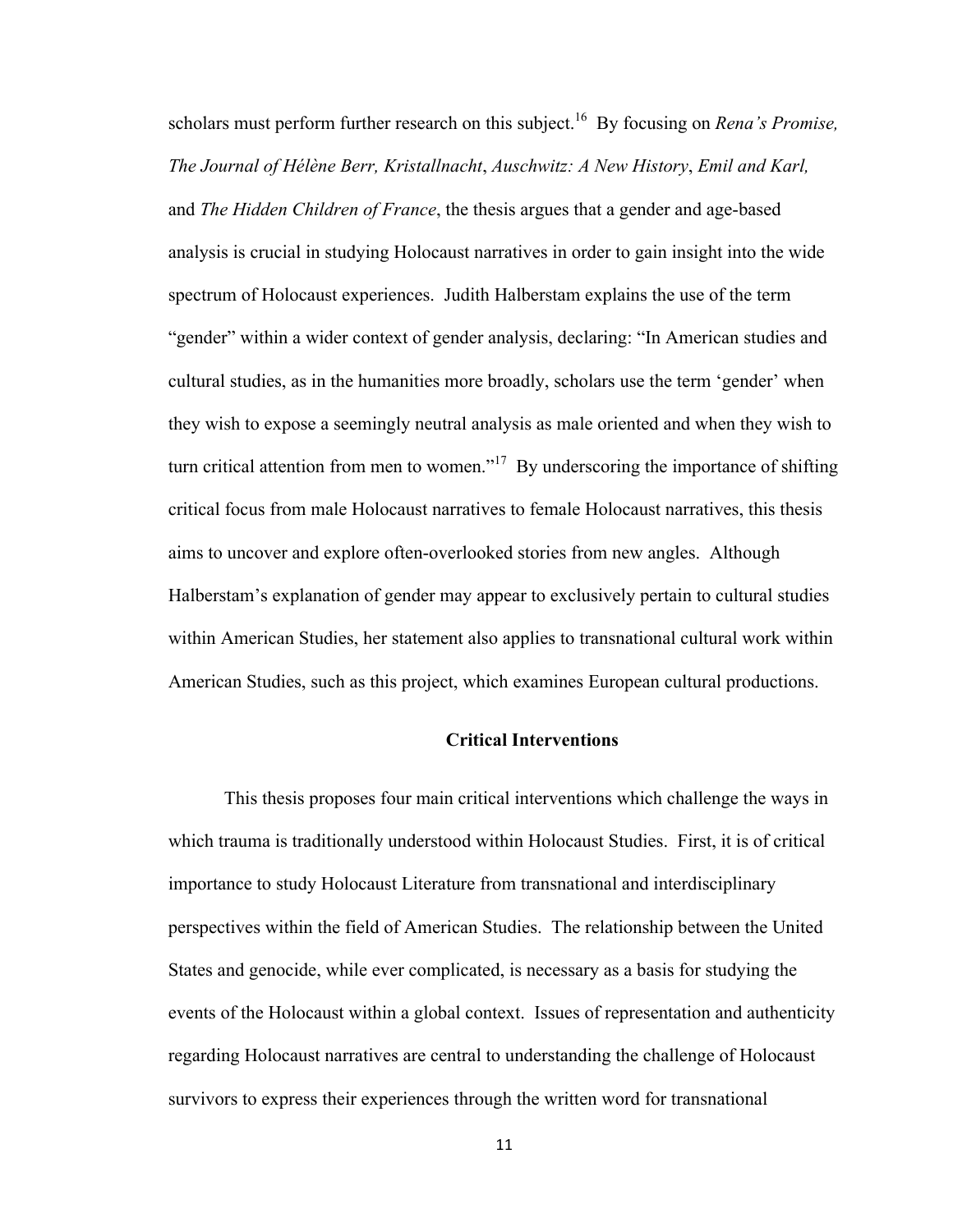scholars must perform further research on this subject.[16] By focusing on *Rena's Promise, The Journal of Hélène Berr, Kristallnacht*, *Auschwitz: A New History*, *Emil and Karl,* and *The Hidden Children of France*, the thesis argues that a gender and age-based analysis is crucial in studying Holocaust narratives in order to gain insight into the wide spectrum of Holocaust experiences. Judith Halberstam explains the use of the term "gender" within a wider context of gender analysis, declaring: "In American studies and cultural studies, as in the humanities more broadly, scholars use the term 'gender' when they wish to expose a seemingly neutral analysis as male oriented and when they wish to turn critical attention from men to women."[17] By underscoring the importance of shifting critical focus from male Holocaust narratives to female Holocaust narratives, this thesis aims to uncover and explore often-overlooked stories from new angles. Although Halberstam's explanation of gender may appear to exclusively pertain to cultural studies within American Studies, her statement also applies to transnational cultural work within American Studies, such as this project, which examines European cultural productions.

## Critical Interventions

This thesis proposes four main critical interventions which challenge the ways in which trauma is traditionally understood within Holocaust Studies. First, it is of critical importance to study Holocaust Literature from transnational and interdisciplinary perspectives within the field of American Studies. The relationship between the United States and genocide, while ever complicated, is necessary as a basis for studying the events of the Holocaust within a global context. Issues of representation and authenticity regarding Holocaust narratives are central to understanding the challenge of Holocaust survivors to express their experiences through the written word for transnational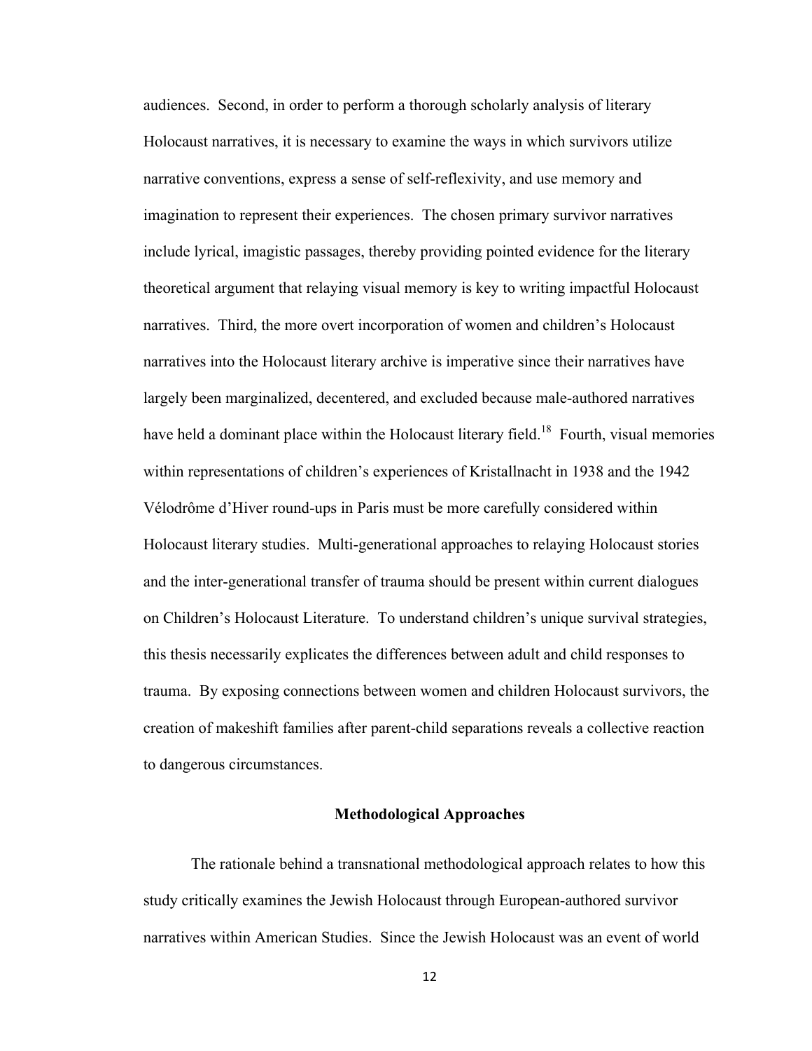audiences. Second, in order to perform a thorough scholarly analysis of literary Holocaust narratives, it is necessary to examine the ways in which survivors utilize narrative conventions, express a sense of self-reflexivity, and use memory and imagination to represent their experiences. The chosen primary survivor narratives include lyrical, imagistic passages, thereby providing pointed evidence for the literary theoretical argument that relaying visual memory is key to writing impactful Holocaust narratives. Third, the more overt incorporation of women and children's Holocaust narratives into the Holocaust literary archive is imperative since their narratives have largely been marginalized, decentered, and excluded because male-authored narratives have held a dominant place within the Holocaust literary field.[18] Fourth, visual memories within representations of children's experiences of Kristallnacht in 1938 and the 1942 Vélodrôme d'Hiver round-ups in Paris must be more carefully considered within Holocaust literary studies. Multi-generational approaches to relaying Holocaust stories and the inter-generational transfer of trauma should be present within current dialogues on Children's Holocaust Literature. To understand children's unique survival strategies, this thesis necessarily explicates the differences between adult and child responses to trauma. By exposing connections between women and children Holocaust survivors, the creation of makeshift families after parent-child separations reveals a collective reaction to dangerous circumstances.

## Methodological Approaches

The rationale behind a transnational methodological approach relates to how this study critically examines the Jewish Holocaust through European-authored survivor narratives within American Studies. Since the Jewish Holocaust was an event of world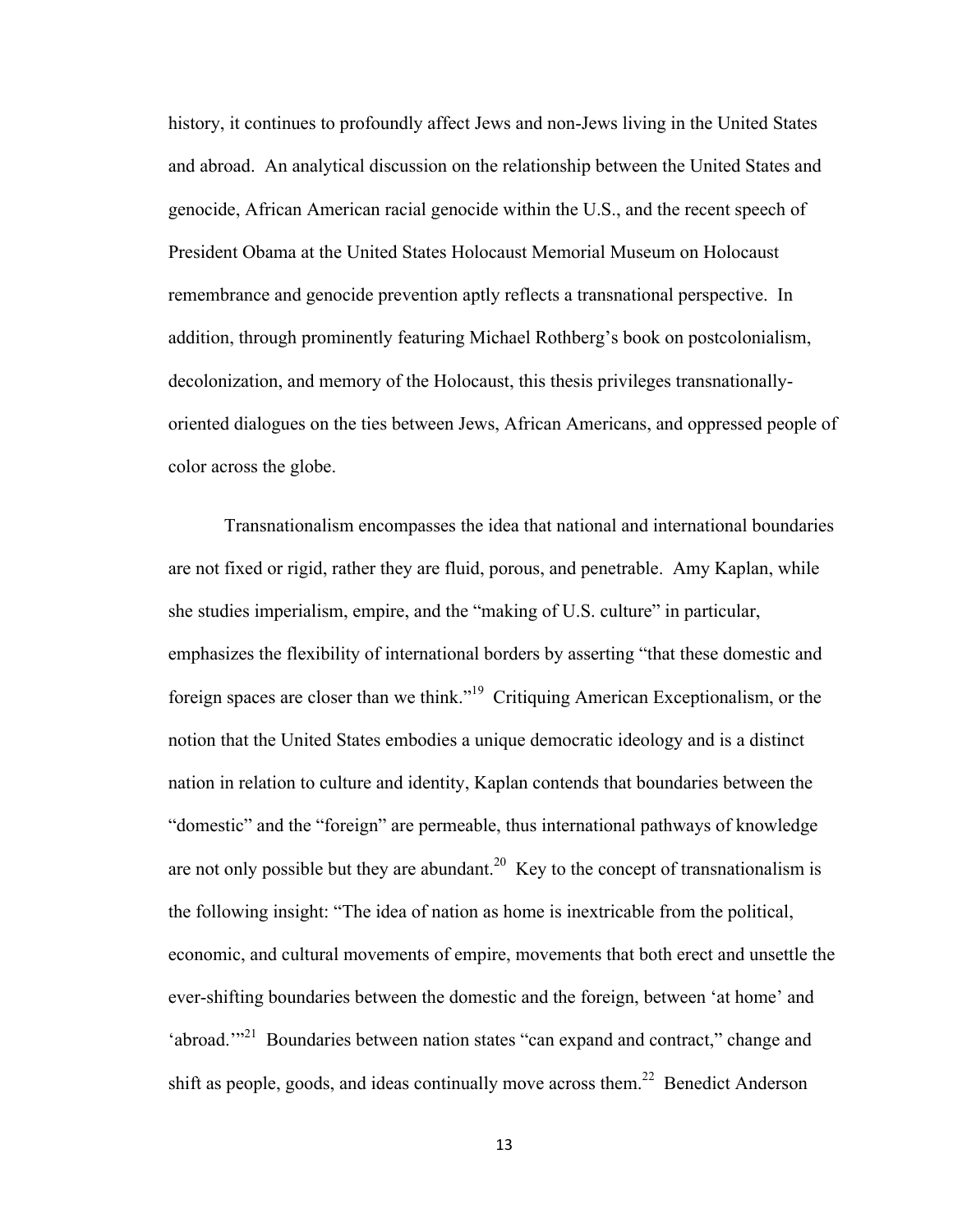history, it continues to profoundly affect Jews and non-Jews living in the United States and abroad. An analytical discussion on the relationship between the United States and genocide, African American racial genocide within the U.S., and the recent speech of President Obama at the United States Holocaust Memorial Museum on Holocaust remembrance and genocide prevention aptly reflects a transnational perspective. In addition, through prominently featuring Michael Rothberg's book on postcolonialism, decolonization, and memory of the Holocaust, this thesis privileges transnationally-oriented dialogues on the ties between Jews, African Americans, and oppressed people of color across the globe.

Transnationalism encompasses the idea that national and international boundaries are not fixed or rigid, rather they are fluid, porous, and penetrable. Amy Kaplan, while she studies imperialism, empire, and the "making of U.S. culture" in particular, emphasizes the flexibility of international borders by asserting "that these domestic and foreign spaces are closer than we think."[19] Critiquing American Exceptionalism, or the notion that the United States embodies a unique democratic ideology and is a distinct nation in relation to culture and identity, Kaplan contends that boundaries between the "domestic" and the "foreign" are permeable, thus international pathways of knowledge are not only possible but they are abundant.[20] Key to the concept of transnationalism is the following insight: "The idea of nation as home is inextricable from the political, economic, and cultural movements of empire, movements that both erect and unsettle the ever-shifting boundaries between the domestic and the foreign, between 'at home' and 'abroad.'"[21] Boundaries between nation states "can expand and contract," change and shift as people, goods, and ideas continually move across them.[22] Benedict Anderson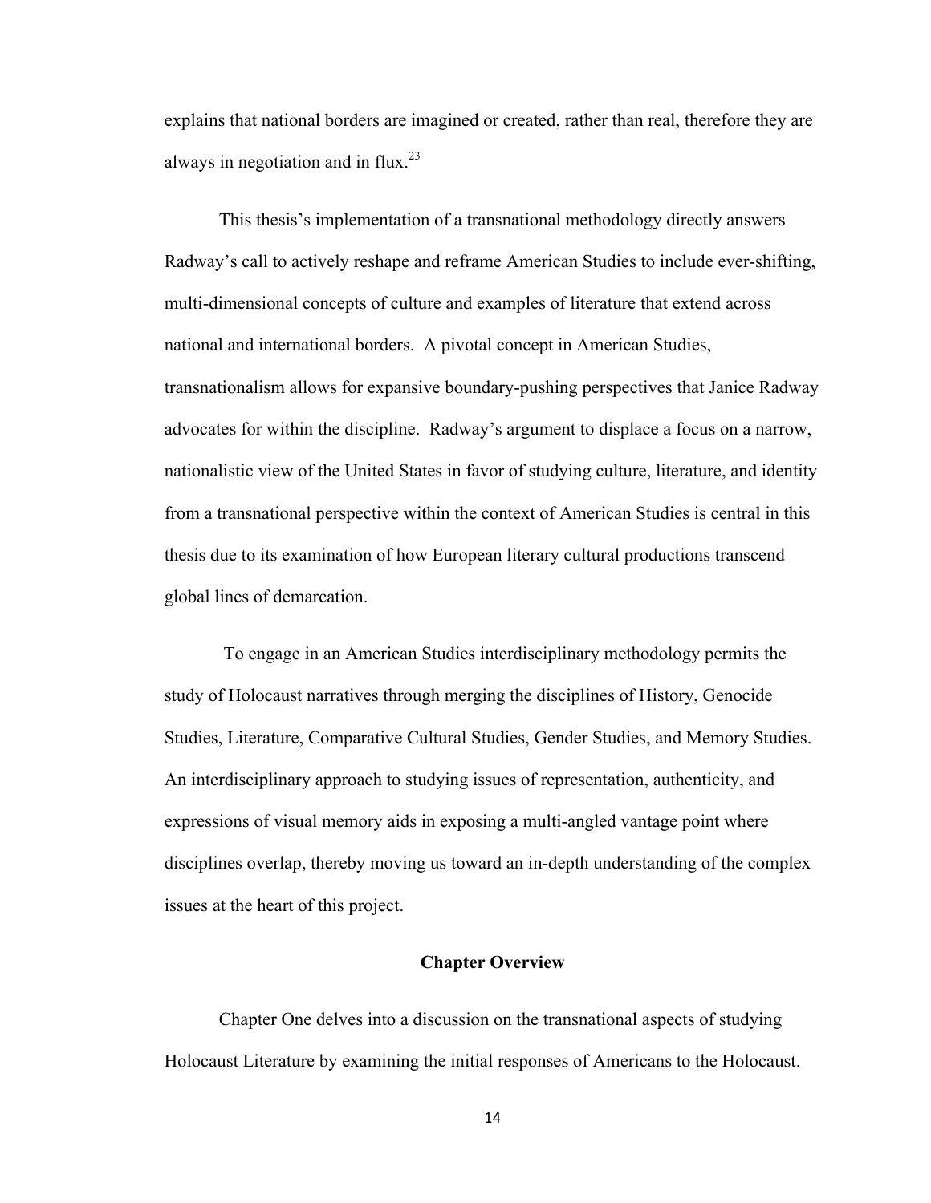explains that national borders are imagined or created, rather than real, therefore they are always in negotiation and in flux.[23]

This thesis's implementation of a transnational methodology directly answers Radway's call to actively reshape and reframe American Studies to include ever-shifting, multi-dimensional concepts of culture and examples of literature that extend across national and international borders. A pivotal concept in American Studies, transnationalism allows for expansive boundary-pushing perspectives that Janice Radway advocates for within the discipline. Radway's argument to displace a focus on a narrow, nationalistic view of the United States in favor of studying culture, literature, and identity from a transnational perspective within the context of American Studies is central in this thesis due to its examination of how European literary cultural productions transcend global lines of demarcation.

To engage in an American Studies interdisciplinary methodology permits the study of Holocaust narratives through merging the disciplines of History, Genocide Studies, Literature, Comparative Cultural Studies, Gender Studies, and Memory Studies. An interdisciplinary approach to studying issues of representation, authenticity, and expressions of visual memory aids in exposing a multi-angled vantage point where disciplines overlap, thereby moving us toward an in-depth understanding of the complex issues at the heart of this project.

## Chapter Overview

Chapter One delves into a discussion on the transnational aspects of studying Holocaust Literature by examining the initial responses of Americans to the Holocaust.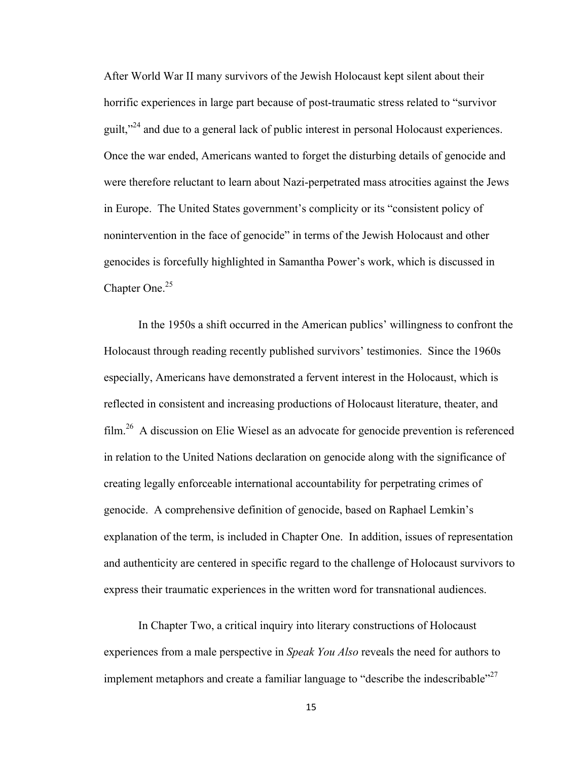After World War II many survivors of the Jewish Holocaust kept silent about their horrific experiences in large part because of post-traumatic stress related to "survivor guilt,"[24] and due to a general lack of public interest in personal Holocaust experiences. Once the war ended, Americans wanted to forget the disturbing details of genocide and were therefore reluctant to learn about Nazi-perpetrated mass atrocities against the Jews in Europe. The United States government's complicity or its "consistent policy of nonintervention in the face of genocide" in terms of the Jewish Holocaust and other genocides is forcefully highlighted in Samantha Power's work, which is discussed in Chapter One.[25]

In the 1950s a shift occurred in the American publics' willingness to confront the Holocaust through reading recently published survivors' testimonies. Since the 1960s especially, Americans have demonstrated a fervent interest in the Holocaust, which is reflected in consistent and increasing productions of Holocaust literature, theater, and film.[26] A discussion on Elie Wiesel as an advocate for genocide prevention is referenced in relation to the United Nations declaration on genocide along with the significance of creating legally enforceable international accountability for perpetrating crimes of genocide. A comprehensive definition of genocide, based on Raphael Lemkin's explanation of the term, is included in Chapter One. In addition, issues of representation and authenticity are centered in specific regard to the challenge of Holocaust survivors to express their traumatic experiences in the written word for transnational audiences.

In Chapter Two, a critical inquiry into literary constructions of Holocaust experiences from a male perspective in *Speak You Also* reveals the need for authors to implement metaphors and create a familiar language to "describe the indescribable"[27]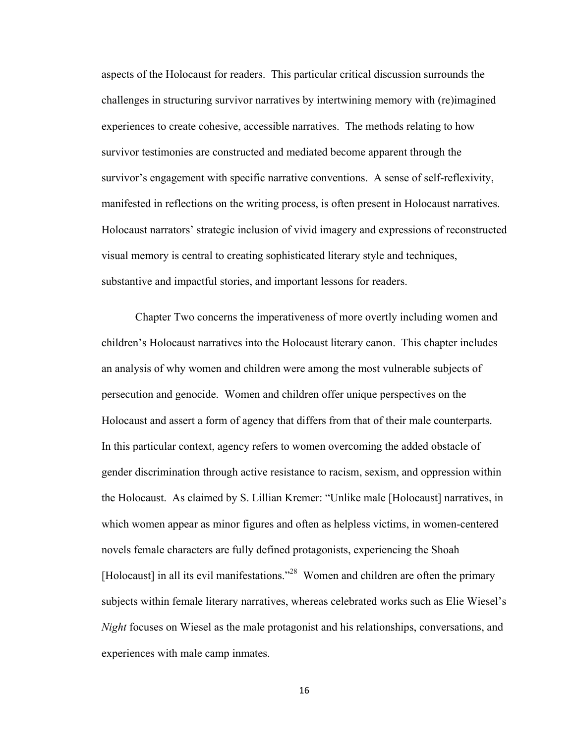aspects of the Holocaust for readers. This particular critical discussion surrounds the challenges in structuring survivor narratives by intertwining memory with (re)imagined experiences to create cohesive, accessible narratives. The methods relating to how survivor testimonies are constructed and mediated become apparent through the survivor's engagement with specific narrative conventions. A sense of self-reflexivity, manifested in reflections on the writing process, is often present in Holocaust narratives. Holocaust narrators' strategic inclusion of vivid imagery and expressions of reconstructed visual memory is central to creating sophisticated literary style and techniques, substantive and impactful stories, and important lessons for readers.

Chapter Two concerns the imperativeness of more overtly including women and children's Holocaust narratives into the Holocaust literary canon. This chapter includes an analysis of why women and children were among the most vulnerable subjects of persecution and genocide. Women and children offer unique perspectives on the Holocaust and assert a form of agency that differs from that of their male counterparts. In this particular context, agency refers to women overcoming the added obstacle of gender discrimination through active resistance to racism, sexism, and oppression within the Holocaust. As claimed by S. Lillian Kremer: "Unlike male [Holocaust] narratives, in which women appear as minor figures and often as helpless victims, in women-centered novels female characters are fully defined protagonists, experiencing the Shoah [Holocaust] in all its evil manifestations."[28] Women and children are often the primary subjects within female literary narratives, whereas celebrated works such as Elie Wiesel's *Night* focuses on Wiesel as the male protagonist and his relationships, conversations, and experiences with male camp inmates.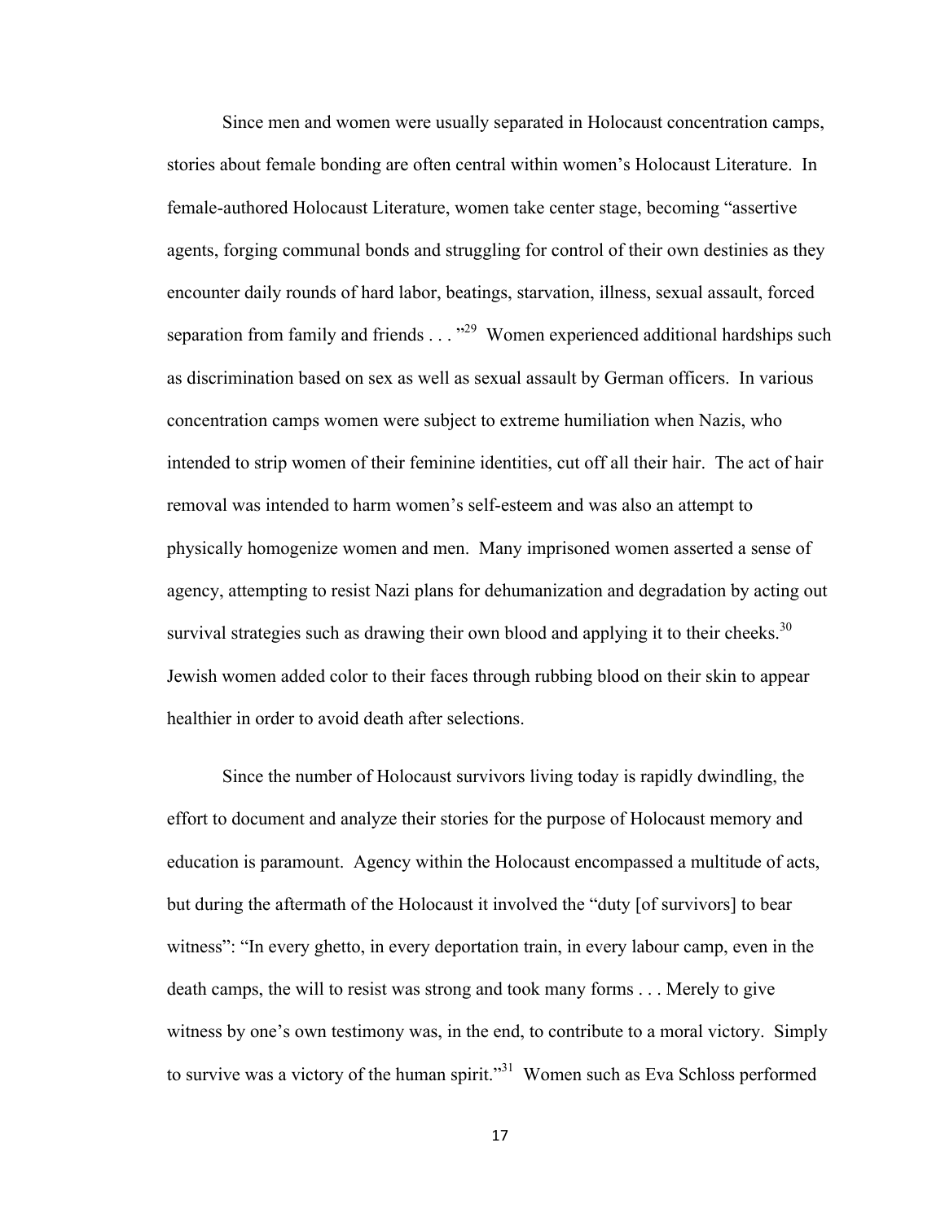Since men and women were usually separated in Holocaust concentration camps, stories about female bonding are often central within women's Holocaust Literature. In female-authored Holocaust Literature, women take center stage, becoming "assertive agents, forging communal bonds and struggling for control of their own destinies as they encounter daily rounds of hard labor, beatings, starvation, illness, sexual assault, forced separation from family and friends . . . "[29] Women experienced additional hardships such as discrimination based on sex as well as sexual assault by German officers. In various concentration camps women were subject to extreme humiliation when Nazis, who intended to strip women of their feminine identities, cut off all their hair. The act of hair removal was intended to harm women's self-esteem and was also an attempt to physically homogenize women and men. Many imprisoned women asserted a sense of agency, attempting to resist Nazi plans for dehumanization and degradation by acting out survival strategies such as drawing their own blood and applying it to their cheeks.[30] Jewish women added color to their faces through rubbing blood on their skin to appear healthier in order to avoid death after selections.

Since the number of Holocaust survivors living today is rapidly dwindling, the effort to document and analyze their stories for the purpose of Holocaust memory and education is paramount. Agency within the Holocaust encompassed a multitude of acts, but during the aftermath of the Holocaust it involved the "duty [of survivors] to bear witness": "In every ghetto, in every deportation train, in every labour camp, even in the death camps, the will to resist was strong and took many forms . . . Merely to give witness by one's own testimony was, in the end, to contribute to a moral victory. Simply to survive was a victory of the human spirit."[31] Women such as Eva Schloss performed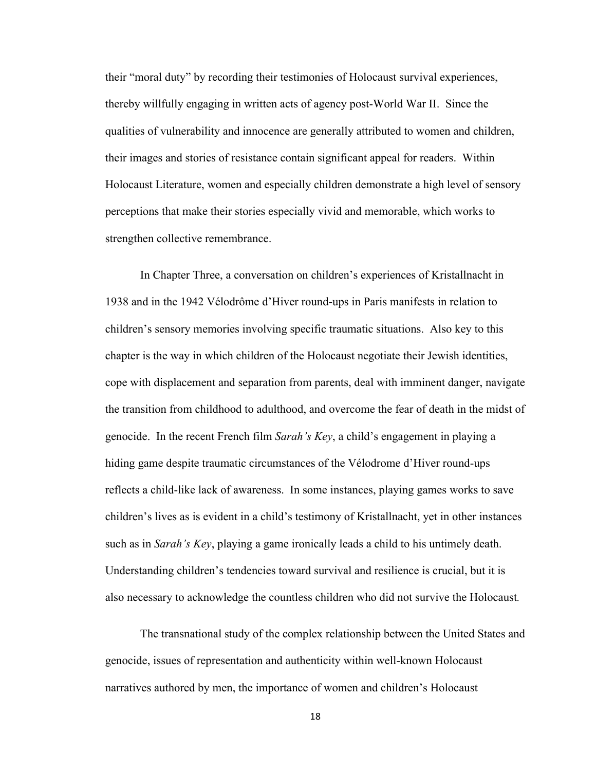their "moral duty" by recording their testimonies of Holocaust survival experiences, thereby willfully engaging in written acts of agency post-World War II. Since the qualities of vulnerability and innocence are generally attributed to women and children, their images and stories of resistance contain significant appeal for readers. Within Holocaust Literature, women and especially children demonstrate a high level of sensory perceptions that make their stories especially vivid and memorable, which works to strengthen collective remembrance.

In Chapter Three, a conversation on children's experiences of Kristallnacht in 1938 and in the 1942 Vélodrôme d'Hiver round-ups in Paris manifests in relation to children's sensory memories involving specific traumatic situations. Also key to this chapter is the way in which children of the Holocaust negotiate their Jewish identities, cope with displacement and separation from parents, deal with imminent danger, navigate the transition from childhood to adulthood, and overcome the fear of death in the midst of genocide. In the recent French film *Sarah's Key*, a child's engagement in playing a hiding game despite traumatic circumstances of the Vélodrome d'Hiver round-ups reflects a child-like lack of awareness. In some instances, playing games works to save children's lives as is evident in a child's testimony of Kristallnacht, yet in other instances such as in *Sarah's Key*, playing a game ironically leads a child to his untimely death. Understanding children's tendencies toward survival and resilience is crucial, but it is also necessary to acknowledge the countless children who did not survive the Holocaust.

The transnational study of the complex relationship between the United States and genocide, issues of representation and authenticity within well-known Holocaust narratives authored by men, the importance of women and children's Holocaust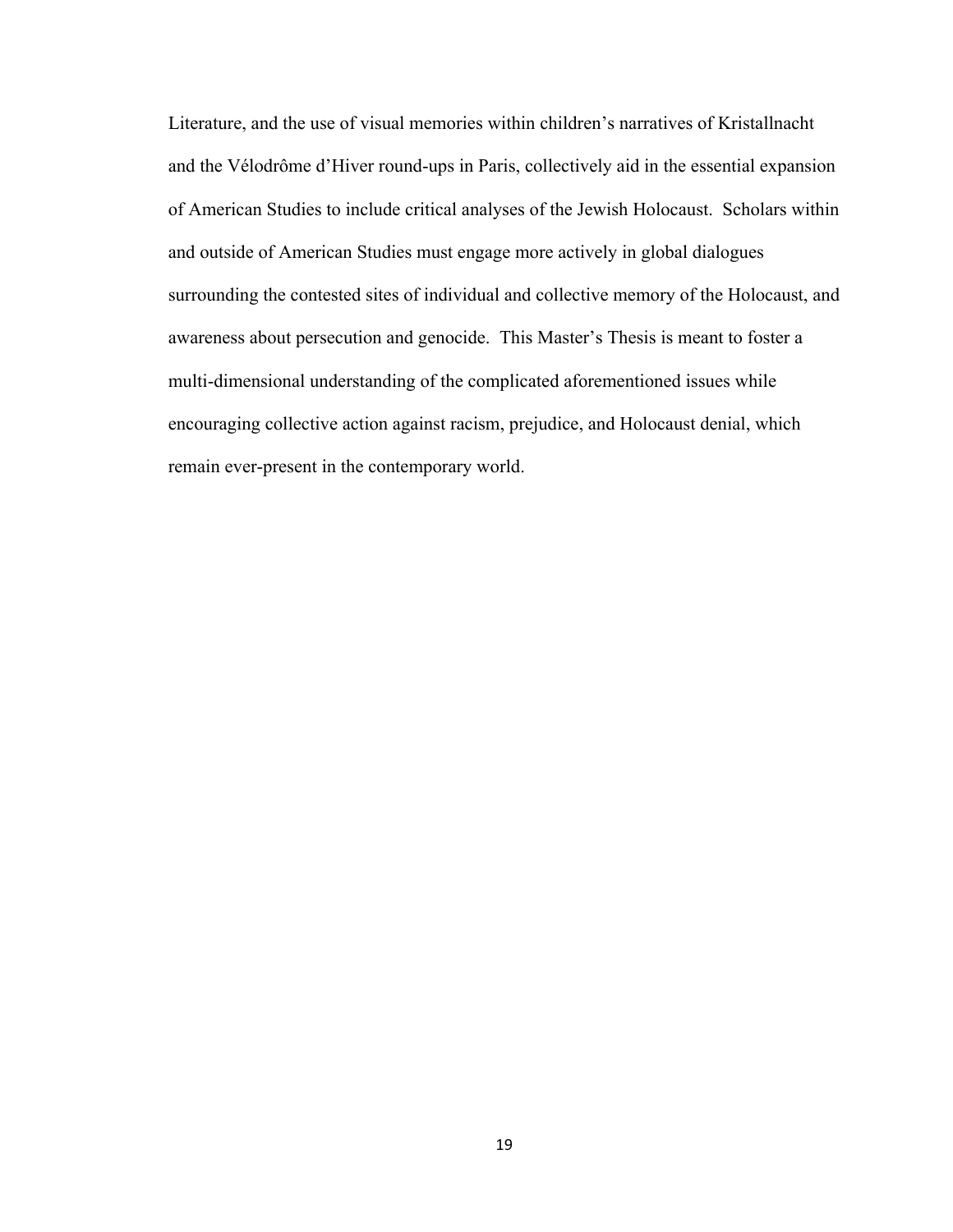Literature, and the use of visual memories within children's narratives of Kristallnacht and the Vélodrôme d'Hiver round-ups in Paris, collectively aid in the essential expansion of American Studies to include critical analyses of the Jewish Holocaust. Scholars within and outside of American Studies must engage more actively in global dialogues surrounding the contested sites of individual and collective memory of the Holocaust, and awareness about persecution and genocide. This Master's Thesis is meant to foster a multi-dimensional understanding of the complicated aforementioned issues while encouraging collective action against racism, prejudice, and Holocaust denial, which remain ever-present in the contemporary world.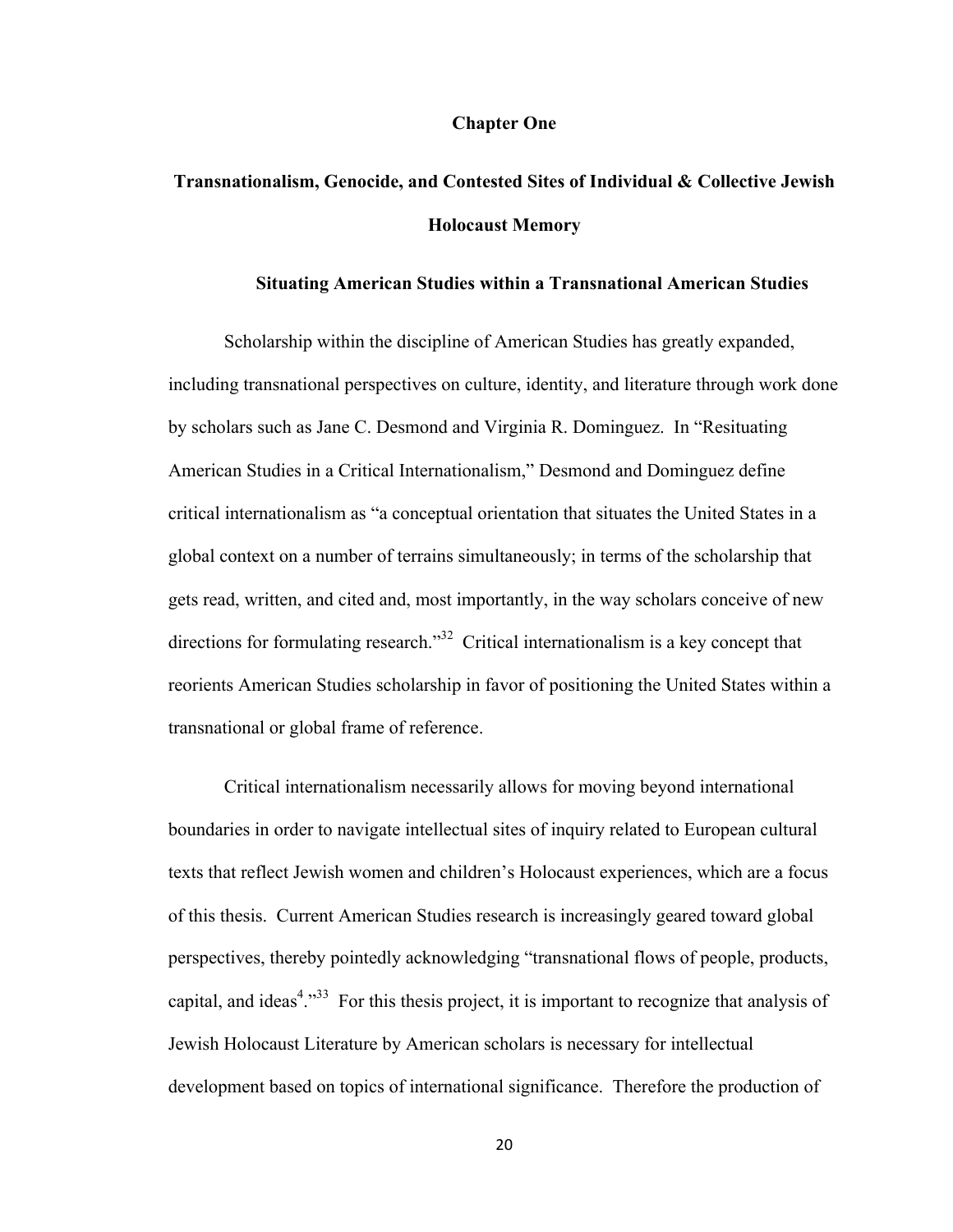# Chapter One

## Transnationalism, Genocide, and Contested Sites of Individual & Collective Jewish Holocaust Memory

### Situating American Studies within a Transnational American Studies

Scholarship within the discipline of American Studies has greatly expanded, including transnational perspectives on culture, identity, and literature through work done by scholars such as Jane C. Desmond and Virginia R. Dominguez. In "Resituating American Studies in a Critical Internationalism," Desmond and Dominguez define critical internationalism as "a conceptual orientation that situates the United States in a global context on a number of terrains simultaneously; in terms of the scholarship that gets read, written, and cited and, most importantly, in the way scholars conceive of new directions for formulating research."[32] Critical internationalism is a key concept that reorients American Studies scholarship in favor of positioning the United States within a transnational or global frame of reference.

Critical internationalism necessarily allows for moving beyond international boundaries in order to navigate intellectual sites of inquiry related to European cultural texts that reflect Jewish women and children's Holocaust experiences, which are a focus of this thesis. Current American Studies research is increasingly geared toward global perspectives, thereby pointedly acknowledging "transnational flows of people, products, capital, and ideas[4]."[33] For this thesis project, it is important to recognize that analysis of Jewish Holocaust Literature by American scholars is necessary for intellectual development based on topics of international significance. Therefore the production of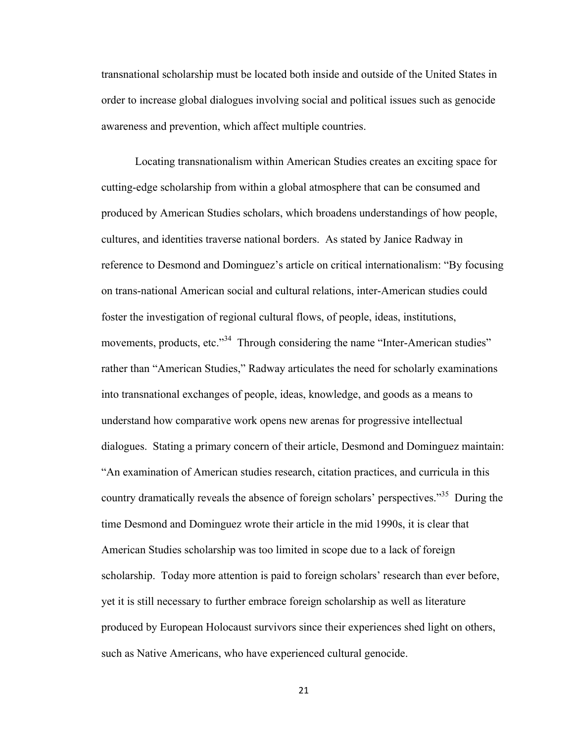transnational scholarship must be located both inside and outside of the United States in order to increase global dialogues involving social and political issues such as genocide awareness and prevention, which affect multiple countries.

Locating transnationalism within American Studies creates an exciting space for cutting-edge scholarship from within a global atmosphere that can be consumed and produced by American Studies scholars, which broadens understandings of how people, cultures, and identities traverse national borders. As stated by Janice Radway in reference to Desmond and Dominguez's article on critical internationalism: "By focusing on trans-national American social and cultural relations, inter-American studies could foster the investigation of regional cultural flows, of people, ideas, institutions, movements, products, etc."[34] Through considering the name "Inter-American studies" rather than "American Studies," Radway articulates the need for scholarly examinations into transnational exchanges of people, ideas, knowledge, and goods as a means to understand how comparative work opens new arenas for progressive intellectual dialogues. Stating a primary concern of their article, Desmond and Dominguez maintain: "An examination of American studies research, citation practices, and curricula in this country dramatically reveals the absence of foreign scholars' perspectives."[35] During the time Desmond and Dominguez wrote their article in the mid 1990s, it is clear that American Studies scholarship was too limited in scope due to a lack of foreign scholarship. Today more attention is paid to foreign scholars' research than ever before, yet it is still necessary to further embrace foreign scholarship as well as literature produced by European Holocaust survivors since their experiences shed light on others, such as Native Americans, who have experienced cultural genocide.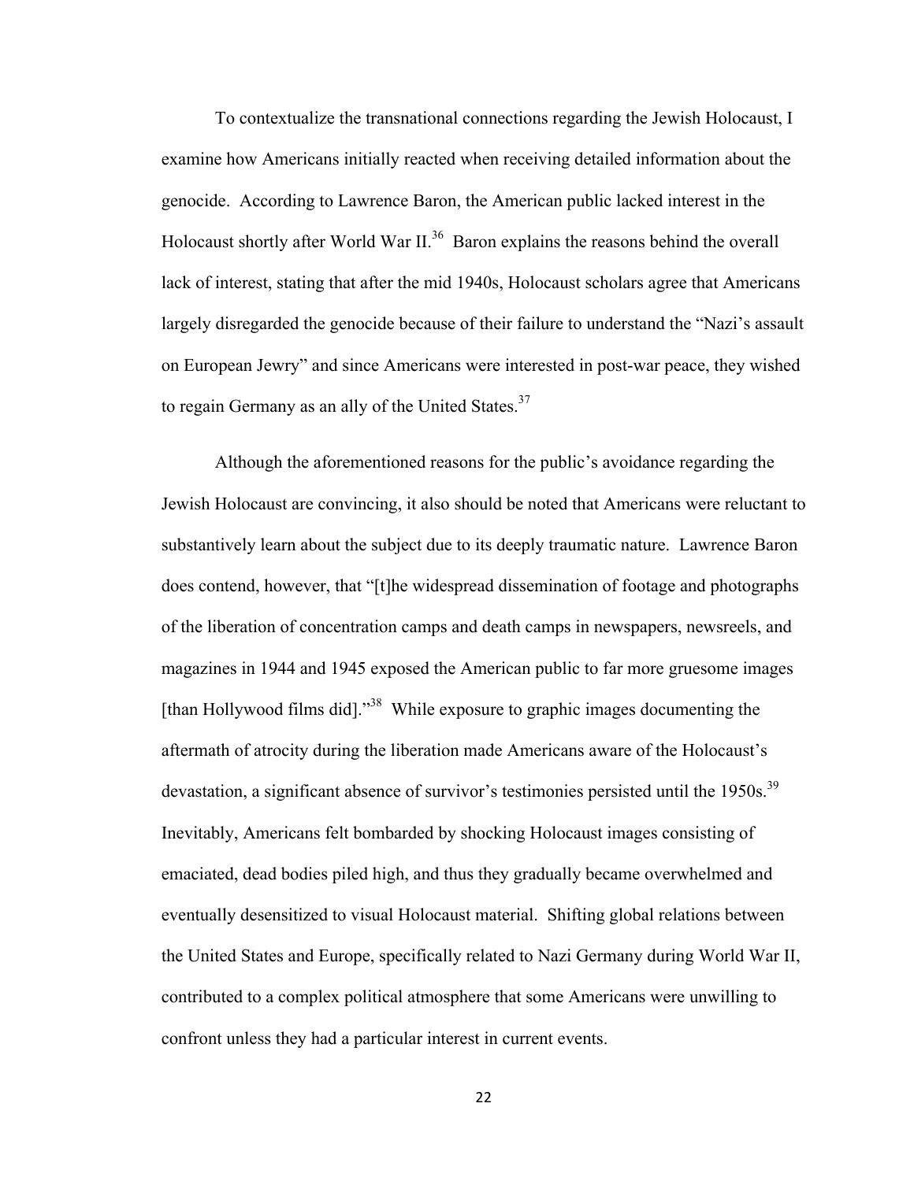To contextualize the transnational connections regarding the Jewish Holocaust, I examine how Americans initially reacted when receiving detailed information about the genocide. According to Lawrence Baron, the American public lacked interest in the Holocaust shortly after World War II.[36] Baron explains the reasons behind the overall lack of interest, stating that after the mid 1940s, Holocaust scholars agree that Americans largely disregarded the genocide because of their failure to understand the "Nazi's assault on European Jewry" and since Americans were interested in post-war peace, they wished to regain Germany as an ally of the United States.[37]

Although the aforementioned reasons for the public's avoidance regarding the Jewish Holocaust are convincing, it also should be noted that Americans were reluctant to substantively learn about the subject due to its deeply traumatic nature. Lawrence Baron does contend, however, that "[t]he widespread dissemination of footage and photographs of the liberation of concentration camps and death camps in newspapers, newsreels, and magazines in 1944 and 1945 exposed the American public to far more gruesome images [than Hollywood films did]."[38] While exposure to graphic images documenting the aftermath of atrocity during the liberation made Americans aware of the Holocaust's devastation, a significant absence of survivor's testimonies persisted until the 1950s.[39] Inevitably, Americans felt bombarded by shocking Holocaust images consisting of emaciated, dead bodies piled high, and thus they gradually became overwhelmed and eventually desensitized to visual Holocaust material. Shifting global relations between the United States and Europe, specifically related to Nazi Germany during World War II, contributed to a complex political atmosphere that some Americans were unwilling to confront unless they had a particular interest in current events.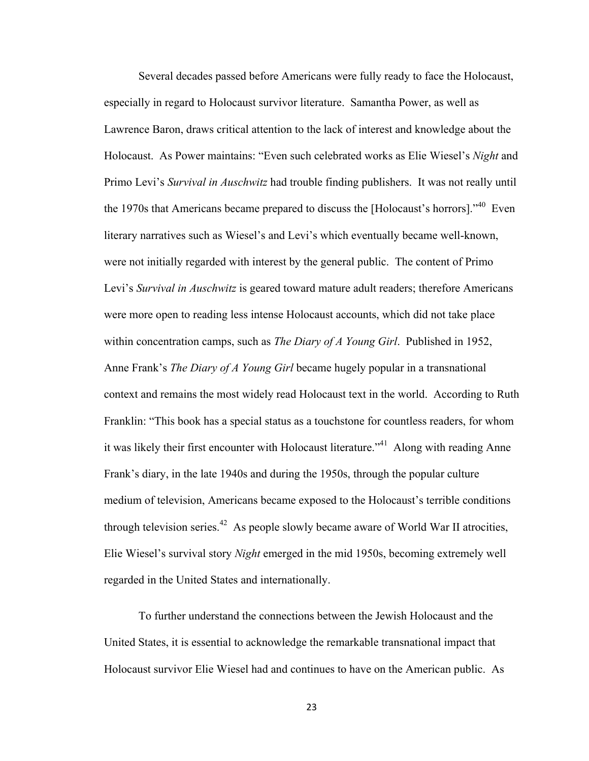Several decades passed before Americans were fully ready to face the Holocaust, especially in regard to Holocaust survivor literature. Samantha Power, as well as Lawrence Baron, draws critical attention to the lack of interest and knowledge about the Holocaust. As Power maintains: "Even such celebrated works as Elie Wiesel's *Night* and Primo Levi's *Survival in Auschwitz* had trouble finding publishers. It was not really until the 1970s that Americans became prepared to discuss the [Holocaust's horrors]."[40] Even literary narratives such as Wiesel's and Levi's which eventually became well-known, were not initially regarded with interest by the general public. The content of Primo Levi's *Survival in Auschwitz* is geared toward mature adult readers; therefore Americans were more open to reading less intense Holocaust accounts, which did not take place within concentration camps, such as *The Diary of A Young Girl*. Published in 1952, Anne Frank's *The Diary of A Young Girl* became hugely popular in a transnational context and remains the most widely read Holocaust text in the world. According to Ruth Franklin: "This book has a special status as a touchstone for countless readers, for whom it was likely their first encounter with Holocaust literature."[41] Along with reading Anne Frank's diary, in the late 1940s and during the 1950s, through the popular culture medium of television, Americans became exposed to the Holocaust's terrible conditions through television series.[42] As people slowly became aware of World War II atrocities, Elie Wiesel's survival story *Night* emerged in the mid 1950s, becoming extremely well regarded in the United States and internationally.

To further understand the connections between the Jewish Holocaust and the United States, it is essential to acknowledge the remarkable transnational impact that Holocaust survivor Elie Wiesel had and continues to have on the American public. As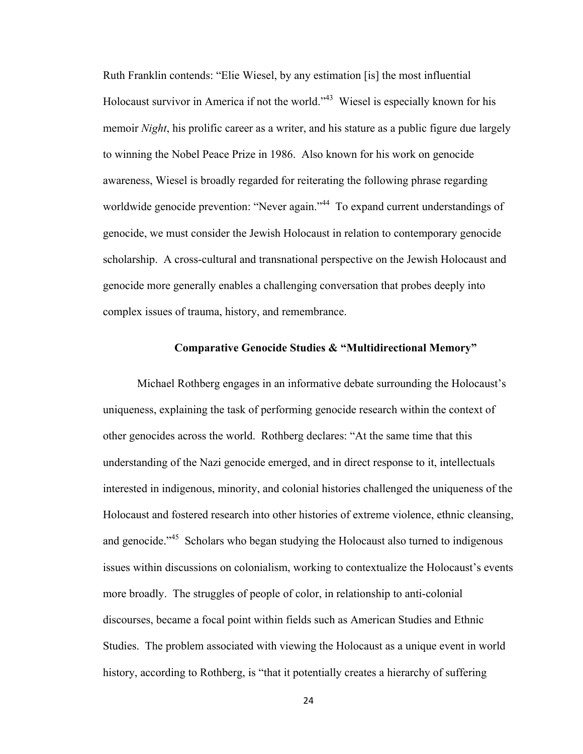Ruth Franklin contends: "Elie Wiesel, by any estimation [is] the most influential Holocaust survivor in America if not the world."[43] Wiesel is especially known for his memoir *Night*, his prolific career as a writer, and his stature as a public figure due largely to winning the Nobel Peace Prize in 1986. Also known for his work on genocide awareness, Wiesel is broadly regarded for reiterating the following phrase regarding worldwide genocide prevention: "Never again."[44] To expand current understandings of genocide, we must consider the Jewish Holocaust in relation to contemporary genocide scholarship. A cross-cultural and transnational perspective on the Jewish Holocaust and genocide more generally enables a challenging conversation that probes deeply into complex issues of trauma, history, and remembrance.

### Comparative Genocide Studies & "Multidirectional Memory"

Michael Rothberg engages in an informative debate surrounding the Holocaust's uniqueness, explaining the task of performing genocide research within the context of other genocides across the world. Rothberg declares: "At the same time that this understanding of the Nazi genocide emerged, and in direct response to it, intellectuals interested in indigenous, minority, and colonial histories challenged the uniqueness of the Holocaust and fostered research into other histories of extreme violence, ethnic cleansing, and genocide."[45] Scholars who began studying the Holocaust also turned to indigenous issues within discussions on colonialism, working to contextualize the Holocaust's events more broadly. The struggles of people of color, in relationship to anti-colonial discourses, became a focal point within fields such as American Studies and Ethnic Studies. The problem associated with viewing the Holocaust as a unique event in world history, according to Rothberg, is "that it potentially creates a hierarchy of suffering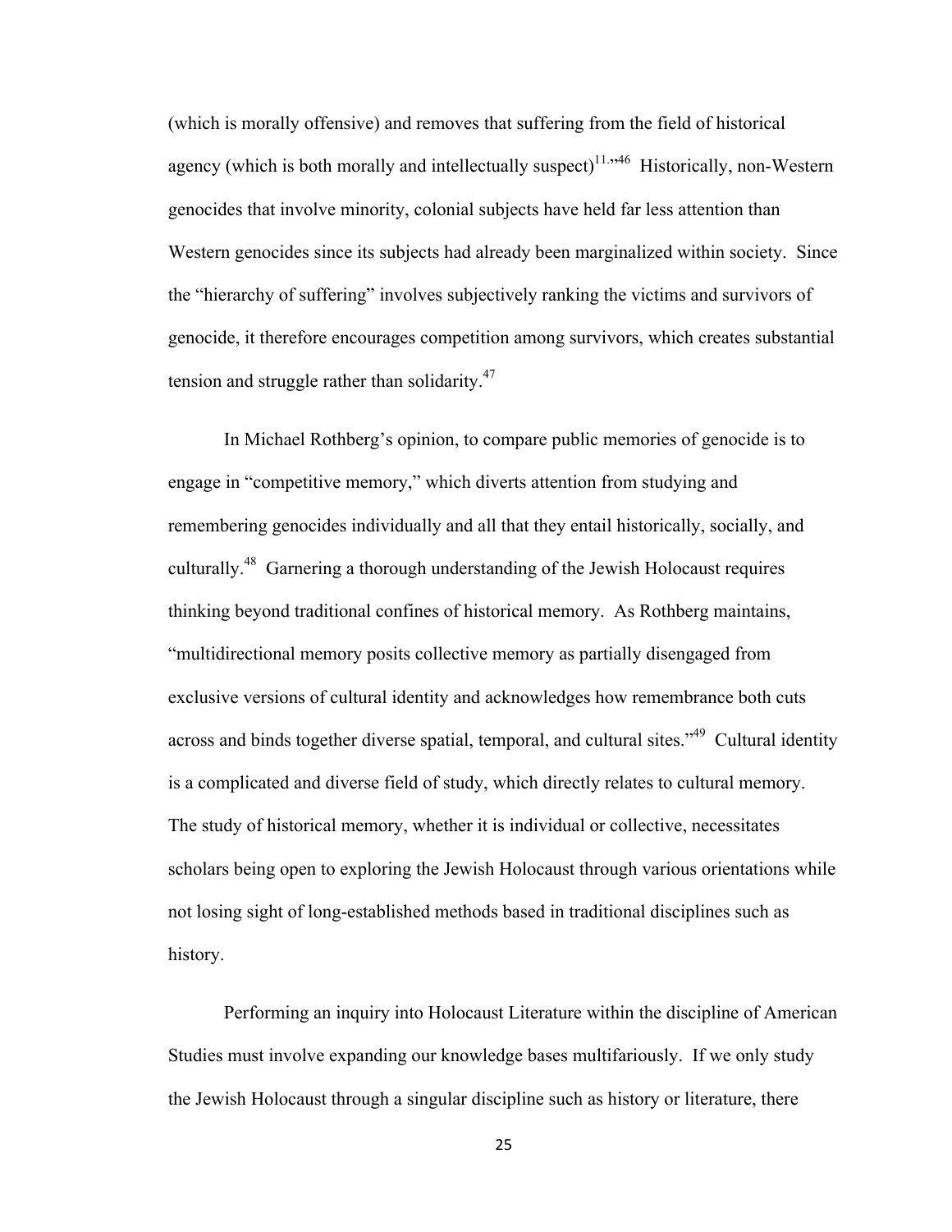(which is morally offensive) and removes that suffering from the field of historical agency (which is both morally and intellectually suspect)[11.]"[46] Historically, non-Western genocides that involve minority, colonial subjects have held far less attention than Western genocides since its subjects had already been marginalized within society. Since the "hierarchy of suffering" involves subjectively ranking the victims and survivors of genocide, it therefore encourages competition among survivors, which creates substantial tension and struggle rather than solidarity.[47]

In Michael Rothberg's opinion, to compare public memories of genocide is to engage in "competitive memory," which diverts attention from studying and remembering genocides individually and all that they entail historically, socially, and culturally.[48] Garnering a thorough understanding of the Jewish Holocaust requires thinking beyond traditional confines of historical memory. As Rothberg maintains, "multidirectional memory posits collective memory as partially disengaged from exclusive versions of cultural identity and acknowledges how remembrance both cuts across and binds together diverse spatial, temporal, and cultural sites."[49] Cultural identity is a complicated and diverse field of study, which directly relates to cultural memory. The study of historical memory, whether it is individual or collective, necessitates scholars being open to exploring the Jewish Holocaust through various orientations while not losing sight of long-established methods based in traditional disciplines such as history.

Performing an inquiry into Holocaust Literature within the discipline of American Studies must involve expanding our knowledge bases multifariously. If we only study the Jewish Holocaust through a singular discipline such as history or literature, there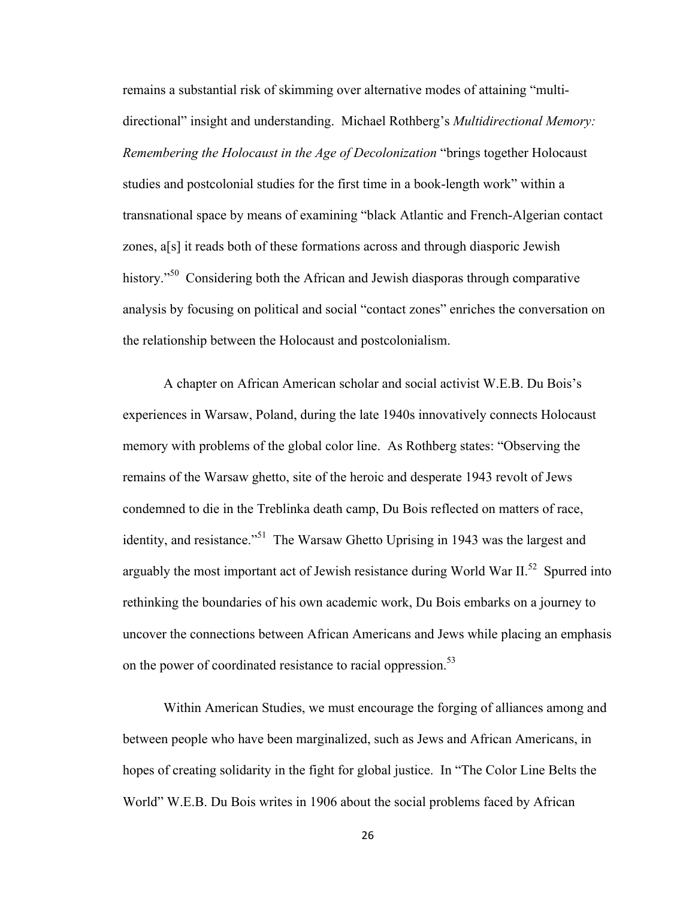remains a substantial risk of skimming over alternative modes of attaining "multi-directional" insight and understanding. Michael Rothberg's *Multidirectional Memory: Remembering the Holocaust in the Age of Decolonization* "brings together Holocaust studies and postcolonial studies for the first time in a book-length work" within a transnational space by means of examining "black Atlantic and French-Algerian contact zones, a[s] it reads both of these formations across and through diasporic Jewish history."[50] Considering both the African and Jewish diasporas through comparative analysis by focusing on political and social "contact zones" enriches the conversation on the relationship between the Holocaust and postcolonialism.

A chapter on African American scholar and social activist W.E.B. Du Bois's experiences in Warsaw, Poland, during the late 1940s innovatively connects Holocaust memory with problems of the global color line. As Rothberg states: "Observing the remains of the Warsaw ghetto, site of the heroic and desperate 1943 revolt of Jews condemned to die in the Treblinka death camp, Du Bois reflected on matters of race, identity, and resistance."[51] The Warsaw Ghetto Uprising in 1943 was the largest and arguably the most important act of Jewish resistance during World War II.[52] Spurred into rethinking the boundaries of his own academic work, Du Bois embarks on a journey to uncover the connections between African Americans and Jews while placing an emphasis on the power of coordinated resistance to racial oppression.[53]

Within American Studies, we must encourage the forging of alliances among and between people who have been marginalized, such as Jews and African Americans, in hopes of creating solidarity in the fight for global justice. In "The Color Line Belts the World" W.E.B. Du Bois writes in 1906 about the social problems faced by African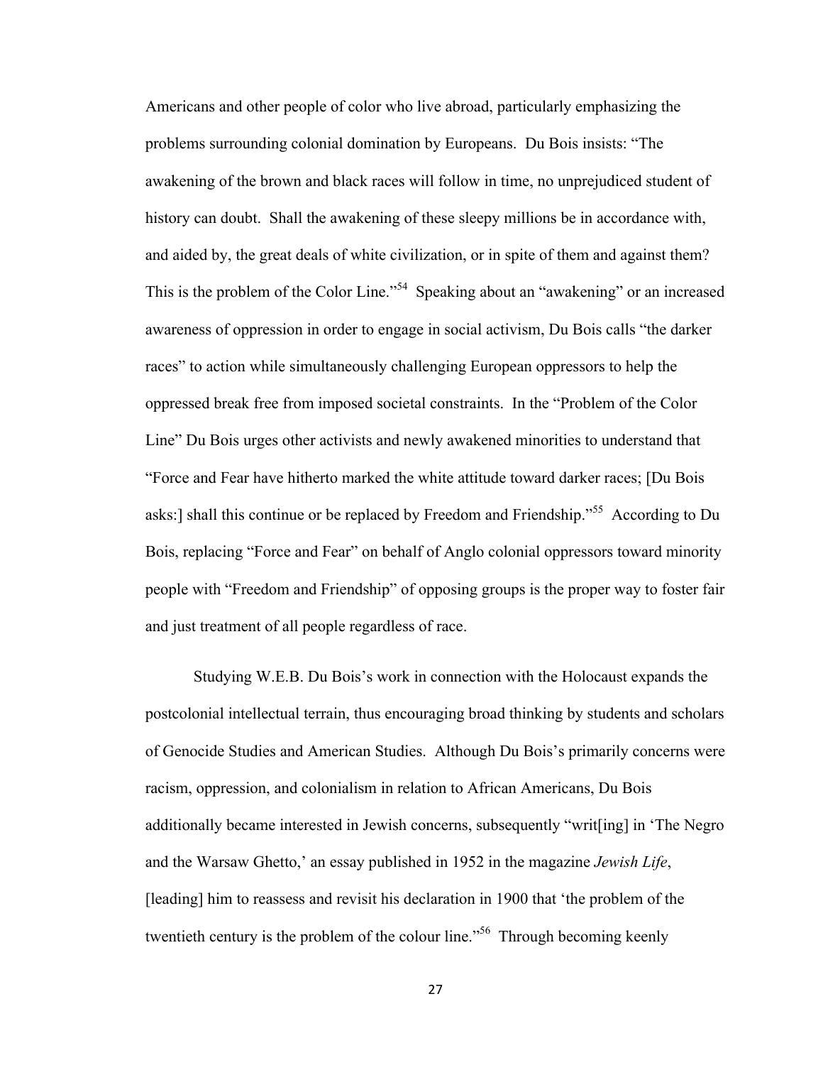Americans and other people of color who live abroad, particularly emphasizing the problems surrounding colonial domination by Europeans. Du Bois insists: "The awakening of the brown and black races will follow in time, no unprejudiced student of history can doubt. Shall the awakening of these sleepy millions be in accordance with, and aided by, the great deals of white civilization, or in spite of them and against them? This is the problem of the Color Line."[54] Speaking about an "awakening" or an increased awareness of oppression in order to engage in social activism, Du Bois calls "the darker races" to action while simultaneously challenging European oppressors to help the oppressed break free from imposed societal constraints. In the "Problem of the Color Line" Du Bois urges other activists and newly awakened minorities to understand that "Force and Fear have hitherto marked the white attitude toward darker races; [Du Bois asks:] shall this continue or be replaced by Freedom and Friendship."[55] According to Du Bois, replacing "Force and Fear" on behalf of Anglo colonial oppressors toward minority people with "Freedom and Friendship" of opposing groups is the proper way to foster fair and just treatment of all people regardless of race.

Studying W.E.B. Du Bois's work in connection with the Holocaust expands the postcolonial intellectual terrain, thus encouraging broad thinking by students and scholars of Genocide Studies and American Studies. Although Du Bois's primarily concerns were racism, oppression, and colonialism in relation to African Americans, Du Bois additionally became interested in Jewish concerns, subsequently "writ[ing] in 'The Negro and the Warsaw Ghetto,' an essay published in 1952 in the magazine *Jewish Life*, [leading] him to reassess and revisit his declaration in 1900 that 'the problem of the twentieth century is the problem of the colour line."[56] Through becoming keenly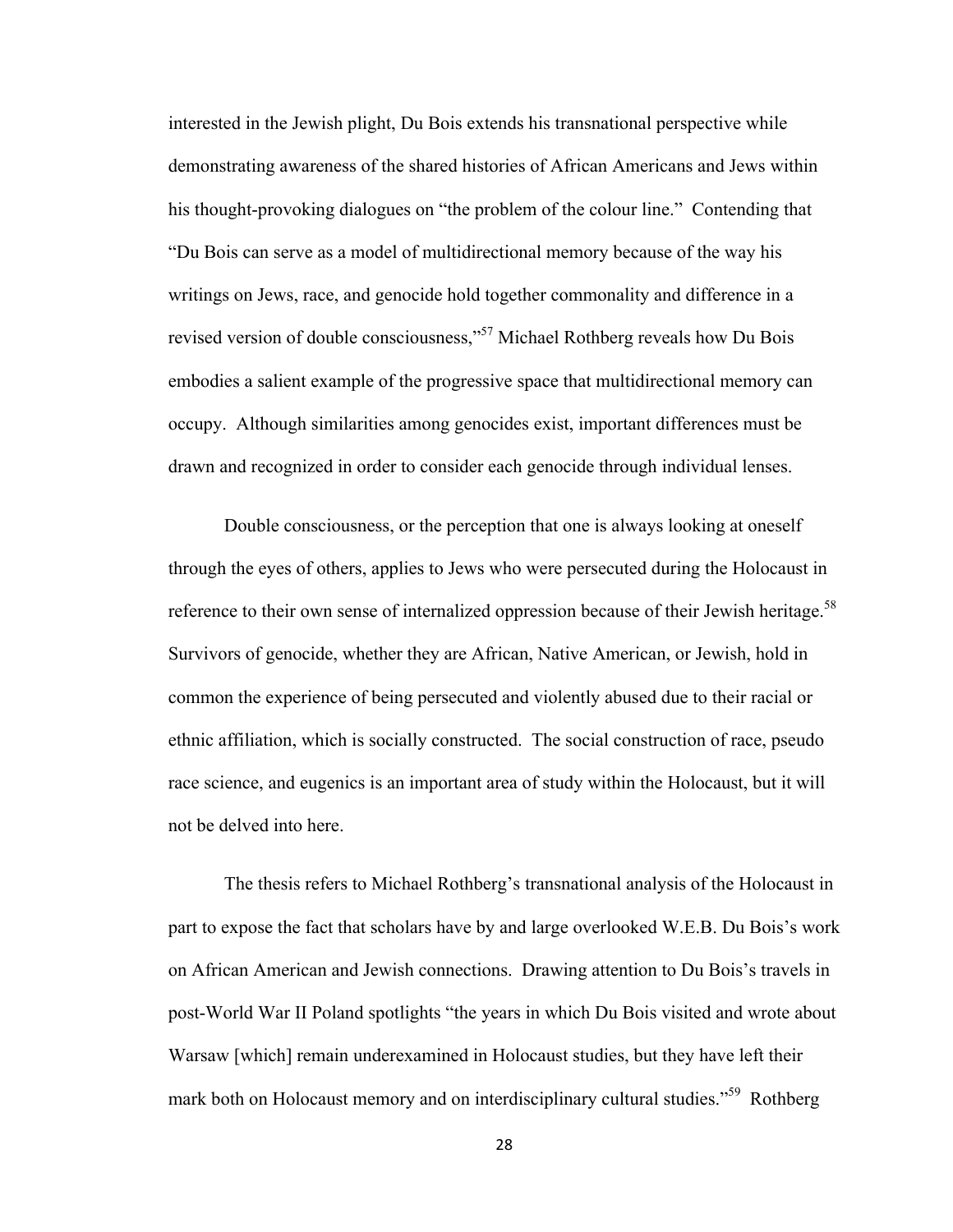interested in the Jewish plight, Du Bois extends his transnational perspective while demonstrating awareness of the shared histories of African Americans and Jews within his thought-provoking dialogues on "the problem of the colour line." Contending that "Du Bois can serve as a model of multidirectional memory because of the way his writings on Jews, race, and genocide hold together commonality and difference in a revised version of double consciousness,"[57] Michael Rothberg reveals how Du Bois embodies a salient example of the progressive space that multidirectional memory can occupy. Although similarities among genocides exist, important differences must be drawn and recognized in order to consider each genocide through individual lenses.

Double consciousness, or the perception that one is always looking at oneself through the eyes of others, applies to Jews who were persecuted during the Holocaust in reference to their own sense of internalized oppression because of their Jewish heritage.[58] Survivors of genocide, whether they are African, Native American, or Jewish, hold in common the experience of being persecuted and violently abused due to their racial or ethnic affiliation, which is socially constructed. The social construction of race, pseudo race science, and eugenics is an important area of study within the Holocaust, but it will not be delved into here.

The thesis refers to Michael Rothberg's transnational analysis of the Holocaust in part to expose the fact that scholars have by and large overlooked W.E.B. Du Bois's work on African American and Jewish connections. Drawing attention to Du Bois's travels in post-World War II Poland spotlights "the years in which Du Bois visited and wrote about Warsaw [which] remain underexamined in Holocaust studies, but they have left their mark both on Holocaust memory and on interdisciplinary cultural studies."[59] Rothberg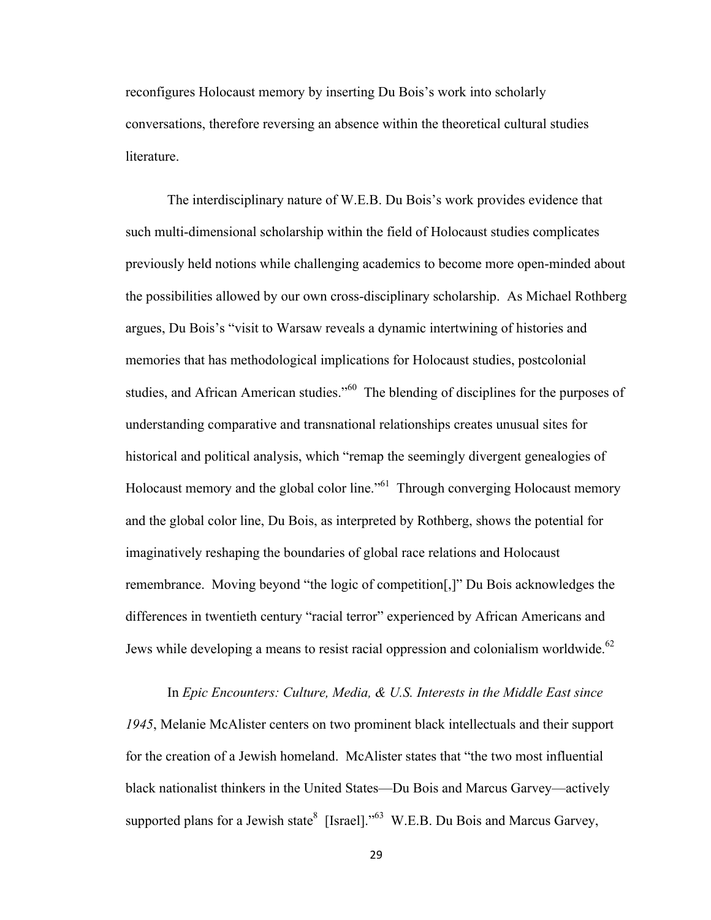reconfigures Holocaust memory by inserting Du Bois's work into scholarly conversations, therefore reversing an absence within the theoretical cultural studies literature.

The interdisciplinary nature of W.E.B. Du Bois's work provides evidence that such multi-dimensional scholarship within the field of Holocaust studies complicates previously held notions while challenging academics to become more open-minded about the possibilities allowed by our own cross-disciplinary scholarship. As Michael Rothberg argues, Du Bois's "visit to Warsaw reveals a dynamic intertwining of histories and memories that has methodological implications for Holocaust studies, postcolonial studies, and African American studies."[60] The blending of disciplines for the purposes of understanding comparative and transnational relationships creates unusual sites for historical and political analysis, which "remap the seemingly divergent genealogies of Holocaust memory and the global color line."[61] Through converging Holocaust memory and the global color line, Du Bois, as interpreted by Rothberg, shows the potential for imaginatively reshaping the boundaries of global race relations and Holocaust remembrance. Moving beyond "the logic of competition[,]" Du Bois acknowledges the differences in twentieth century "racial terror" experienced by African Americans and Jews while developing a means to resist racial oppression and colonialism worldwide.[62]

In *Epic Encounters: Culture, Media, & U.S. Interests in the Middle East since 1945*, Melanie McAlister centers on two prominent black intellectuals and their support for the creation of a Jewish homeland. McAlister states that "the two most influential black nationalist thinkers in the United States—Du Bois and Marcus Garvey—actively supported plans for a Jewish state[8] [Israel]."[63] W.E.B. Du Bois and Marcus Garvey,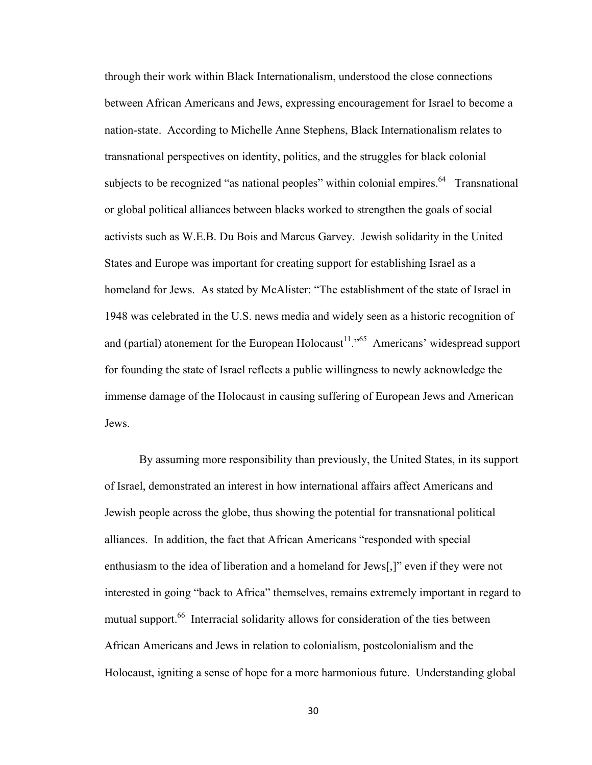through their work within Black Internationalism, understood the close connections between African Americans and Jews, expressing encouragement for Israel to become a nation-state. According to Michelle Anne Stephens, Black Internationalism relates to transnational perspectives on identity, politics, and the struggles for black colonial subjects to be recognized "as national peoples" within colonial empires.[64] Transnational or global political alliances between blacks worked to strengthen the goals of social activists such as W.E.B. Du Bois and Marcus Garvey. Jewish solidarity in the United States and Europe was important for creating support for establishing Israel as a homeland for Jews. As stated by McAlister: "The establishment of the state of Israel in 1948 was celebrated in the U.S. news media and widely seen as a historic recognition of and (partial) atonement for the European Holocaust[11]."[65] Americans' widespread support for founding the state of Israel reflects a public willingness to newly acknowledge the immense damage of the Holocaust in causing suffering of European Jews and American Jews.

By assuming more responsibility than previously, the United States, in its support of Israel, demonstrated an interest in how international affairs affect Americans and Jewish people across the globe, thus showing the potential for transnational political alliances. In addition, the fact that African Americans "responded with special enthusiasm to the idea of liberation and a homeland for Jews[,]" even if they were not interested in going "back to Africa" themselves, remains extremely important in regard to mutual support.[66] Interracial solidarity allows for consideration of the ties between African Americans and Jews in relation to colonialism, postcolonialism and the Holocaust, igniting a sense of hope for a more harmonious future. Understanding global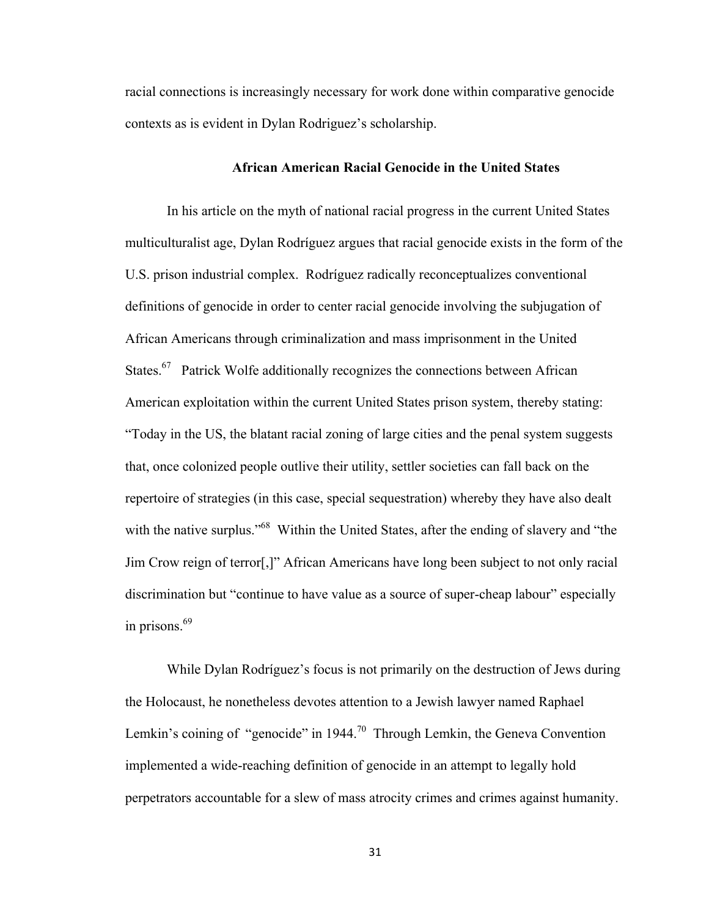racial connections is increasingly necessary for work done within comparative genocide contexts as is evident in Dylan Rodriguez's scholarship.

### African American Racial Genocide in the United States

In his article on the myth of national racial progress in the current United States multiculturalist age, Dylan Rodríguez argues that racial genocide exists in the form of the U.S. prison industrial complex. Rodríguez radically reconceptualizes conventional definitions of genocide in order to center racial genocide involving the subjugation of African Americans through criminalization and mass imprisonment in the United States.[67] Patrick Wolfe additionally recognizes the connections between African American exploitation within the current United States prison system, thereby stating: "Today in the US, the blatant racial zoning of large cities and the penal system suggests that, once colonized people outlive their utility, settler societies can fall back on the repertoire of strategies (in this case, special sequestration) whereby they have also dealt with the native surplus."[68] Within the United States, after the ending of slavery and "the Jim Crow reign of terror[,]" African Americans have long been subject to not only racial discrimination but "continue to have value as a source of super-cheap labour" especially in prisons.[69]

While Dylan Rodríguez's focus is not primarily on the destruction of Jews during the Holocaust, he nonetheless devotes attention to a Jewish lawyer named Raphael Lemkin's coining of "genocide" in 1944.[70] Through Lemkin, the Geneva Convention implemented a wide-reaching definition of genocide in an attempt to legally hold perpetrators accountable for a slew of mass atrocity crimes and crimes against humanity.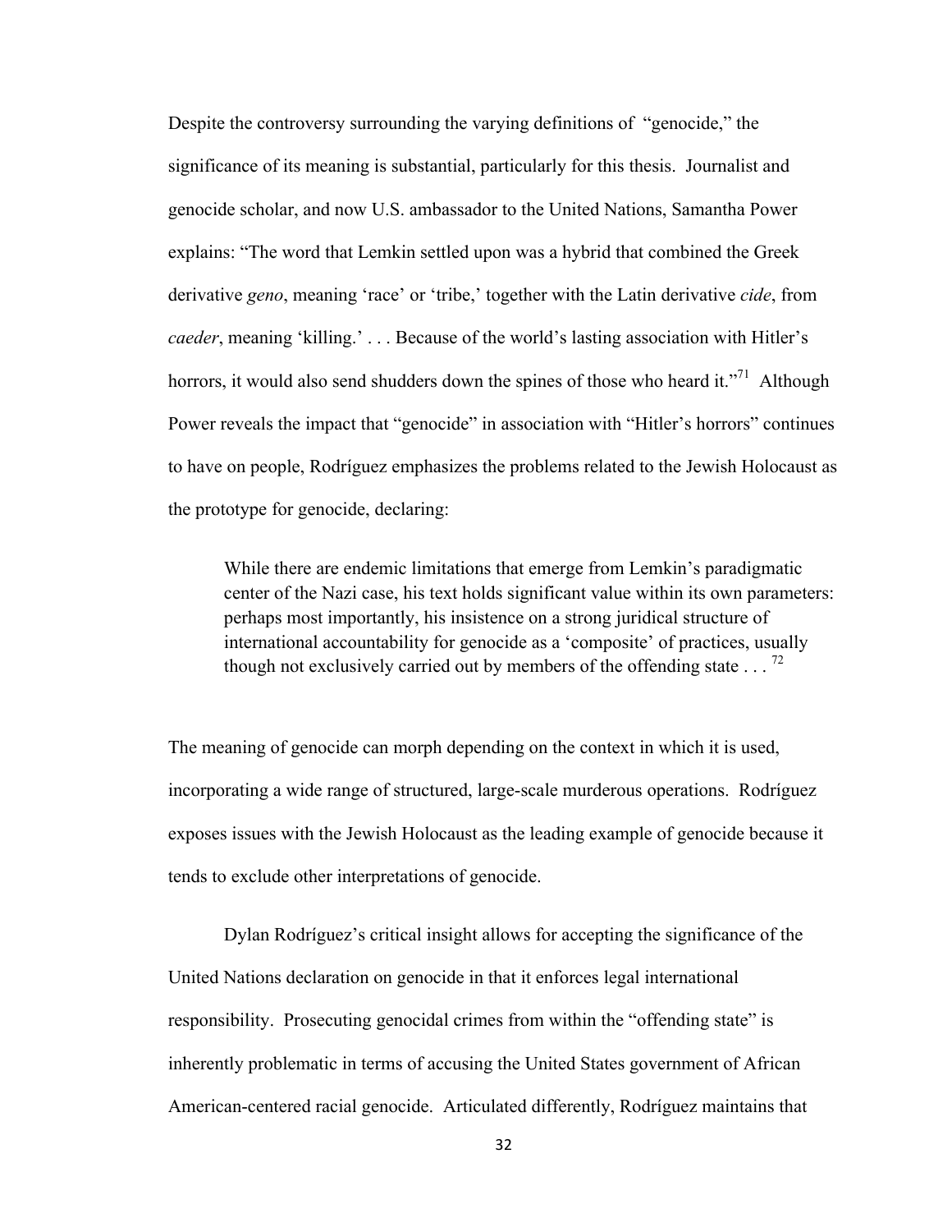Despite the controversy surrounding the varying definitions of "genocide," the significance of its meaning is substantial, particularly for this thesis. Journalist and genocide scholar, and now U.S. ambassador to the United Nations, Samantha Power explains: "The word that Lemkin settled upon was a hybrid that combined the Greek derivative *geno*, meaning 'race' or 'tribe,' together with the Latin derivative *cide*, from *caeder*, meaning 'killing.' . . . Because of the world's lasting association with Hitler's horrors, it would also send shudders down the spines of those who heard it."[71] Although Power reveals the impact that "genocide" in association with "Hitler's horrors" continues to have on people, Rodríguez emphasizes the problems related to the Jewish Holocaust as the prototype for genocide, declaring:

> While there are endemic limitations that emerge from Lemkin's paradigmatic center of the Nazi case, his text holds significant value within its own parameters: perhaps most importantly, his insistence on a strong juridical structure of international accountability for genocide as a 'composite' of practices, usually though not exclusively carried out by members of the offending state . . . [72]

The meaning of genocide can morph depending on the context in which it is used, incorporating a wide range of structured, large-scale murderous operations. Rodríguez exposes issues with the Jewish Holocaust as the leading example of genocide because it tends to exclude other interpretations of genocide.

Dylan Rodríguez's critical insight allows for accepting the significance of the United Nations declaration on genocide in that it enforces legal international responsibility. Prosecuting genocidal crimes from within the "offending state" is inherently problematic in terms of accusing the United States government of African American-centered racial genocide. Articulated differently, Rodríguez maintains that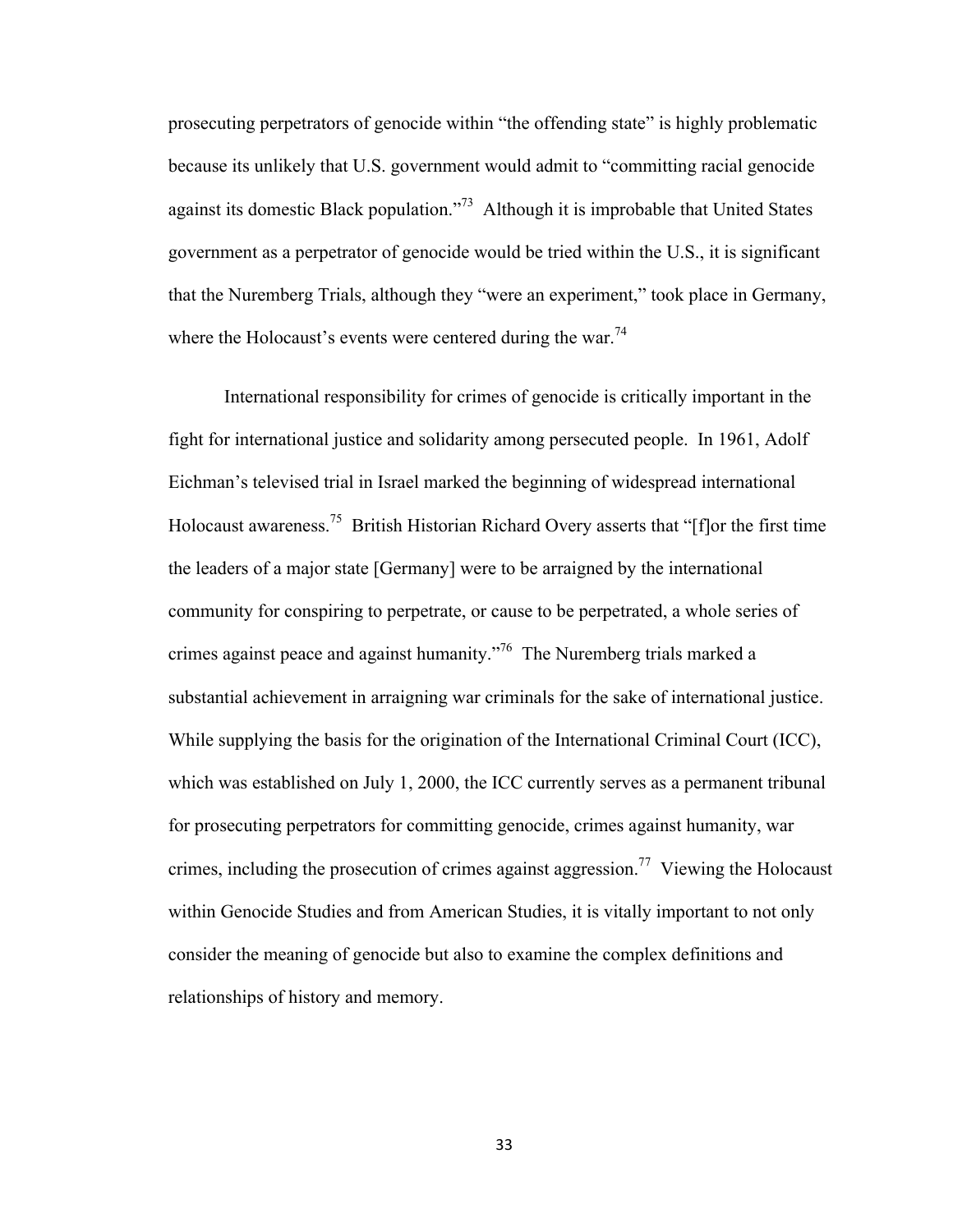prosecuting perpetrators of genocide within "the offending state" is highly problematic because its unlikely that U.S. government would admit to "committing racial genocide against its domestic Black population."[73] Although it is improbable that United States government as a perpetrator of genocide would be tried within the U.S., it is significant that the Nuremberg Trials, although they "were an experiment," took place in Germany, where the Holocaust's events were centered during the war.[74]

International responsibility for crimes of genocide is critically important in the fight for international justice and solidarity among persecuted people. In 1961, Adolf Eichman's televised trial in Israel marked the beginning of widespread international Holocaust awareness.[75] British Historian Richard Overy asserts that "[f]or the first time the leaders of a major state [Germany] were to be arraigned by the international community for conspiring to perpetrate, or cause to be perpetrated, a whole series of crimes against peace and against humanity."[76] The Nuremberg trials marked a substantial achievement in arraigning war criminals for the sake of international justice. While supplying the basis for the origination of the International Criminal Court (ICC), which was established on July 1, 2000, the ICC currently serves as a permanent tribunal for prosecuting perpetrators for committing genocide, crimes against humanity, war crimes, including the prosecution of crimes against aggression.[77] Viewing the Holocaust within Genocide Studies and from American Studies, it is vitally important to not only consider the meaning of genocide but also to examine the complex definitions and relationships of history and memory.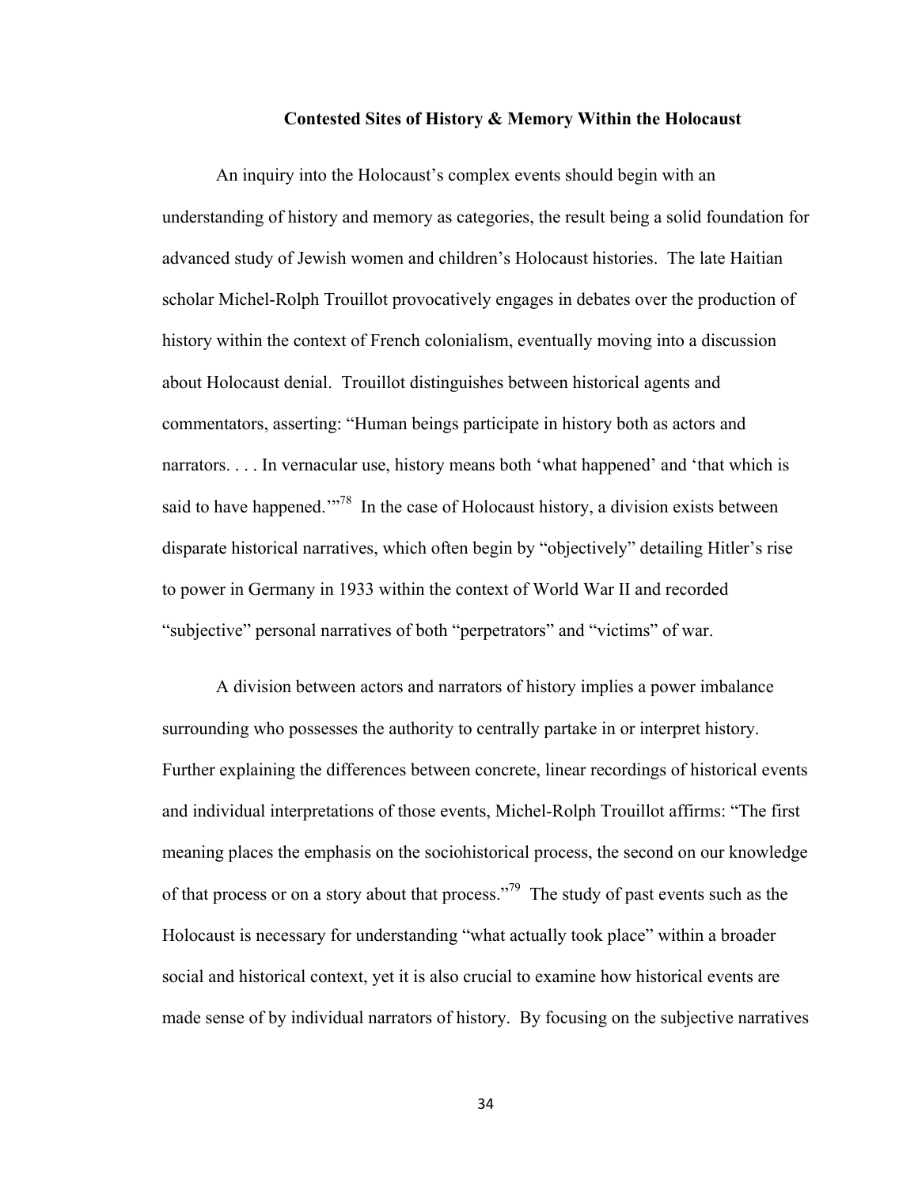### Contested Sites of History & Memory Within the Holocaust

An inquiry into the Holocaust's complex events should begin with an understanding of history and memory as categories, the result being a solid foundation for advanced study of Jewish women and children's Holocaust histories. The late Haitian scholar Michel-Rolph Trouillot provocatively engages in debates over the production of history within the context of French colonialism, eventually moving into a discussion about Holocaust denial. Trouillot distinguishes between historical agents and commentators, asserting: "Human beings participate in history both as actors and narrators. . . . In vernacular use, history means both 'what happened' and 'that which is said to have happened.'"[78] In the case of Holocaust history, a division exists between disparate historical narratives, which often begin by "objectively" detailing Hitler's rise to power in Germany in 1933 within the context of World War II and recorded "subjective" personal narratives of both "perpetrators" and "victims" of war.

A division between actors and narrators of history implies a power imbalance surrounding who possesses the authority to centrally partake in or interpret history. Further explaining the differences between concrete, linear recordings of historical events and individual interpretations of those events, Michel-Rolph Trouillot affirms: "The first meaning places the emphasis on the sociohistorical process, the second on our knowledge of that process or on a story about that process."[79] The study of past events such as the Holocaust is necessary for understanding "what actually took place" within a broader social and historical context, yet it is also crucial to examine how historical events are made sense of by individual narrators of history. By focusing on the subjective narratives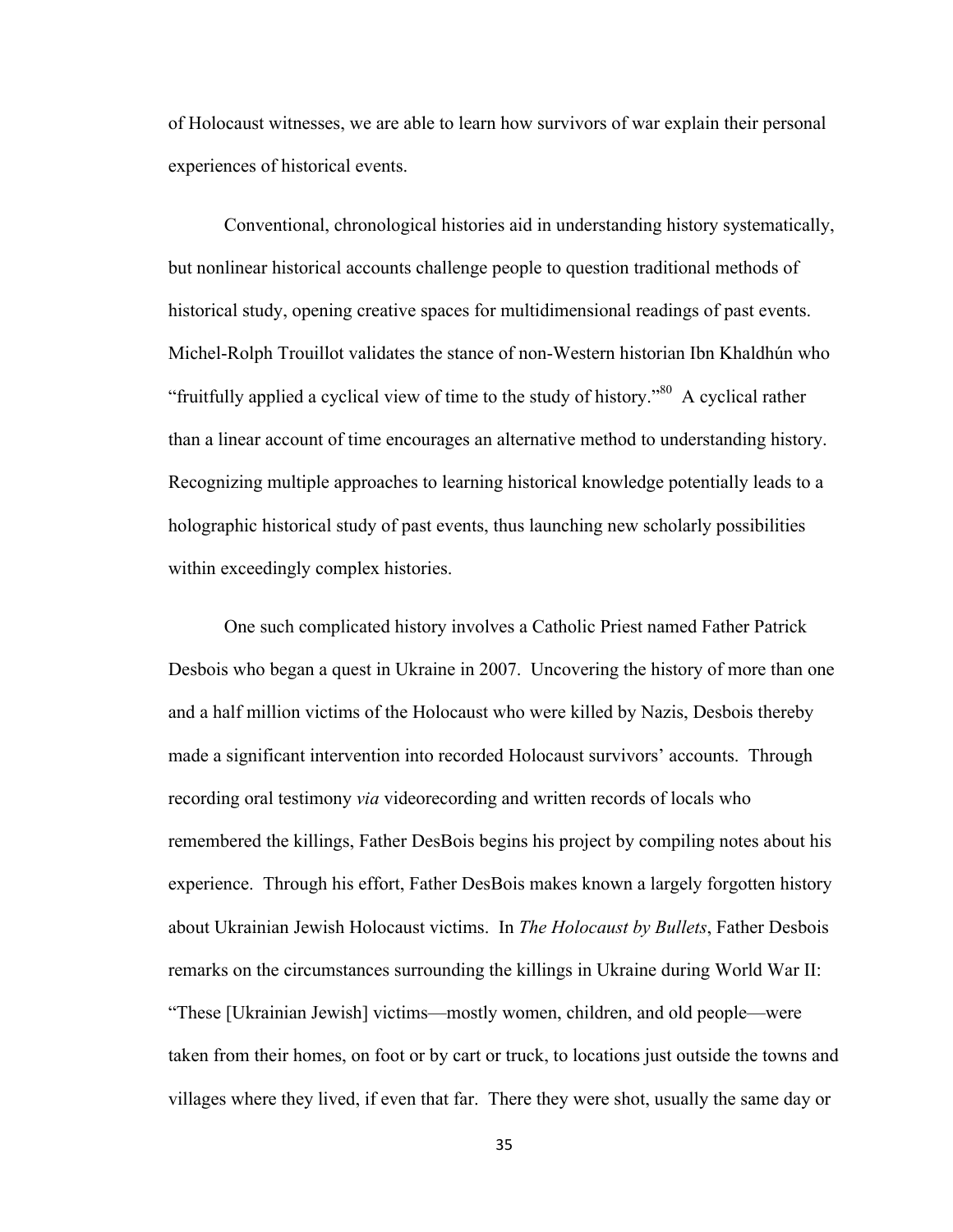of Holocaust witnesses, we are able to learn how survivors of war explain their personal experiences of historical events.

Conventional, chronological histories aid in understanding history systematically, but nonlinear historical accounts challenge people to question traditional methods of historical study, opening creative spaces for multidimensional readings of past events. Michel-Rolph Trouillot validates the stance of non-Western historian Ibn Khaldhún who "fruitfully applied a cyclical view of time to the study of history."[80] A cyclical rather than a linear account of time encourages an alternative method to understanding history. Recognizing multiple approaches to learning historical knowledge potentially leads to a holographic historical study of past events, thus launching new scholarly possibilities within exceedingly complex histories.

One such complicated history involves a Catholic Priest named Father Patrick Desbois who began a quest in Ukraine in 2007. Uncovering the history of more than one and a half million victims of the Holocaust who were killed by Nazis, Desbois thereby made a significant intervention into recorded Holocaust survivors' accounts. Through recording oral testimony *via* videorecording and written records of locals who remembered the killings, Father DesBois begins his project by compiling notes about his experience. Through his effort, Father DesBois makes known a largely forgotten history about Ukrainian Jewish Holocaust victims. In *The Holocaust by Bullets*, Father Desbois remarks on the circumstances surrounding the killings in Ukraine during World War II: "These [Ukrainian Jewish] victims—mostly women, children, and old people—were taken from their homes, on foot or by cart or truck, to locations just outside the towns and villages where they lived, if even that far. There they were shot, usually the same day or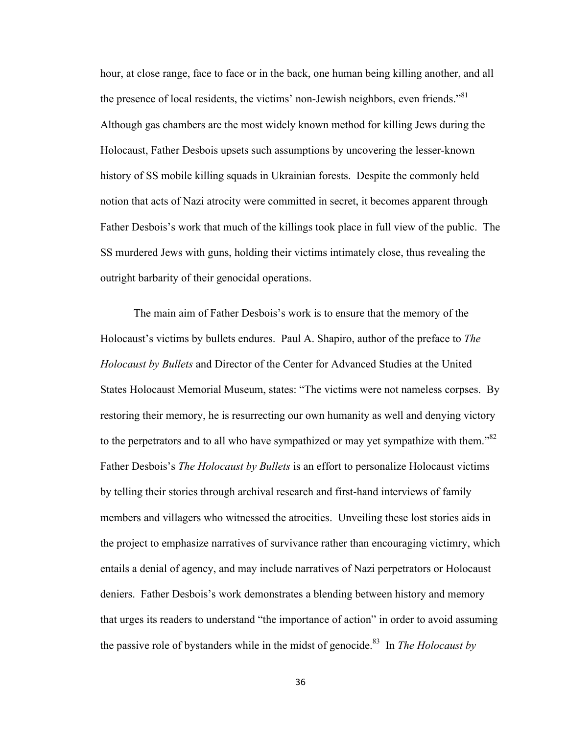hour, at close range, face to face or in the back, one human being killing another, and all the presence of local residents, the victims' non-Jewish neighbors, even friends."[81] Although gas chambers are the most widely known method for killing Jews during the Holocaust, Father Desbois upsets such assumptions by uncovering the lesser-known history of SS mobile killing squads in Ukrainian forests. Despite the commonly held notion that acts of Nazi atrocity were committed in secret, it becomes apparent through Father Desbois's work that much of the killings took place in full view of the public. The SS murdered Jews with guns, holding their victims intimately close, thus revealing the outright barbarity of their genocidal operations.

The main aim of Father Desbois's work is to ensure that the memory of the Holocaust's victims by bullets endures. Paul A. Shapiro, author of the preface to *The Holocaust by Bullets* and Director of the Center for Advanced Studies at the United States Holocaust Memorial Museum, states: "The victims were not nameless corpses. By restoring their memory, he is resurrecting our own humanity as well and denying victory to the perpetrators and to all who have sympathized or may yet sympathize with them."[82] Father Desbois's *The Holocaust by Bullets* is an effort to personalize Holocaust victims by telling their stories through archival research and first-hand interviews of family members and villagers who witnessed the atrocities. Unveiling these lost stories aids in the project to emphasize narratives of survivance rather than encouraging victimry, which entails a denial of agency, and may include narratives of Nazi perpetrators or Holocaust deniers. Father Desbois's work demonstrates a blending between history and memory that urges its readers to understand "the importance of action" in order to avoid assuming the passive role of bystanders while in the midst of genocide.[83] In *The Holocaust by*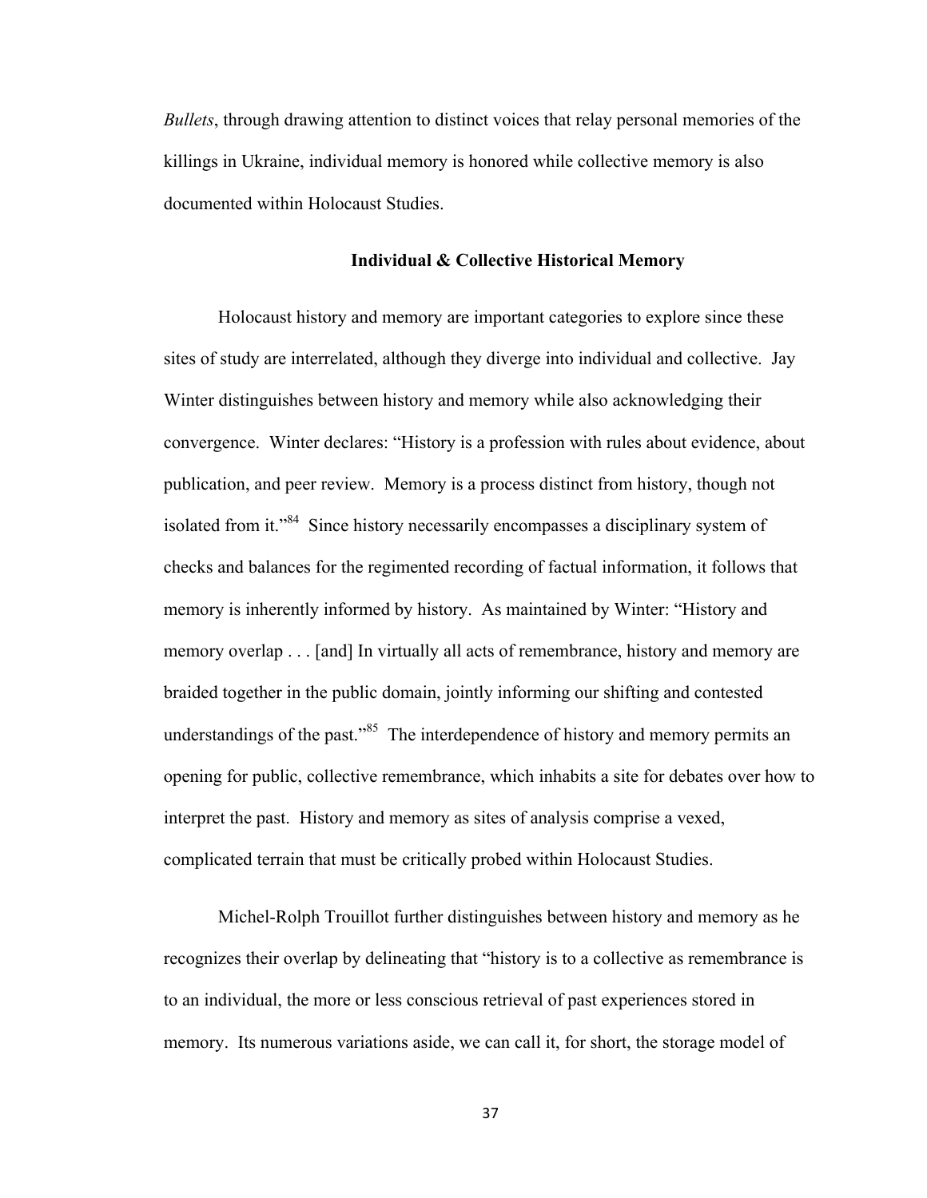*Bullets*, through drawing attention to distinct voices that relay personal memories of the killings in Ukraine, individual memory is honored while collective memory is also documented within Holocaust Studies.

## Individual & Collective Historical Memory

Holocaust history and memory are important categories to explore since these sites of study are interrelated, although they diverge into individual and collective. Jay Winter distinguishes between history and memory while also acknowledging their convergence. Winter declares: "History is a profession with rules about evidence, about publication, and peer review. Memory is a process distinct from history, though not isolated from it."[84] Since history necessarily encompasses a disciplinary system of checks and balances for the regimented recording of factual information, it follows that memory is inherently informed by history. As maintained by Winter: "History and memory overlap . . . [and] In virtually all acts of remembrance, history and memory are braided together in the public domain, jointly informing our shifting and contested understandings of the past."[85] The interdependence of history and memory permits an opening for public, collective remembrance, which inhabits a site for debates over how to interpret the past. History and memory as sites of analysis comprise a vexed, complicated terrain that must be critically probed within Holocaust Studies.

Michel-Rolph Trouillot further distinguishes between history and memory as he recognizes their overlap by delineating that "history is to a collective as remembrance is to an individual, the more or less conscious retrieval of past experiences stored in memory. Its numerous variations aside, we can call it, for short, the storage model of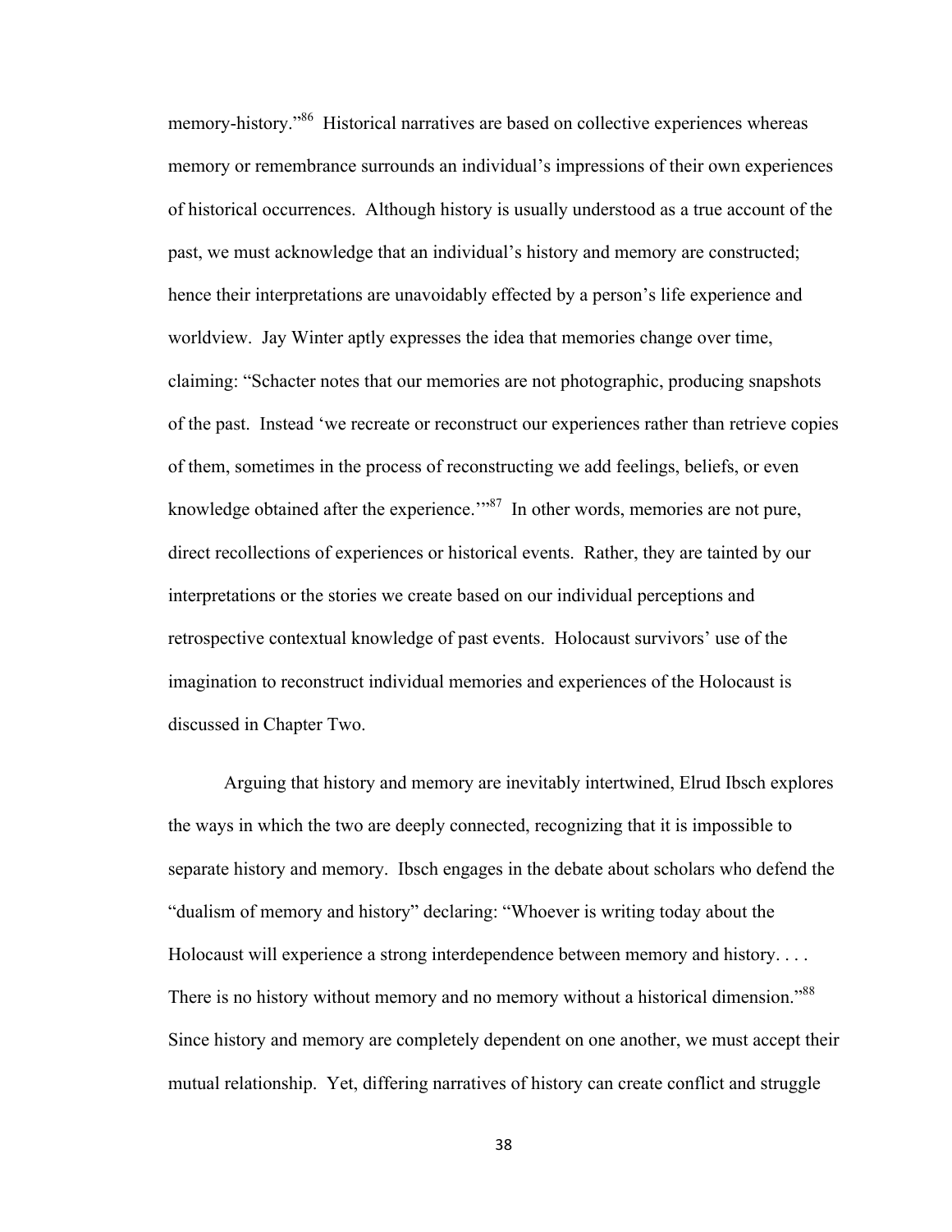memory-history."[86] Historical narratives are based on collective experiences whereas memory or remembrance surrounds an individual's impressions of their own experiences of historical occurrences. Although history is usually understood as a true account of the past, we must acknowledge that an individual's history and memory are constructed; hence their interpretations are unavoidably effected by a person's life experience and worldview. Jay Winter aptly expresses the idea that memories change over time, claiming: "Schacter notes that our memories are not photographic, producing snapshots of the past. Instead 'we recreate or reconstruct our experiences rather than retrieve copies of them, sometimes in the process of reconstructing we add feelings, beliefs, or even knowledge obtained after the experience.'"[87] In other words, memories are not pure, direct recollections of experiences or historical events. Rather, they are tainted by our interpretations or the stories we create based on our individual perceptions and retrospective contextual knowledge of past events. Holocaust survivors' use of the imagination to reconstruct individual memories and experiences of the Holocaust is discussed in Chapter Two.

Arguing that history and memory are inevitably intertwined, Elrud Ibsch explores the ways in which the two are deeply connected, recognizing that it is impossible to separate history and memory. Ibsch engages in the debate about scholars who defend the "dualism of memory and history" declaring: "Whoever is writing today about the Holocaust will experience a strong interdependence between memory and history. . . . There is no history without memory and no memory without a historical dimension."[88] Since history and memory are completely dependent on one another, we must accept their mutual relationship. Yet, differing narratives of history can create conflict and struggle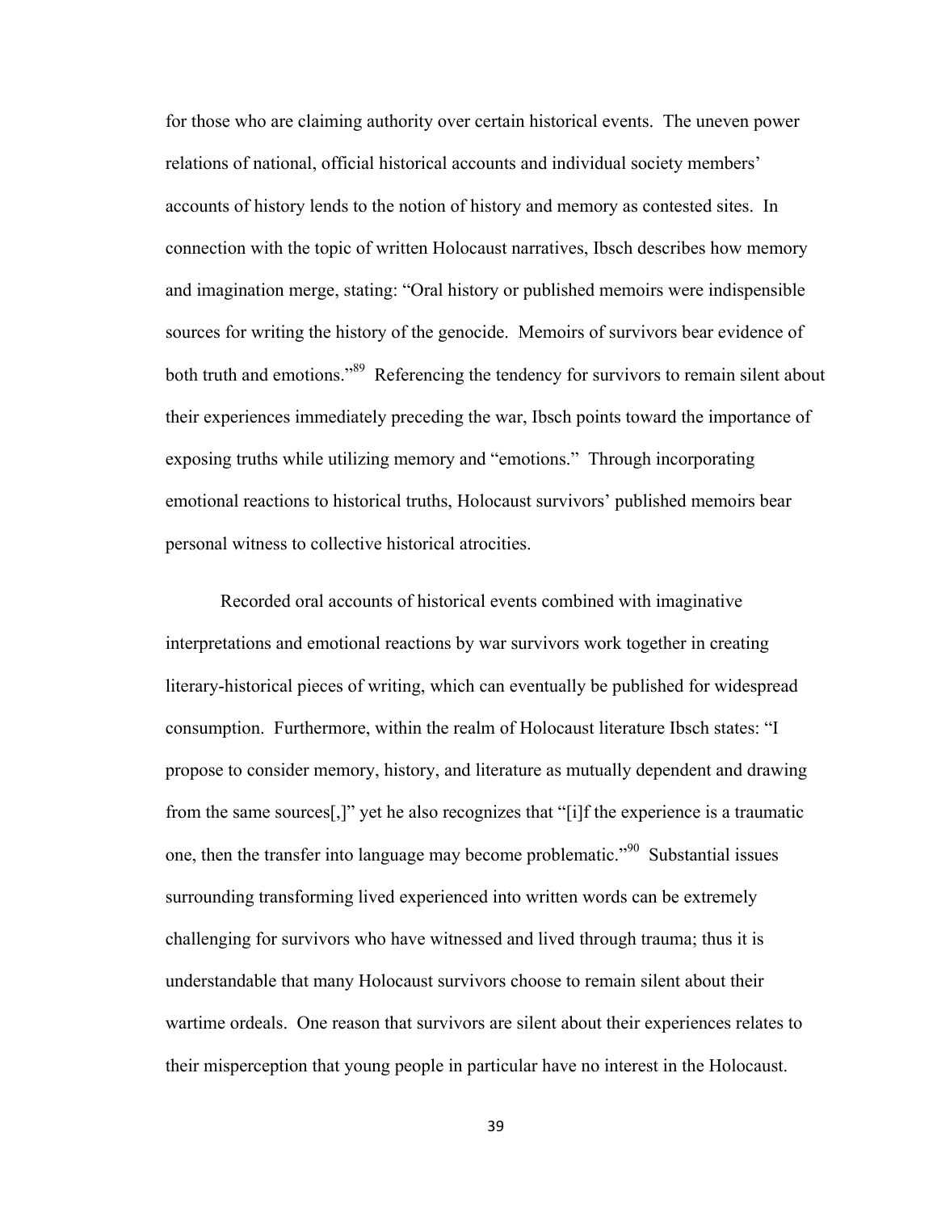for those who are claiming authority over certain historical events. The uneven power relations of national, official historical accounts and individual society members' accounts of history lends to the notion of history and memory as contested sites. In connection with the topic of written Holocaust narratives, Ibsch describes how memory and imagination merge, stating: "Oral history or published memoirs were indispensible sources for writing the history of the genocide. Memoirs of survivors bear evidence of both truth and emotions."[89] Referencing the tendency for survivors to remain silent about their experiences immediately preceding the war, Ibsch points toward the importance of exposing truths while utilizing memory and "emotions." Through incorporating emotional reactions to historical truths, Holocaust survivors' published memoirs bear personal witness to collective historical atrocities.

Recorded oral accounts of historical events combined with imaginative interpretations and emotional reactions by war survivors work together in creating literary-historical pieces of writing, which can eventually be published for widespread consumption. Furthermore, within the realm of Holocaust literature Ibsch states: "I propose to consider memory, history, and literature as mutually dependent and drawing from the same sources[,]" yet he also recognizes that "[i]f the experience is a traumatic one, then the transfer into language may become problematic."[90] Substantial issues surrounding transforming lived experienced into written words can be extremely challenging for survivors who have witnessed and lived through trauma; thus it is understandable that many Holocaust survivors choose to remain silent about their wartime ordeals. One reason that survivors are silent about their experiences relates to their misperception that young people in particular have no interest in the Holocaust.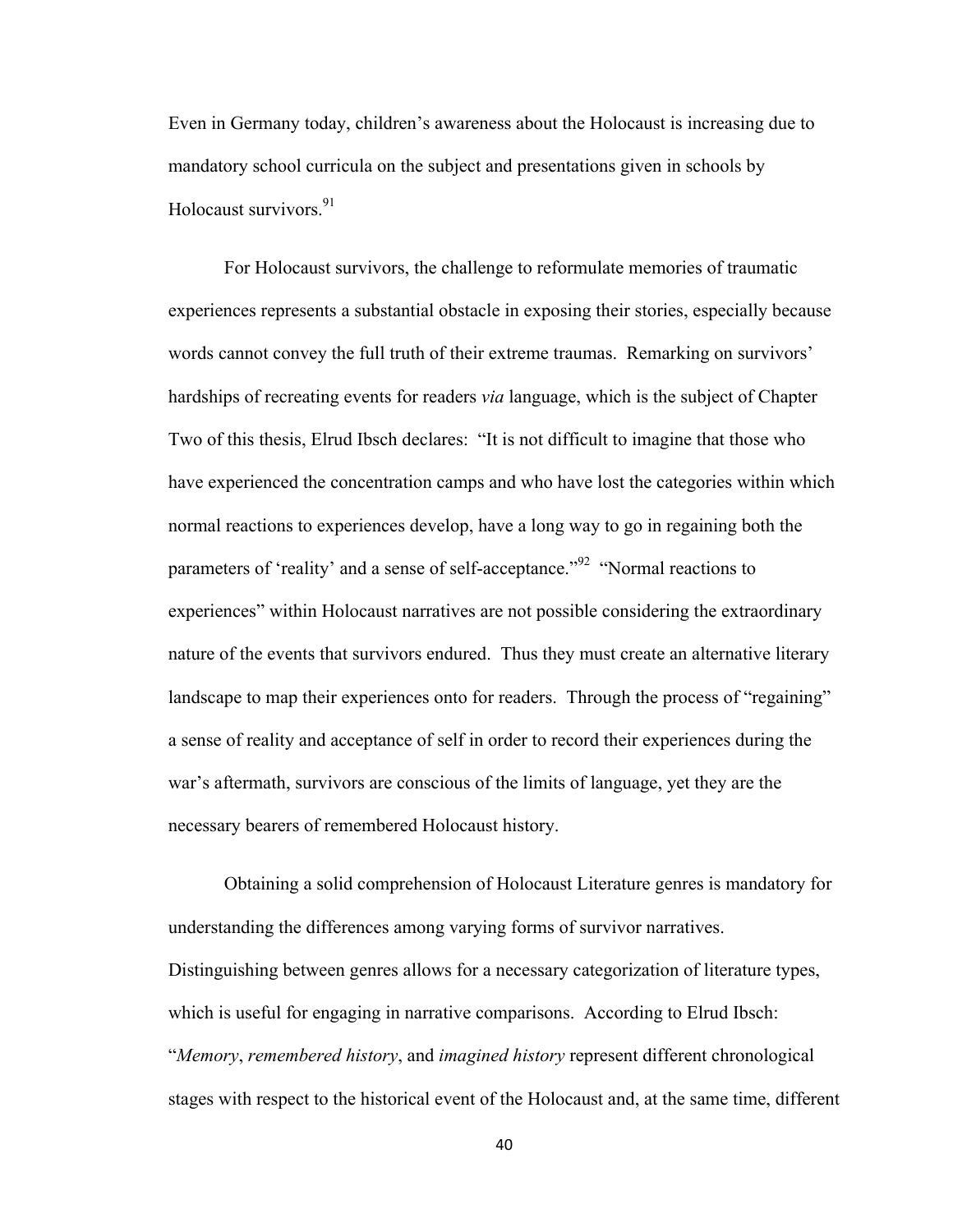Even in Germany today, children's awareness about the Holocaust is increasing due to mandatory school curricula on the subject and presentations given in schools by Holocaust survivors.[91]

For Holocaust survivors, the challenge to reformulate memories of traumatic experiences represents a substantial obstacle in exposing their stories, especially because words cannot convey the full truth of their extreme traumas. Remarking on survivors' hardships of recreating events for readers *via* language, which is the subject of Chapter Two of this thesis, Elrud Ibsch declares: "It is not difficult to imagine that those who have experienced the concentration camps and who have lost the categories within which normal reactions to experiences develop, have a long way to go in regaining both the parameters of 'reality' and a sense of self-acceptance."[92] "Normal reactions to experiences" within Holocaust narratives are not possible considering the extraordinary nature of the events that survivors endured. Thus they must create an alternative literary landscape to map their experiences onto for readers. Through the process of "regaining" a sense of reality and acceptance of self in order to record their experiences during the war's aftermath, survivors are conscious of the limits of language, yet they are the necessary bearers of remembered Holocaust history.

Obtaining a solid comprehension of Holocaust Literature genres is mandatory for understanding the differences among varying forms of survivor narratives. Distinguishing between genres allows for a necessary categorization of literature types, which is useful for engaging in narrative comparisons. According to Elrud Ibsch: "*Memory*, *remembered history*, and *imagined history* represent different chronological stages with respect to the historical event of the Holocaust and, at the same time, different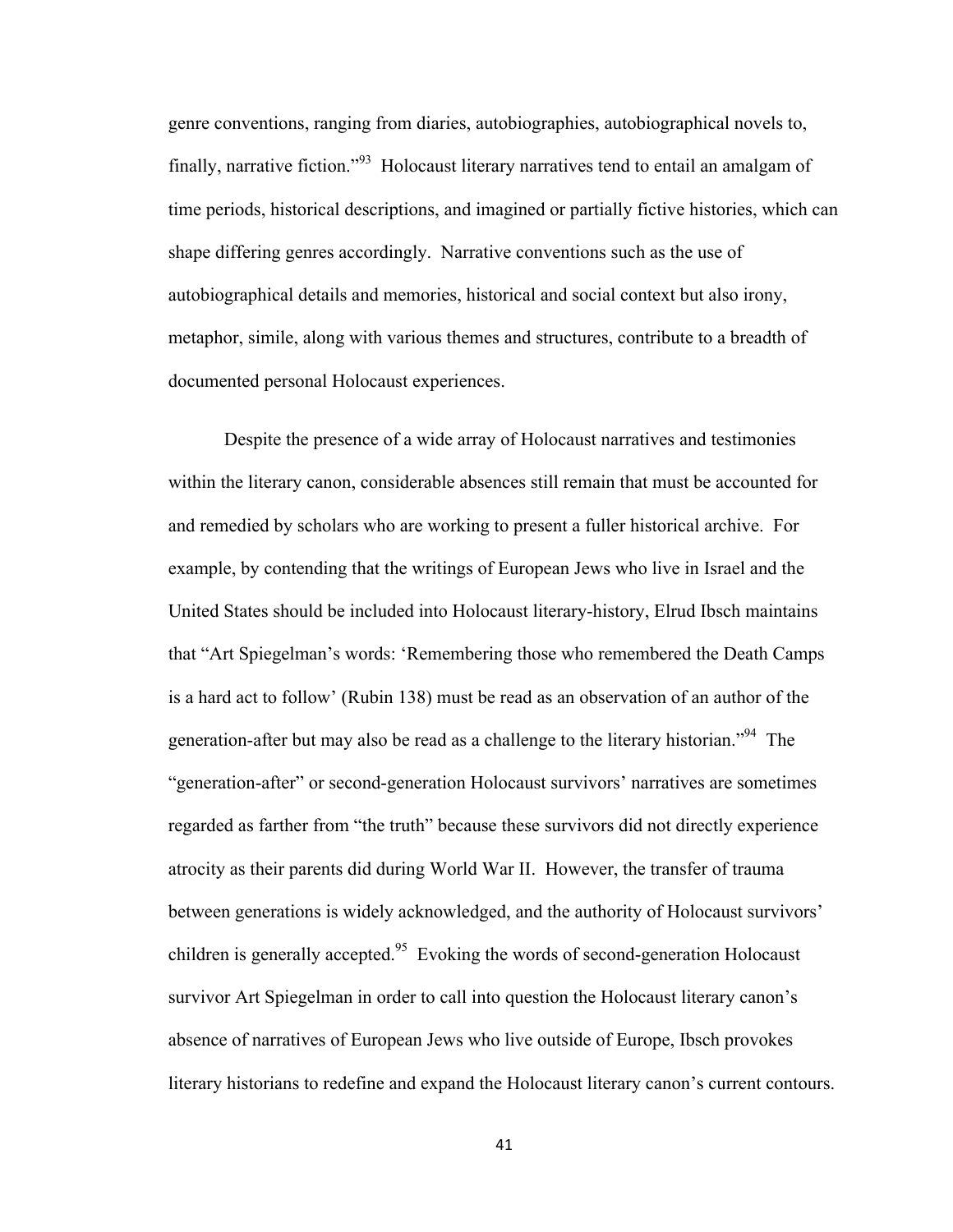genre conventions, ranging from diaries, autobiographies, autobiographical novels to, finally, narrative fiction."[93] Holocaust literary narratives tend to entail an amalgam of time periods, historical descriptions, and imagined or partially fictive histories, which can shape differing genres accordingly. Narrative conventions such as the use of autobiographical details and memories, historical and social context but also irony, metaphor, simile, along with various themes and structures, contribute to a breadth of documented personal Holocaust experiences.

Despite the presence of a wide array of Holocaust narratives and testimonies within the literary canon, considerable absences still remain that must be accounted for and remedied by scholars who are working to present a fuller historical archive. For example, by contending that the writings of European Jews who live in Israel and the United States should be included into Holocaust literary-history, Elrud Ibsch maintains that "Art Spiegelman's words: 'Remembering those who remembered the Death Camps is a hard act to follow' (Rubin 138) must be read as an observation of an author of the generation-after but may also be read as a challenge to the literary historian."[94] The "generation-after" or second-generation Holocaust survivors' narratives are sometimes regarded as farther from "the truth" because these survivors did not directly experience atrocity as their parents did during World War II. However, the transfer of trauma between generations is widely acknowledged, and the authority of Holocaust survivors' children is generally accepted.[95] Evoking the words of second-generation Holocaust survivor Art Spiegelman in order to call into question the Holocaust literary canon's absence of narratives of European Jews who live outside of Europe, Ibsch provokes literary historians to redefine and expand the Holocaust literary canon's current contours.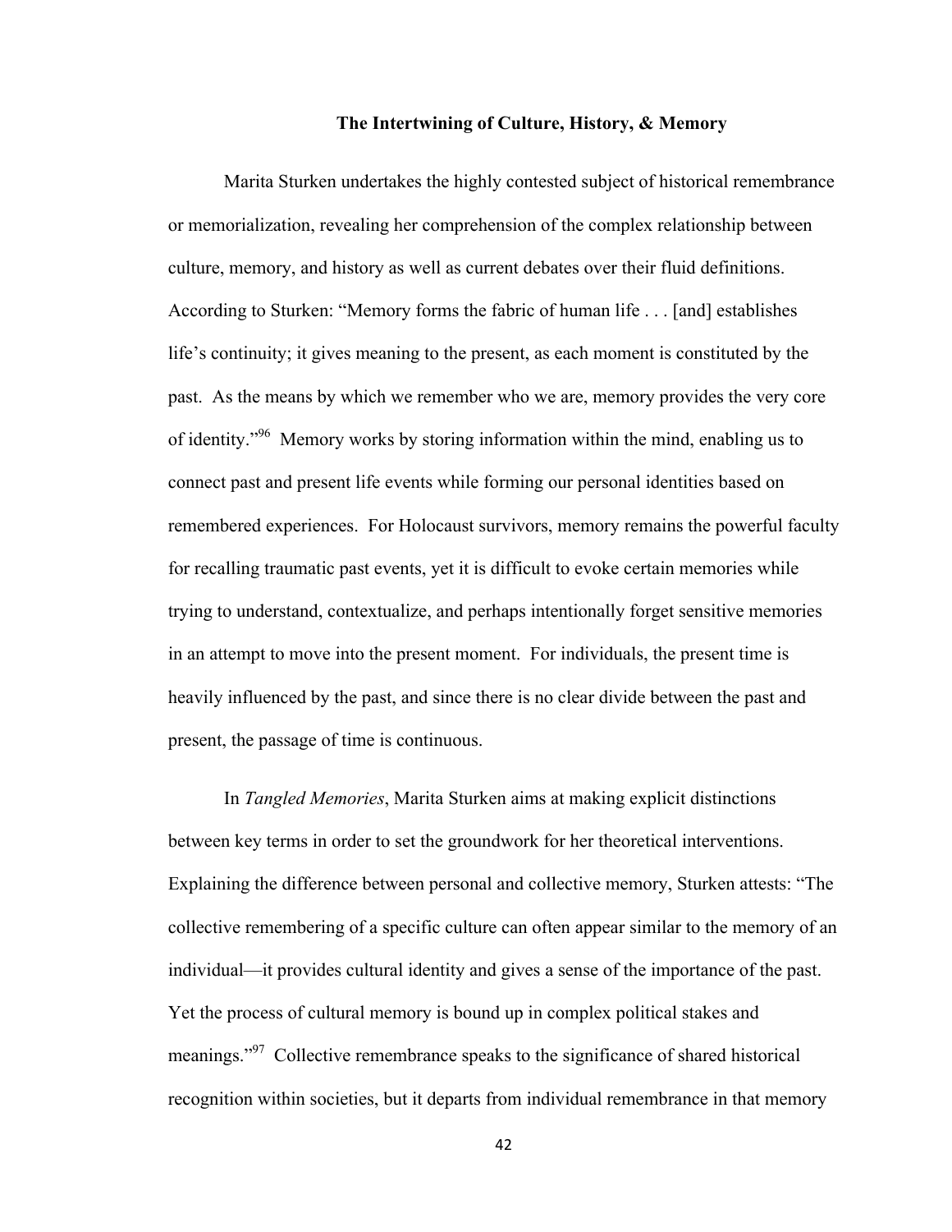**The Intertwining of Culture, History, & Memory**

Marita Sturken undertakes the highly contested subject of historical remembrance or memorialization, revealing her comprehension of the complex relationship between culture, memory, and history as well as current debates over their fluid definitions. According to Sturken: "Memory forms the fabric of human life . . . [and] establishes life's continuity; it gives meaning to the present, as each moment is constituted by the past. As the means by which we remember who we are, memory provides the very core of identity."[96] Memory works by storing information within the mind, enabling us to connect past and present life events while forming our personal identities based on remembered experiences. For Holocaust survivors, memory remains the powerful faculty for recalling traumatic past events, yet it is difficult to evoke certain memories while trying to understand, contextualize, and perhaps intentionally forget sensitive memories in an attempt to move into the present moment. For individuals, the present time is heavily influenced by the past, and since there is no clear divide between the past and present, the passage of time is continuous.

In *Tangled Memories*, Marita Sturken aims at making explicit distinctions between key terms in order to set the groundwork for her theoretical interventions. Explaining the difference between personal and collective memory, Sturken attests: "The collective remembering of a specific culture can often appear similar to the memory of an individual—it provides cultural identity and gives a sense of the importance of the past. Yet the process of cultural memory is bound up in complex political stakes and meanings."[97] Collective remembrance speaks to the significance of shared historical recognition within societies, but it departs from individual remembrance in that memory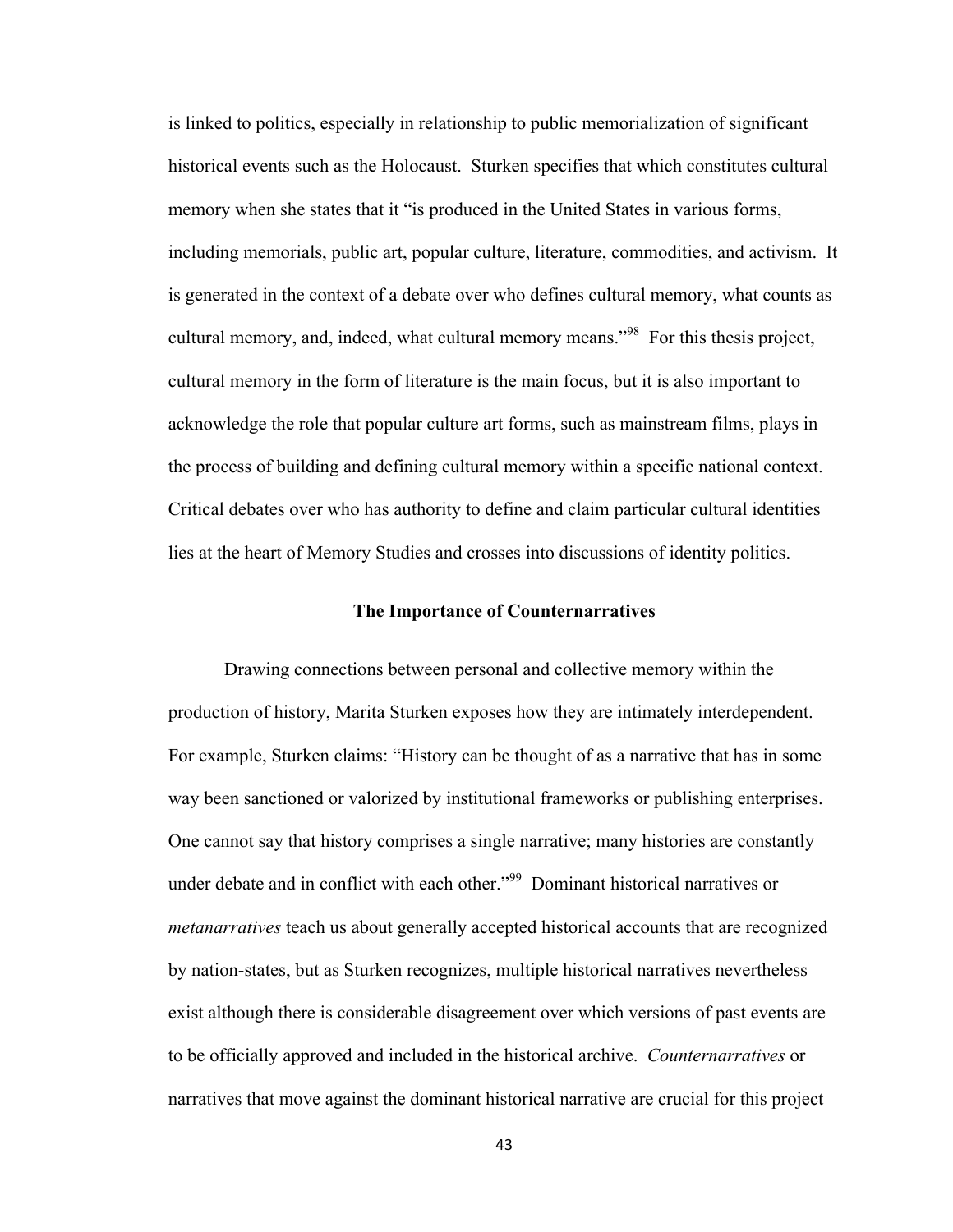is linked to politics, especially in relationship to public memorialization of significant historical events such as the Holocaust. Sturken specifies that which constitutes cultural memory when she states that it "is produced in the United States in various forms, including memorials, public art, popular culture, literature, commodities, and activism. It is generated in the context of a debate over who defines cultural memory, what counts as cultural memory, and, indeed, what cultural memory means."[98] For this thesis project, cultural memory in the form of literature is the main focus, but it is also important to acknowledge the role that popular culture art forms, such as mainstream films, plays in the process of building and defining cultural memory within a specific national context. Critical debates over who has authority to define and claim particular cultural identities lies at the heart of Memory Studies and crosses into discussions of identity politics.

## The Importance of Counternarratives

Drawing connections between personal and collective memory within the production of history, Marita Sturken exposes how they are intimately interdependent. For example, Sturken claims: "History can be thought of as a narrative that has in some way been sanctioned or valorized by institutional frameworks or publishing enterprises. One cannot say that history comprises a single narrative; many histories are constantly under debate and in conflict with each other."[99] Dominant historical narratives or *metanarratives* teach us about generally accepted historical accounts that are recognized by nation-states, but as Sturken recognizes, multiple historical narratives nevertheless exist although there is considerable disagreement over which versions of past events are to be officially approved and included in the historical archive. *Counternarratives* or narratives that move against the dominant historical narrative are crucial for this project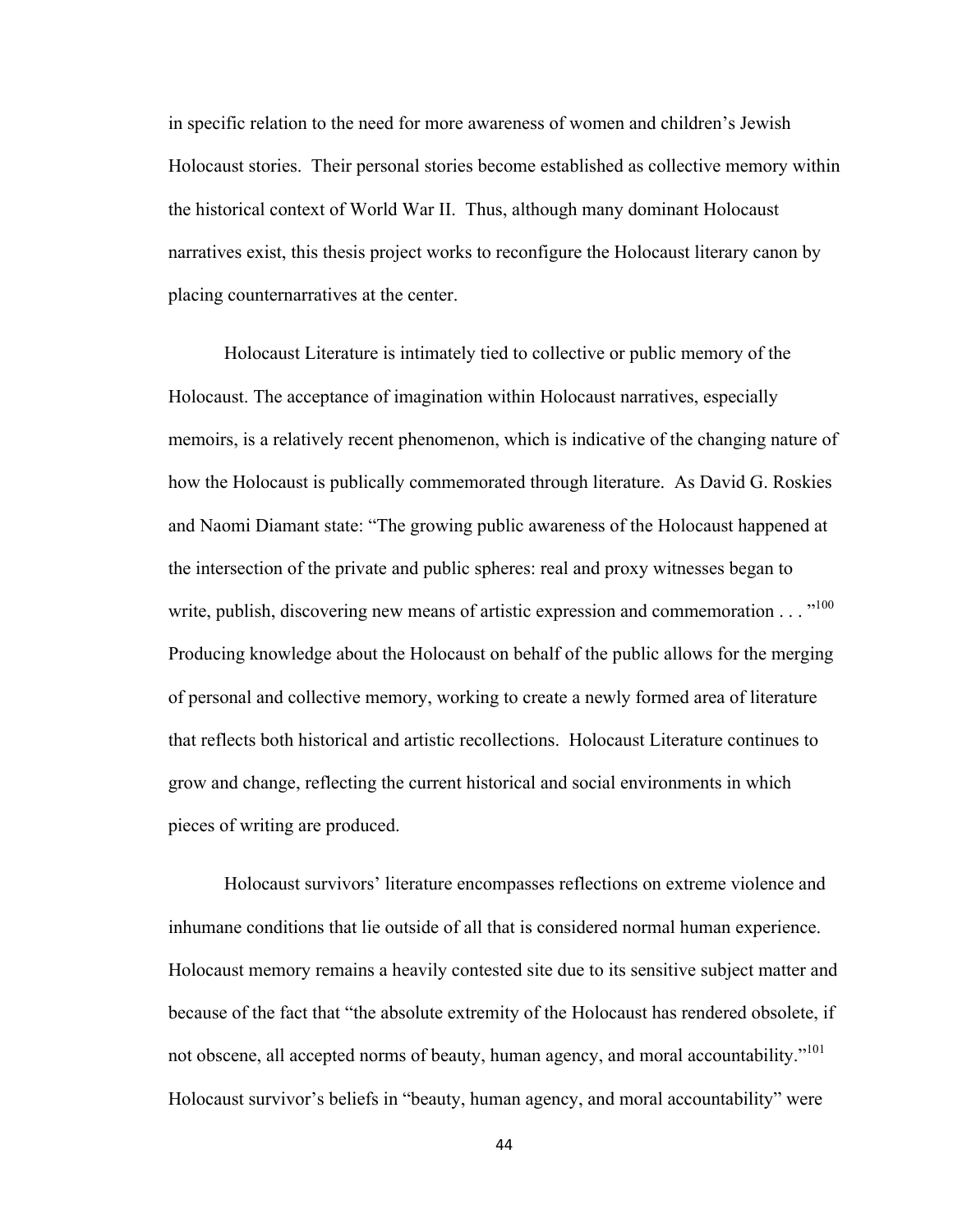in specific relation to the need for more awareness of women and children's Jewish Holocaust stories. Their personal stories become established as collective memory within the historical context of World War II. Thus, although many dominant Holocaust narratives exist, this thesis project works to reconfigure the Holocaust literary canon by placing counternarratives at the center.

Holocaust Literature is intimately tied to collective or public memory of the Holocaust. The acceptance of imagination within Holocaust narratives, especially memoirs, is a relatively recent phenomenon, which is indicative of the changing nature of how the Holocaust is publically commemorated through literature. As David G. Roskies and Naomi Diamant state: "The growing public awareness of the Holocaust happened at the intersection of the private and public spheres: real and proxy witnesses began to write, publish, discovering new means of artistic expression and commemoration . . ."[100] Producing knowledge about the Holocaust on behalf of the public allows for the merging of personal and collective memory, working to create a newly formed area of literature that reflects both historical and artistic recollections. Holocaust Literature continues to grow and change, reflecting the current historical and social environments in which pieces of writing are produced.

Holocaust survivors' literature encompasses reflections on extreme violence and inhumane conditions that lie outside of all that is considered normal human experience. Holocaust memory remains a heavily contested site due to its sensitive subject matter and because of the fact that "the absolute extremity of the Holocaust has rendered obsolete, if not obscene, all accepted norms of beauty, human agency, and moral accountability."[101] Holocaust survivor's beliefs in "beauty, human agency, and moral accountability" were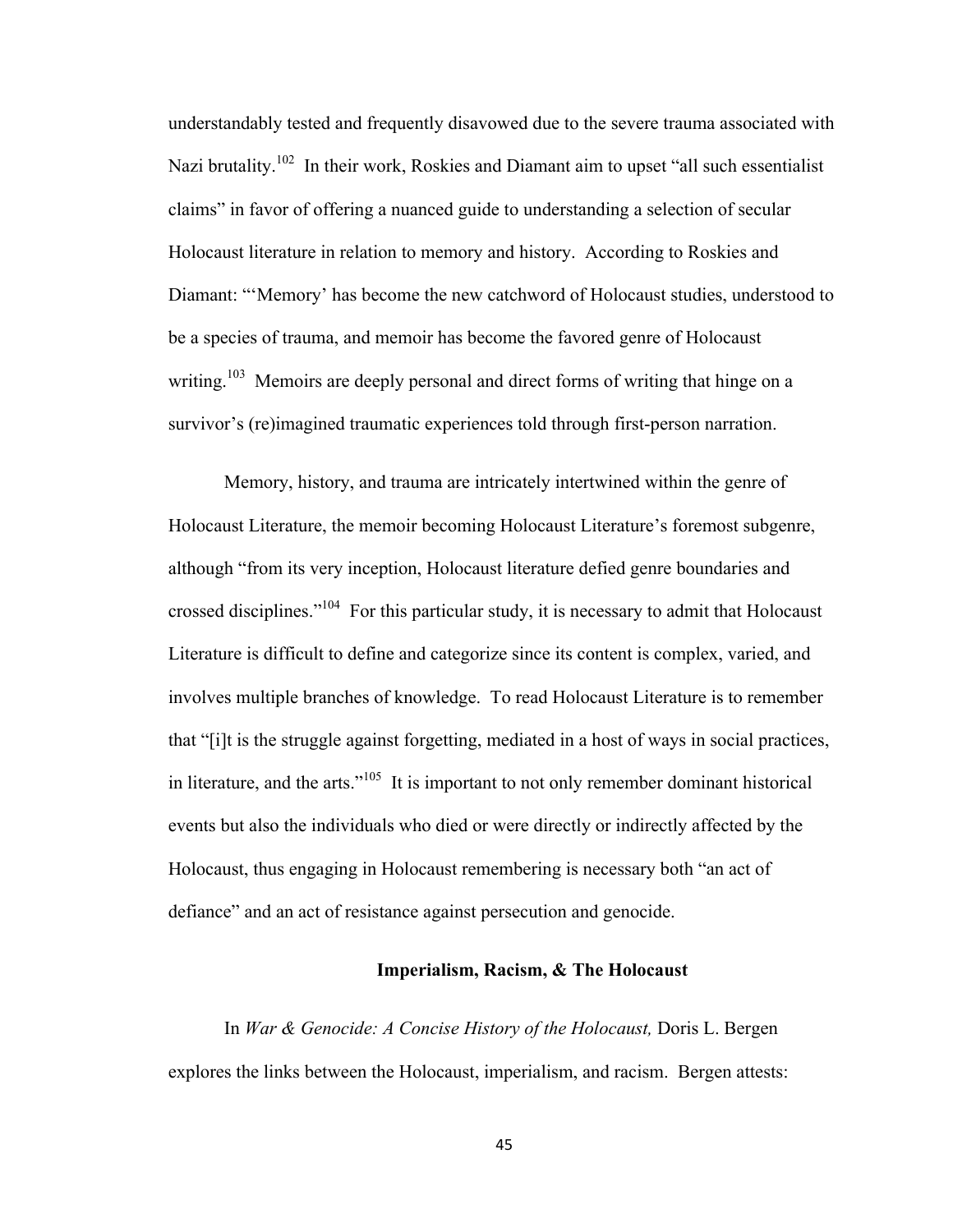understandably tested and frequently disavowed due to the severe trauma associated with Nazi brutality.[102] In their work, Roskies and Diamant aim to upset "all such essentialist claims" in favor of offering a nuanced guide to understanding a selection of secular Holocaust literature in relation to memory and history. According to Roskies and Diamant: "'Memory' has become the new catchword of Holocaust studies, understood to be a species of trauma, and memoir has become the favored genre of Holocaust writing.[103] Memoirs are deeply personal and direct forms of writing that hinge on a survivor's (re)imagined traumatic experiences told through first-person narration.

Memory, history, and trauma are intricately intertwined within the genre of Holocaust Literature, the memoir becoming Holocaust Literature's foremost subgenre, although "from its very inception, Holocaust literature defied genre boundaries and crossed disciplines."[104] For this particular study, it is necessary to admit that Holocaust Literature is difficult to define and categorize since its content is complex, varied, and involves multiple branches of knowledge. To read Holocaust Literature is to remember that "[i]t is the struggle against forgetting, mediated in a host of ways in social practices, in literature, and the arts."[105] It is important to not only remember dominant historical events but also the individuals who died or were directly or indirectly affected by the Holocaust, thus engaging in Holocaust remembering is necessary both "an act of defiance" and an act of resistance against persecution and genocide.

### Imperialism, Racism, & The Holocaust

In *War & Genocide: A Concise History of the Holocaust,* Doris L. Bergen explores the links between the Holocaust, imperialism, and racism. Bergen attests: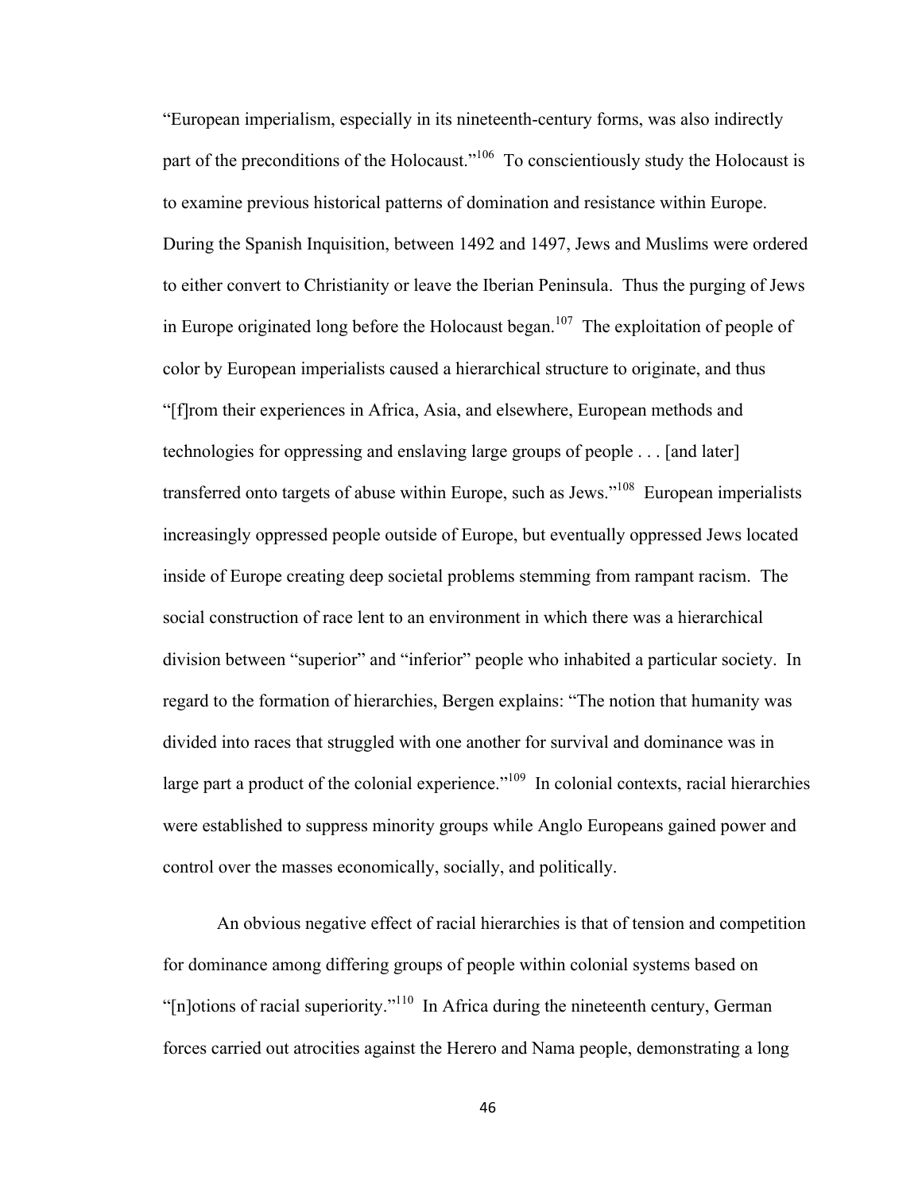"European imperialism, especially in its nineteenth-century forms, was also indirectly part of the preconditions of the Holocaust."[106] To conscientiously study the Holocaust is to examine previous historical patterns of domination and resistance within Europe. During the Spanish Inquisition, between 1492 and 1497, Jews and Muslims were ordered to either convert to Christianity or leave the Iberian Peninsula. Thus the purging of Jews in Europe originated long before the Holocaust began.[107] The exploitation of people of color by European imperialists caused a hierarchical structure to originate, and thus "[f]rom their experiences in Africa, Asia, and elsewhere, European methods and technologies for oppressing and enslaving large groups of people . . . [and later] transferred onto targets of abuse within Europe, such as Jews."[108] European imperialists increasingly oppressed people outside of Europe, but eventually oppressed Jews located inside of Europe creating deep societal problems stemming from rampant racism. The social construction of race lent to an environment in which there was a hierarchical division between "superior" and "inferior" people who inhabited a particular society. In regard to the formation of hierarchies, Bergen explains: "The notion that humanity was divided into races that struggled with one another for survival and dominance was in large part a product of the colonial experience."[109] In colonial contexts, racial hierarchies were established to suppress minority groups while Anglo Europeans gained power and control over the masses economically, socially, and politically.

An obvious negative effect of racial hierarchies is that of tension and competition for dominance among differing groups of people within colonial systems based on "[n]otions of racial superiority."[110] In Africa during the nineteenth century, German forces carried out atrocities against the Herero and Nama people, demonstrating a long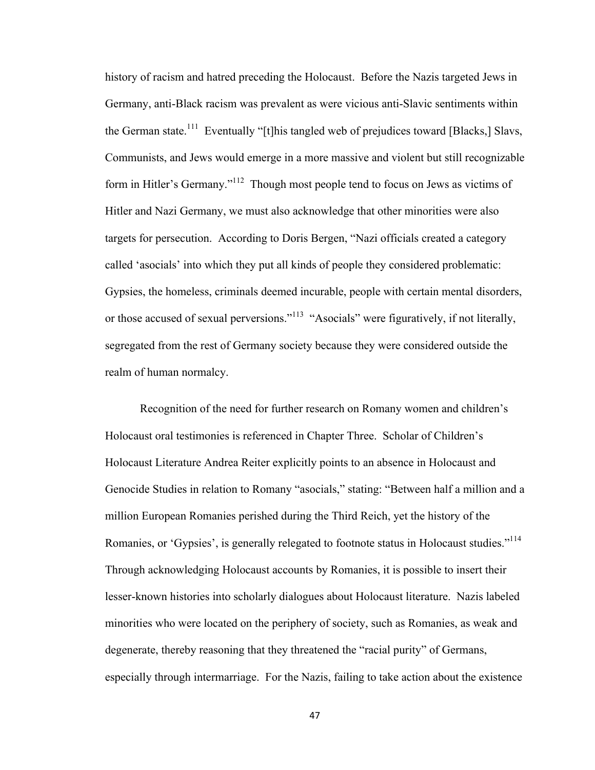history of racism and hatred preceding the Holocaust. Before the Nazis targeted Jews in Germany, anti-Black racism was prevalent as were vicious anti-Slavic sentiments within the German state.[111] Eventually "[t]his tangled web of prejudices toward [Blacks,] Slavs, Communists, and Jews would emerge in a more massive and violent but still recognizable form in Hitler's Germany."[112] Though most people tend to focus on Jews as victims of Hitler and Nazi Germany, we must also acknowledge that other minorities were also targets for persecution. According to Doris Bergen, "Nazi officials created a category called 'asocials' into which they put all kinds of people they considered problematic: Gypsies, the homeless, criminals deemed incurable, people with certain mental disorders, or those accused of sexual perversions."[113] "Asocials" were figuratively, if not literally, segregated from the rest of Germany society because they were considered outside the realm of human normalcy.

Recognition of the need for further research on Romany women and children's Holocaust oral testimonies is referenced in Chapter Three. Scholar of Children's Holocaust Literature Andrea Reiter explicitly points to an absence in Holocaust and Genocide Studies in relation to Romany "asocials," stating: "Between half a million and a million European Romanies perished during the Third Reich, yet the history of the Romanies, or 'Gypsies', is generally relegated to footnote status in Holocaust studies."[114] Through acknowledging Holocaust accounts by Romanies, it is possible to insert their lesser-known histories into scholarly dialogues about Holocaust literature. Nazis labeled minorities who were located on the periphery of society, such as Romanies, as weak and degenerate, thereby reasoning that they threatened the "racial purity" of Germans, especially through intermarriage. For the Nazis, failing to take action about the existence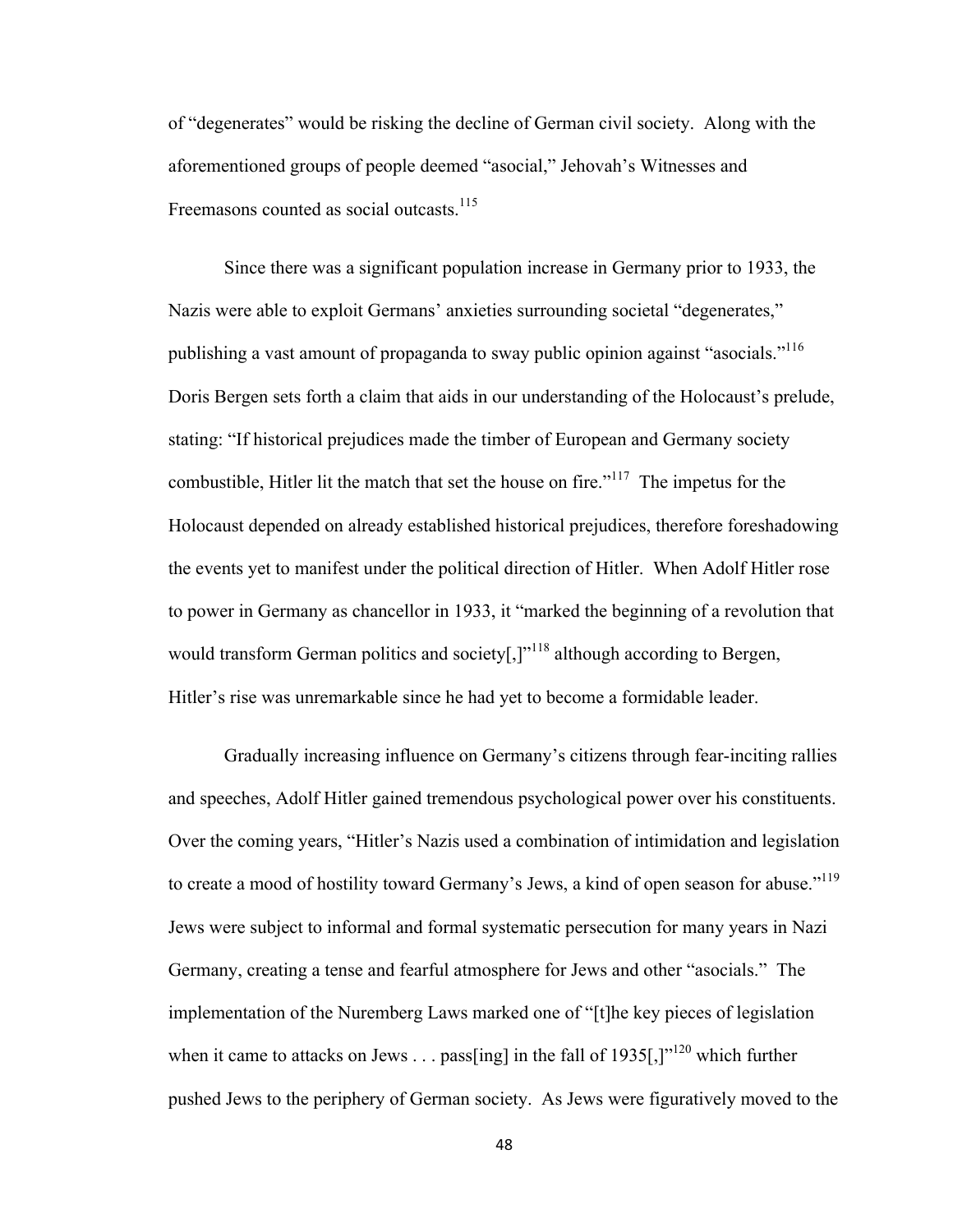of "degenerates" would be risking the decline of German civil society. Along with the aforementioned groups of people deemed "asocial," Jehovah's Witnesses and Freemasons counted as social outcasts.[115]

Since there was a significant population increase in Germany prior to 1933, the Nazis were able to exploit Germans' anxieties surrounding societal "degenerates," publishing a vast amount of propaganda to sway public opinion against "asocials."[116] Doris Bergen sets forth a claim that aids in our understanding of the Holocaust's prelude, stating: "If historical prejudices made the timber of European and Germany society combustible, Hitler lit the match that set the house on fire."[117] The impetus for the Holocaust depended on already established historical prejudices, therefore foreshadowing the events yet to manifest under the political direction of Hitler. When Adolf Hitler rose to power in Germany as chancellor in 1933, it "marked the beginning of a revolution that would transform German politics and society[,]"[118] although according to Bergen, Hitler's rise was unremarkable since he had yet to become a formidable leader.

Gradually increasing influence on Germany's citizens through fear-inciting rallies and speeches, Adolf Hitler gained tremendous psychological power over his constituents. Over the coming years, "Hitler's Nazis used a combination of intimidation and legislation to create a mood of hostility toward Germany's Jews, a kind of open season for abuse."[119] Jews were subject to informal and formal systematic persecution for many years in Nazi Germany, creating a tense and fearful atmosphere for Jews and other "asocials." The implementation of the Nuremberg Laws marked one of "[t]he key pieces of legislation when it came to attacks on Jews . . . pass[ing] in the fall of 1935[,]"[120] which further pushed Jews to the periphery of German society. As Jews were figuratively moved to the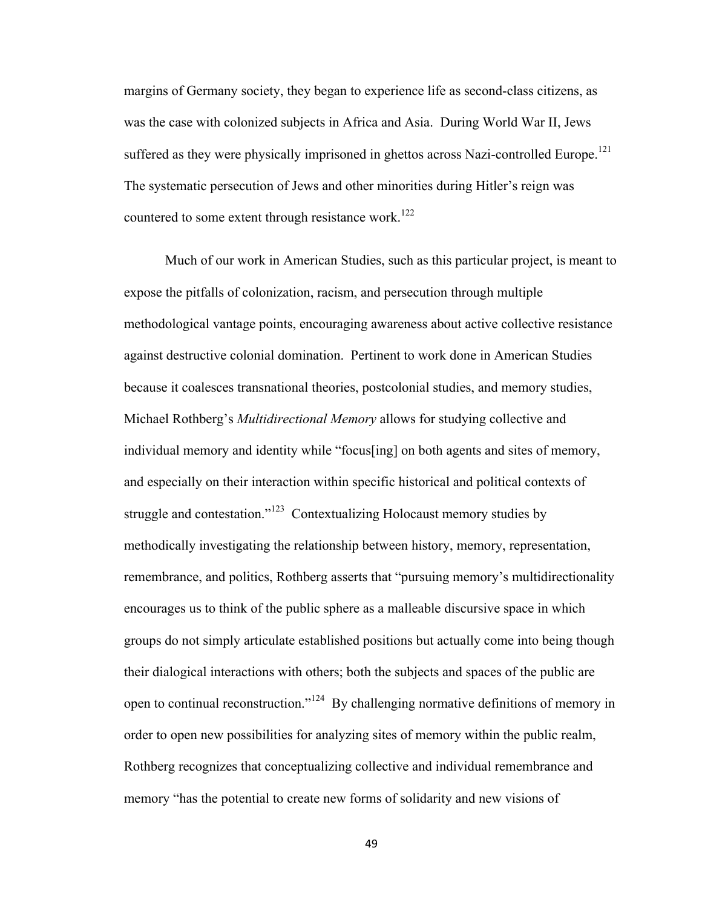margins of Germany society, they began to experience life as second-class citizens, as was the case with colonized subjects in Africa and Asia. During World War II, Jews suffered as they were physically imprisoned in ghettos across Nazi-controlled Europe.[121] The systematic persecution of Jews and other minorities during Hitler's reign was countered to some extent through resistance work.[122]

Much of our work in American Studies, such as this particular project, is meant to expose the pitfalls of colonization, racism, and persecution through multiple methodological vantage points, encouraging awareness about active collective resistance against destructive colonial domination. Pertinent to work done in American Studies because it coalesces transnational theories, postcolonial studies, and memory studies, Michael Rothberg's *Multidirectional Memory* allows for studying collective and individual memory and identity while "focus[ing] on both agents and sites of memory, and especially on their interaction within specific historical and political contexts of struggle and contestation."[123] Contextualizing Holocaust memory studies by methodically investigating the relationship between history, memory, representation, remembrance, and politics, Rothberg asserts that "pursuing memory's multidirectionality encourages us to think of the public sphere as a malleable discursive space in which groups do not simply articulate established positions but actually come into being though their dialogical interactions with others; both the subjects and spaces of the public are open to continual reconstruction."[124] By challenging normative definitions of memory in order to open new possibilities for analyzing sites of memory within the public realm, Rothberg recognizes that conceptualizing collective and individual remembrance and memory "has the potential to create new forms of solidarity and new visions of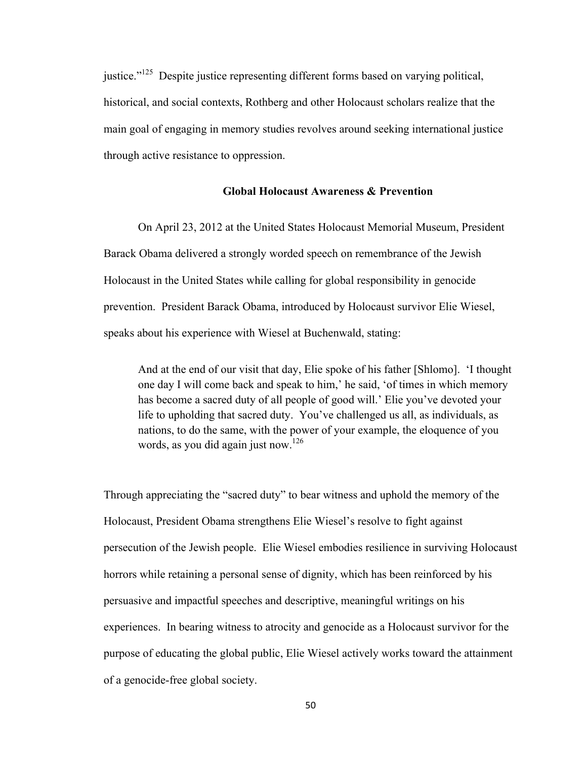justice."[125] Despite justice representing different forms based on varying political, historical, and social contexts, Rothberg and other Holocaust scholars realize that the main goal of engaging in memory studies revolves around seeking international justice through active resistance to oppression.

## Global Holocaust Awareness & Prevention

On April 23, 2012 at the United States Holocaust Memorial Museum, President Barack Obama delivered a strongly worded speech on remembrance of the Jewish Holocaust in the United States while calling for global responsibility in genocide prevention. President Barack Obama, introduced by Holocaust survivor Elie Wiesel, speaks about his experience with Wiesel at Buchenwald, stating:

> And at the end of our visit that day, Elie spoke of his father [Shlomo]. 'I thought one day I will come back and speak to him,' he said, 'of times in which memory has become a sacred duty of all people of good will.' Elie you've devoted your life to upholding that sacred duty. You've challenged us all, as individuals, as nations, to do the same, with the power of your example, the eloquence of you words, as you did again just now.[126]

Through appreciating the "sacred duty" to bear witness and uphold the memory of the Holocaust, President Obama strengthens Elie Wiesel's resolve to fight against persecution of the Jewish people. Elie Wiesel embodies resilience in surviving Holocaust horrors while retaining a personal sense of dignity, which has been reinforced by his persuasive and impactful speeches and descriptive, meaningful writings on his experiences. In bearing witness to atrocity and genocide as a Holocaust survivor for the purpose of educating the global public, Elie Wiesel actively works toward the attainment of a genocide-free global society.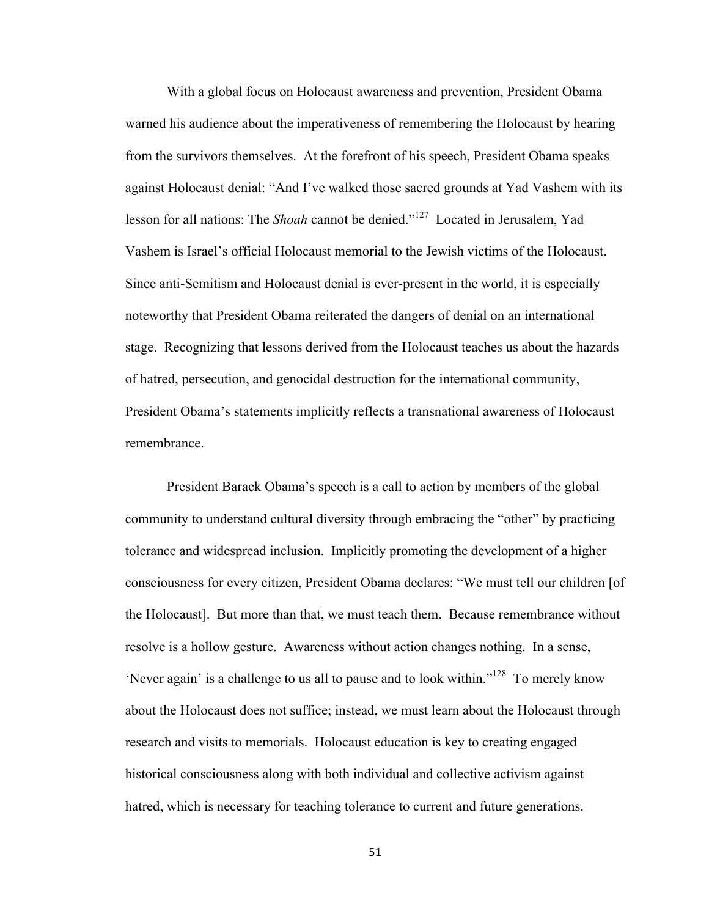With a global focus on Holocaust awareness and prevention, President Obama warned his audience about the imperativeness of remembering the Holocaust by hearing from the survivors themselves. At the forefront of his speech, President Obama speaks against Holocaust denial: "And I've walked those sacred grounds at Yad Vashem with its lesson for all nations: The *Shoah* cannot be denied."[127] Located in Jerusalem, Yad Vashem is Israel's official Holocaust memorial to the Jewish victims of the Holocaust. Since anti-Semitism and Holocaust denial is ever-present in the world, it is especially noteworthy that President Obama reiterated the dangers of denial on an international stage. Recognizing that lessons derived from the Holocaust teaches us about the hazards of hatred, persecution, and genocidal destruction for the international community, President Obama's statements implicitly reflects a transnational awareness of Holocaust remembrance.

President Barack Obama's speech is a call to action by members of the global community to understand cultural diversity through embracing the "other" by practicing tolerance and widespread inclusion. Implicitly promoting the development of a higher consciousness for every citizen, President Obama declares: "We must tell our children [of the Holocaust]. But more than that, we must teach them. Because remembrance without resolve is a hollow gesture. Awareness without action changes nothing. In a sense, 'Never again' is a challenge to us all to pause and to look within."[128] To merely know about the Holocaust does not suffice; instead, we must learn about the Holocaust through research and visits to memorials. Holocaust education is key to creating engaged historical consciousness along with both individual and collective activism against hatred, which is necessary for teaching tolerance to current and future generations.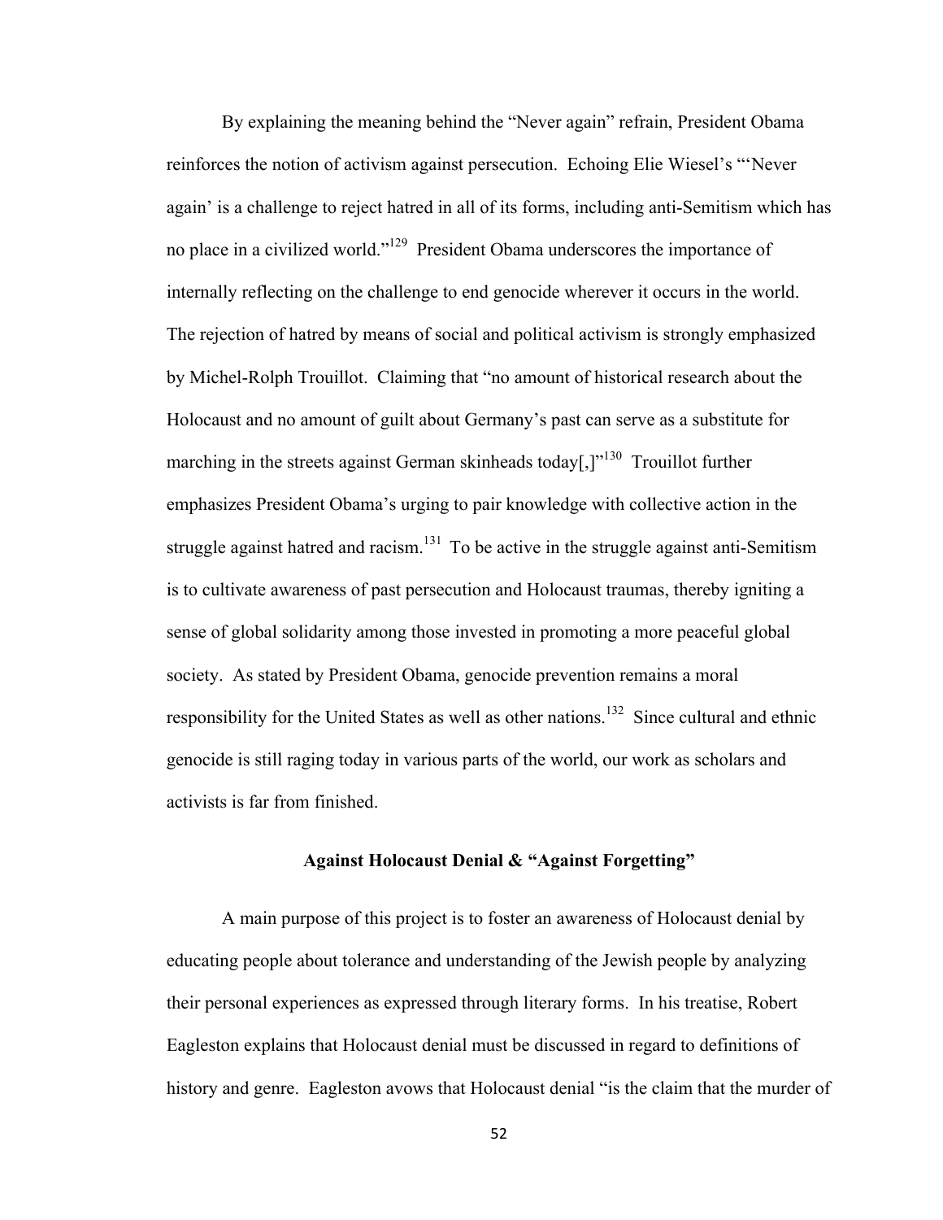By explaining the meaning behind the "Never again" refrain, President Obama reinforces the notion of activism against persecution. Echoing Elie Wiesel's "'Never again' is a challenge to reject hatred in all of its forms, including anti-Semitism which has no place in a civilized world."[129] President Obama underscores the importance of internally reflecting on the challenge to end genocide wherever it occurs in the world. The rejection of hatred by means of social and political activism is strongly emphasized by Michel-Rolph Trouillot. Claiming that "no amount of historical research about the Holocaust and no amount of guilt about Germany's past can serve as a substitute for marching in the streets against German skinheads today[,]"[130] Trouillot further emphasizes President Obama's urging to pair knowledge with collective action in the struggle against hatred and racism.[131] To be active in the struggle against anti-Semitism is to cultivate awareness of past persecution and Holocaust traumas, thereby igniting a sense of global solidarity among those invested in promoting a more peaceful global society. As stated by President Obama, genocide prevention remains a moral responsibility for the United States as well as other nations.[132] Since cultural and ethnic genocide is still raging today in various parts of the world, our work as scholars and activists is far from finished.

## Against Holocaust Denial & "Against Forgetting"

A main purpose of this project is to foster an awareness of Holocaust denial by educating people about tolerance and understanding of the Jewish people by analyzing their personal experiences as expressed through literary forms. In his treatise, Robert Eagleston explains that Holocaust denial must be discussed in regard to definitions of history and genre. Eagleston avows that Holocaust denial "is the claim that the murder of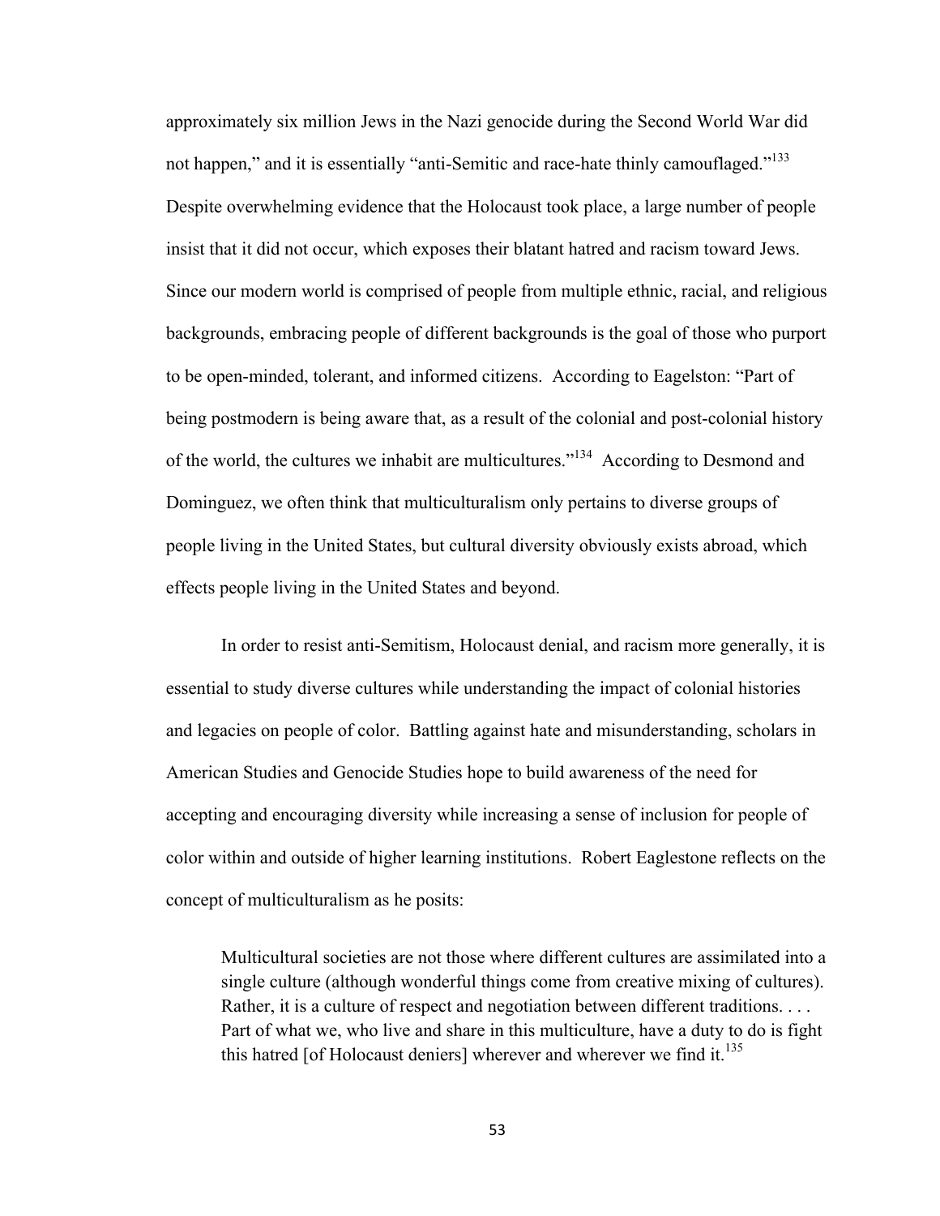approximately six million Jews in the Nazi genocide during the Second World War did not happen," and it is essentially "anti-Semitic and race-hate thinly camouflaged."[133] Despite overwhelming evidence that the Holocaust took place, a large number of people insist that it did not occur, which exposes their blatant hatred and racism toward Jews. Since our modern world is comprised of people from multiple ethnic, racial, and religious backgrounds, embracing people of different backgrounds is the goal of those who purport to be open-minded, tolerant, and informed citizens. According to Eagelston: "Part of being postmodern is being aware that, as a result of the colonial and post-colonial history of the world, the cultures we inhabit are multicultures."[134] According to Desmond and Dominguez, we often think that multiculturalism only pertains to diverse groups of people living in the United States, but cultural diversity obviously exists abroad, which effects people living in the United States and beyond.

In order to resist anti-Semitism, Holocaust denial, and racism more generally, it is essential to study diverse cultures while understanding the impact of colonial histories and legacies on people of color. Battling against hate and misunderstanding, scholars in American Studies and Genocide Studies hope to build awareness of the need for accepting and encouraging diversity while increasing a sense of inclusion for people of color within and outside of higher learning institutions. Robert Eaglestone reflects on the concept of multiculturalism as he posits:

> Multicultural societies are not those where different cultures are assimilated into a single culture (although wonderful things come from creative mixing of cultures). Rather, it is a culture of respect and negotiation between different traditions. . . . Part of what we, who live and share in this multiculture, have a duty to do is fight this hatred [of Holocaust deniers] wherever and wherever we find it.[135]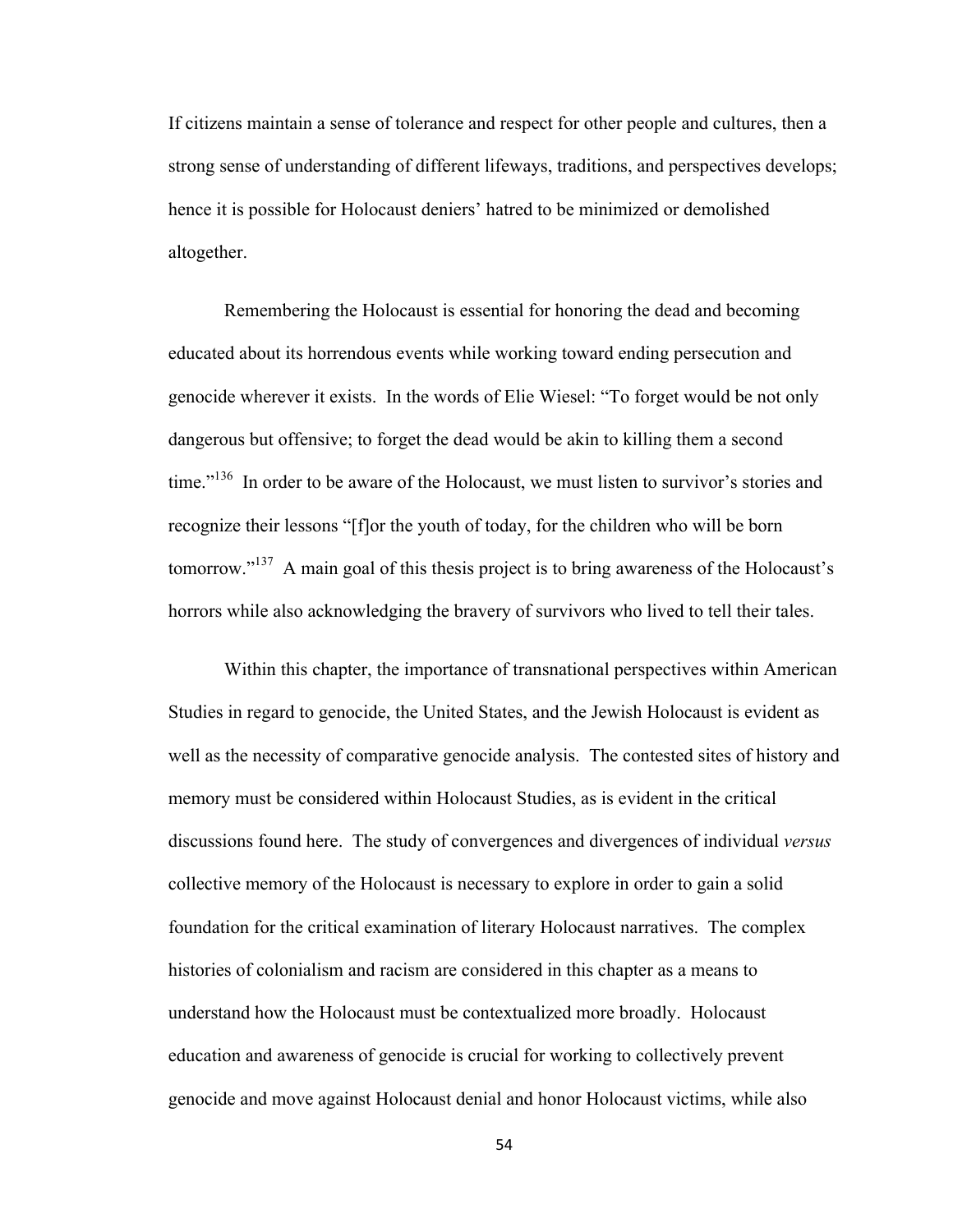If citizens maintain a sense of tolerance and respect for other people and cultures, then a strong sense of understanding of different lifeways, traditions, and perspectives develops; hence it is possible for Holocaust deniers' hatred to be minimized or demolished altogether.

Remembering the Holocaust is essential for honoring the dead and becoming educated about its horrendous events while working toward ending persecution and genocide wherever it exists. In the words of Elie Wiesel: "To forget would be not only dangerous but offensive; to forget the dead would be akin to killing them a second time."[136] In order to be aware of the Holocaust, we must listen to survivor's stories and recognize their lessons "[f]or the youth of today, for the children who will be born tomorrow."[137] A main goal of this thesis project is to bring awareness of the Holocaust's horrors while also acknowledging the bravery of survivors who lived to tell their tales.

Within this chapter, the importance of transnational perspectives within American Studies in regard to genocide, the United States, and the Jewish Holocaust is evident as well as the necessity of comparative genocide analysis. The contested sites of history and memory must be considered within Holocaust Studies, as is evident in the critical discussions found here. The study of convergences and divergences of individual *versus* collective memory of the Holocaust is necessary to explore in order to gain a solid foundation for the critical examination of literary Holocaust narratives. The complex histories of colonialism and racism are considered in this chapter as a means to understand how the Holocaust must be contextualized more broadly. Holocaust education and awareness of genocide is crucial for working to collectively prevent genocide and move against Holocaust denial and honor Holocaust victims, while also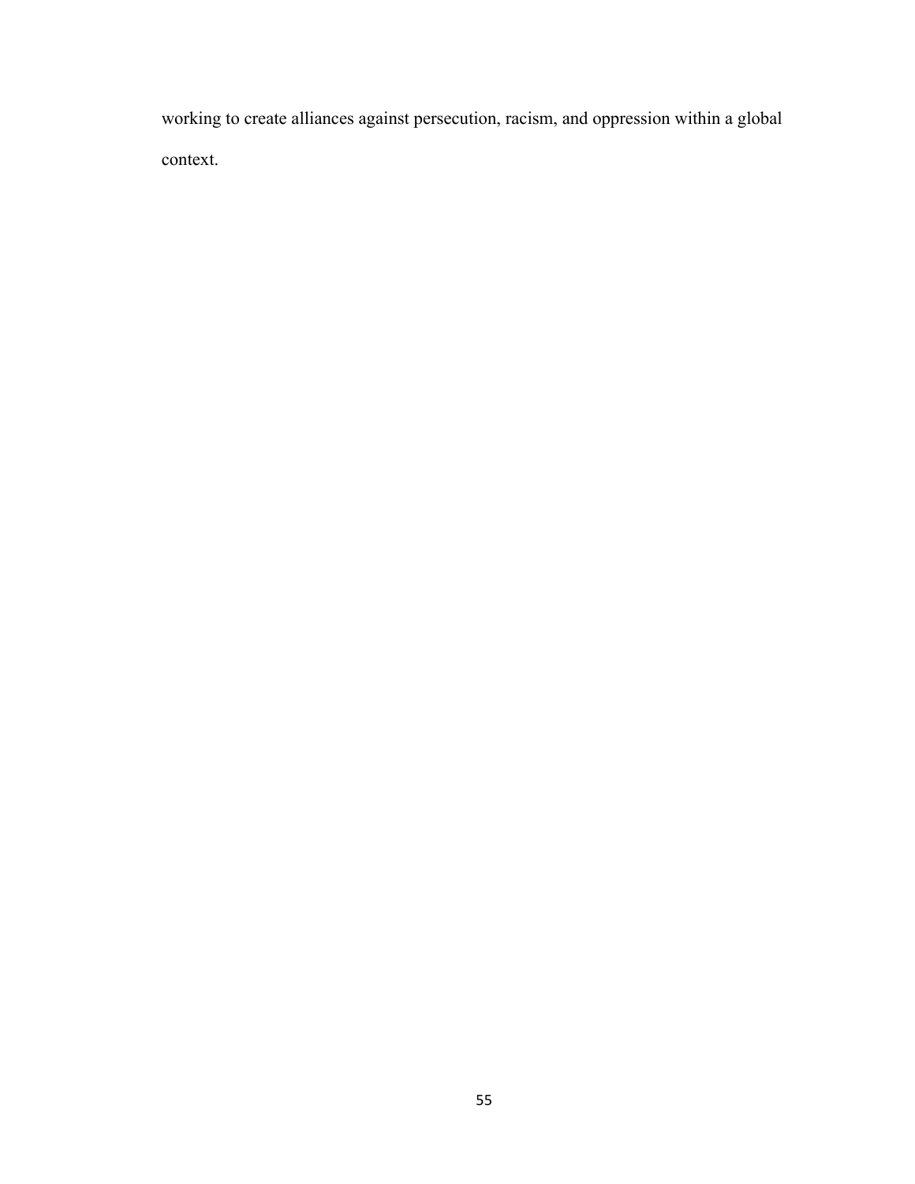working to create alliances against persecution, racism, and oppression within a global context.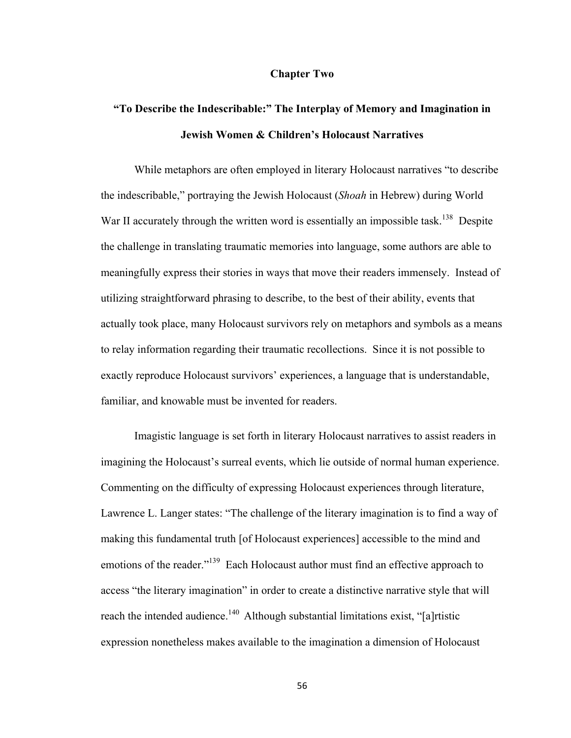## Chapter Two

## "To Describe the Indescribable:" The Interplay of Memory and Imagination in Jewish Women & Children's Holocaust Narratives

While metaphors are often employed in literary Holocaust narratives "to describe the indescribable," portraying the Jewish Holocaust (*Shoah* in Hebrew) during World War II accurately through the written word is essentially an impossible task.[138] Despite the challenge in translating traumatic memories into language, some authors are able to meaningfully express their stories in ways that move their readers immensely. Instead of utilizing straightforward phrasing to describe, to the best of their ability, events that actually took place, many Holocaust survivors rely on metaphors and symbols as a means to relay information regarding their traumatic recollections. Since it is not possible to exactly reproduce Holocaust survivors' experiences, a language that is understandable, familiar, and knowable must be invented for readers.

Imagistic language is set forth in literary Holocaust narratives to assist readers in imagining the Holocaust's surreal events, which lie outside of normal human experience. Commenting on the difficulty of expressing Holocaust experiences through literature, Lawrence L. Langer states: "The challenge of the literary imagination is to find a way of making this fundamental truth [of Holocaust experiences] accessible to the mind and emotions of the reader."[139] Each Holocaust author must find an effective approach to access "the literary imagination" in order to create a distinctive narrative style that will reach the intended audience.[140] Although substantial limitations exist, "[a]rtistic expression nonetheless makes available to the imagination a dimension of Holocaust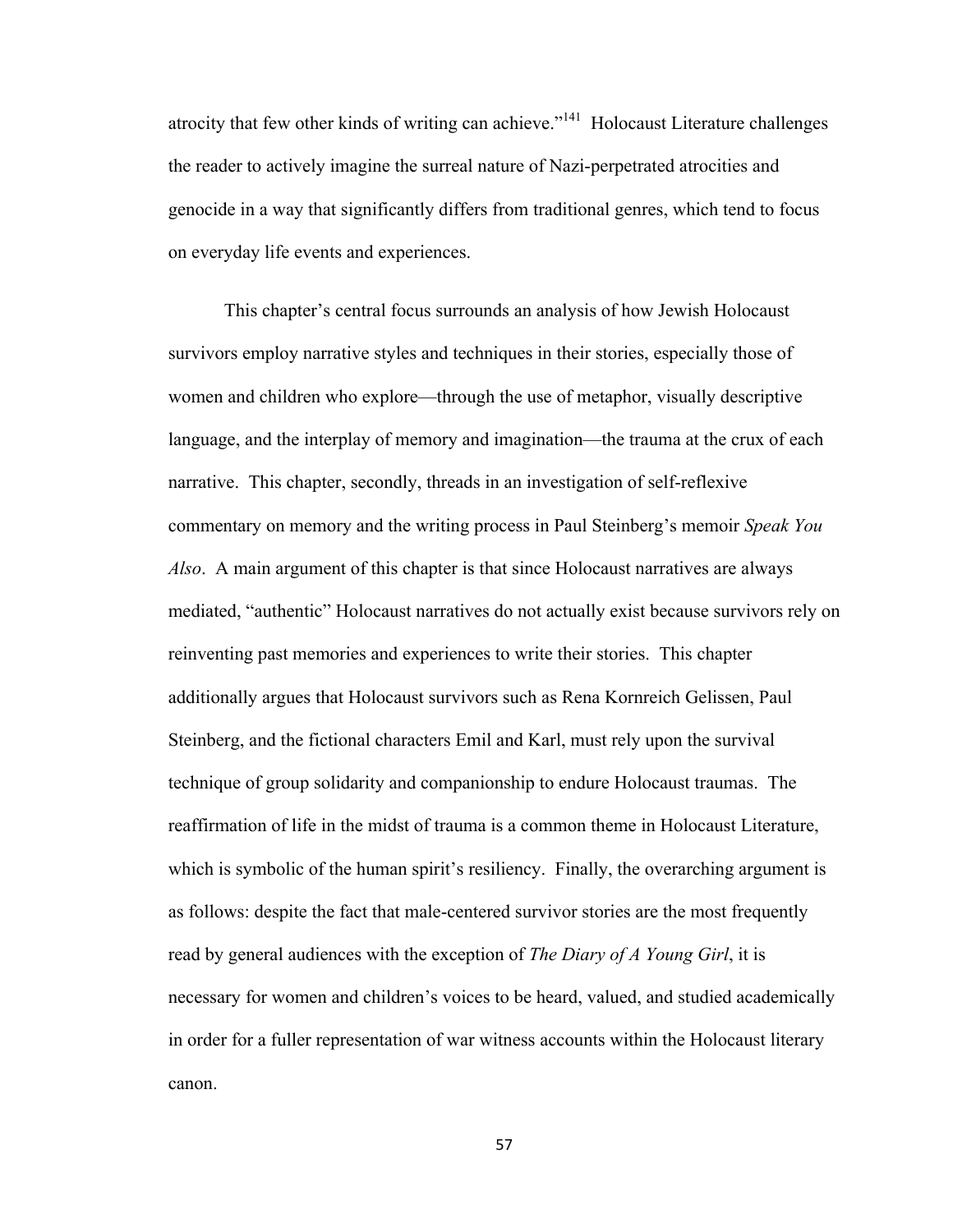atrocity that few other kinds of writing can achieve."[141] Holocaust Literature challenges the reader to actively imagine the surreal nature of Nazi-perpetrated atrocities and genocide in a way that significantly differs from traditional genres, which tend to focus on everyday life events and experiences.

This chapter's central focus surrounds an analysis of how Jewish Holocaust survivors employ narrative styles and techniques in their stories, especially those of women and children who explore—through the use of metaphor, visually descriptive language, and the interplay of memory and imagination—the trauma at the crux of each narrative. This chapter, secondly, threads in an investigation of self-reflexive commentary on memory and the writing process in Paul Steinberg's memoir *Speak You Also*. A main argument of this chapter is that since Holocaust narratives are always mediated, "authentic" Holocaust narratives do not actually exist because survivors rely on reinventing past memories and experiences to write their stories. This chapter additionally argues that Holocaust survivors such as Rena Kornreich Gelissen, Paul Steinberg, and the fictional characters Emil and Karl, must rely upon the survival technique of group solidarity and companionship to endure Holocaust traumas. The reaffirmation of life in the midst of trauma is a common theme in Holocaust Literature, which is symbolic of the human spirit's resiliency. Finally, the overarching argument is as follows: despite the fact that male-centered survivor stories are the most frequently read by general audiences with the exception of *The Diary of A Young Girl*, it is necessary for women and children's voices to be heard, valued, and studied academically in order for a fuller representation of war witness accounts within the Holocaust literary canon.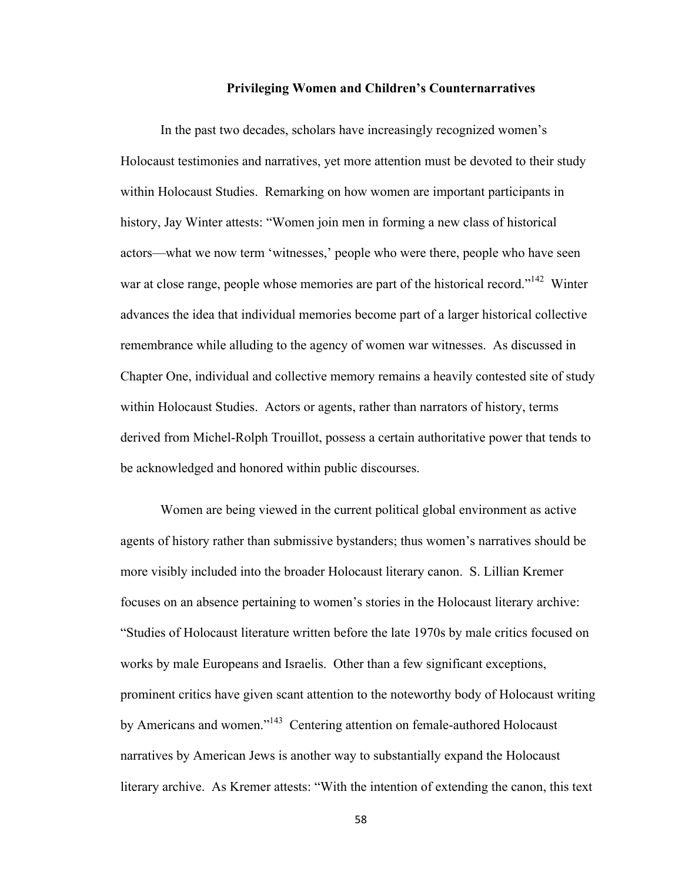## Privileging Women and Children's Counternarratives

In the past two decades, scholars have increasingly recognized women's Holocaust testimonies and narratives, yet more attention must be devoted to their study within Holocaust Studies. Remarking on how women are important participants in history, Jay Winter attests: "Women join men in forming a new class of historical actors—what we now term 'witnesses,' people who were there, people who have seen war at close range, people whose memories are part of the historical record."[142] Winter advances the idea that individual memories become part of a larger historical collective remembrance while alluding to the agency of women war witnesses. As discussed in Chapter One, individual and collective memory remains a heavily contested site of study within Holocaust Studies. Actors or agents, rather than narrators of history, terms derived from Michel-Rolph Trouillot, possess a certain authoritative power that tends to be acknowledged and honored within public discourses.

Women are being viewed in the current political global environment as active agents of history rather than submissive bystanders; thus women's narratives should be more visibly included into the broader Holocaust literary canon. S. Lillian Kremer focuses on an absence pertaining to women's stories in the Holocaust literary archive: "Studies of Holocaust literature written before the late 1970s by male critics focused on works by male Europeans and Israelis. Other than a few significant exceptions, prominent critics have given scant attention to the noteworthy body of Holocaust writing by Americans and women."[143] Centering attention on female-authored Holocaust narratives by American Jews is another way to substantially expand the Holocaust literary archive. As Kremer attests: "With the intention of extending the canon, this text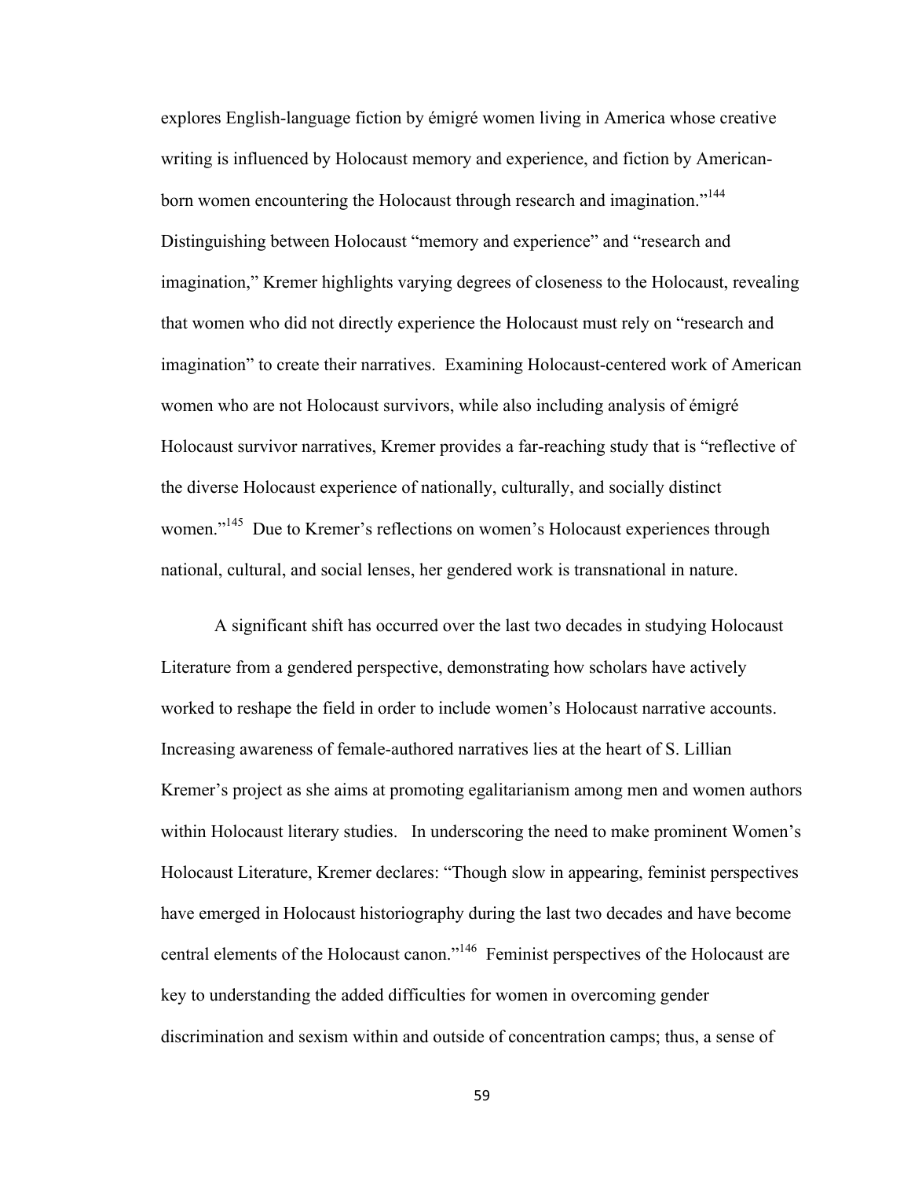explores English-language fiction by émigré women living in America whose creative writing is influenced by Holocaust memory and experience, and fiction by American-born women encountering the Holocaust through research and imagination."[144] Distinguishing between Holocaust "memory and experience" and "research and imagination," Kremer highlights varying degrees of closeness to the Holocaust, revealing that women who did not directly experience the Holocaust must rely on "research and imagination" to create their narratives. Examining Holocaust-centered work of American women who are not Holocaust survivors, while also including analysis of émigré Holocaust survivor narratives, Kremer provides a far-reaching study that is "reflective of the diverse Holocaust experience of nationally, culturally, and socially distinct women."[145] Due to Kremer's reflections on women's Holocaust experiences through national, cultural, and social lenses, her gendered work is transnational in nature.

A significant shift has occurred over the last two decades in studying Holocaust Literature from a gendered perspective, demonstrating how scholars have actively worked to reshape the field in order to include women's Holocaust narrative accounts. Increasing awareness of female-authored narratives lies at the heart of S. Lillian Kremer's project as she aims at promoting egalitarianism among men and women authors within Holocaust literary studies. In underscoring the need to make prominent Women's Holocaust Literature, Kremer declares: "Though slow in appearing, feminist perspectives have emerged in Holocaust historiography during the last two decades and have become central elements of the Holocaust canon."[146] Feminist perspectives of the Holocaust are key to understanding the added difficulties for women in overcoming gender discrimination and sexism within and outside of concentration camps; thus, a sense of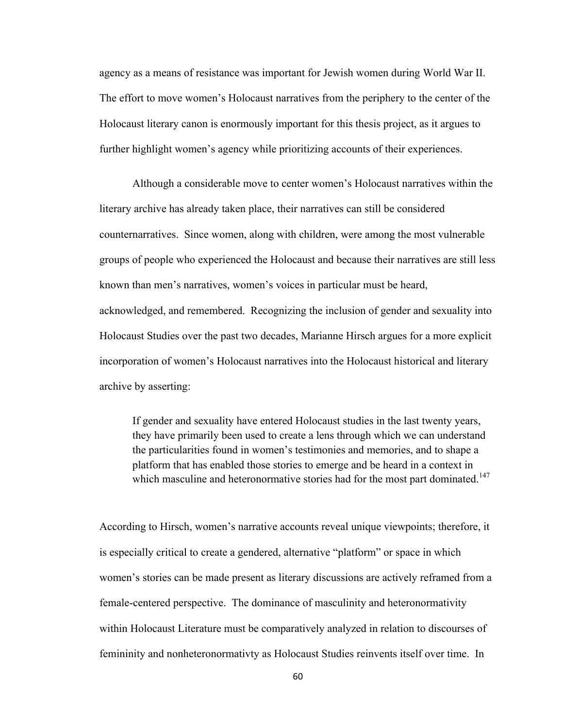agency as a means of resistance was important for Jewish women during World War II. The effort to move women's Holocaust narratives from the periphery to the center of the Holocaust literary canon is enormously important for this thesis project, as it argues to further highlight women's agency while prioritizing accounts of their experiences.

Although a considerable move to center women's Holocaust narratives within the literary archive has already taken place, their narratives can still be considered counternarratives. Since women, along with children, were among the most vulnerable groups of people who experienced the Holocaust and because their narratives are still less known than men's narratives, women's voices in particular must be heard, acknowledged, and remembered. Recognizing the inclusion of gender and sexuality into Holocaust Studies over the past two decades, Marianne Hirsch argues for a more explicit incorporation of women's Holocaust narratives into the Holocaust historical and literary archive by asserting:

> If gender and sexuality have entered Holocaust studies in the last twenty years, they have primarily been used to create a lens through which we can understand the particularities found in women's testimonies and memories, and to shape a platform that has enabled those stories to emerge and be heard in a context in which masculine and heteronormative stories had for the most part dominated.[147]

According to Hirsch, women's narrative accounts reveal unique viewpoints; therefore, it is especially critical to create a gendered, alternative "platform" or space in which women's stories can be made present as literary discussions are actively reframed from a female-centered perspective. The dominance of masculinity and heteronormativity within Holocaust Literature must be comparatively analyzed in relation to discourses of femininity and nonheteronormativty as Holocaust Studies reinvents itself over time. In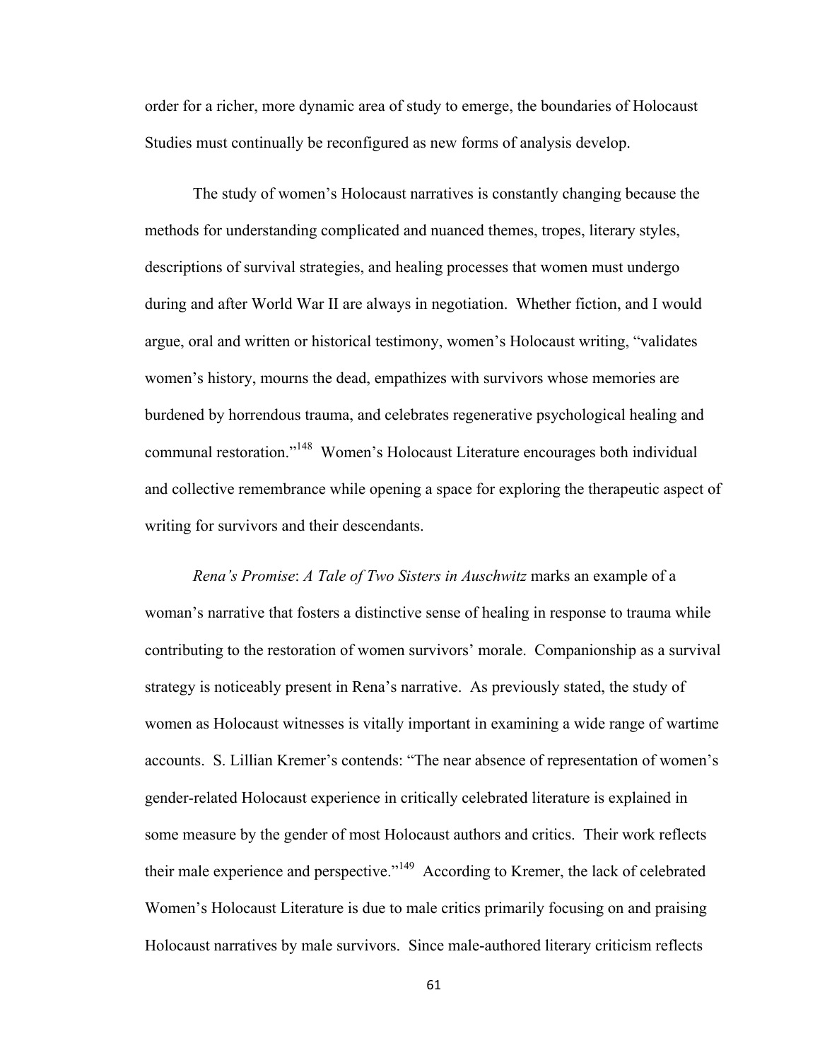order for a richer, more dynamic area of study to emerge, the boundaries of Holocaust Studies must continually be reconfigured as new forms of analysis develop.

The study of women's Holocaust narratives is constantly changing because the methods for understanding complicated and nuanced themes, tropes, literary styles, descriptions of survival strategies, and healing processes that women must undergo during and after World War II are always in negotiation. Whether fiction, and I would argue, oral and written or historical testimony, women's Holocaust writing, "validates women's history, mourns the dead, empathizes with survivors whose memories are burdened by horrendous trauma, and celebrates regenerative psychological healing and communal restoration."[148] Women's Holocaust Literature encourages both individual and collective remembrance while opening a space for exploring the therapeutic aspect of writing for survivors and their descendants.

*Rena's Promise*: *A Tale of Two Sisters in Auschwitz* marks an example of a woman's narrative that fosters a distinctive sense of healing in response to trauma while contributing to the restoration of women survivors' morale. Companionship as a survival strategy is noticeably present in Rena's narrative. As previously stated, the study of women as Holocaust witnesses is vitally important in examining a wide range of wartime accounts. S. Lillian Kremer's contends: "The near absence of representation of women's gender-related Holocaust experience in critically celebrated literature is explained in some measure by the gender of most Holocaust authors and critics. Their work reflects their male experience and perspective."[149] According to Kremer, the lack of celebrated Women's Holocaust Literature is due to male critics primarily focusing on and praising Holocaust narratives by male survivors. Since male-authored literary criticism reflects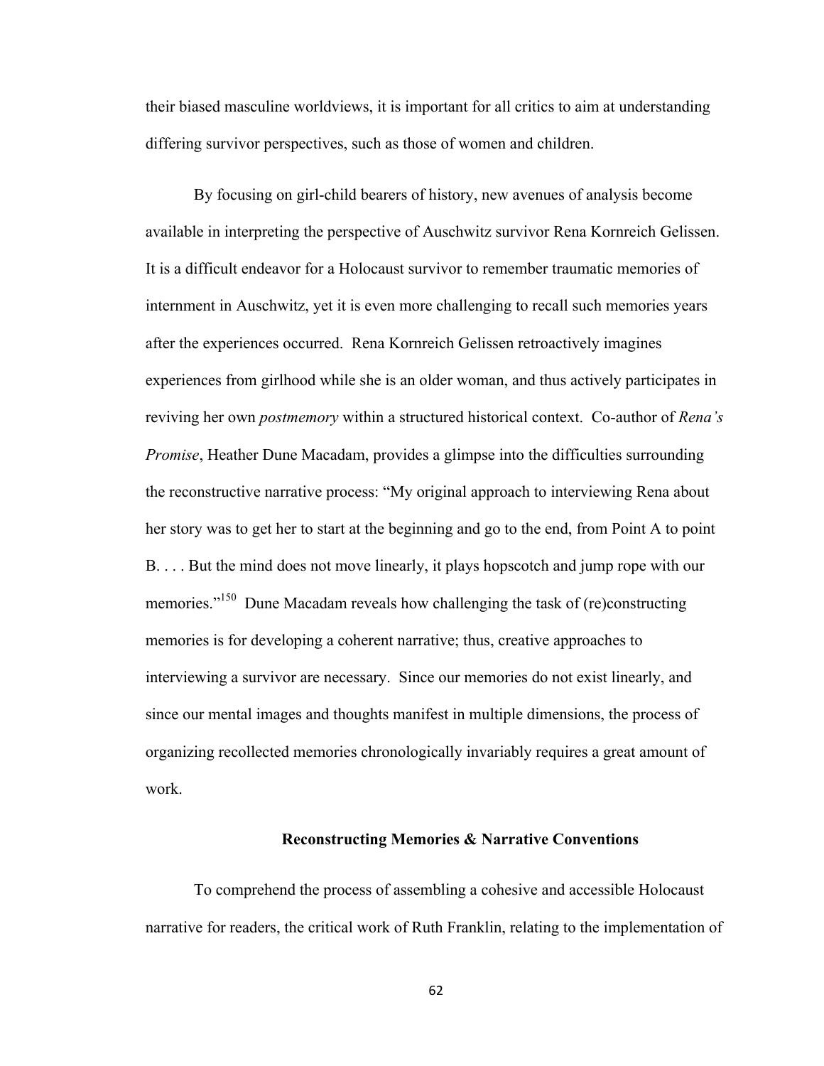their biased masculine worldviews, it is important for all critics to aim at understanding differing survivor perspectives, such as those of women and children.

By focusing on girl-child bearers of history, new avenues of analysis become available in interpreting the perspective of Auschwitz survivor Rena Kornreich Gelissen. It is a difficult endeavor for a Holocaust survivor to remember traumatic memories of internment in Auschwitz, yet it is even more challenging to recall such memories years after the experiences occurred. Rena Kornreich Gelissen retroactively imagines experiences from girlhood while she is an older woman, and thus actively participates in reviving her own *postmemory* within a structured historical context. Co-author of *Rena's Promise*, Heather Dune Macadam, provides a glimpse into the difficulties surrounding the reconstructive narrative process: "My original approach to interviewing Rena about her story was to get her to start at the beginning and go to the end, from Point A to point B. . . . But the mind does not move linearly, it plays hopscotch and jump rope with our memories."[150] Dune Macadam reveals how challenging the task of (re)constructing memories is for developing a coherent narrative; thus, creative approaches to interviewing a survivor are necessary. Since our memories do not exist linearly, and since our mental images and thoughts manifest in multiple dimensions, the process of organizing recollected memories chronologically invariably requires a great amount of work.

## Reconstructing Memories & Narrative Conventions

To comprehend the process of assembling a cohesive and accessible Holocaust narrative for readers, the critical work of Ruth Franklin, relating to the implementation of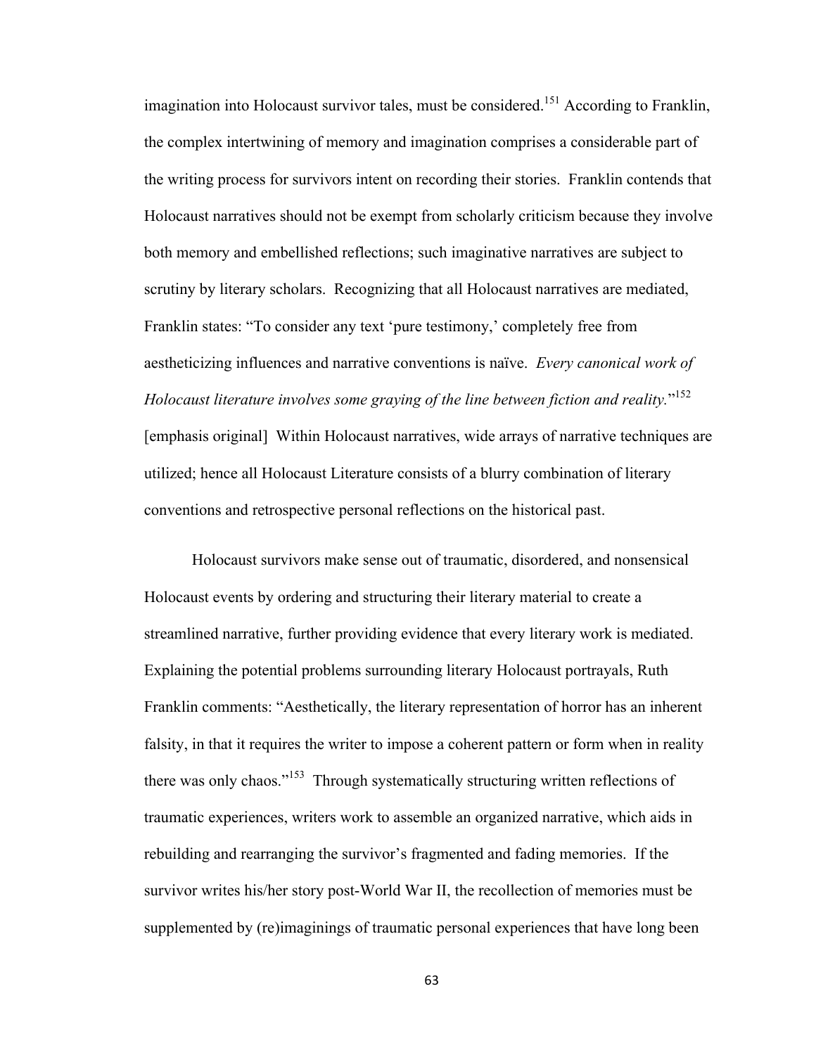imagination into Holocaust survivor tales, must be considered.[151] According to Franklin, the complex intertwining of memory and imagination comprises a considerable part of the writing process for survivors intent on recording their stories. Franklin contends that Holocaust narratives should not be exempt from scholarly criticism because they involve both memory and embellished reflections; such imaginative narratives are subject to scrutiny by literary scholars. Recognizing that all Holocaust narratives are mediated, Franklin states: "To consider any text 'pure testimony,' completely free from aestheticizing influences and narrative conventions is naïve. *Every canonical work of Holocaust literature involves some graying of the line between fiction and reality.*"[152] [emphasis original] Within Holocaust narratives, wide arrays of narrative techniques are utilized; hence all Holocaust Literature consists of a blurry combination of literary conventions and retrospective personal reflections on the historical past.

Holocaust survivors make sense out of traumatic, disordered, and nonsensical Holocaust events by ordering and structuring their literary material to create a streamlined narrative, further providing evidence that every literary work is mediated. Explaining the potential problems surrounding literary Holocaust portrayals, Ruth Franklin comments: "Aesthetically, the literary representation of horror has an inherent falsity, in that it requires the writer to impose a coherent pattern or form when in reality there was only chaos."[153] Through systematically structuring written reflections of traumatic experiences, writers work to assemble an organized narrative, which aids in rebuilding and rearranging the survivor's fragmented and fading memories. If the survivor writes his/her story post-World War II, the recollection of memories must be supplemented by (re)imaginings of traumatic personal experiences that have long been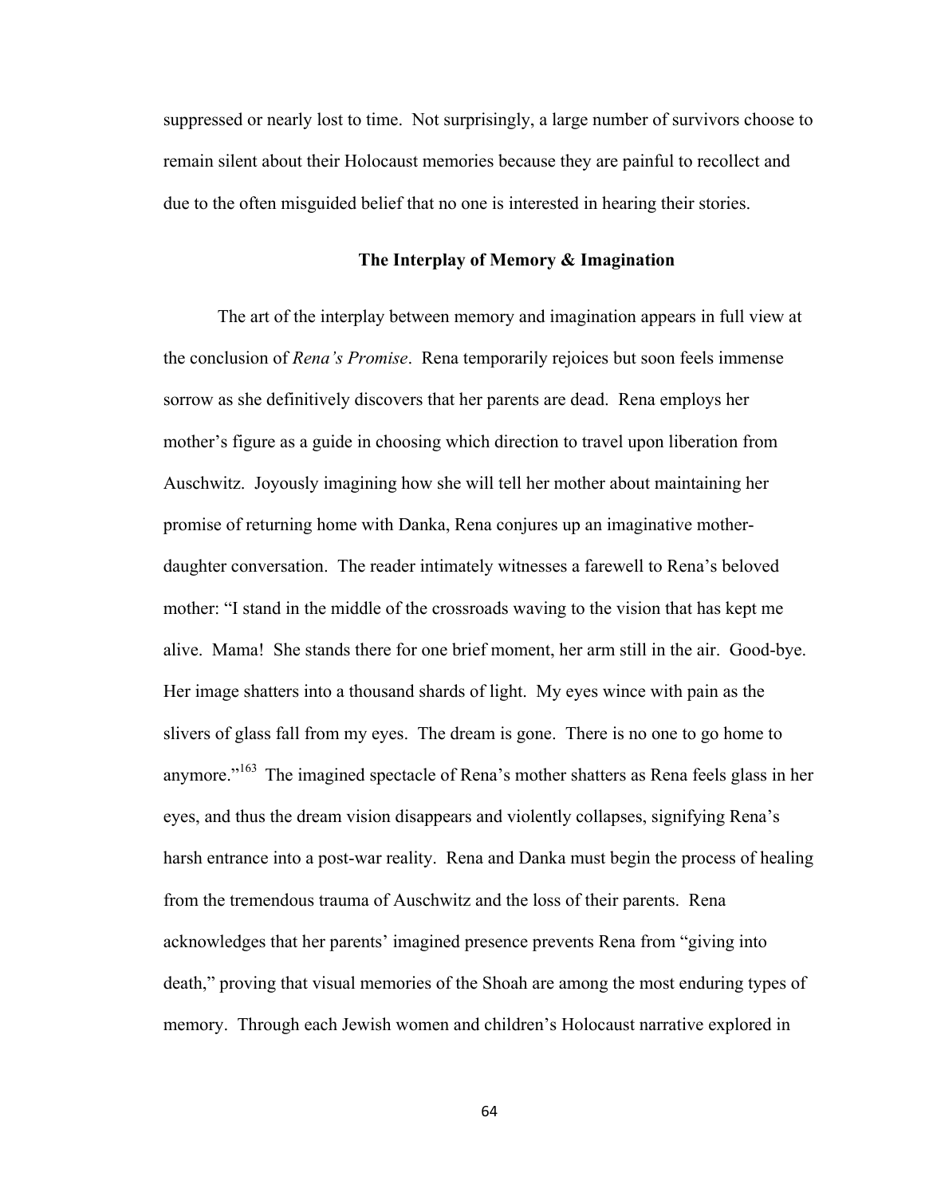suppressed or nearly lost to time. Not surprisingly, a large number of survivors choose to remain silent about their Holocaust memories because they are painful to recollect and due to the often misguided belief that no one is interested in hearing their stories.

### The Interplay of Memory & Imagination

The art of the interplay between memory and imagination appears in full view at the conclusion of *Rena's Promise*. Rena temporarily rejoices but soon feels immense sorrow as she definitively discovers that her parents are dead. Rena employs her mother's figure as a guide in choosing which direction to travel upon liberation from Auschwitz. Joyously imagining how she will tell her mother about maintaining her promise of returning home with Danka, Rena conjures up an imaginative mother-daughter conversation. The reader intimately witnesses a farewell to Rena's beloved mother: "I stand in the middle of the crossroads waving to the vision that has kept me alive. Mama! She stands there for one brief moment, her arm still in the air. Good-bye. Her image shatters into a thousand shards of light. My eyes wince with pain as the slivers of glass fall from my eyes. The dream is gone. There is no one to go home to anymore."[163] The imagined spectacle of Rena's mother shatters as Rena feels glass in her eyes, and thus the dream vision disappears and violently collapses, signifying Rena's harsh entrance into a post-war reality. Rena and Danka must begin the process of healing from the tremendous trauma of Auschwitz and the loss of their parents. Rena acknowledges that her parents' imagined presence prevents Rena from "giving into death," proving that visual memories of the Shoah are among the most enduring types of memory. Through each Jewish women and children's Holocaust narrative explored in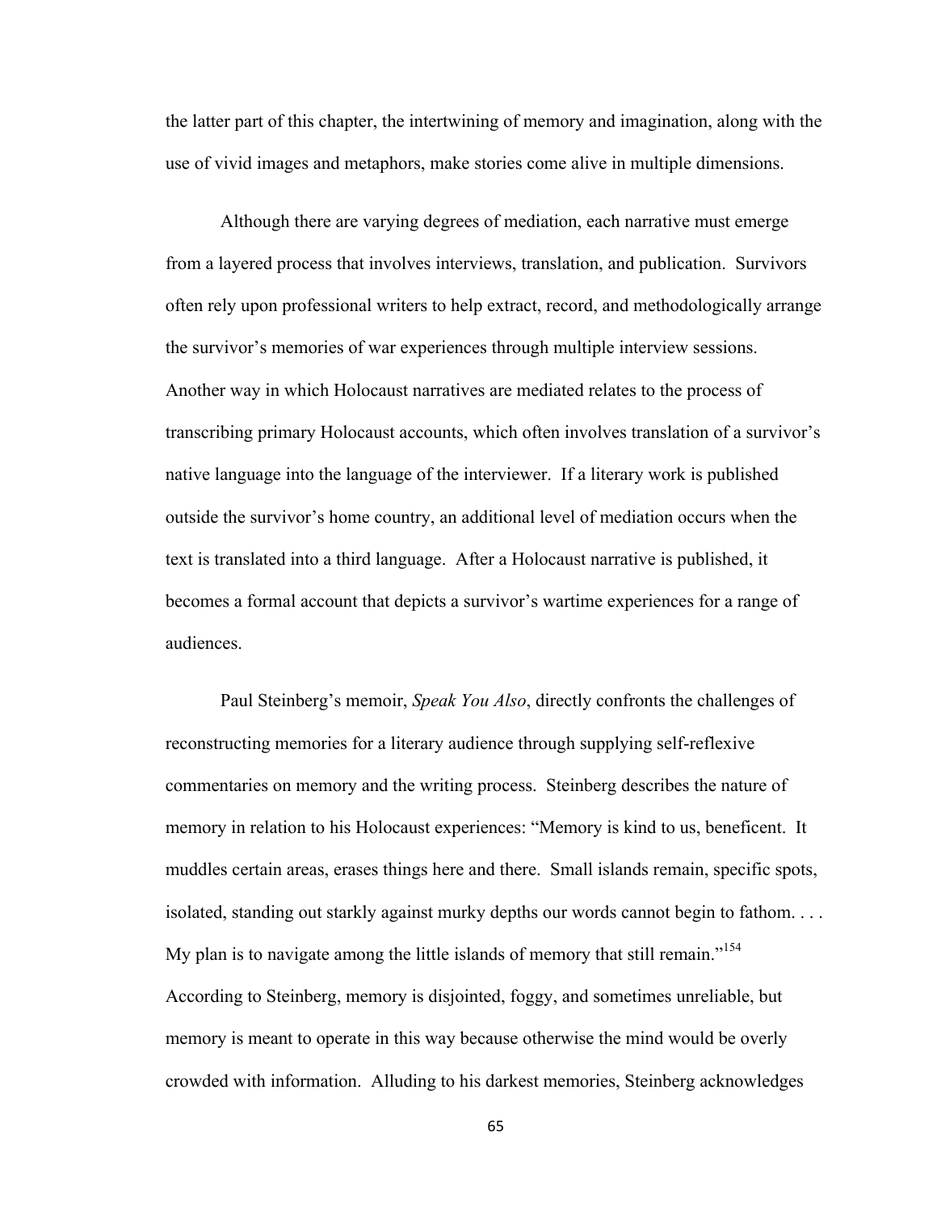the latter part of this chapter, the intertwining of memory and imagination, along with the use of vivid images and metaphors, make stories come alive in multiple dimensions.

Although there are varying degrees of mediation, each narrative must emerge from a layered process that involves interviews, translation, and publication. Survivors often rely upon professional writers to help extract, record, and methodologically arrange the survivor's memories of war experiences through multiple interview sessions. Another way in which Holocaust narratives are mediated relates to the process of transcribing primary Holocaust accounts, which often involves translation of a survivor's native language into the language of the interviewer. If a literary work is published outside the survivor's home country, an additional level of mediation occurs when the text is translated into a third language. After a Holocaust narrative is published, it becomes a formal account that depicts a survivor's wartime experiences for a range of audiences.

Paul Steinberg's memoir, *Speak You Also*, directly confronts the challenges of reconstructing memories for a literary audience through supplying self-reflexive commentaries on memory and the writing process. Steinberg describes the nature of memory in relation to his Holocaust experiences: "Memory is kind to us, beneficent. It muddles certain areas, erases things here and there. Small islands remain, specific spots, isolated, standing out starkly against murky depths our words cannot begin to fathom. . . . My plan is to navigate among the little islands of memory that still remain."[154] According to Steinberg, memory is disjointed, foggy, and sometimes unreliable, but memory is meant to operate in this way because otherwise the mind would be overly crowded with information. Alluding to his darkest memories, Steinberg acknowledges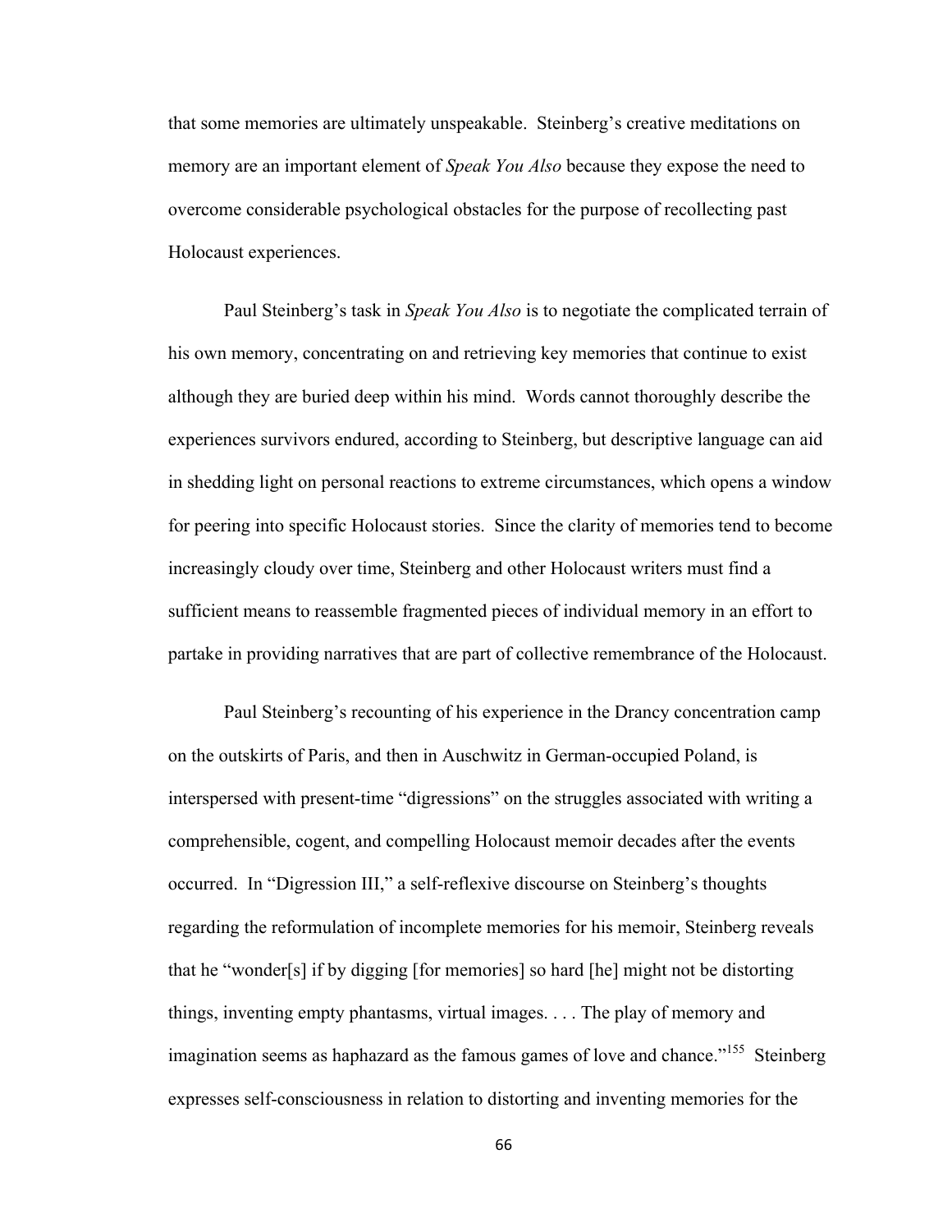that some memories are ultimately unspeakable. Steinberg's creative meditations on memory are an important element of *Speak You Also* because they expose the need to overcome considerable psychological obstacles for the purpose of recollecting past Holocaust experiences.

Paul Steinberg's task in *Speak You Also* is to negotiate the complicated terrain of his own memory, concentrating on and retrieving key memories that continue to exist although they are buried deep within his mind. Words cannot thoroughly describe the experiences survivors endured, according to Steinberg, but descriptive language can aid in shedding light on personal reactions to extreme circumstances, which opens a window for peering into specific Holocaust stories. Since the clarity of memories tend to become increasingly cloudy over time, Steinberg and other Holocaust writers must find a sufficient means to reassemble fragmented pieces of individual memory in an effort to partake in providing narratives that are part of collective remembrance of the Holocaust.

Paul Steinberg's recounting of his experience in the Drancy concentration camp on the outskirts of Paris, and then in Auschwitz in German-occupied Poland, is interspersed with present-time "digressions" on the struggles associated with writing a comprehensible, cogent, and compelling Holocaust memoir decades after the events occurred. In "Digression III," a self-reflexive discourse on Steinberg's thoughts regarding the reformulation of incomplete memories for his memoir, Steinberg reveals that he "wonder[s] if by digging [for memories] so hard [he] might not be distorting things, inventing empty phantasms, virtual images. . . . The play of memory and imagination seems as haphazard as the famous games of love and chance."[155] Steinberg expresses self-consciousness in relation to distorting and inventing memories for the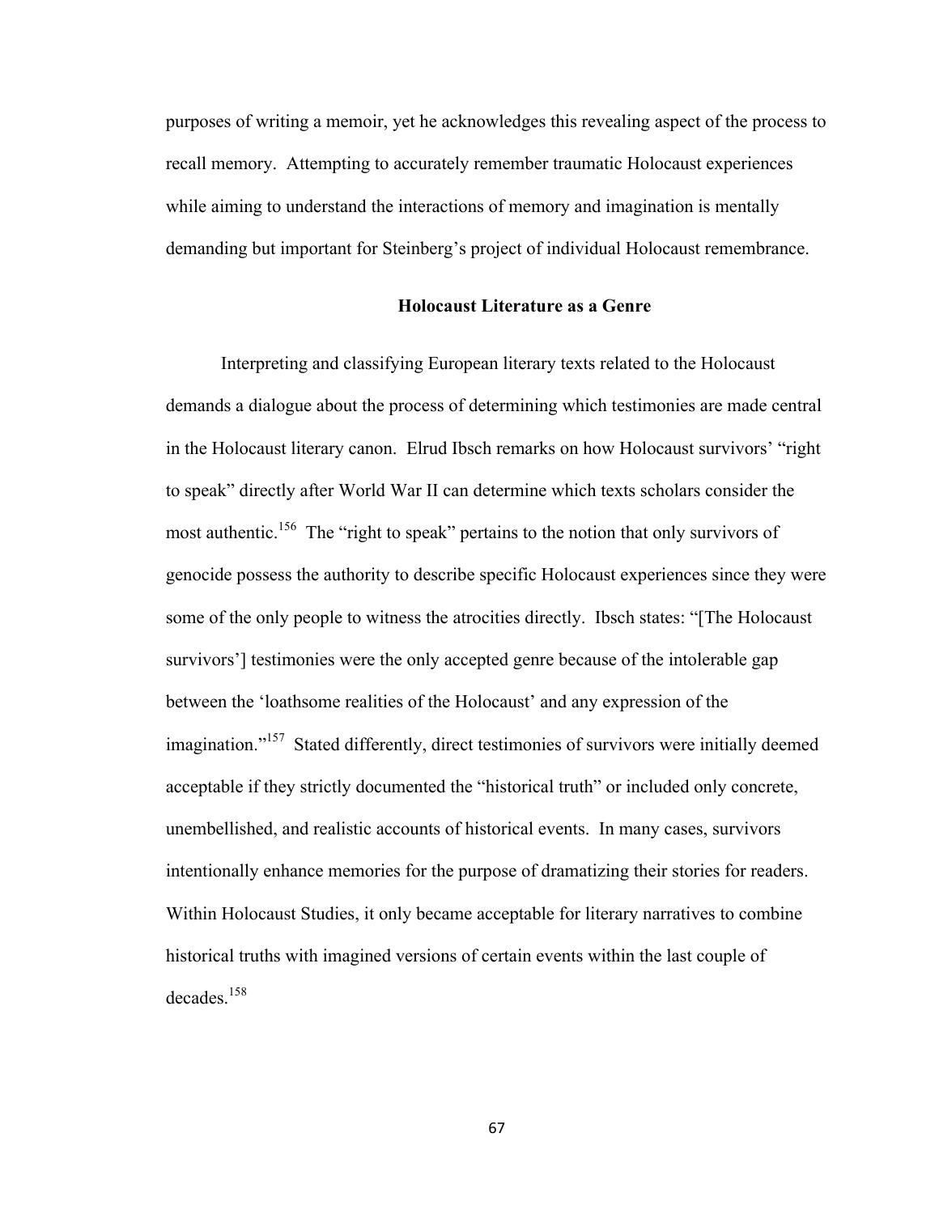purposes of writing a memoir, yet he acknowledges this revealing aspect of the process to recall memory. Attempting to accurately remember traumatic Holocaust experiences while aiming to understand the interactions of memory and imagination is mentally demanding but important for Steinberg's project of individual Holocaust remembrance.

## Holocaust Literature as a Genre

Interpreting and classifying European literary texts related to the Holocaust demands a dialogue about the process of determining which testimonies are made central in the Holocaust literary canon. Elrud Ibsch remarks on how Holocaust survivors' "right to speak" directly after World War II can determine which texts scholars consider the most authentic.[156] The "right to speak" pertains to the notion that only survivors of genocide possess the authority to describe specific Holocaust experiences since they were some of the only people to witness the atrocities directly. Ibsch states: "[The Holocaust survivors'] testimonies were the only accepted genre because of the intolerable gap between the 'loathsome realities of the Holocaust' and any expression of the imagination."[157] Stated differently, direct testimonies of survivors were initially deemed acceptable if they strictly documented the "historical truth" or included only concrete, unembellished, and realistic accounts of historical events. In many cases, survivors intentionally enhance memories for the purpose of dramatizing their stories for readers. Within Holocaust Studies, it only became acceptable for literary narratives to combine historical truths with imagined versions of certain events within the last couple of decades.[158]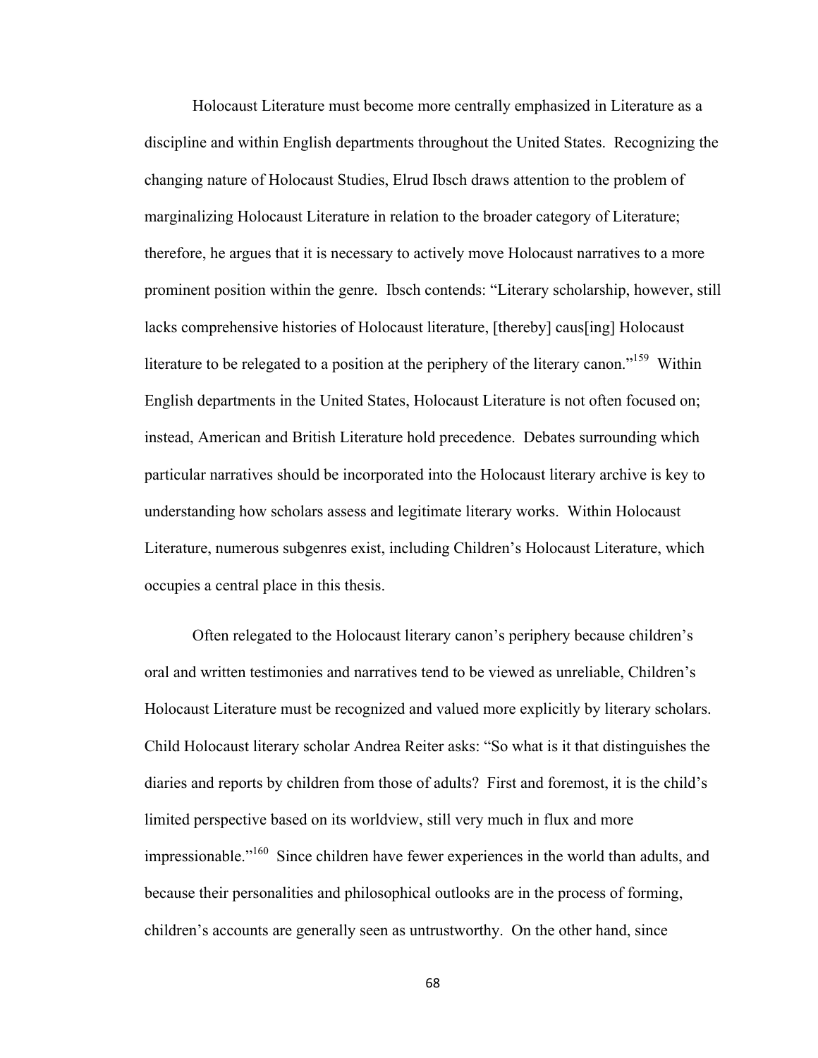Holocaust Literature must become more centrally emphasized in Literature as a discipline and within English departments throughout the United States. Recognizing the changing nature of Holocaust Studies, Elrud Ibsch draws attention to the problem of marginalizing Holocaust Literature in relation to the broader category of Literature; therefore, he argues that it is necessary to actively move Holocaust narratives to a more prominent position within the genre. Ibsch contends: "Literary scholarship, however, still lacks comprehensive histories of Holocaust literature, [thereby] caus[ing] Holocaust literature to be relegated to a position at the periphery of the literary canon."[159] Within English departments in the United States, Holocaust Literature is not often focused on; instead, American and British Literature hold precedence. Debates surrounding which particular narratives should be incorporated into the Holocaust literary archive is key to understanding how scholars assess and legitimate literary works. Within Holocaust Literature, numerous subgenres exist, including Children's Holocaust Literature, which occupies a central place in this thesis.

Often relegated to the Holocaust literary canon's periphery because children's oral and written testimonies and narratives tend to be viewed as unreliable, Children's Holocaust Literature must be recognized and valued more explicitly by literary scholars. Child Holocaust literary scholar Andrea Reiter asks: "So what is it that distinguishes the diaries and reports by children from those of adults? First and foremost, it is the child's limited perspective based on its worldview, still very much in flux and more impressionable."[160] Since children have fewer experiences in the world than adults, and because their personalities and philosophical outlooks are in the process of forming, children's accounts are generally seen as untrustworthy. On the other hand, since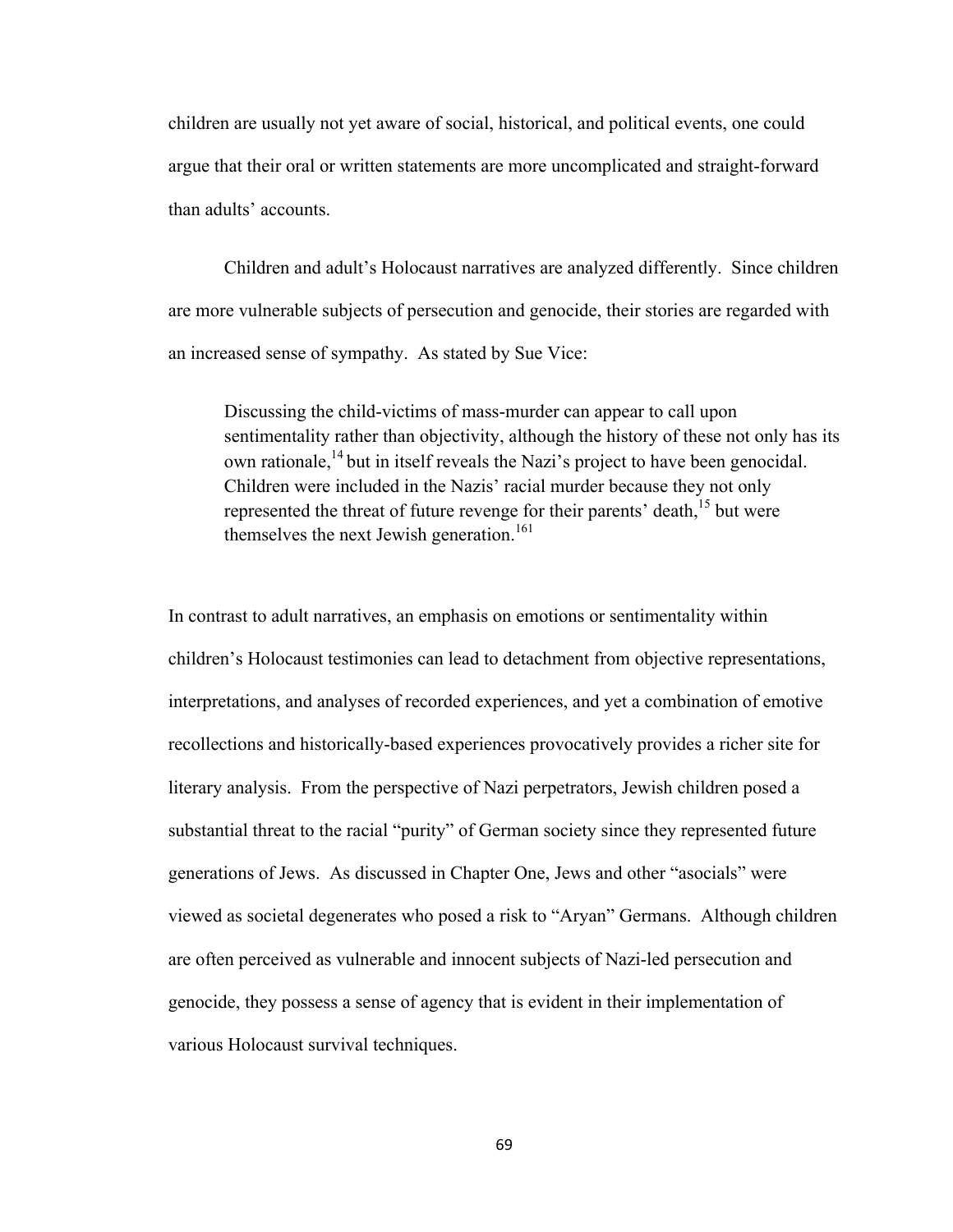children are usually not yet aware of social, historical, and political events, one could argue that their oral or written statements are more uncomplicated and straight-forward than adults' accounts.

Children and adult's Holocaust narratives are analyzed differently. Since children are more vulnerable subjects of persecution and genocide, their stories are regarded with an increased sense of sympathy. As stated by Sue Vice:

> Discussing the child-victims of mass-murder can appear to call upon sentimentality rather than objectivity, although the history of these not only has its own rationale,[14] but in itself reveals the Nazi's project to have been genocidal. Children were included in the Nazis' racial murder because they not only represented the threat of future revenge for their parents' death,[15] but were themselves the next Jewish generation.[161]

In contrast to adult narratives, an emphasis on emotions or sentimentality within children's Holocaust testimonies can lead to detachment from objective representations, interpretations, and analyses of recorded experiences, and yet a combination of emotive recollections and historically-based experiences provocatively provides a richer site for literary analysis. From the perspective of Nazi perpetrators, Jewish children posed a substantial threat to the racial "purity" of German society since they represented future generations of Jews. As discussed in Chapter One, Jews and other "asocials" were viewed as societal degenerates who posed a risk to "Aryan" Germans. Although children are often perceived as vulnerable and innocent subjects of Nazi-led persecution and genocide, they possess a sense of agency that is evident in their implementation of various Holocaust survival techniques.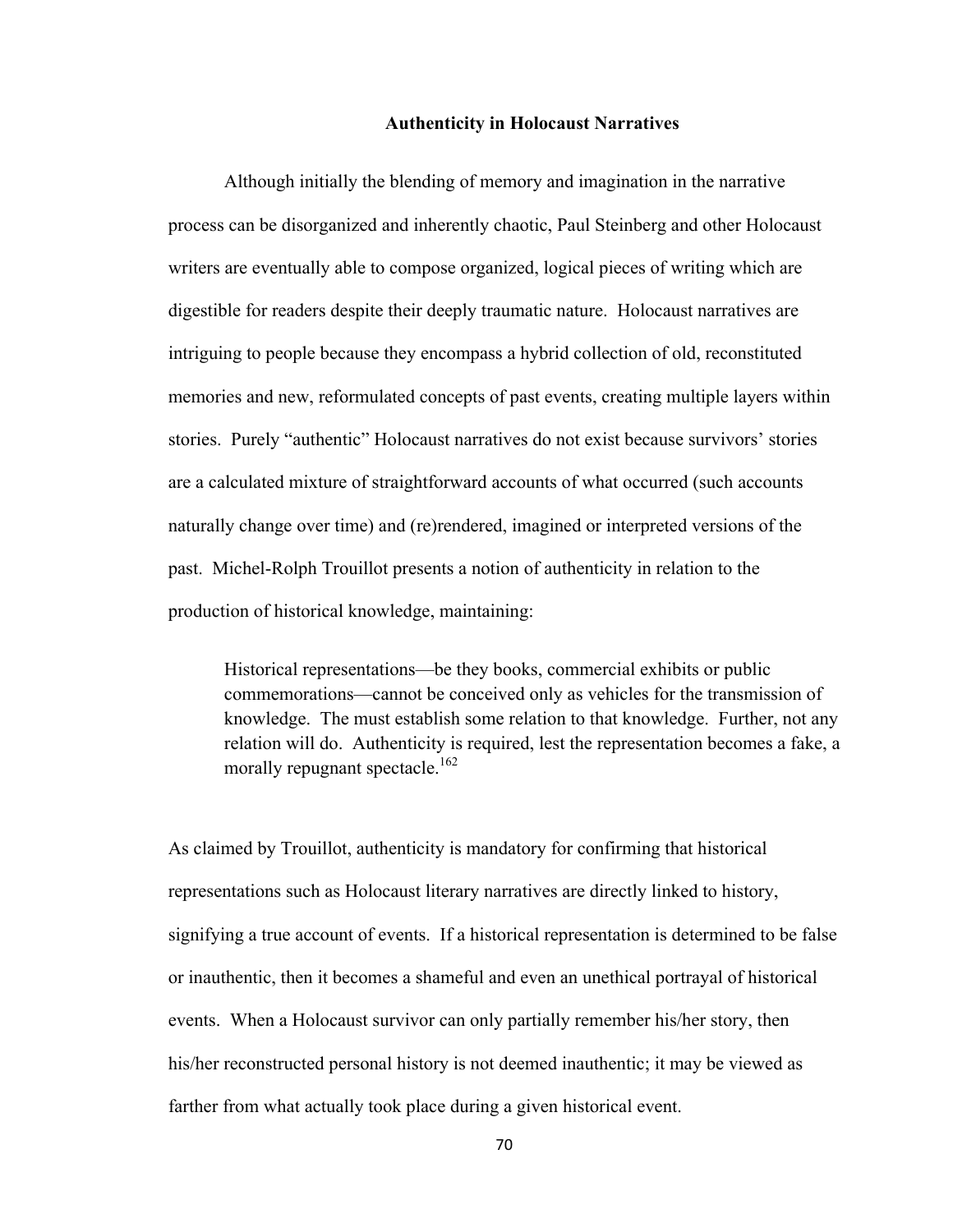## Authenticity in Holocaust Narratives

Although initially the blending of memory and imagination in the narrative process can be disorganized and inherently chaotic, Paul Steinberg and other Holocaust writers are eventually able to compose organized, logical pieces of writing which are digestible for readers despite their deeply traumatic nature. Holocaust narratives are intriguing to people because they encompass a hybrid collection of old, reconstituted memories and new, reformulated concepts of past events, creating multiple layers within stories. Purely "authentic" Holocaust narratives do not exist because survivors' stories are a calculated mixture of straightforward accounts of what occurred (such accounts naturally change over time) and (re)rendered, imagined or interpreted versions of the past. Michel-Rolph Trouillot presents a notion of authenticity in relation to the production of historical knowledge, maintaining:

> Historical representations—be they books, commercial exhibits or public commemorations—cannot be conceived only as vehicles for the transmission of knowledge. The must establish some relation to that knowledge. Further, not any relation will do. Authenticity is required, lest the representation becomes a fake, a morally repugnant spectacle.[162]

As claimed by Trouillot, authenticity is mandatory for confirming that historical representations such as Holocaust literary narratives are directly linked to history, signifying a true account of events. If a historical representation is determined to be false or inauthentic, then it becomes a shameful and even an unethical portrayal of historical events. When a Holocaust survivor can only partially remember his/her story, then his/her reconstructed personal history is not deemed inauthentic; it may be viewed as farther from what actually took place during a given historical event.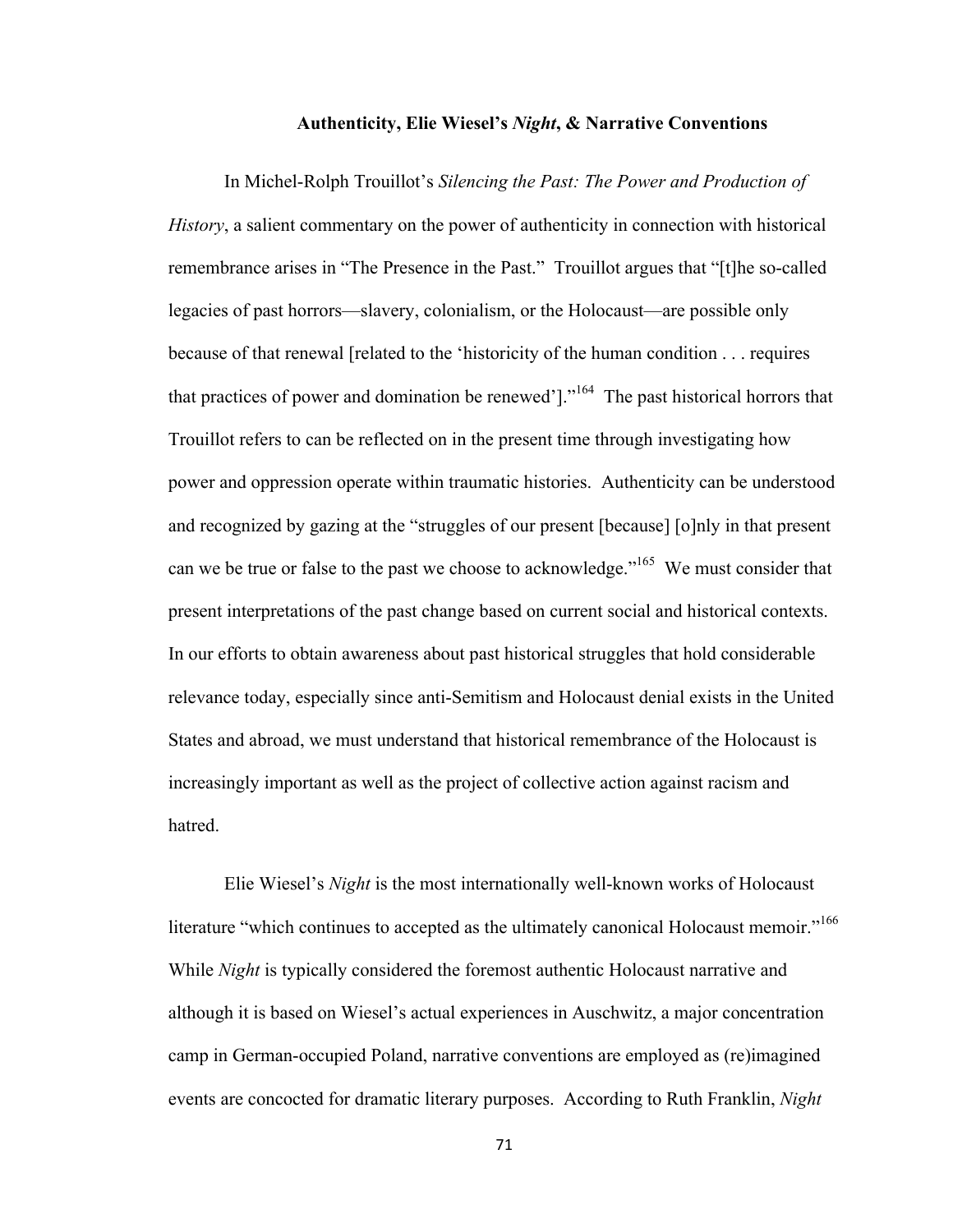### **Authenticity, Elie Wiesel's *Night*, & Narrative Conventions**

In Michel-Rolph Trouillot's *Silencing the Past: The Power and Production of History*, a salient commentary on the power of authenticity in connection with historical remembrance arises in "The Presence in the Past." Trouillot argues that "[t]he so-called legacies of past horrors—slavery, colonialism, or the Holocaust—are possible only because of that renewal [related to the 'historicity of the human condition . . . requires that practices of power and domination be renewed']."[164] The past historical horrors that Trouillot refers to can be reflected on in the present time through investigating how power and oppression operate within traumatic histories. Authenticity can be understood and recognized by gazing at the "struggles of our present [because] [o]nly in that present can we be true or false to the past we choose to acknowledge."[165] We must consider that present interpretations of the past change based on current social and historical contexts. In our efforts to obtain awareness about past historical struggles that hold considerable relevance today, especially since anti-Semitism and Holocaust denial exists in the United States and abroad, we must understand that historical remembrance of the Holocaust is increasingly important as well as the project of collective action against racism and hatred.

Elie Wiesel's *Night* is the most internationally well-known works of Holocaust literature "which continues to accepted as the ultimately canonical Holocaust memoir."[166] While *Night* is typically considered the foremost authentic Holocaust narrative and although it is based on Wiesel's actual experiences in Auschwitz, a major concentration camp in German-occupied Poland, narrative conventions are employed as (re)imagined events are concocted for dramatic literary purposes. According to Ruth Franklin, *Night*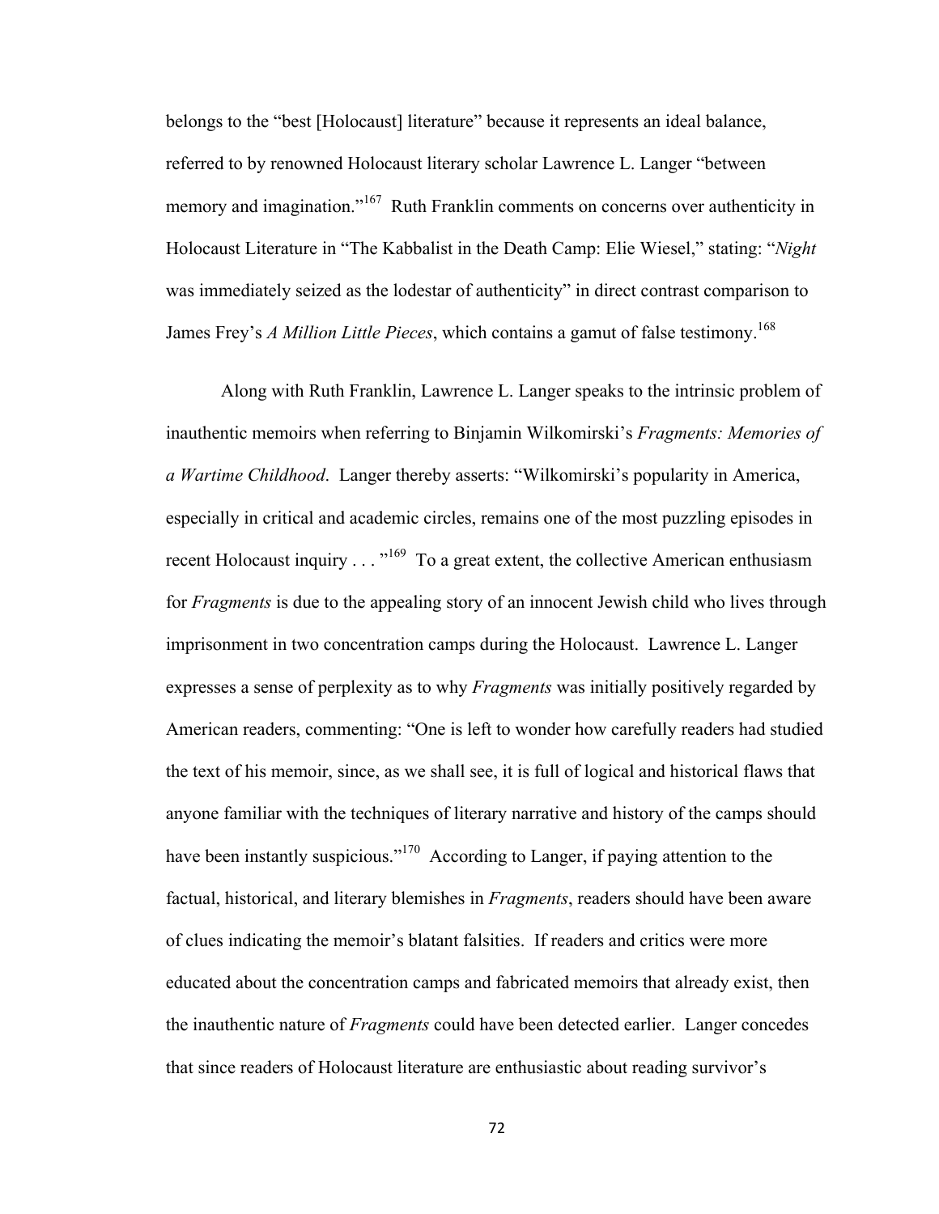belongs to the "best [Holocaust] literature" because it represents an ideal balance, referred to by renowned Holocaust literary scholar Lawrence L. Langer "between memory and imagination."[167] Ruth Franklin comments on concerns over authenticity in Holocaust Literature in "The Kabbalist in the Death Camp: Elie Wiesel," stating: "*Night* was immediately seized as the lodestar of authenticity" in direct contrast comparison to James Frey's *A Million Little Pieces*, which contains a gamut of false testimony.[168]

Along with Ruth Franklin, Lawrence L. Langer speaks to the intrinsic problem of inauthentic memoirs when referring to Binjamin Wilkomirski's *Fragments: Memories of a Wartime Childhood*. Langer thereby asserts: "Wilkomirski's popularity in America, especially in critical and academic circles, remains one of the most puzzling episodes in recent Holocaust inquiry . . . "[169] To a great extent, the collective American enthusiasm for *Fragments* is due to the appealing story of an innocent Jewish child who lives through imprisonment in two concentration camps during the Holocaust. Lawrence L. Langer expresses a sense of perplexity as to why *Fragments* was initially positively regarded by American readers, commenting: "One is left to wonder how carefully readers had studied the text of his memoir, since, as we shall see, it is full of logical and historical flaws that anyone familiar with the techniques of literary narrative and history of the camps should have been instantly suspicious."[170] According to Langer, if paying attention to the factual, historical, and literary blemishes in *Fragments*, readers should have been aware of clues indicating the memoir's blatant falsities. If readers and critics were more educated about the concentration camps and fabricated memoirs that already exist, then the inauthentic nature of *Fragments* could have been detected earlier. Langer concedes that since readers of Holocaust literature are enthusiastic about reading survivor's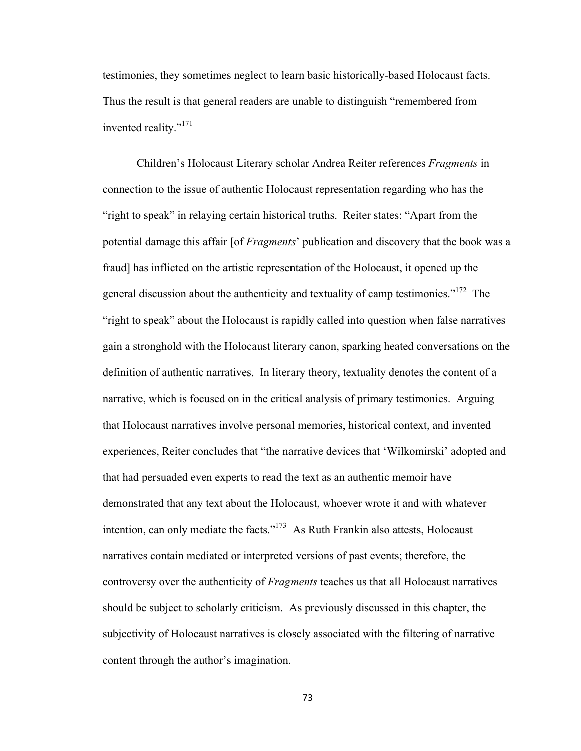testimonies, they sometimes neglect to learn basic historically-based Holocaust facts. Thus the result is that general readers are unable to distinguish "remembered from invented reality."[171]

Children's Holocaust Literary scholar Andrea Reiter references *Fragments* in connection to the issue of authentic Holocaust representation regarding who has the "right to speak" in relaying certain historical truths. Reiter states: "Apart from the potential damage this affair [of *Fragments*' publication and discovery that the book was a fraud] has inflicted on the artistic representation of the Holocaust, it opened up the general discussion about the authenticity and textuality of camp testimonies."[172] The "right to speak" about the Holocaust is rapidly called into question when false narratives gain a stronghold with the Holocaust literary canon, sparking heated conversations on the definition of authentic narratives. In literary theory, textuality denotes the content of a narrative, which is focused on in the critical analysis of primary testimonies. Arguing that Holocaust narratives involve personal memories, historical context, and invented experiences, Reiter concludes that "the narrative devices that 'Wilkomirski' adopted and that had persuaded even experts to read the text as an authentic memoir have demonstrated that any text about the Holocaust, whoever wrote it and with whatever intention, can only mediate the facts."[173] As Ruth Frankin also attests, Holocaust narratives contain mediated or interpreted versions of past events; therefore, the controversy over the authenticity of *Fragments* teaches us that all Holocaust narratives should be subject to scholarly criticism. As previously discussed in this chapter, the subjectivity of Holocaust narratives is closely associated with the filtering of narrative content through the author's imagination.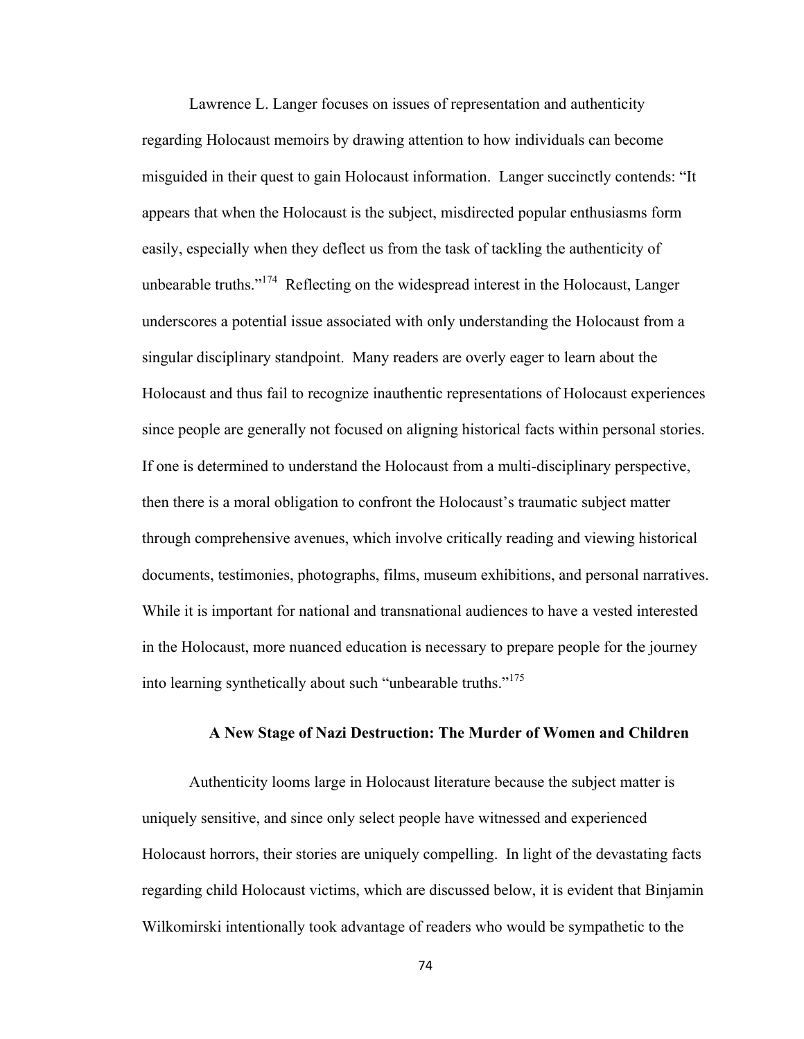Lawrence L. Langer focuses on issues of representation and authenticity regarding Holocaust memoirs by drawing attention to how individuals can become misguided in their quest to gain Holocaust information. Langer succinctly contends: "It appears that when the Holocaust is the subject, misdirected popular enthusiasms form easily, especially when they deflect us from the task of tackling the authenticity of unbearable truths."[174] Reflecting on the widespread interest in the Holocaust, Langer underscores a potential issue associated with only understanding the Holocaust from a singular disciplinary standpoint. Many readers are overly eager to learn about the Holocaust and thus fail to recognize inauthentic representations of Holocaust experiences since people are generally not focused on aligning historical facts within personal stories. If one is determined to understand the Holocaust from a multi-disciplinary perspective, then there is a moral obligation to confront the Holocaust's traumatic subject matter through comprehensive avenues, which involve critically reading and viewing historical documents, testimonies, photographs, films, museum exhibitions, and personal narratives. While it is important for national and transnational audiences to have a vested interested in the Holocaust, more nuanced education is necessary to prepare people for the journey into learning synthetically about such "unbearable truths."[175]

## A New Stage of Nazi Destruction: The Murder of Women and Children

Authenticity looms large in Holocaust literature because the subject matter is uniquely sensitive, and since only select people have witnessed and experienced Holocaust horrors, their stories are uniquely compelling. In light of the devastating facts regarding child Holocaust victims, which are discussed below, it is evident that Binjamin Wilkomirski intentionally took advantage of readers who would be sympathetic to the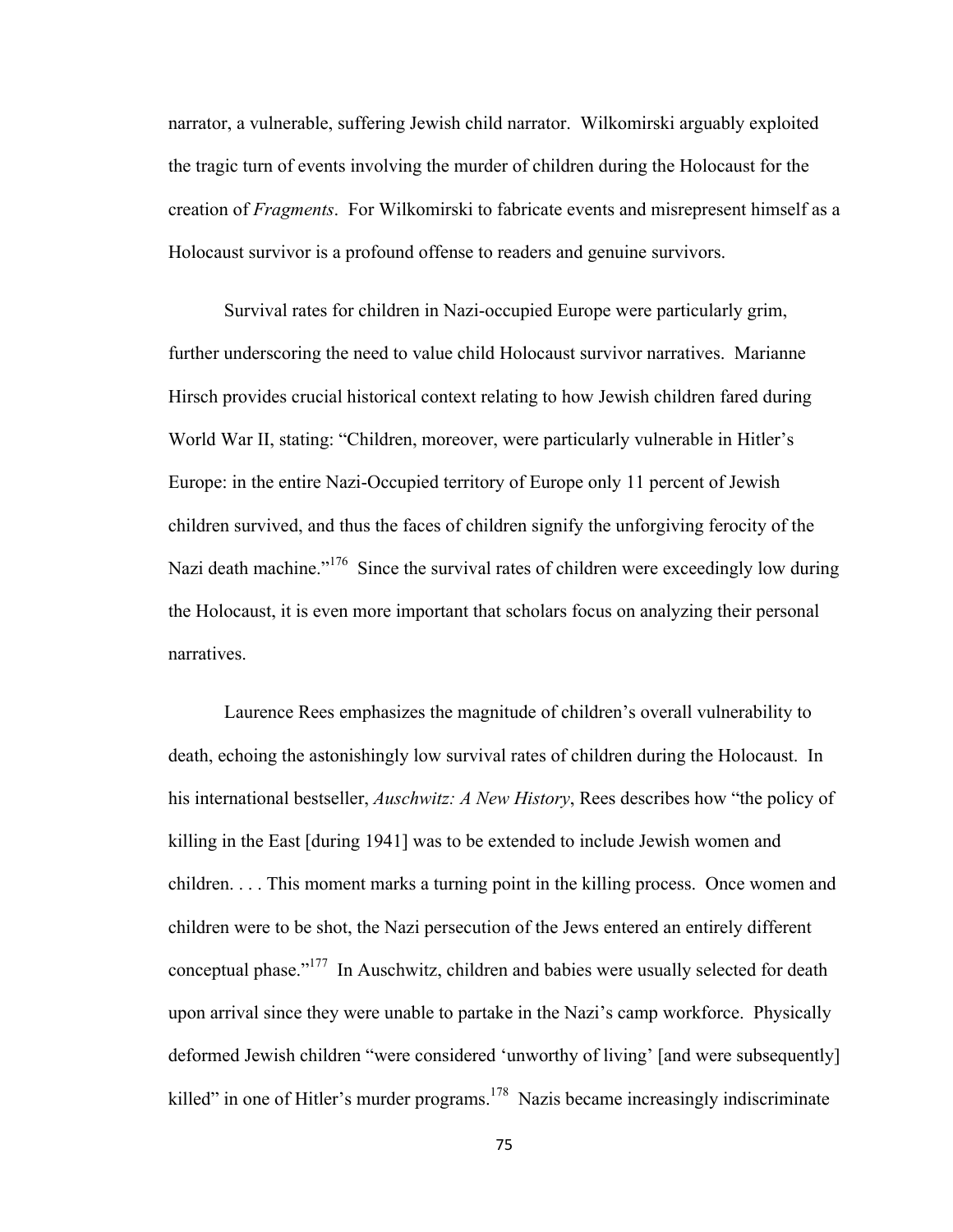narrator, a vulnerable, suffering Jewish child narrator. Wilkomirski arguably exploited the tragic turn of events involving the murder of children during the Holocaust for the creation of *Fragments*. For Wilkomirski to fabricate events and misrepresent himself as a Holocaust survivor is a profound offense to readers and genuine survivors.

Survival rates for children in Nazi-occupied Europe were particularly grim, further underscoring the need to value child Holocaust survivor narratives. Marianne Hirsch provides crucial historical context relating to how Jewish children fared during World War II, stating: "Children, moreover, were particularly vulnerable in Hitler's Europe: in the entire Nazi-Occupied territory of Europe only 11 percent of Jewish children survived, and thus the faces of children signify the unforgiving ferocity of the Nazi death machine."[176] Since the survival rates of children were exceedingly low during the Holocaust, it is even more important that scholars focus on analyzing their personal narratives.

Laurence Rees emphasizes the magnitude of children's overall vulnerability to death, echoing the astonishingly low survival rates of children during the Holocaust. In his international bestseller, *Auschwitz: A New History*, Rees describes how "the policy of killing in the East [during 1941] was to be extended to include Jewish women and children. . . . This moment marks a turning point in the killing process. Once women and children were to be shot, the Nazi persecution of the Jews entered an entirely different conceptual phase."[177] In Auschwitz, children and babies were usually selected for death upon arrival since they were unable to partake in the Nazi's camp workforce. Physically deformed Jewish children "were considered 'unworthy of living' [and were subsequently] killed" in one of Hitler's murder programs.[178] Nazis became increasingly indiscriminate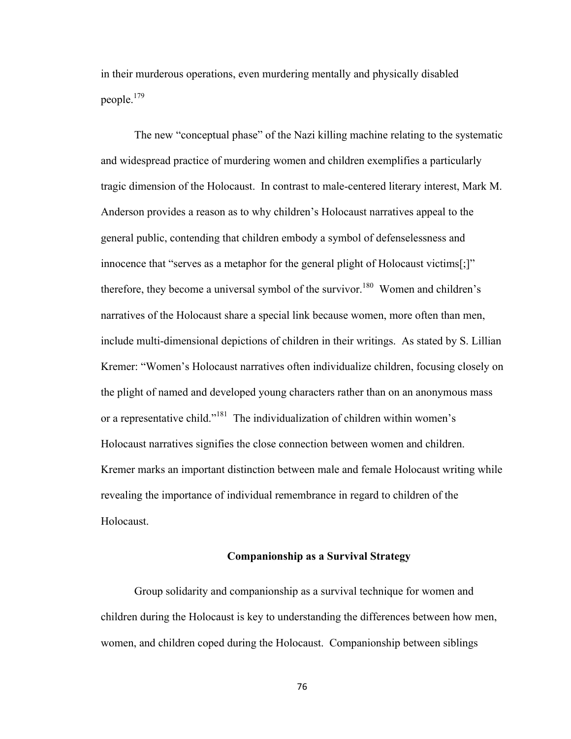in their murderous operations, even murdering mentally and physically disabled people.[179]

The new "conceptual phase" of the Nazi killing machine relating to the systematic and widespread practice of murdering women and children exemplifies a particularly tragic dimension of the Holocaust. In contrast to male-centered literary interest, Mark M. Anderson provides a reason as to why children's Holocaust narratives appeal to the general public, contending that children embody a symbol of defenselessness and innocence that "serves as a metaphor for the general plight of Holocaust victims[;]" therefore, they become a universal symbol of the survivor.[180] Women and children's narratives of the Holocaust share a special link because women, more often than men, include multi-dimensional depictions of children in their writings. As stated by S. Lillian Kremer: "Women's Holocaust narratives often individualize children, focusing closely on the plight of named and developed young characters rather than on an anonymous mass or a representative child."[181] The individualization of children within women's Holocaust narratives signifies the close connection between women and children. Kremer marks an important distinction between male and female Holocaust writing while revealing the importance of individual remembrance in regard to children of the Holocaust.

## Companionship as a Survival Strategy

Group solidarity and companionship as a survival technique for women and children during the Holocaust is key to understanding the differences between how men, women, and children coped during the Holocaust. Companionship between siblings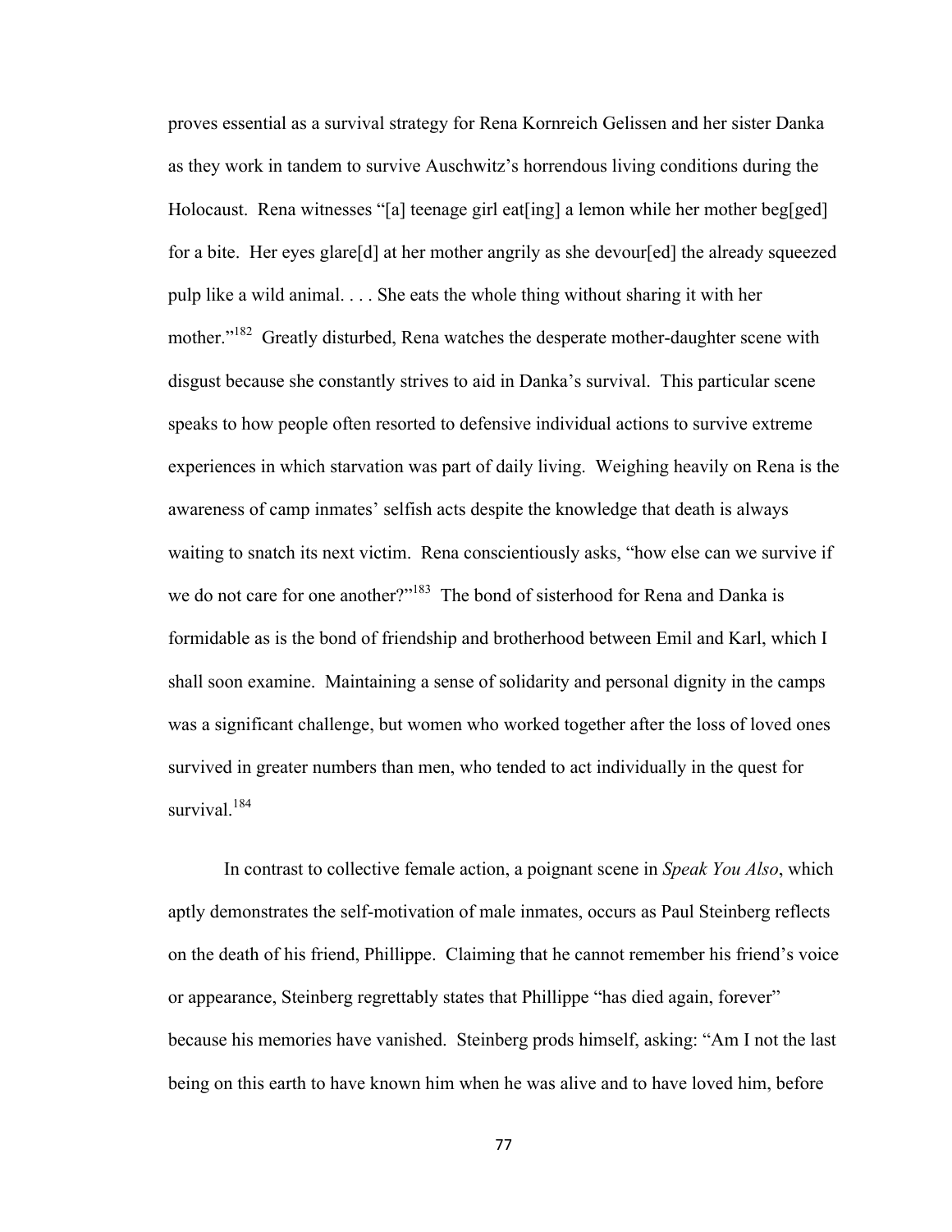proves essential as a survival strategy for Rena Kornreich Gelissen and her sister Danka as they work in tandem to survive Auschwitz's horrendous living conditions during the Holocaust. Rena witnesses "[a] teenage girl eat[ing] a lemon while her mother beg[ged] for a bite. Her eyes glare[d] at her mother angrily as she devour[ed] the already squeezed pulp like a wild animal. . . . She eats the whole thing without sharing it with her mother."[182] Greatly disturbed, Rena watches the desperate mother-daughter scene with disgust because she constantly strives to aid in Danka's survival. This particular scene speaks to how people often resorted to defensive individual actions to survive extreme experiences in which starvation was part of daily living. Weighing heavily on Rena is the awareness of camp inmates' selfish acts despite the knowledge that death is always waiting to snatch its next victim. Rena conscientiously asks, "how else can we survive if we do not care for one another?"[183] The bond of sisterhood for Rena and Danka is formidable as is the bond of friendship and brotherhood between Emil and Karl, which I shall soon examine. Maintaining a sense of solidarity and personal dignity in the camps was a significant challenge, but women who worked together after the loss of loved ones survived in greater numbers than men, who tended to act individually in the quest for survival.[184]

In contrast to collective female action, a poignant scene in *Speak You Also*, which aptly demonstrates the self-motivation of male inmates, occurs as Paul Steinberg reflects on the death of his friend, Phillippe. Claiming that he cannot remember his friend's voice or appearance, Steinberg regrettably states that Phillippe "has died again, forever" because his memories have vanished. Steinberg prods himself, asking: "Am I not the last being on this earth to have known him when he was alive and to have loved him, before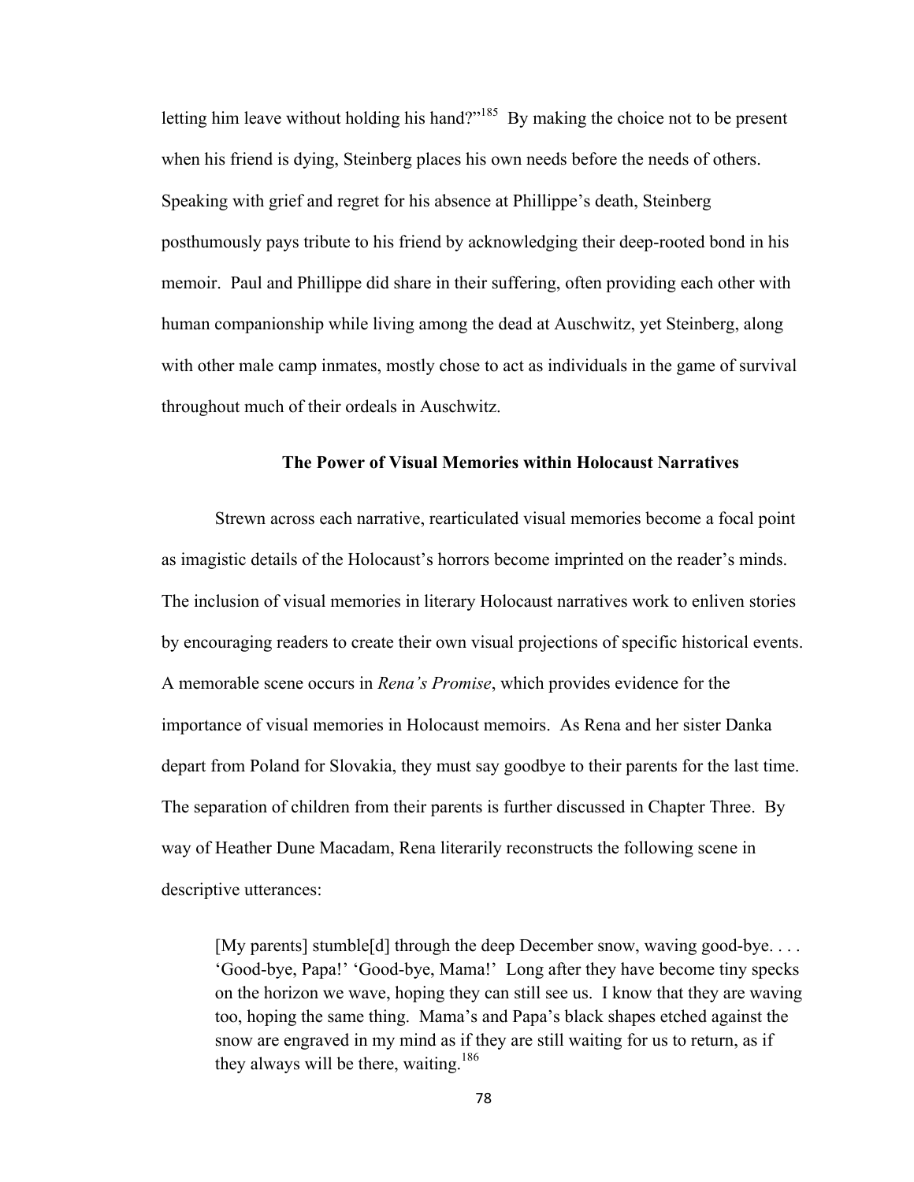letting him leave without holding his hand?"[185] By making the choice not to be present when his friend is dying, Steinberg places his own needs before the needs of others. Speaking with grief and regret for his absence at Phillippe's death, Steinberg posthumously pays tribute to his friend by acknowledging their deep-rooted bond in his memoir. Paul and Phillippe did share in their suffering, often providing each other with human companionship while living among the dead at Auschwitz, yet Steinberg, along with other male camp inmates, mostly chose to act as individuals in the game of survival throughout much of their ordeals in Auschwitz.

### The Power of Visual Memories within Holocaust Narratives

Strewn across each narrative, rearticulated visual memories become a focal point as imagistic details of the Holocaust's horrors become imprinted on the reader's minds. The inclusion of visual memories in literary Holocaust narratives work to enliven stories by encouraging readers to create their own visual projections of specific historical events. A memorable scene occurs in *Rena's Promise*, which provides evidence for the importance of visual memories in Holocaust memoirs. As Rena and her sister Danka depart from Poland for Slovakia, they must say goodbye to their parents for the last time. The separation of children from their parents is further discussed in Chapter Three. By way of Heather Dune Macadam, Rena literarily reconstructs the following scene in descriptive utterances:

> [My parents] stumble[d] through the deep December snow, waving good-bye. . . . 'Good-bye, Papa!' 'Good-bye, Mama!' Long after they have become tiny specks on the horizon we wave, hoping they can still see us. I know that they are waving too, hoping the same thing. Mama's and Papa's black shapes etched against the snow are engraved in my mind as if they are still waiting for us to return, as if they always will be there, waiting.[186]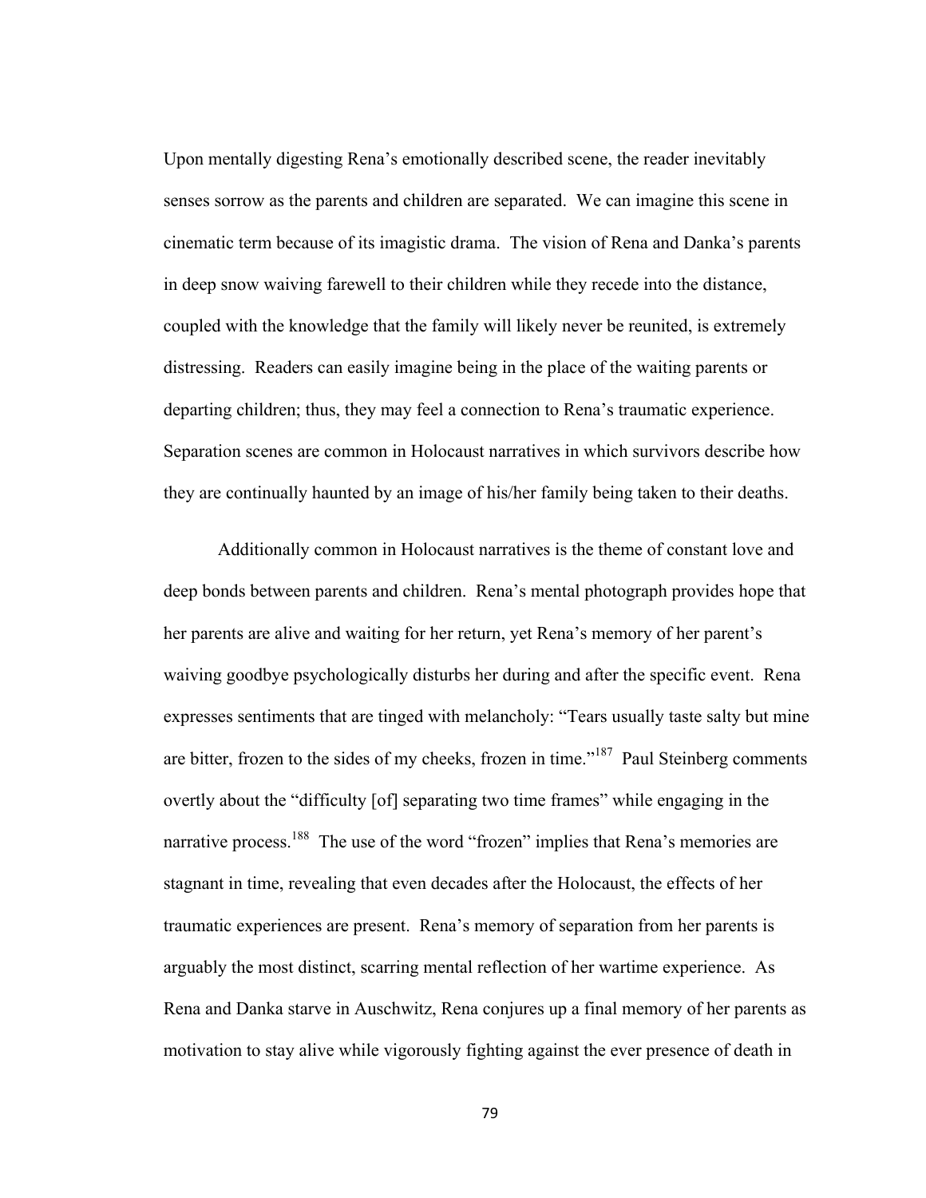Upon mentally digesting Rena's emotionally described scene, the reader inevitably senses sorrow as the parents and children are separated. We can imagine this scene in cinematic term because of its imagistic drama. The vision of Rena and Danka's parents in deep snow waiving farewell to their children while they recede into the distance, coupled with the knowledge that the family will likely never be reunited, is extremely distressing. Readers can easily imagine being in the place of the waiting parents or departing children; thus, they may feel a connection to Rena's traumatic experience. Separation scenes are common in Holocaust narratives in which survivors describe how they are continually haunted by an image of his/her family being taken to their deaths.

Additionally common in Holocaust narratives is the theme of constant love and deep bonds between parents and children. Rena's mental photograph provides hope that her parents are alive and waiting for her return, yet Rena's memory of her parent's waiving goodbye psychologically disturbs her during and after the specific event. Rena expresses sentiments that are tinged with melancholy: "Tears usually taste salty but mine are bitter, frozen to the sides of my cheeks, frozen in time."[187] Paul Steinberg comments overtly about the "difficulty [of] separating two time frames" while engaging in the narrative process.[188] The use of the word "frozen" implies that Rena's memories are stagnant in time, revealing that even decades after the Holocaust, the effects of her traumatic experiences are present. Rena's memory of separation from her parents is arguably the most distinct, scarring mental reflection of her wartime experience. As Rena and Danka starve in Auschwitz, Rena conjures up a final memory of her parents as motivation to stay alive while vigorously fighting against the ever presence of death in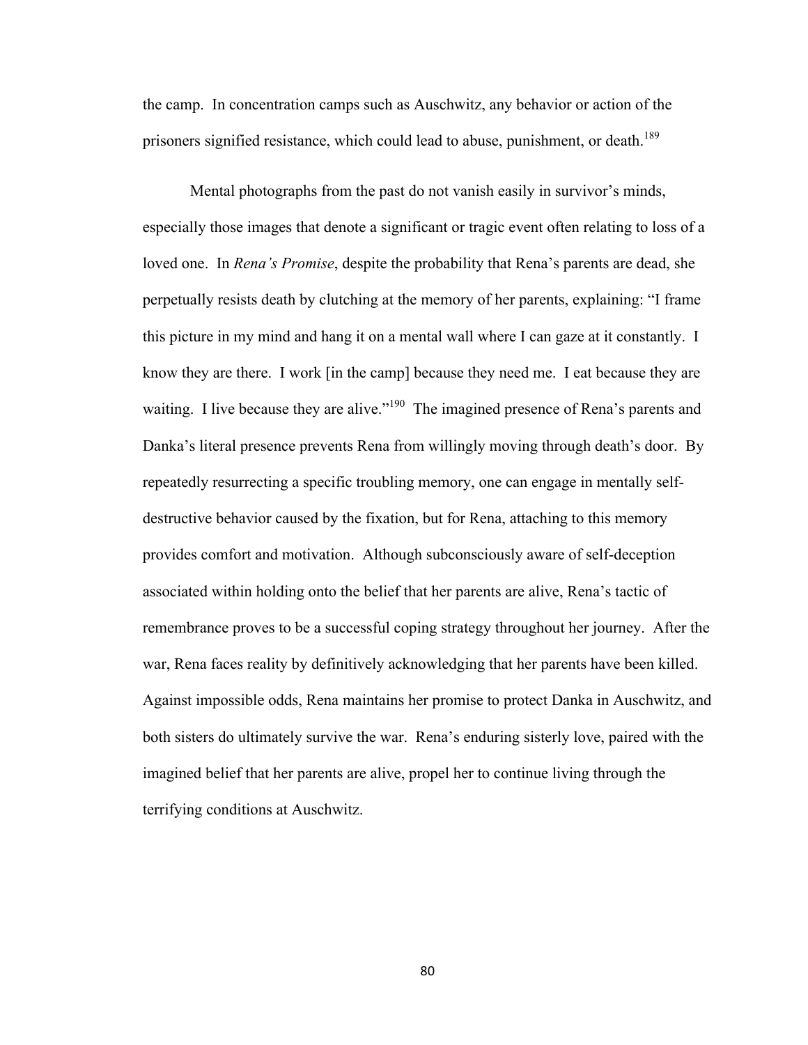the camp. In concentration camps such as Auschwitz, any behavior or action of the prisoners signified resistance, which could lead to abuse, punishment, or death.[189]

Mental photographs from the past do not vanish easily in survivor's minds, especially those images that denote a significant or tragic event often relating to loss of a loved one. In *Rena's Promise*, despite the probability that Rena's parents are dead, she perpetually resists death by clutching at the memory of her parents, explaining: "I frame this picture in my mind and hang it on a mental wall where I can gaze at it constantly. I know they are there. I work [in the camp] because they need me. I eat because they are waiting. I live because they are alive."[190] The imagined presence of Rena's parents and Danka's literal presence prevents Rena from willingly moving through death's door. By repeatedly resurrecting a specific troubling memory, one can engage in mentally self-destructive behavior caused by the fixation, but for Rena, attaching to this memory provides comfort and motivation. Although subconsciously aware of self-deception associated within holding onto the belief that her parents are alive, Rena's tactic of remembrance proves to be a successful coping strategy throughout her journey. After the war, Rena faces reality by definitively acknowledging that her parents have been killed. Against impossible odds, Rena maintains her promise to protect Danka in Auschwitz, and both sisters do ultimately survive the war. Rena's enduring sisterly love, paired with the imagined belief that her parents are alive, propel her to continue living through the terrifying conditions at Auschwitz.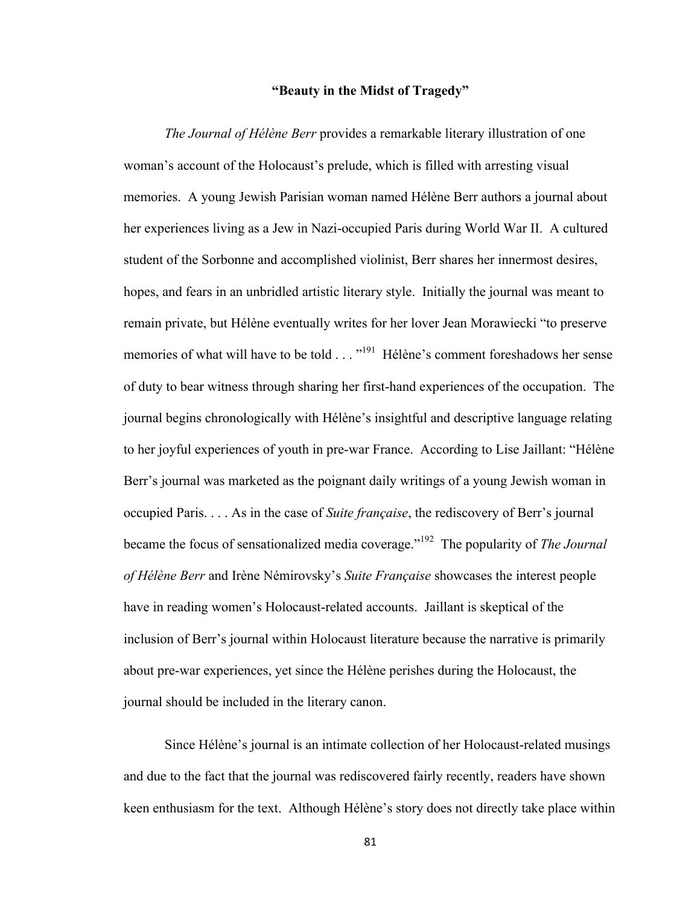## "Beauty in the Midst of Tragedy"

*The Journal of Hélène Berr* provides a remarkable literary illustration of one woman's account of the Holocaust's prelude, which is filled with arresting visual memories. A young Jewish Parisian woman named Hélène Berr authors a journal about her experiences living as a Jew in Nazi-occupied Paris during World War II. A cultured student of the Sorbonne and accomplished violinist, Berr shares her innermost desires, hopes, and fears in an unbridled artistic literary style. Initially the journal was meant to remain private, but Hélène eventually writes for her lover Jean Morawiecki "to preserve memories of what will have to be told . . . "[191] Hélène's comment foreshadows her sense of duty to bear witness through sharing her first-hand experiences of the occupation. The journal begins chronologically with Hélène's insightful and descriptive language relating to her joyful experiences of youth in pre-war France. According to Lise Jaillant: "Hélène Berr's journal was marketed as the poignant daily writings of a young Jewish woman in occupied Paris. . . . As in the case of *Suite française*, the rediscovery of Berr's journal became the focus of sensationalized media coverage."[192] The popularity of *The Journal of Hélène Berr* and Irène Némirovsky's *Suite Française* showcases the interest people have in reading women's Holocaust-related accounts. Jaillant is skeptical of the inclusion of Berr's journal within Holocaust literature because the narrative is primarily about pre-war experiences, yet since the Hélène perishes during the Holocaust, the journal should be included in the literary canon.

Since Hélène's journal is an intimate collection of her Holocaust-related musings and due to the fact that the journal was rediscovered fairly recently, readers have shown keen enthusiasm for the text. Although Hélène's story does not directly take place within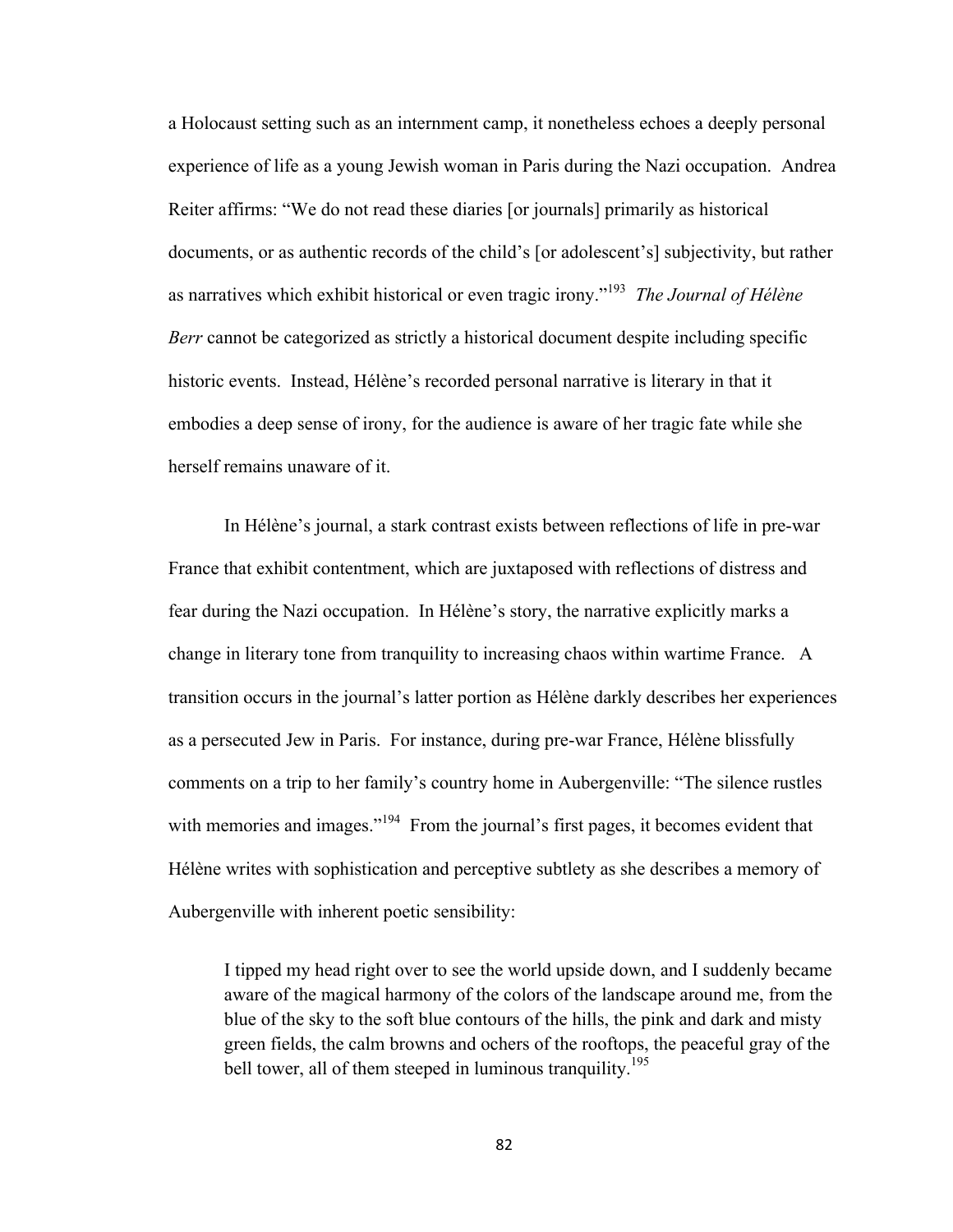a Holocaust setting such as an internment camp, it nonetheless echoes a deeply personal experience of life as a young Jewish woman in Paris during the Nazi occupation. Andrea Reiter affirms: "We do not read these diaries [or journals] primarily as historical documents, or as authentic records of the child's [or adolescent's] subjectivity, but rather as narratives which exhibit historical or even tragic irony."[193] *The Journal of Hélène Berr* cannot be categorized as strictly a historical document despite including specific historic events. Instead, Hélène's recorded personal narrative is literary in that it embodies a deep sense of irony, for the audience is aware of her tragic fate while she herself remains unaware of it.

In Hélène's journal, a stark contrast exists between reflections of life in pre-war France that exhibit contentment, which are juxtaposed with reflections of distress and fear during the Nazi occupation. In Hélène's story, the narrative explicitly marks a change in literary tone from tranquility to increasing chaos within wartime France. A transition occurs in the journal's latter portion as Hélène darkly describes her experiences as a persecuted Jew in Paris. For instance, during pre-war France, Hélène blissfully comments on a trip to her family's country home in Aubergenville: "The silence rustles with memories and images."[194] From the journal's first pages, it becomes evident that Hélène writes with sophistication and perceptive subtlety as she describes a memory of Aubergenville with inherent poetic sensibility:

> I tipped my head right over to see the world upside down, and I suddenly became aware of the magical harmony of the colors of the landscape around me, from the blue of the sky to the soft blue contours of the hills, the pink and dark and misty green fields, the calm browns and ochers of the rooftops, the peaceful gray of the bell tower, all of them steeped in luminous tranquility.[195]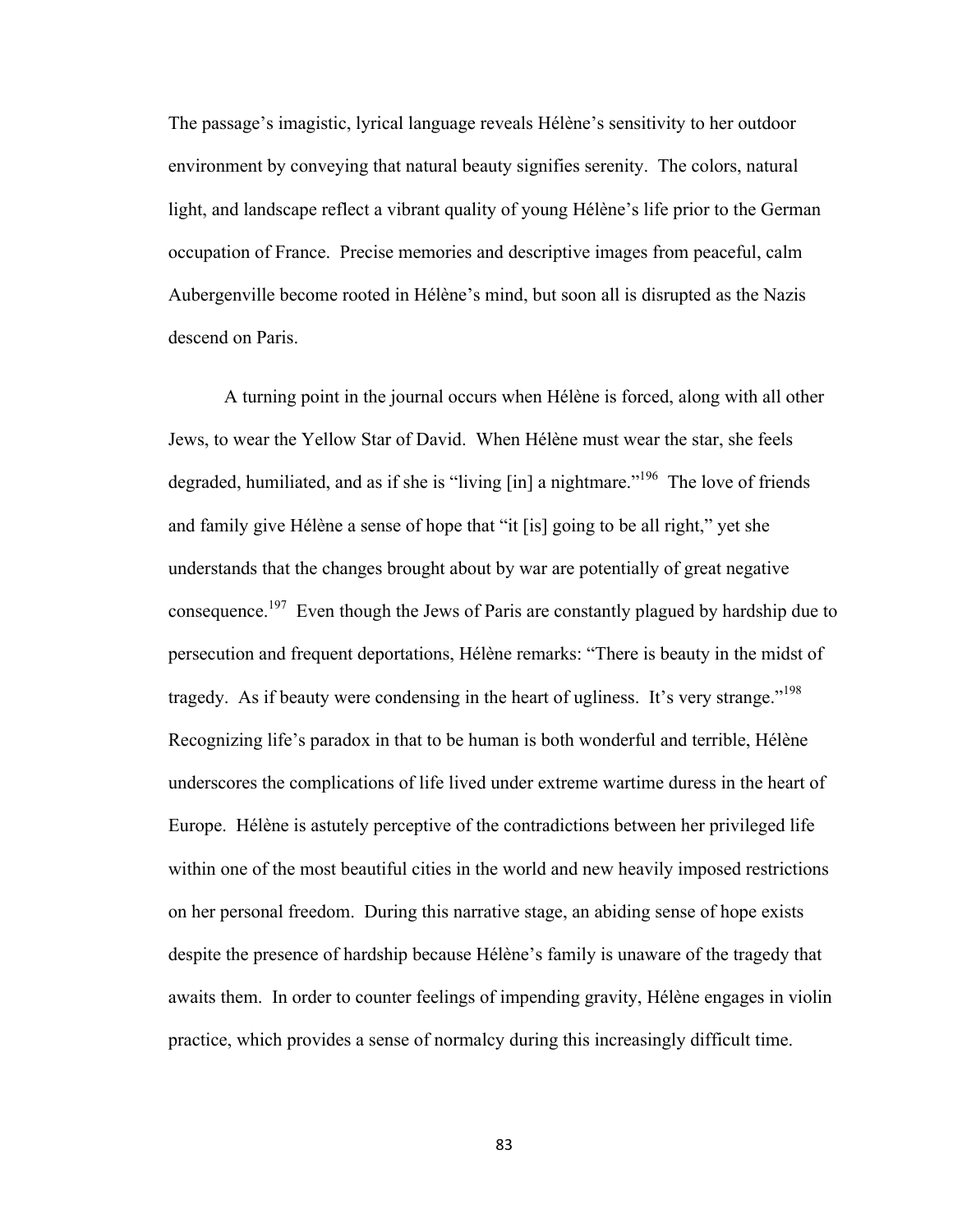The passage's imagistic, lyrical language reveals Hélène's sensitivity to her outdoor environment by conveying that natural beauty signifies serenity. The colors, natural light, and landscape reflect a vibrant quality of young Hélène's life prior to the German occupation of France. Precise memories and descriptive images from peaceful, calm Aubergenville become rooted in Hélène's mind, but soon all is disrupted as the Nazis descend on Paris.

A turning point in the journal occurs when Hélène is forced, along with all other Jews, to wear the Yellow Star of David. When Hélène must wear the star, she feels degraded, humiliated, and as if she is "living [in] a nightmare."[196] The love of friends and family give Hélène a sense of hope that "it [is] going to be all right," yet she understands that the changes brought about by war are potentially of great negative consequence.[197] Even though the Jews of Paris are constantly plagued by hardship due to persecution and frequent deportations, Hélène remarks: "There is beauty in the midst of tragedy. As if beauty were condensing in the heart of ugliness. It's very strange."[198] Recognizing life's paradox in that to be human is both wonderful and terrible, Hélène underscores the complications of life lived under extreme wartime duress in the heart of Europe. Hélène is astutely perceptive of the contradictions between her privileged life within one of the most beautiful cities in the world and new heavily imposed restrictions on her personal freedom. During this narrative stage, an abiding sense of hope exists despite the presence of hardship because Hélène's family is unaware of the tragedy that awaits them. In order to counter feelings of impending gravity, Hélène engages in violin practice, which provides a sense of normalcy during this increasingly difficult time.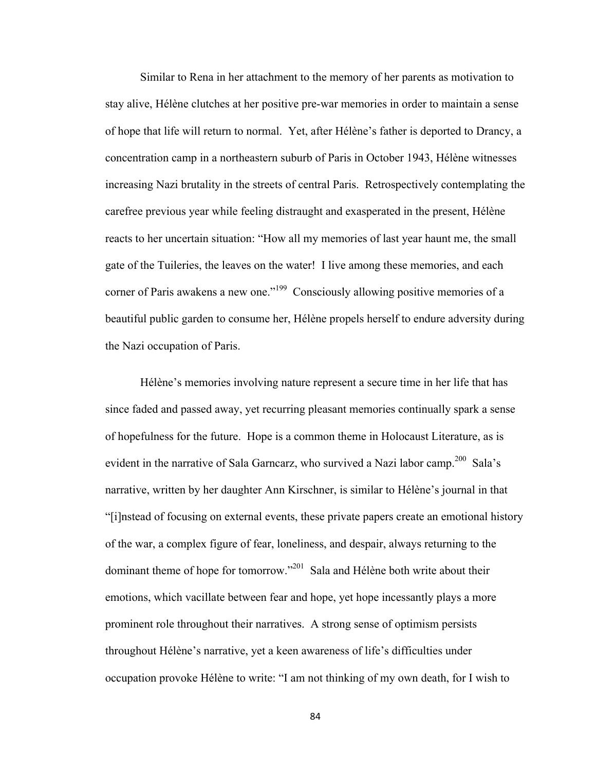Similar to Rena in her attachment to the memory of her parents as motivation to stay alive, Hélène clutches at her positive pre-war memories in order to maintain a sense of hope that life will return to normal. Yet, after Hélène's father is deported to Drancy, a concentration camp in a northeastern suburb of Paris in October 1943, Hélène witnesses increasing Nazi brutality in the streets of central Paris. Retrospectively contemplating the carefree previous year while feeling distraught and exasperated in the present, Hélène reacts to her uncertain situation: "How all my memories of last year haunt me, the small gate of the Tuileries, the leaves on the water! I live among these memories, and each corner of Paris awakens a new one."[199] Consciously allowing positive memories of a beautiful public garden to consume her, Hélène propels herself to endure adversity during the Nazi occupation of Paris.

Hélène's memories involving nature represent a secure time in her life that has since faded and passed away, yet recurring pleasant memories continually spark a sense of hopefulness for the future. Hope is a common theme in Holocaust Literature, as is evident in the narrative of Sala Garncarz, who survived a Nazi labor camp.[200] Sala's narrative, written by her daughter Ann Kirschner, is similar to Hélène's journal in that "[i]nstead of focusing on external events, these private papers create an emotional history of the war, a complex figure of fear, loneliness, and despair, always returning to the dominant theme of hope for tomorrow."[201] Sala and Hélène both write about their emotions, which vacillate between fear and hope, yet hope incessantly plays a more prominent role throughout their narratives. A strong sense of optimism persists throughout Hélène's narrative, yet a keen awareness of life's difficulties under occupation provoke Hélène to write: "I am not thinking of my own death, for I wish to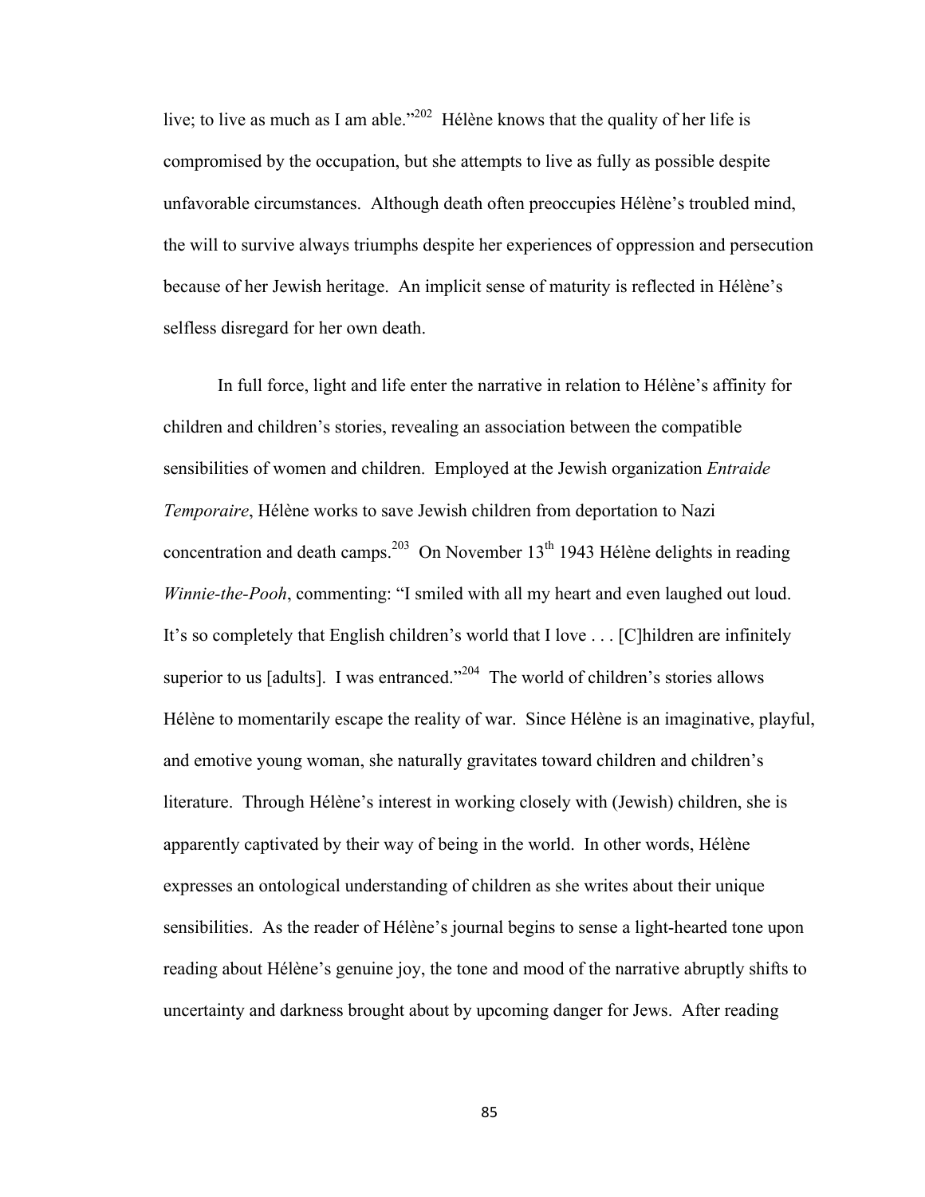live; to live as much as I am able."[202] Hélène knows that the quality of her life is compromised by the occupation, but she attempts to live as fully as possible despite unfavorable circumstances. Although death often preoccupies Hélène's troubled mind, the will to survive always triumphs despite her experiences of oppression and persecution because of her Jewish heritage. An implicit sense of maturity is reflected in Hélène's selfless disregard for her own death.

In full force, light and life enter the narrative in relation to Hélène's affinity for children and children's stories, revealing an association between the compatible sensibilities of women and children. Employed at the Jewish organization *Entraide Temporaire*, Hélène works to save Jewish children from deportation to Nazi concentration and death camps.[203] On November 13th 1943 Hélène delights in reading *Winnie-the-Pooh*, commenting: "I smiled with all my heart and even laughed out loud. It's so completely that English children's world that I love . . . [C]hildren are infinitely superior to us [adults]. I was entranced."[204] The world of children's stories allows Hélène to momentarily escape the reality of war. Since Hélène is an imaginative, playful, and emotive young woman, she naturally gravitates toward children and children's literature. Through Hélène's interest in working closely with (Jewish) children, she is apparently captivated by their way of being in the world. In other words, Hélène expresses an ontological understanding of children as she writes about their unique sensibilities. As the reader of Hélène's journal begins to sense a light-hearted tone upon reading about Hélène's genuine joy, the tone and mood of the narrative abruptly shifts to uncertainty and darkness brought about by upcoming danger for Jews. After reading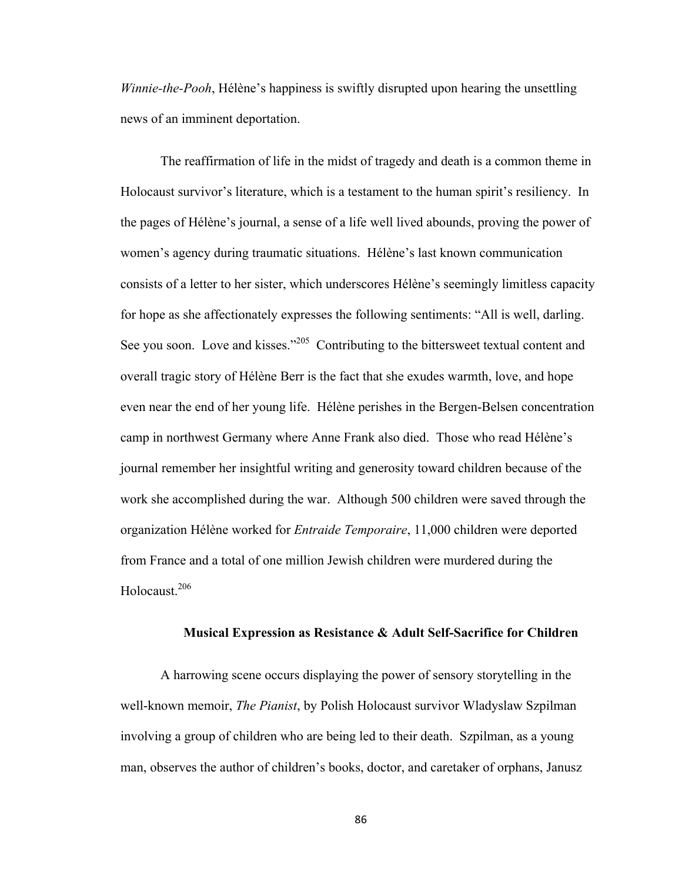*Winnie-the-Pooh*, Hélène's happiness is swiftly disrupted upon hearing the unsettling news of an imminent deportation.

The reaffirmation of life in the midst of tragedy and death is a common theme in Holocaust survivor's literature, which is a testament to the human spirit's resiliency. In the pages of Hélène's journal, a sense of a life well lived abounds, proving the power of women's agency during traumatic situations. Hélène's last known communication consists of a letter to her sister, which underscores Hélène's seemingly limitless capacity for hope as she affectionately expresses the following sentiments: "All is well, darling. See you soon. Love and kisses."[205] Contributing to the bittersweet textual content and overall tragic story of Hélène Berr is the fact that she exudes warmth, love, and hope even near the end of her young life. Hélène perishes in the Bergen-Belsen concentration camp in northwest Germany where Anne Frank also died. Those who read Hélène's journal remember her insightful writing and generosity toward children because of the work she accomplished during the war. Although 500 children were saved through the organization Hélène worked for *Entraide Temporaire*, 11,000 children were deported from France and a total of one million Jewish children were murdered during the Holocaust.[206]

### Musical Expression as Resistance & Adult Self-Sacrifice for Children

A harrowing scene occurs displaying the power of sensory storytelling in the well-known memoir, *The Pianist*, by Polish Holocaust survivor Wladyslaw Szpilman involving a group of children who are being led to their death. Szpilman, as a young man, observes the author of children's books, doctor, and caretaker of orphans, Janusz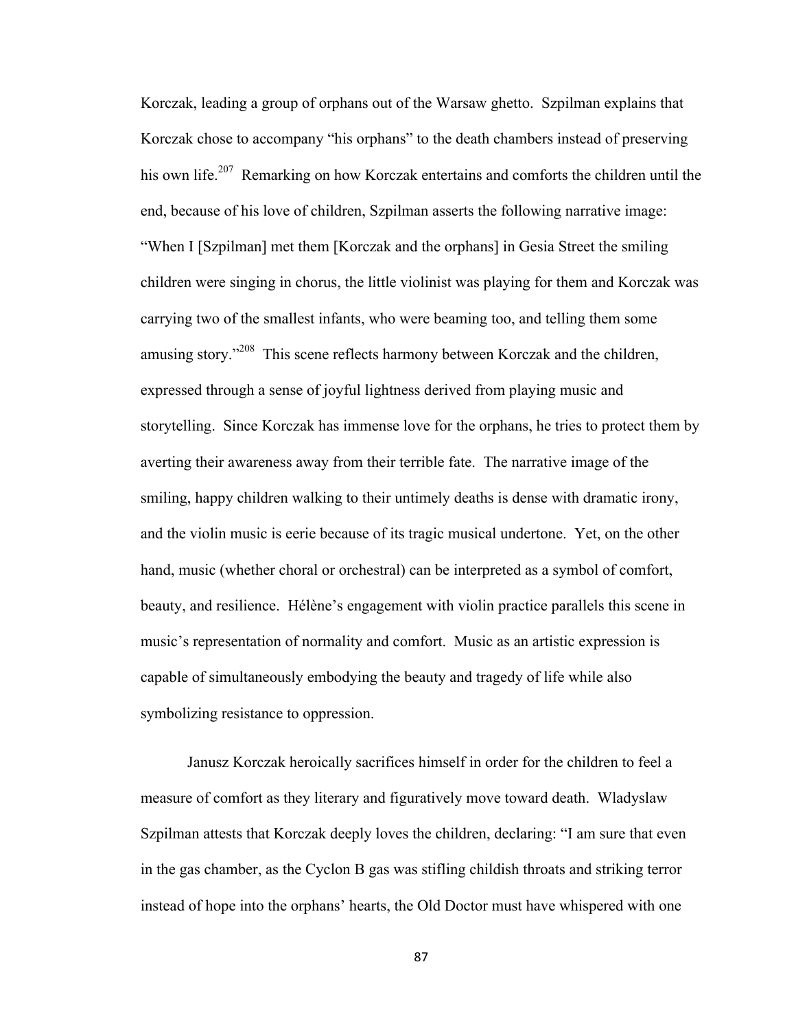Korczak, leading a group of orphans out of the Warsaw ghetto. Szpilman explains that Korczak chose to accompany "his orphans" to the death chambers instead of preserving his own life.[207] Remarking on how Korczak entertains and comforts the children until the end, because of his love of children, Szpilman asserts the following narrative image: "When I [Szpilman] met them [Korczak and the orphans] in Gesia Street the smiling children were singing in chorus, the little violinist was playing for them and Korczak was carrying two of the smallest infants, who were beaming too, and telling them some amusing story."[208] This scene reflects harmony between Korczak and the children, expressed through a sense of joyful lightness derived from playing music and storytelling. Since Korczak has immense love for the orphans, he tries to protect them by averting their awareness away from their terrible fate. The narrative image of the smiling, happy children walking to their untimely deaths is dense with dramatic irony, and the violin music is eerie because of its tragic musical undertone. Yet, on the other hand, music (whether choral or orchestral) can be interpreted as a symbol of comfort, beauty, and resilience. Hélène's engagement with violin practice parallels this scene in music's representation of normality and comfort. Music as an artistic expression is capable of simultaneously embodying the beauty and tragedy of life while also symbolizing resistance to oppression.

Janusz Korczak heroically sacrifices himself in order for the children to feel a measure of comfort as they literary and figuratively move toward death. Wladyslaw Szpilman attests that Korczak deeply loves the children, declaring: "I am sure that even in the gas chamber, as the Cyclon B gas was stifling childish throats and striking terror instead of hope into the orphans' hearts, the Old Doctor must have whispered with one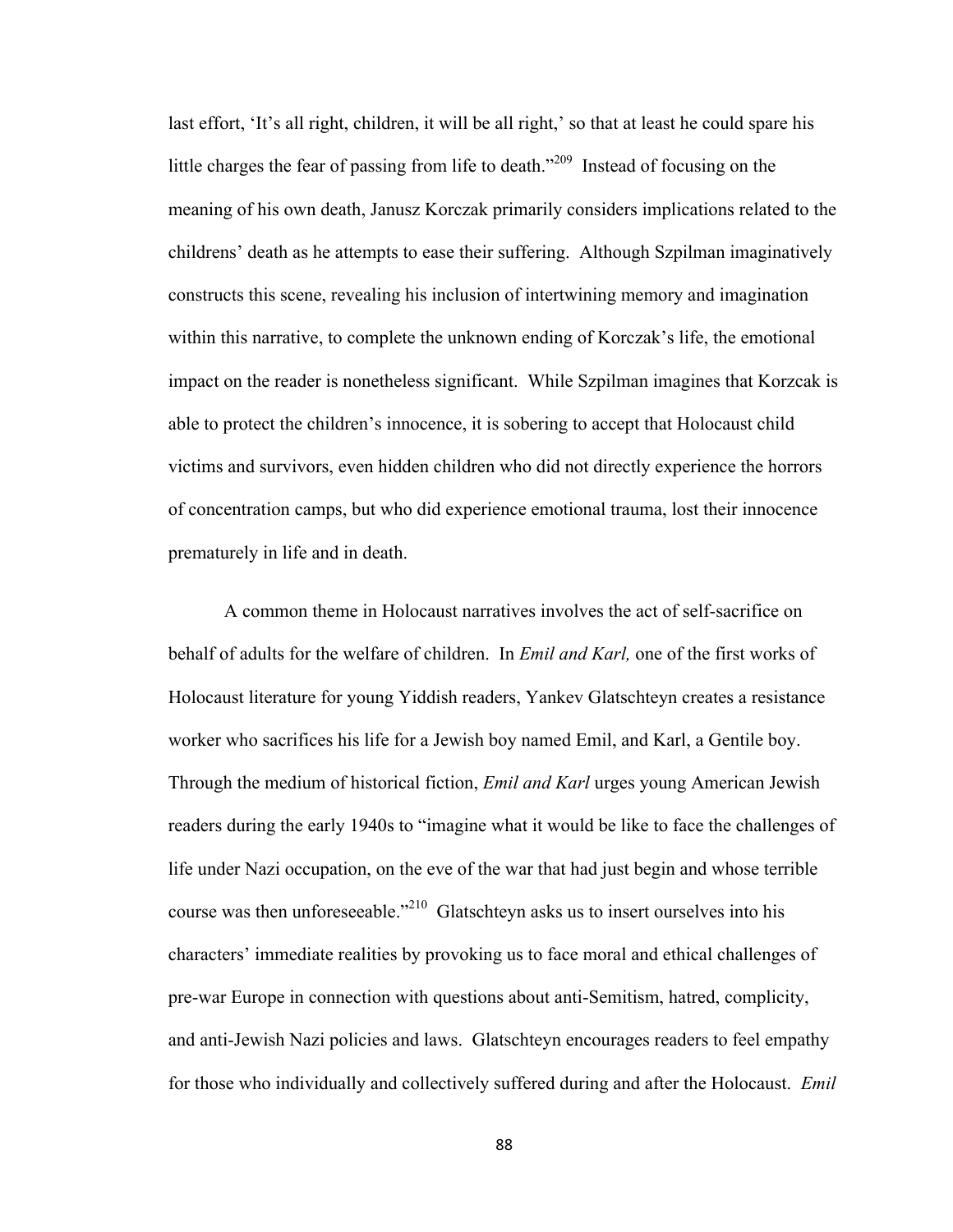last effort, 'It's all right, children, it will be all right,' so that at least he could spare his little charges the fear of passing from life to death."[209] Instead of focusing on the meaning of his own death, Janusz Korczak primarily considers implications related to the childrens' death as he attempts to ease their suffering. Although Szpilman imaginatively constructs this scene, revealing his inclusion of intertwining memory and imagination within this narrative, to complete the unknown ending of Korczak's life, the emotional impact on the reader is nonetheless significant. While Szpilman imagines that Korzcak is able to protect the children's innocence, it is sobering to accept that Holocaust child victims and survivors, even hidden children who did not directly experience the horrors of concentration camps, but who did experience emotional trauma, lost their innocence prematurely in life and in death.

A common theme in Holocaust narratives involves the act of self-sacrifice on behalf of adults for the welfare of children. In *Emil and Karl,* one of the first works of Holocaust literature for young Yiddish readers, Yankev Glatschteyn creates a resistance worker who sacrifices his life for a Jewish boy named Emil, and Karl, a Gentile boy. Through the medium of historical fiction, *Emil and Karl* urges young American Jewish readers during the early 1940s to "imagine what it would be like to face the challenges of life under Nazi occupation, on the eve of the war that had just begin and whose terrible course was then unforeseeable."[210] Glatschteyn asks us to insert ourselves into his characters' immediate realities by provoking us to face moral and ethical challenges of pre-war Europe in connection with questions about anti-Semitism, hatred, complicity, and anti-Jewish Nazi policies and laws. Glatschteyn encourages readers to feel empathy for those who individually and collectively suffered during and after the Holocaust. *Emil*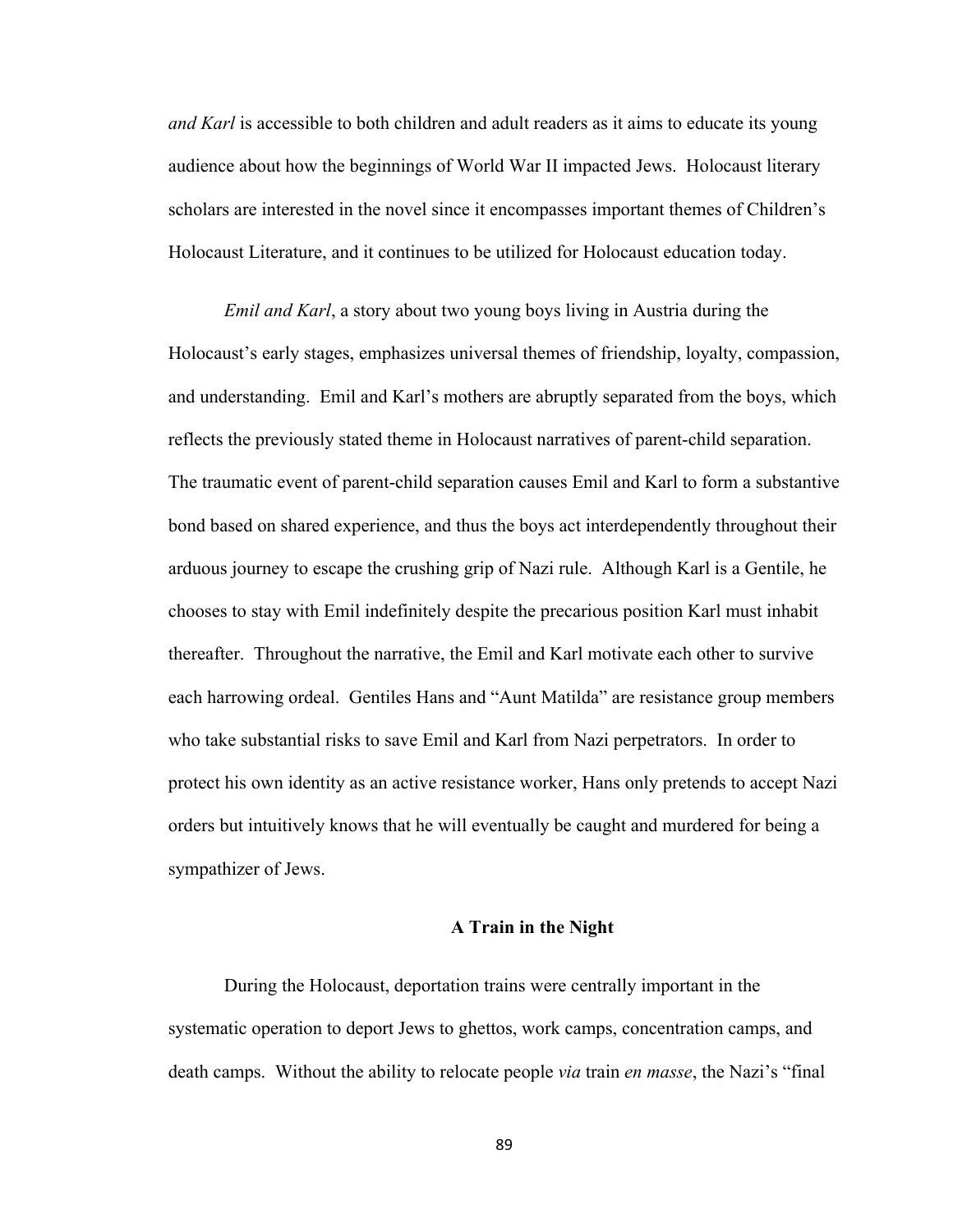*and Karl* is accessible to both children and adult readers as it aims to educate its young audience about how the beginnings of World War II impacted Jews. Holocaust literary scholars are interested in the novel since it encompasses important themes of Children's Holocaust Literature, and it continues to be utilized for Holocaust education today.

*Emil and Karl*, a story about two young boys living in Austria during the Holocaust's early stages, emphasizes universal themes of friendship, loyalty, compassion, and understanding. Emil and Karl's mothers are abruptly separated from the boys, which reflects the previously stated theme in Holocaust narratives of parent-child separation. The traumatic event of parent-child separation causes Emil and Karl to form a substantive bond based on shared experience, and thus the boys act interdependently throughout their arduous journey to escape the crushing grip of Nazi rule. Although Karl is a Gentile, he chooses to stay with Emil indefinitely despite the precarious position Karl must inhabit thereafter. Throughout the narrative, the Emil and Karl motivate each other to survive each harrowing ordeal. Gentiles Hans and "Aunt Matilda" are resistance group members who take substantial risks to save Emil and Karl from Nazi perpetrators. In order to protect his own identity as an active resistance worker, Hans only pretends to accept Nazi orders but intuitively knows that he will eventually be caught and murdered for being a sympathizer of Jews.

## A Train in the Night

During the Holocaust, deportation trains were centrally important in the systematic operation to deport Jews to ghettos, work camps, concentration camps, and death camps. Without the ability to relocate people *via* train *en masse*, the Nazi's "final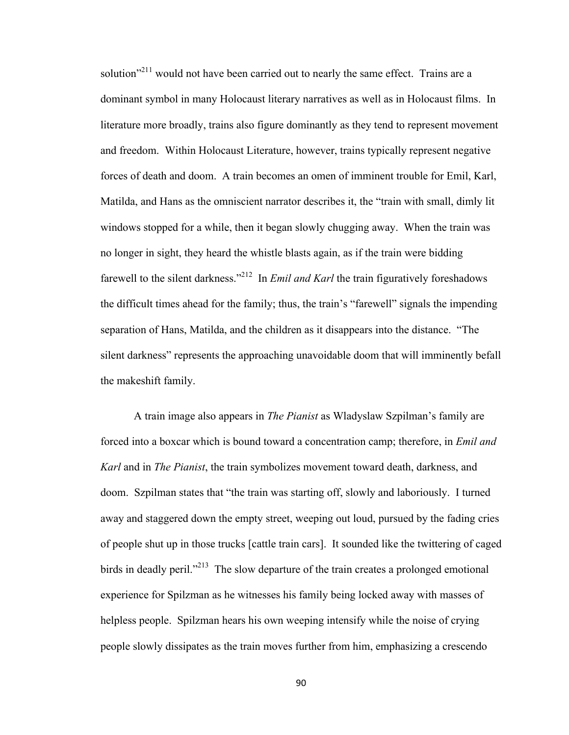solution"[211] would not have been carried out to nearly the same effect. Trains are a dominant symbol in many Holocaust literary narratives as well as in Holocaust films. In literature more broadly, trains also figure dominantly as they tend to represent movement and freedom. Within Holocaust Literature, however, trains typically represent negative forces of death and doom. A train becomes an omen of imminent trouble for Emil, Karl, Matilda, and Hans as the omniscient narrator describes it, the "train with small, dimly lit windows stopped for a while, then it began slowly chugging away. When the train was no longer in sight, they heard the whistle blasts again, as if the train were bidding farewell to the silent darkness."[212] In *Emil and Karl* the train figuratively foreshadows the difficult times ahead for the family; thus, the train's "farewell" signals the impending separation of Hans, Matilda, and the children as it disappears into the distance. "The silent darkness" represents the approaching unavoidable doom that will imminently befall the makeshift family.

A train image also appears in *The Pianist* as Wladyslaw Szpilman's family are forced into a boxcar which is bound toward a concentration camp; therefore, in *Emil and Karl* and in *The Pianist*, the train symbolizes movement toward death, darkness, and doom. Szpilman states that "the train was starting off, slowly and laboriously. I turned away and staggered down the empty street, weeping out loud, pursued by the fading cries of people shut up in those trucks [cattle train cars]. It sounded like the twittering of caged birds in deadly peril."[213] The slow departure of the train creates a prolonged emotional experience for Spilzman as he witnesses his family being locked away with masses of helpless people. Spilzman hears his own weeping intensify while the noise of crying people slowly dissipates as the train moves further from him, emphasizing a crescendo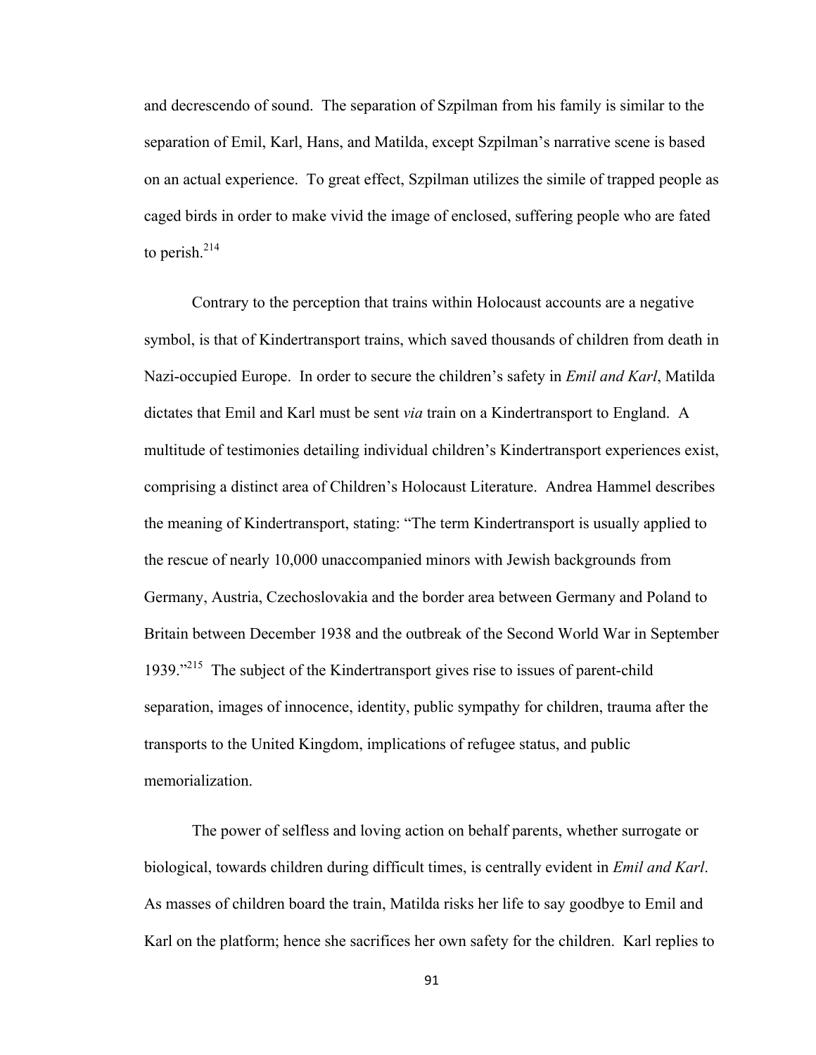and decrescendo of sound. The separation of Szpilman from his family is similar to the separation of Emil, Karl, Hans, and Matilda, except Szpilman's narrative scene is based on an actual experience. To great effect, Szpilman utilizes the simile of trapped people as caged birds in order to make vivid the image of enclosed, suffering people who are fated to perish.[214]

Contrary to the perception that trains within Holocaust accounts are a negative symbol, is that of Kindertransport trains, which saved thousands of children from death in Nazi-occupied Europe. In order to secure the children's safety in *Emil and Karl*, Matilda dictates that Emil and Karl must be sent *via* train on a Kindertransport to England. A multitude of testimonies detailing individual children's Kindertransport experiences exist, comprising a distinct area of Children's Holocaust Literature. Andrea Hammel describes the meaning of Kindertransport, stating: "The term Kindertransport is usually applied to the rescue of nearly 10,000 unaccompanied minors with Jewish backgrounds from Germany, Austria, Czechoslovakia and the border area between Germany and Poland to Britain between December 1938 and the outbreak of the Second World War in September 1939."[215] The subject of the Kindertransport gives rise to issues of parent-child separation, images of innocence, identity, public sympathy for children, trauma after the transports to the United Kingdom, implications of refugee status, and public memorialization.

The power of selfless and loving action on behalf parents, whether surrogate or biological, towards children during difficult times, is centrally evident in *Emil and Karl*. As masses of children board the train, Matilda risks her life to say goodbye to Emil and Karl on the platform; hence she sacrifices her own safety for the children. Karl replies to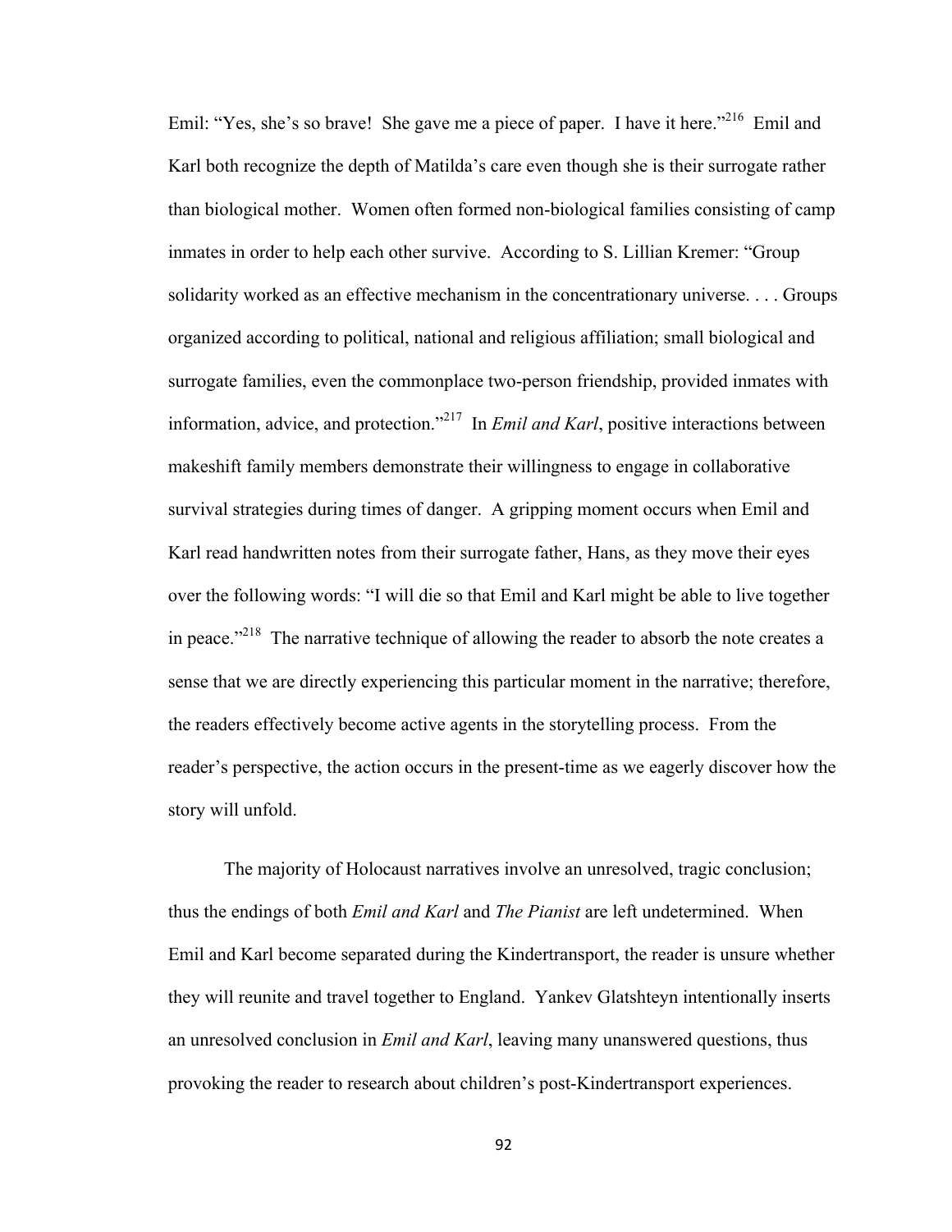Emil: "Yes, she's so brave! She gave me a piece of paper. I have it here."[216] Emil and Karl both recognize the depth of Matilda's care even though she is their surrogate rather than biological mother. Women often formed non-biological families consisting of camp inmates in order to help each other survive. According to S. Lillian Kremer: "Group solidarity worked as an effective mechanism in the concentrationary universe. . . . Groups organized according to political, national and religious affiliation; small biological and surrogate families, even the commonplace two-person friendship, provided inmates with information, advice, and protection."[217] In *Emil and Karl*, positive interactions between makeshift family members demonstrate their willingness to engage in collaborative survival strategies during times of danger. A gripping moment occurs when Emil and Karl read handwritten notes from their surrogate father, Hans, as they move their eyes over the following words: "I will die so that Emil and Karl might be able to live together in peace."[218] The narrative technique of allowing the reader to absorb the note creates a sense that we are directly experiencing this particular moment in the narrative; therefore, the readers effectively become active agents in the storytelling process. From the reader's perspective, the action occurs in the present-time as we eagerly discover how the story will unfold.

The majority of Holocaust narratives involve an unresolved, tragic conclusion; thus the endings of both *Emil and Karl* and *The Pianist* are left undetermined. When Emil and Karl become separated during the Kindertransport, the reader is unsure whether they will reunite and travel together to England. Yankev Glatshteyn intentionally inserts an unresolved conclusion in *Emil and Karl*, leaving many unanswered questions, thus provoking the reader to research about children's post-Kindertransport experiences.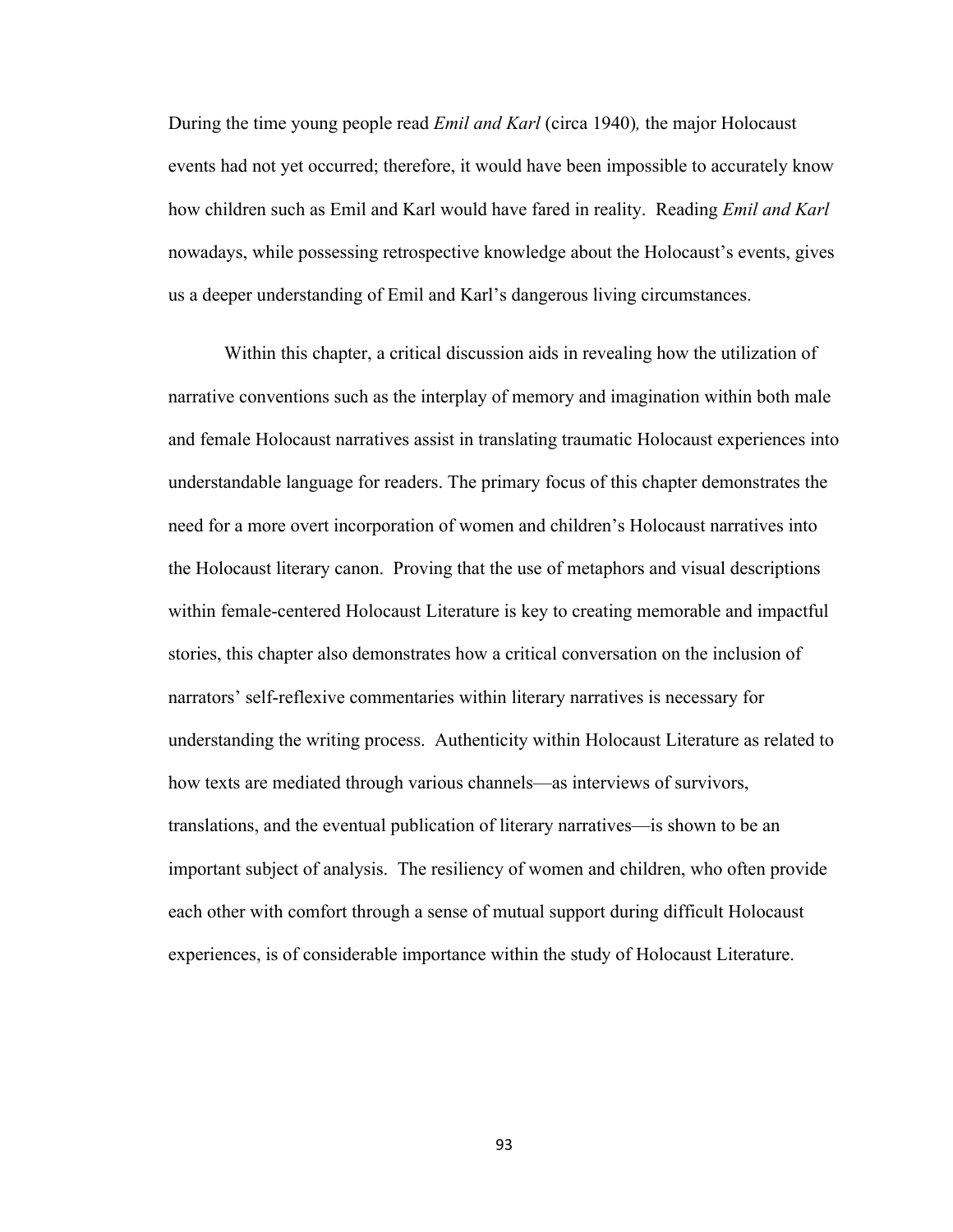During the time young people read *Emil and Karl* (circa 1940)*,* the major Holocaust events had not yet occurred; therefore, it would have been impossible to accurately know how children such as Emil and Karl would have fared in reality. Reading *Emil and Karl* nowadays, while possessing retrospective knowledge about the Holocaust's events, gives us a deeper understanding of Emil and Karl's dangerous living circumstances.

Within this chapter, a critical discussion aids in revealing how the utilization of narrative conventions such as the interplay of memory and imagination within both male and female Holocaust narratives assist in translating traumatic Holocaust experiences into understandable language for readers. The primary focus of this chapter demonstrates the need for a more overt incorporation of women and children's Holocaust narratives into the Holocaust literary canon. Proving that the use of metaphors and visual descriptions within female-centered Holocaust Literature is key to creating memorable and impactful stories, this chapter also demonstrates how a critical conversation on the inclusion of narrators' self-reflexive commentaries within literary narratives is necessary for understanding the writing process. Authenticity within Holocaust Literature as related to how texts are mediated through various channels—as interviews of survivors, translations, and the eventual publication of literary narratives—is shown to be an important subject of analysis. The resiliency of women and children, who often provide each other with comfort through a sense of mutual support during difficult Holocaust experiences, is of considerable importance within the study of Holocaust Literature.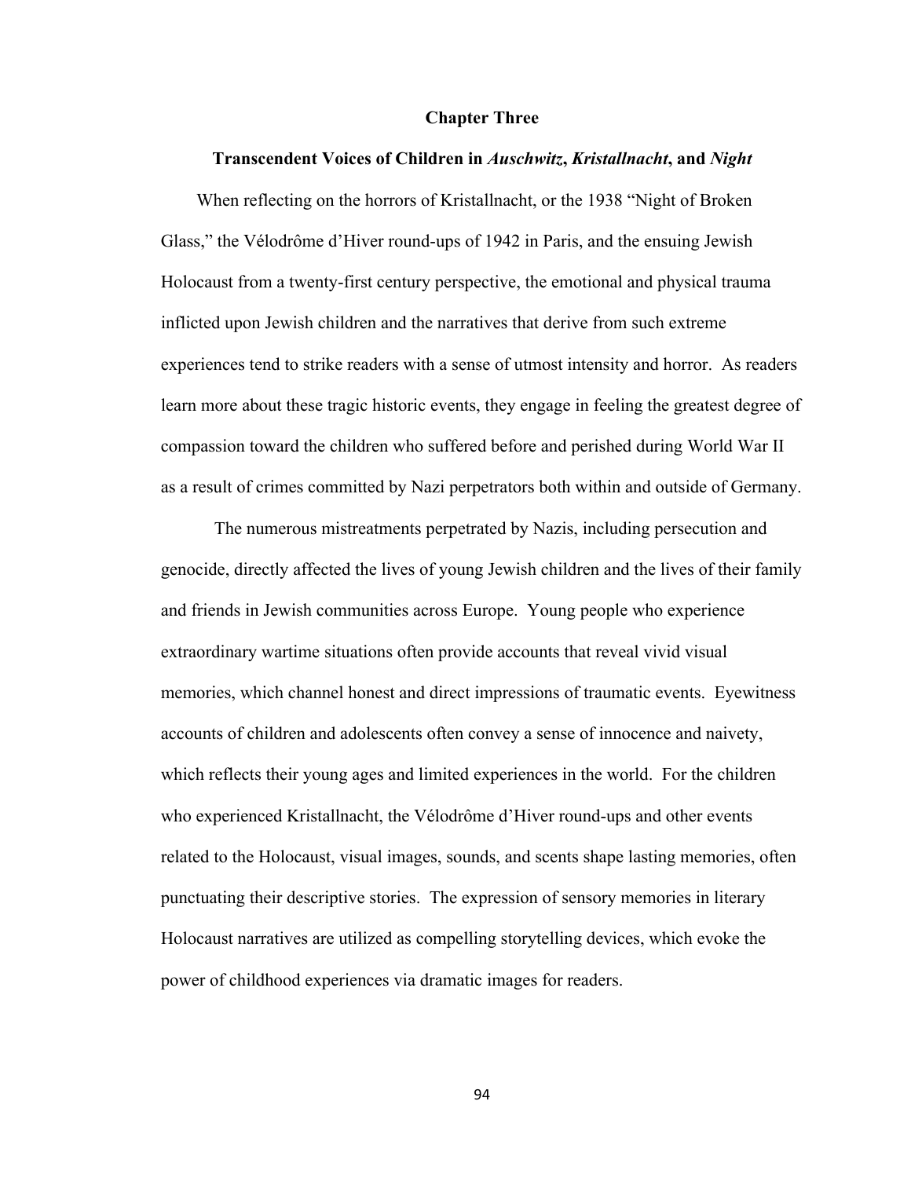# Chapter Three

## Transcendent Voices of Children in *Auschwitz*, *Kristallnacht*, and *Night*

When reflecting on the horrors of Kristallnacht, or the 1938 "Night of Broken Glass," the Vélodrôme d'Hiver round-ups of 1942 in Paris, and the ensuing Jewish Holocaust from a twenty-first century perspective, the emotional and physical trauma inflicted upon Jewish children and the narratives that derive from such extreme experiences tend to strike readers with a sense of utmost intensity and horror. As readers learn more about these tragic historic events, they engage in feeling the greatest degree of compassion toward the children who suffered before and perished during World War II as a result of crimes committed by Nazi perpetrators both within and outside of Germany.

The numerous mistreatments perpetrated by Nazis, including persecution and genocide, directly affected the lives of young Jewish children and the lives of their family and friends in Jewish communities across Europe. Young people who experience extraordinary wartime situations often provide accounts that reveal vivid visual memories, which channel honest and direct impressions of traumatic events. Eyewitness accounts of children and adolescents often convey a sense of innocence and naivety, which reflects their young ages and limited experiences in the world. For the children who experienced Kristallnacht, the Vélodrôme d'Hiver round-ups and other events related to the Holocaust, visual images, sounds, and scents shape lasting memories, often punctuating their descriptive stories. The expression of sensory memories in literary Holocaust narratives are utilized as compelling storytelling devices, which evoke the power of childhood experiences via dramatic images for readers.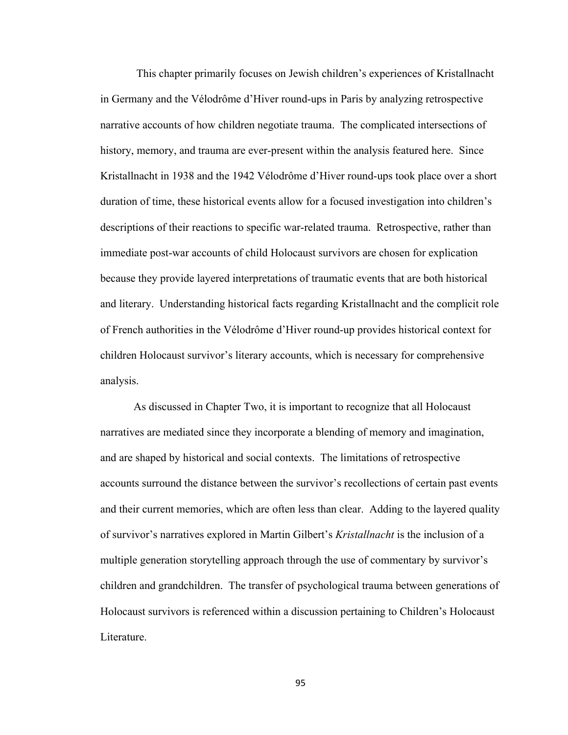This chapter primarily focuses on Jewish children's experiences of Kristallnacht in Germany and the Vélodrôme d'Hiver round-ups in Paris by analyzing retrospective narrative accounts of how children negotiate trauma. The complicated intersections of history, memory, and trauma are ever-present within the analysis featured here. Since Kristallnacht in 1938 and the 1942 Vélodrôme d'Hiver round-ups took place over a short duration of time, these historical events allow for a focused investigation into children's descriptions of their reactions to specific war-related trauma. Retrospective, rather than immediate post-war accounts of child Holocaust survivors are chosen for explication because they provide layered interpretations of traumatic events that are both historical and literary. Understanding historical facts regarding Kristallnacht and the complicit role of French authorities in the Vélodrôme d'Hiver round-up provides historical context for children Holocaust survivor's literary accounts, which is necessary for comprehensive analysis.

As discussed in Chapter Two, it is important to recognize that all Holocaust narratives are mediated since they incorporate a blending of memory and imagination, and are shaped by historical and social contexts. The limitations of retrospective accounts surround the distance between the survivor's recollections of certain past events and their current memories, which are often less than clear. Adding to the layered quality of survivor's narratives explored in Martin Gilbert's *Kristallnacht* is the inclusion of a multiple generation storytelling approach through the use of commentary by survivor's children and grandchildren. The transfer of psychological trauma between generations of Holocaust survivors is referenced within a discussion pertaining to Children's Holocaust Literature.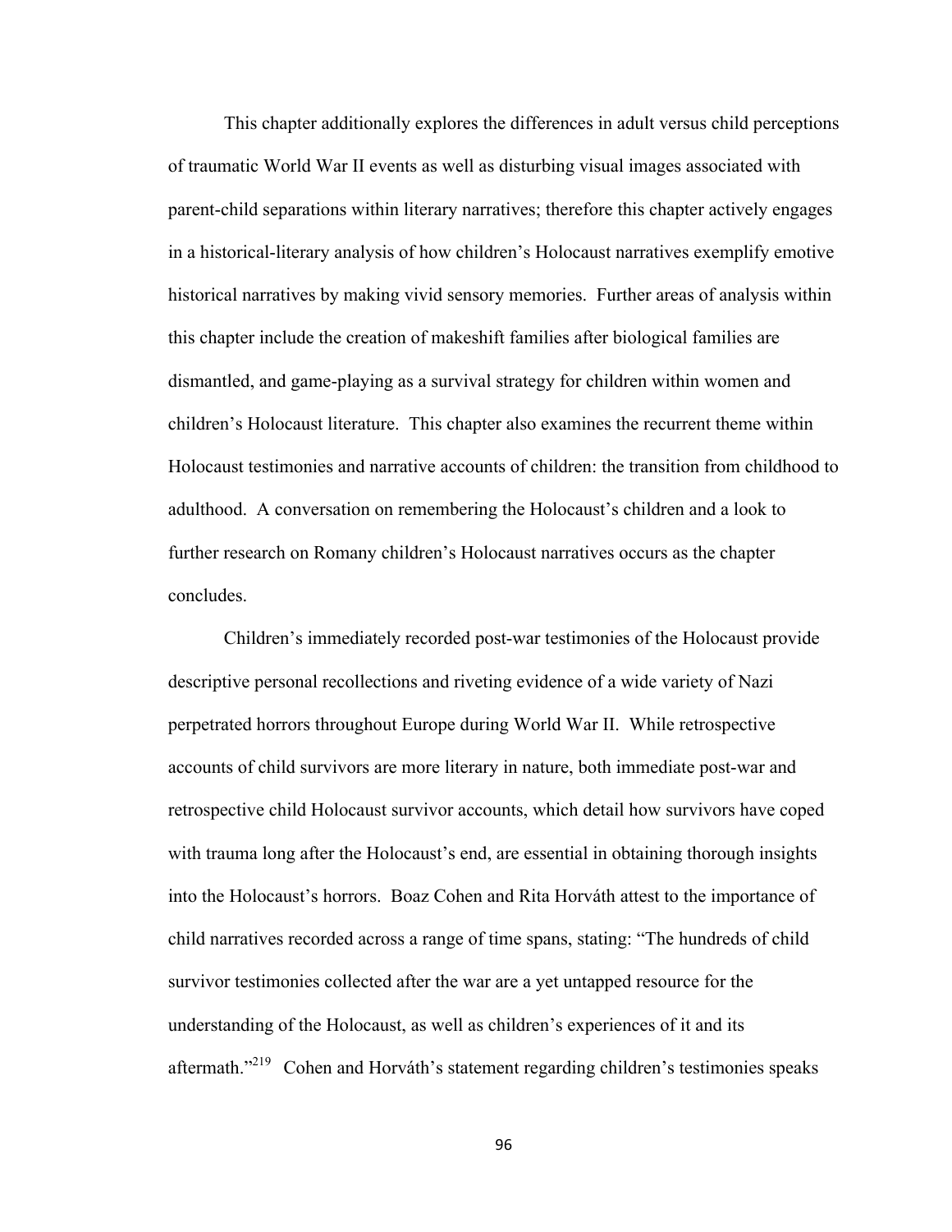This chapter additionally explores the differences in adult versus child perceptions of traumatic World War II events as well as disturbing visual images associated with parent-child separations within literary narratives; therefore this chapter actively engages in a historical-literary analysis of how children's Holocaust narratives exemplify emotive historical narratives by making vivid sensory memories. Further areas of analysis within this chapter include the creation of makeshift families after biological families are dismantled, and game-playing as a survival strategy for children within women and children's Holocaust literature. This chapter also examines the recurrent theme within Holocaust testimonies and narrative accounts of children: the transition from childhood to adulthood. A conversation on remembering the Holocaust's children and a look to further research on Romany children's Holocaust narratives occurs as the chapter concludes.

Children's immediately recorded post-war testimonies of the Holocaust provide descriptive personal recollections and riveting evidence of a wide variety of Nazi perpetrated horrors throughout Europe during World War II. While retrospective accounts of child survivors are more literary in nature, both immediate post-war and retrospective child Holocaust survivor accounts, which detail how survivors have coped with trauma long after the Holocaust's end, are essential in obtaining thorough insights into the Holocaust's horrors. Boaz Cohen and Rita Horváth attest to the importance of child narratives recorded across a range of time spans, stating: "The hundreds of child survivor testimonies collected after the war are a yet untapped resource for the understanding of the Holocaust, as well as children's experiences of it and its aftermath."[219] Cohen and Horváth's statement regarding children's testimonies speaks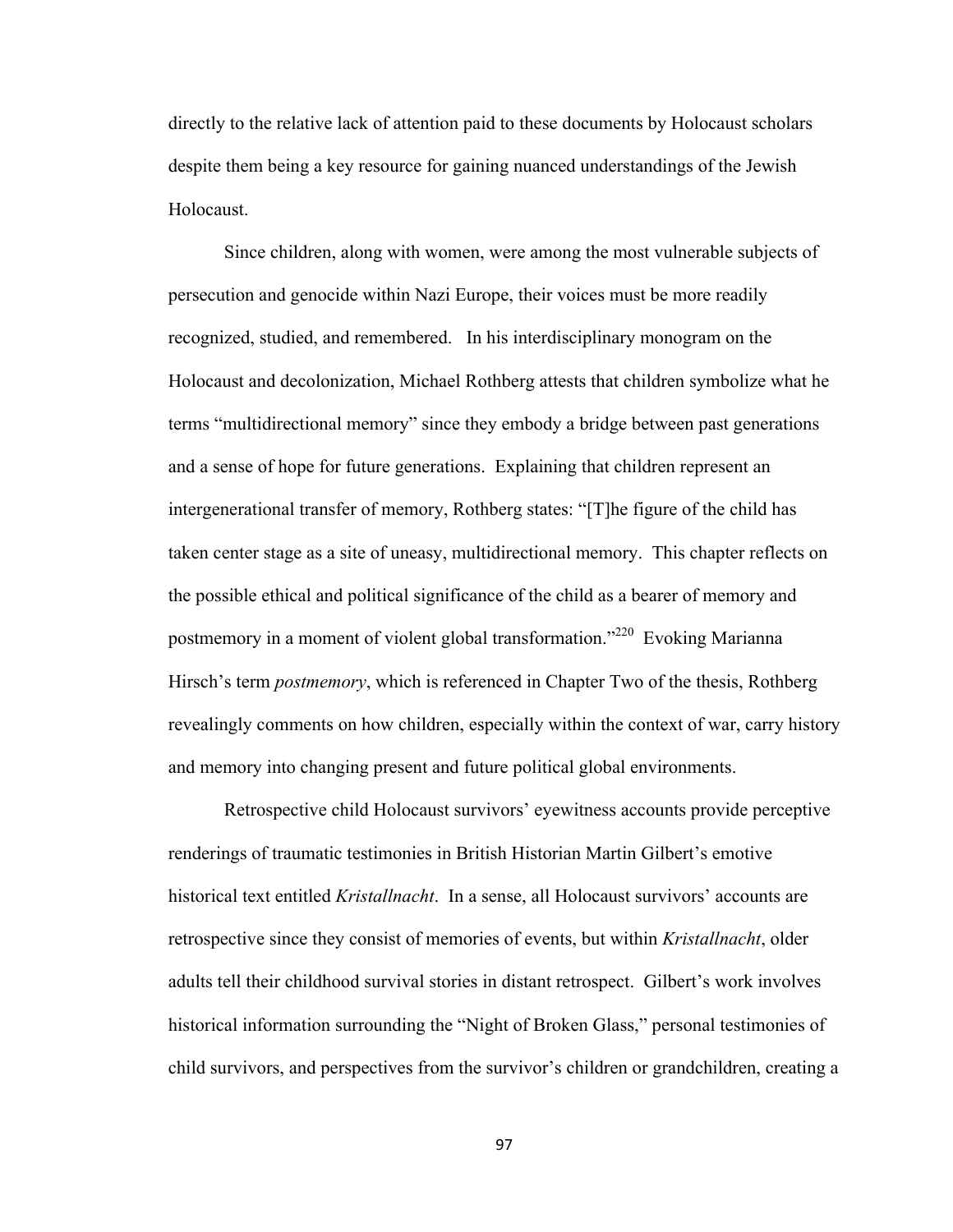directly to the relative lack of attention paid to these documents by Holocaust scholars despite them being a key resource for gaining nuanced understandings of the Jewish Holocaust.

Since children, along with women, were among the most vulnerable subjects of persecution and genocide within Nazi Europe, their voices must be more readily recognized, studied, and remembered. In his interdisciplinary monogram on the Holocaust and decolonization, Michael Rothberg attests that children symbolize what he terms "multidirectional memory" since they embody a bridge between past generations and a sense of hope for future generations. Explaining that children represent an intergenerational transfer of memory, Rothberg states: "[T]he figure of the child has taken center stage as a site of uneasy, multidirectional memory. This chapter reflects on the possible ethical and political significance of the child as a bearer of memory and postmemory in a moment of violent global transformation."[220] Evoking Marianna Hirsch's term *postmemory*, which is referenced in Chapter Two of the thesis, Rothberg revealingly comments on how children, especially within the context of war, carry history and memory into changing present and future political global environments.

Retrospective child Holocaust survivors' eyewitness accounts provide perceptive renderings of traumatic testimonies in British Historian Martin Gilbert's emotive historical text entitled *Kristallnacht*. In a sense, all Holocaust survivors' accounts are retrospective since they consist of memories of events, but within *Kristallnacht*, older adults tell their childhood survival stories in distant retrospect. Gilbert's work involves historical information surrounding the "Night of Broken Glass," personal testimonies of child survivors, and perspectives from the survivor's children or grandchildren, creating a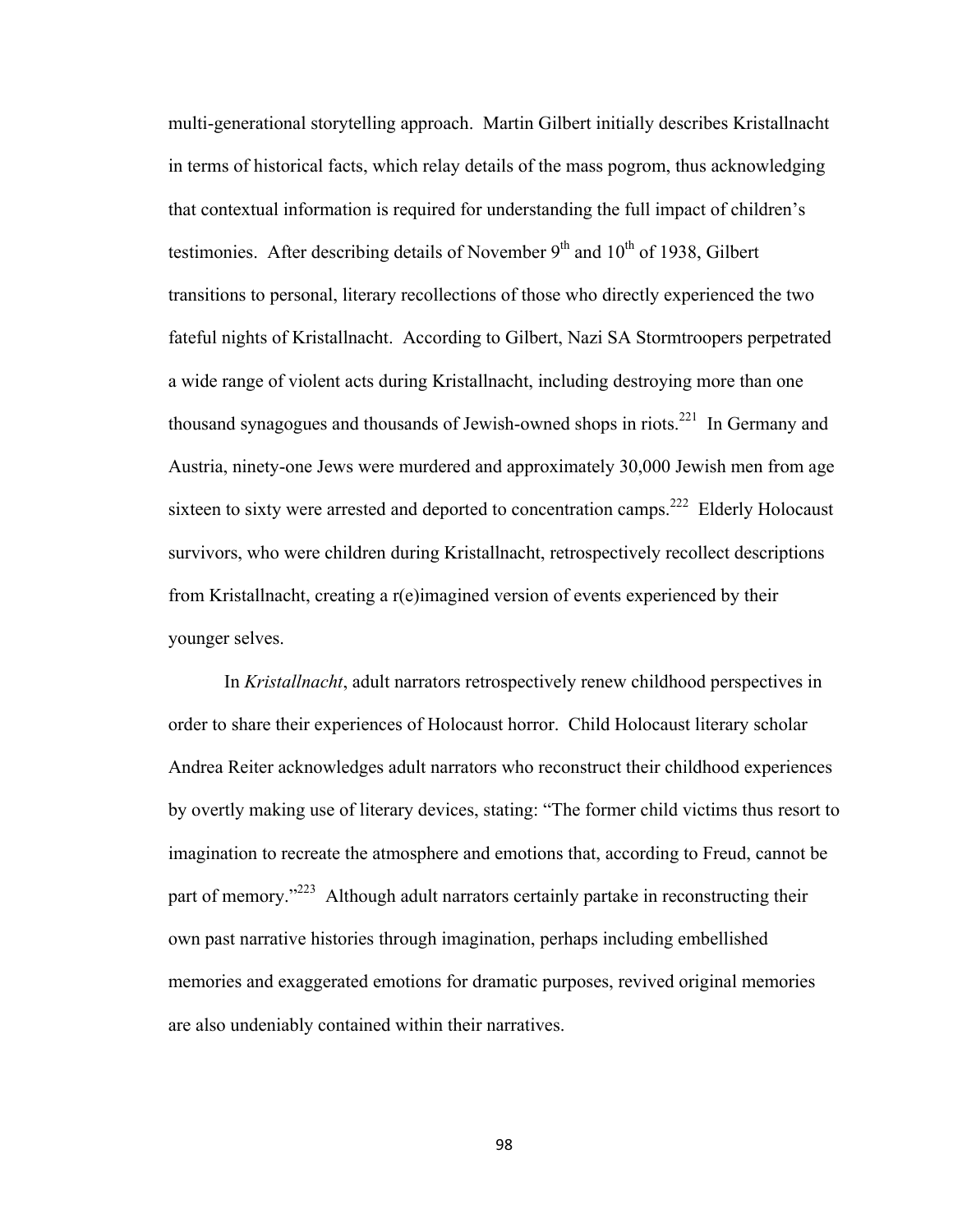multi-generational storytelling approach. Martin Gilbert initially describes Kristallnacht in terms of historical facts, which relay details of the mass pogrom, thus acknowledging that contextual information is required for understanding the full impact of children's testimonies. After describing details of November 9th and 10th of 1938, Gilbert transitions to personal, literary recollections of those who directly experienced the two fateful nights of Kristallnacht. According to Gilbert, Nazi SA Stormtroopers perpetrated a wide range of violent acts during Kristallnacht, including destroying more than one thousand synagogues and thousands of Jewish-owned shops in riots.[221] In Germany and Austria, ninety-one Jews were murdered and approximately 30,000 Jewish men from age sixteen to sixty were arrested and deported to concentration camps.[222] Elderly Holocaust survivors, who were children during Kristallnacht, retrospectively recollect descriptions from Kristallnacht, creating a r(e)imagined version of events experienced by their younger selves.

In *Kristallnacht*, adult narrators retrospectively renew childhood perspectives in order to share their experiences of Holocaust horror. Child Holocaust literary scholar Andrea Reiter acknowledges adult narrators who reconstruct their childhood experiences by overtly making use of literary devices, stating: "The former child victims thus resort to imagination to recreate the atmosphere and emotions that, according to Freud, cannot be part of memory."[223] Although adult narrators certainly partake in reconstructing their own past narrative histories through imagination, perhaps including embellished memories and exaggerated emotions for dramatic purposes, revived original memories are also undeniably contained within their narratives.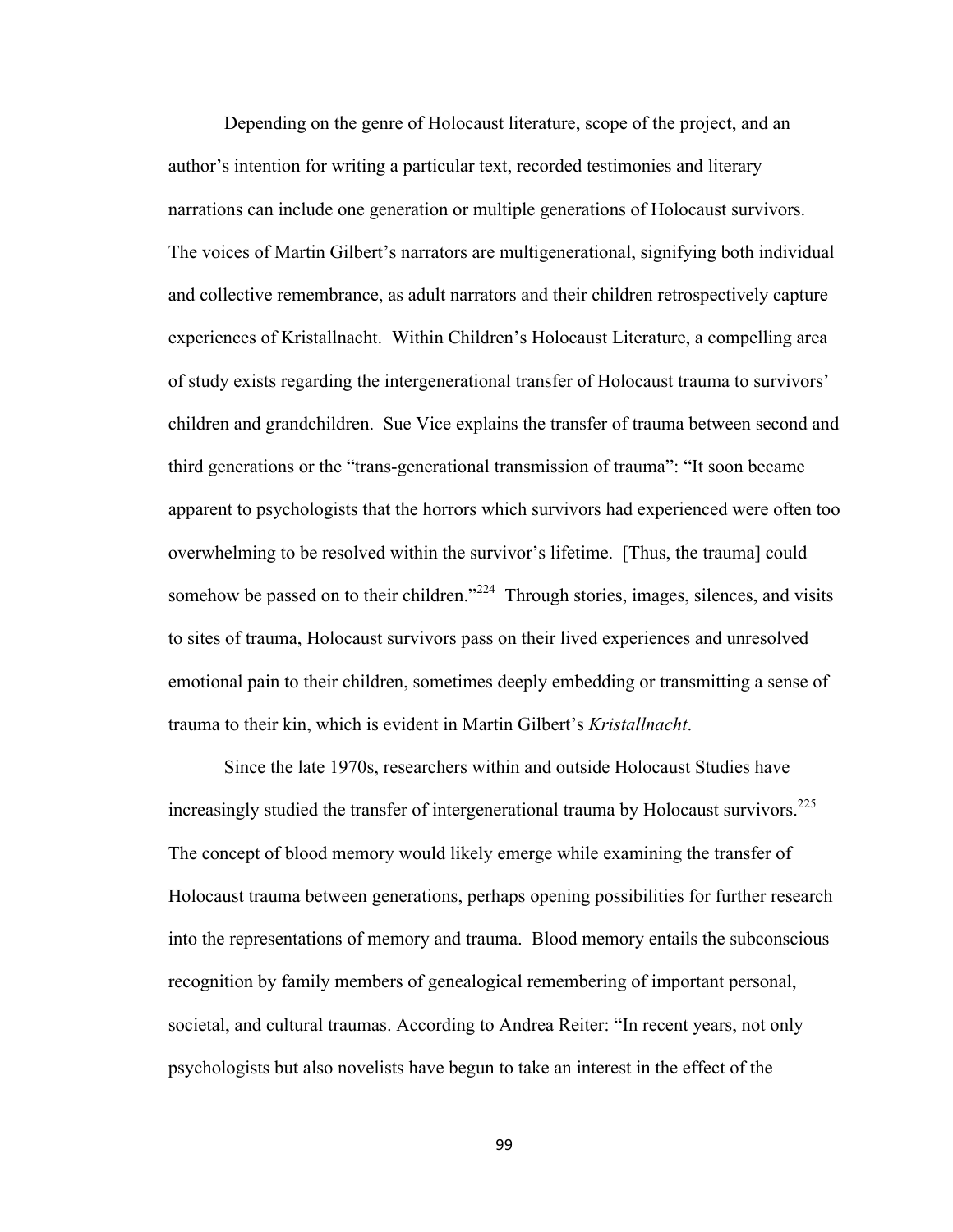Depending on the genre of Holocaust literature, scope of the project, and an author's intention for writing a particular text, recorded testimonies and literary narrations can include one generation or multiple generations of Holocaust survivors. The voices of Martin Gilbert's narrators are multigenerational, signifying both individual and collective remembrance, as adult narrators and their children retrospectively capture experiences of Kristallnacht. Within Children's Holocaust Literature, a compelling area of study exists regarding the intergenerational transfer of Holocaust trauma to survivors' children and grandchildren. Sue Vice explains the transfer of trauma between second and third generations or the "trans-generational transmission of trauma": "It soon became apparent to psychologists that the horrors which survivors had experienced were often too overwhelming to be resolved within the survivor's lifetime. [Thus, the trauma] could somehow be passed on to their children."[224] Through stories, images, silences, and visits to sites of trauma, Holocaust survivors pass on their lived experiences and unresolved emotional pain to their children, sometimes deeply embedding or transmitting a sense of trauma to their kin, which is evident in Martin Gilbert's *Kristallnacht*.

Since the late 1970s, researchers within and outside Holocaust Studies have increasingly studied the transfer of intergenerational trauma by Holocaust survivors.[225] The concept of blood memory would likely emerge while examining the transfer of Holocaust trauma between generations, perhaps opening possibilities for further research into the representations of memory and trauma. Blood memory entails the subconscious recognition by family members of genealogical remembering of important personal, societal, and cultural traumas. According to Andrea Reiter: "In recent years, not only psychologists but also novelists have begun to take an interest in the effect of the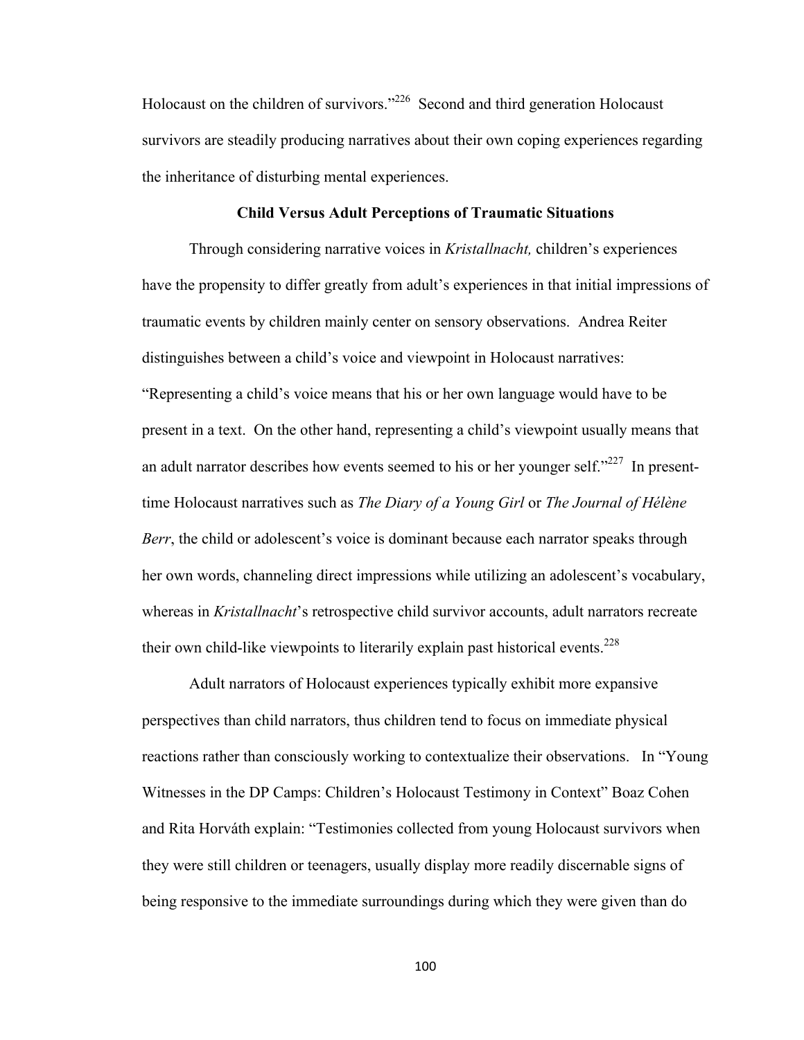Holocaust on the children of survivors."[226] Second and third generation Holocaust survivors are steadily producing narratives about their own coping experiences regarding the inheritance of disturbing mental experiences.

**Child Versus Adult Perceptions of Traumatic Situations**

Through considering narrative voices in *Kristallnacht,* children's experiences have the propensity to differ greatly from adult's experiences in that initial impressions of traumatic events by children mainly center on sensory observations. Andrea Reiter distinguishes between a child's voice and viewpoint in Holocaust narratives: "Representing a child's voice means that his or her own language would have to be present in a text. On the other hand, representing a child's viewpoint usually means that an adult narrator describes how events seemed to his or her younger self."[227] In present-time Holocaust narratives such as *The Diary of a Young Girl* or *The Journal of Hélène Berr*, the child or adolescent's voice is dominant because each narrator speaks through her own words, channeling direct impressions while utilizing an adolescent's vocabulary, whereas in *Kristallnacht*'s retrospective child survivor accounts, adult narrators recreate their own child-like viewpoints to literarily explain past historical events.[228]

Adult narrators of Holocaust experiences typically exhibit more expansive perspectives than child narrators, thus children tend to focus on immediate physical reactions rather than consciously working to contextualize their observations. In "Young Witnesses in the DP Camps: Children's Holocaust Testimony in Context" Boaz Cohen and Rita Horváth explain: "Testimonies collected from young Holocaust survivors when they were still children or teenagers, usually display more readily discernable signs of being responsive to the immediate surroundings during which they were given than do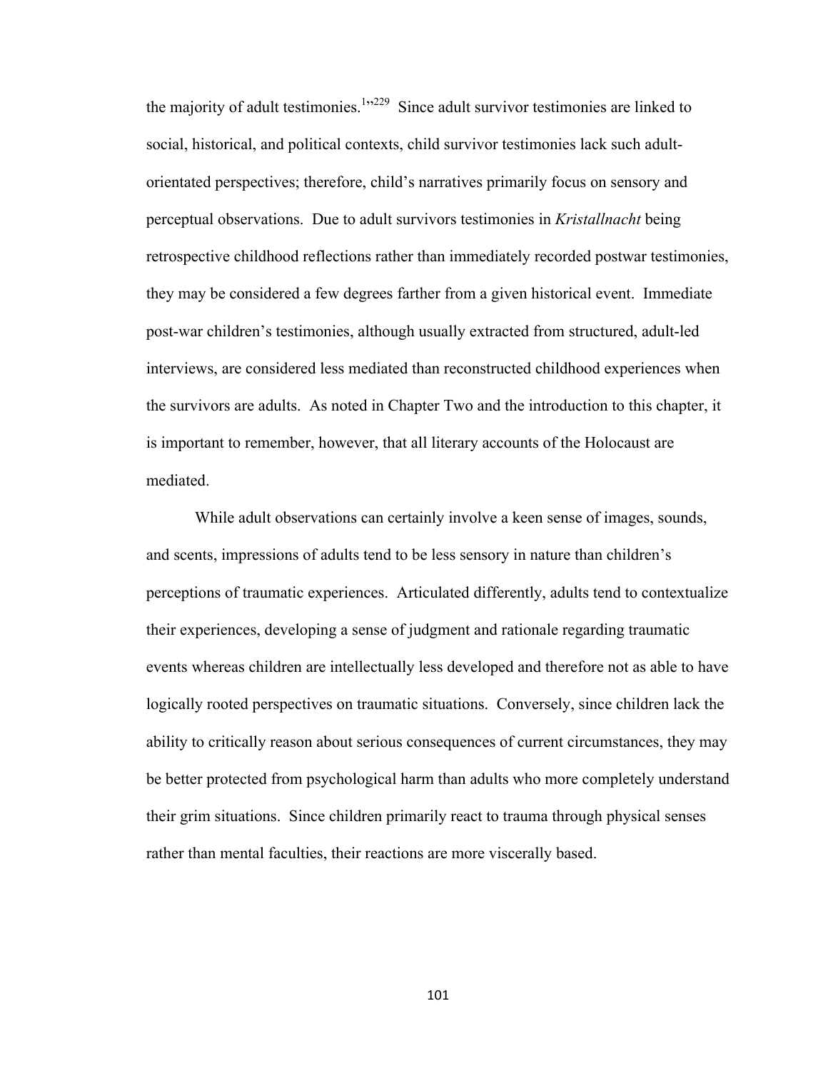the majority of adult testimonies.[1]"[229] Since adult survivor testimonies are linked to social, historical, and political contexts, child survivor testimonies lack such adult-orientated perspectives; therefore, child's narratives primarily focus on sensory and perceptual observations. Due to adult survivors testimonies in *Kristallnacht* being retrospective childhood reflections rather than immediately recorded postwar testimonies, they may be considered a few degrees farther from a given historical event. Immediate post-war children's testimonies, although usually extracted from structured, adult-led interviews, are considered less mediated than reconstructed childhood experiences when the survivors are adults. As noted in Chapter Two and the introduction to this chapter, it is important to remember, however, that all literary accounts of the Holocaust are mediated.

While adult observations can certainly involve a keen sense of images, sounds, and scents, impressions of adults tend to be less sensory in nature than children's perceptions of traumatic experiences. Articulated differently, adults tend to contextualize their experiences, developing a sense of judgment and rationale regarding traumatic events whereas children are intellectually less developed and therefore not as able to have logically rooted perspectives on traumatic situations. Conversely, since children lack the ability to critically reason about serious consequences of current circumstances, they may be better protected from psychological harm than adults who more completely understand their grim situations. Since children primarily react to trauma through physical senses rather than mental faculties, their reactions are more viscerally based.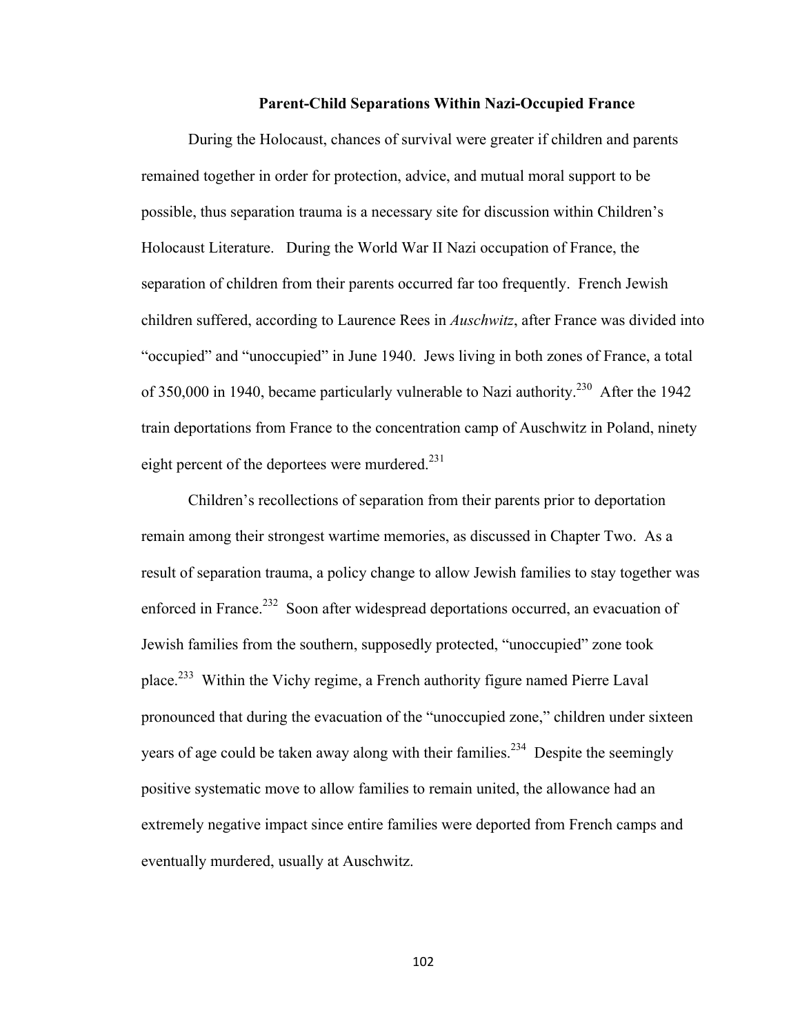## Parent-Child Separations Within Nazi-Occupied France

During the Holocaust, chances of survival were greater if children and parents remained together in order for protection, advice, and mutual moral support to be possible, thus separation trauma is a necessary site for discussion within Children's Holocaust Literature. During the World War II Nazi occupation of France, the separation of children from their parents occurred far too frequently. French Jewish children suffered, according to Laurence Rees in *Auschwitz*, after France was divided into "occupied" and "unoccupied" in June 1940. Jews living in both zones of France, a total of 350,000 in 1940, became particularly vulnerable to Nazi authority.[230] After the 1942 train deportations from France to the concentration camp of Auschwitz in Poland, ninety eight percent of the deportees were murdered.[231]

Children's recollections of separation from their parents prior to deportation remain among their strongest wartime memories, as discussed in Chapter Two. As a result of separation trauma, a policy change to allow Jewish families to stay together was enforced in France.[232] Soon after widespread deportations occurred, an evacuation of Jewish families from the southern, supposedly protected, "unoccupied" zone took place.[233] Within the Vichy regime, a French authority figure named Pierre Laval pronounced that during the evacuation of the "unoccupied zone," children under sixteen years of age could be taken away along with their families.[234] Despite the seemingly positive systematic move to allow families to remain united, the allowance had an extremely negative impact since entire families were deported from French camps and eventually murdered, usually at Auschwitz.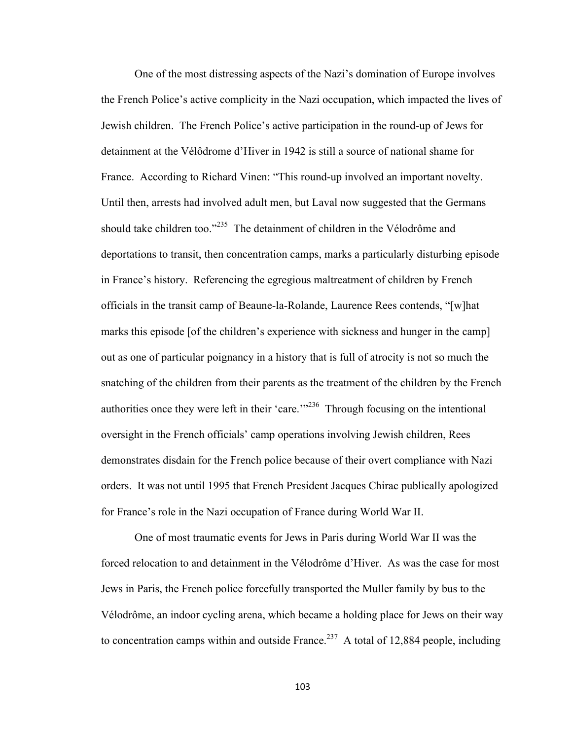One of the most distressing aspects of the Nazi's domination of Europe involves the French Police's active complicity in the Nazi occupation, which impacted the lives of Jewish children. The French Police's active participation in the round-up of Jews for detainment at the Vélôdrome d'Hiver in 1942 is still a source of national shame for France. According to Richard Vinen: "This round-up involved an important novelty. Until then, arrests had involved adult men, but Laval now suggested that the Germans should take children too."[235] The detainment of children in the Vélodrôme and deportations to transit, then concentration camps, marks a particularly disturbing episode in France's history. Referencing the egregious maltreatment of children by French officials in the transit camp of Beaune-la-Rolande, Laurence Rees contends, "[w]hat marks this episode [of the children's experience with sickness and hunger in the camp] out as one of particular poignancy in a history that is full of atrocity is not so much the snatching of the children from their parents as the treatment of the children by the French authorities once they were left in their 'care.'"[236] Through focusing on the intentional oversight in the French officials' camp operations involving Jewish children, Rees demonstrates disdain for the French police because of their overt compliance with Nazi orders. It was not until 1995 that French President Jacques Chirac publically apologized for France's role in the Nazi occupation of France during World War II.

One of most traumatic events for Jews in Paris during World War II was the forced relocation to and detainment in the Vélodrôme d'Hiver. As was the case for most Jews in Paris, the French police forcefully transported the Muller family by bus to the Vélodrôme, an indoor cycling arena, which became a holding place for Jews on their way to concentration camps within and outside France.[237] A total of 12,884 people, including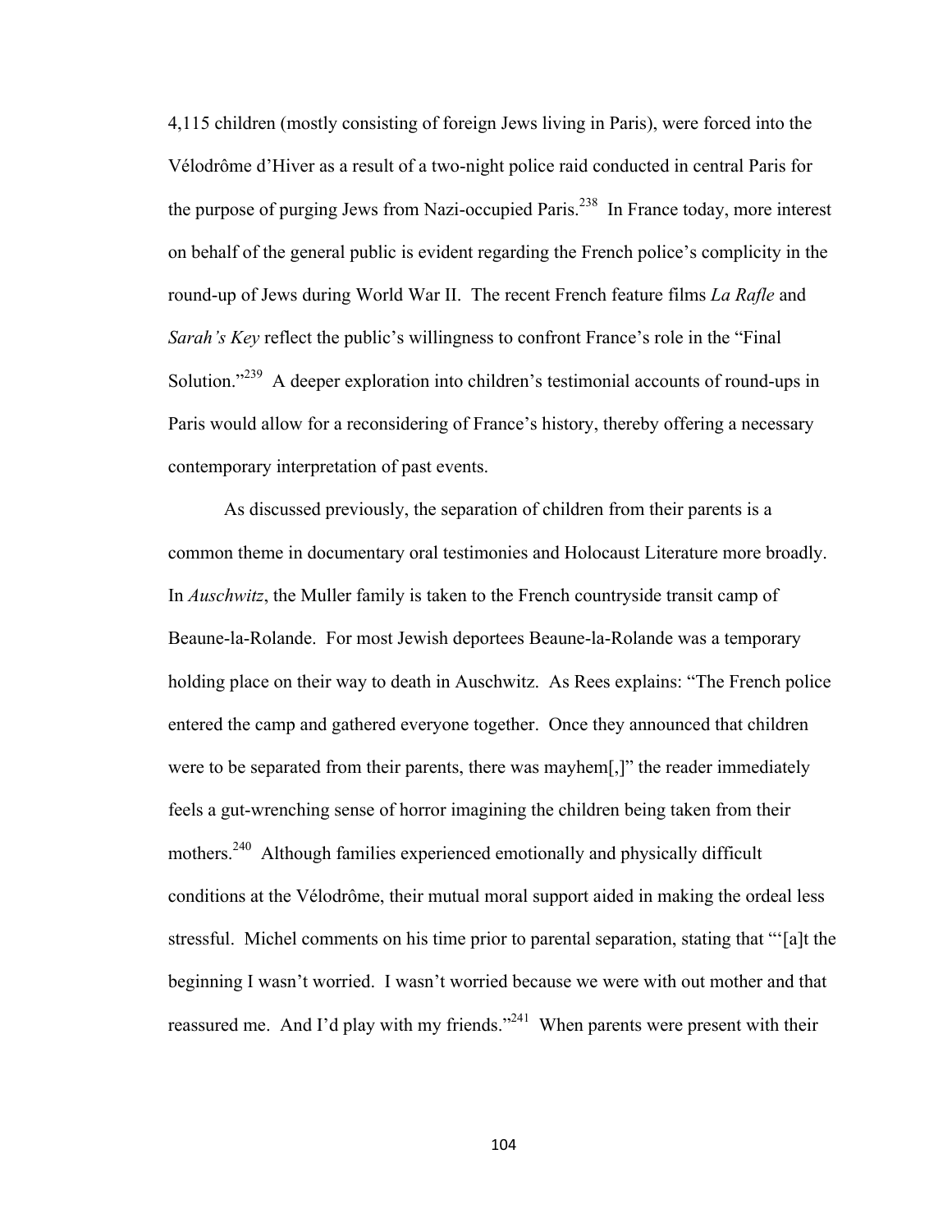4,115 children (mostly consisting of foreign Jews living in Paris), were forced into the Vélodrôme d'Hiver as a result of a two-night police raid conducted in central Paris for the purpose of purging Jews from Nazi-occupied Paris.[238] In France today, more interest on behalf of the general public is evident regarding the French police's complicity in the round-up of Jews during World War II. The recent French feature films *La Rafle* and *Sarah's Key* reflect the public's willingness to confront France's role in the "Final Solution."[239] A deeper exploration into children's testimonial accounts of round-ups in Paris would allow for a reconsidering of France's history, thereby offering a necessary contemporary interpretation of past events.

As discussed previously, the separation of children from their parents is a common theme in documentary oral testimonies and Holocaust Literature more broadly. In *Auschwitz*, the Muller family is taken to the French countryside transit camp of Beaune-la-Rolande. For most Jewish deportees Beaune-la-Rolande was a temporary holding place on their way to death in Auschwitz. As Rees explains: "The French police entered the camp and gathered everyone together. Once they announced that children were to be separated from their parents, there was mayhem[,]" the reader immediately feels a gut-wrenching sense of horror imagining the children being taken from their mothers.[240] Although families experienced emotionally and physically difficult conditions at the Vélodrôme, their mutual moral support aided in making the ordeal less stressful. Michel comments on his time prior to parental separation, stating that "'[a]t the beginning I wasn't worried. I wasn't worried because we were with out mother and that reassured me. And I'd play with my friends."[241] When parents were present with their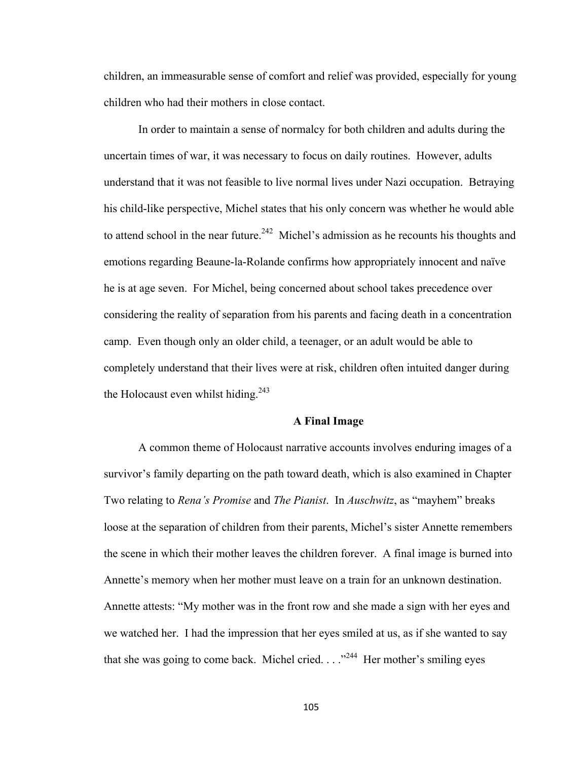children, an immeasurable sense of comfort and relief was provided, especially for young children who had their mothers in close contact.

In order to maintain a sense of normalcy for both children and adults during the uncertain times of war, it was necessary to focus on daily routines. However, adults understand that it was not feasible to live normal lives under Nazi occupation. Betraying his child-like perspective, Michel states that his only concern was whether he would able to attend school in the near future.[242] Michel's admission as he recounts his thoughts and emotions regarding Beaune-la-Rolande confirms how appropriately innocent and naïve he is at age seven. For Michel, being concerned about school takes precedence over considering the reality of separation from his parents and facing death in a concentration camp. Even though only an older child, a teenager, or an adult would be able to completely understand that their lives were at risk, children often intuited danger during the Holocaust even whilst hiding.[243]

### A Final Image

A common theme of Holocaust narrative accounts involves enduring images of a survivor's family departing on the path toward death, which is also examined in Chapter Two relating to *Rena's Promise* and *The Pianist*. In *Auschwitz*, as "mayhem" breaks loose at the separation of children from their parents, Michel's sister Annette remembers the scene in which their mother leaves the children forever. A final image is burned into Annette's memory when her mother must leave on a train for an unknown destination. Annette attests: "My mother was in the front row and she made a sign with her eyes and we watched her. I had the impression that her eyes smiled at us, as if she wanted to say that she was going to come back. Michel cried. . . ."[244] Her mother's smiling eyes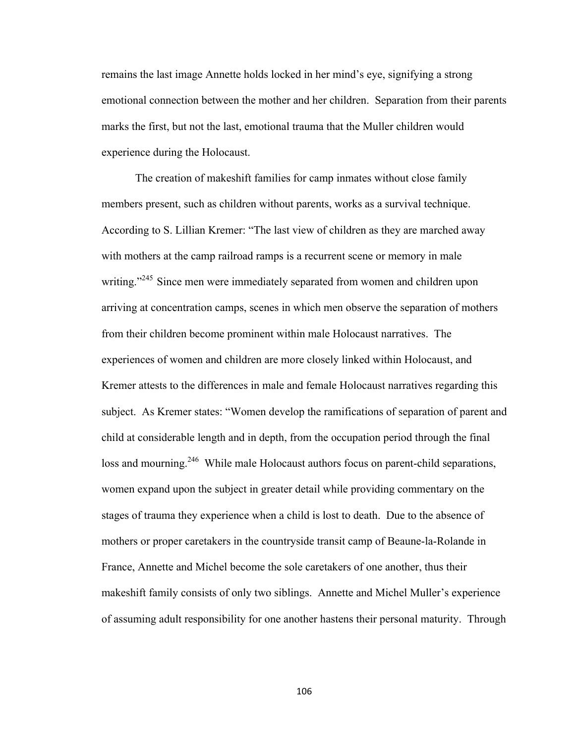remains the last image Annette holds locked in her mind's eye, signifying a strong emotional connection between the mother and her children. Separation from their parents marks the first, but not the last, emotional trauma that the Muller children would experience during the Holocaust.

The creation of makeshift families for camp inmates without close family members present, such as children without parents, works as a survival technique. According to S. Lillian Kremer: "The last view of children as they are marched away with mothers at the camp railroad ramps is a recurrent scene or memory in male writing."[245] Since men were immediately separated from women and children upon arriving at concentration camps, scenes in which men observe the separation of mothers from their children become prominent within male Holocaust narratives. The experiences of women and children are more closely linked within Holocaust, and Kremer attests to the differences in male and female Holocaust narratives regarding this subject. As Kremer states: "Women develop the ramifications of separation of parent and child at considerable length and in depth, from the occupation period through the final loss and mourning.[246] While male Holocaust authors focus on parent-child separations, women expand upon the subject in greater detail while providing commentary on the stages of trauma they experience when a child is lost to death. Due to the absence of mothers or proper caretakers in the countryside transit camp of Beaune-la-Rolande in France, Annette and Michel become the sole caretakers of one another, thus their makeshift family consists of only two siblings. Annette and Michel Muller's experience of assuming adult responsibility for one another hastens their personal maturity. Through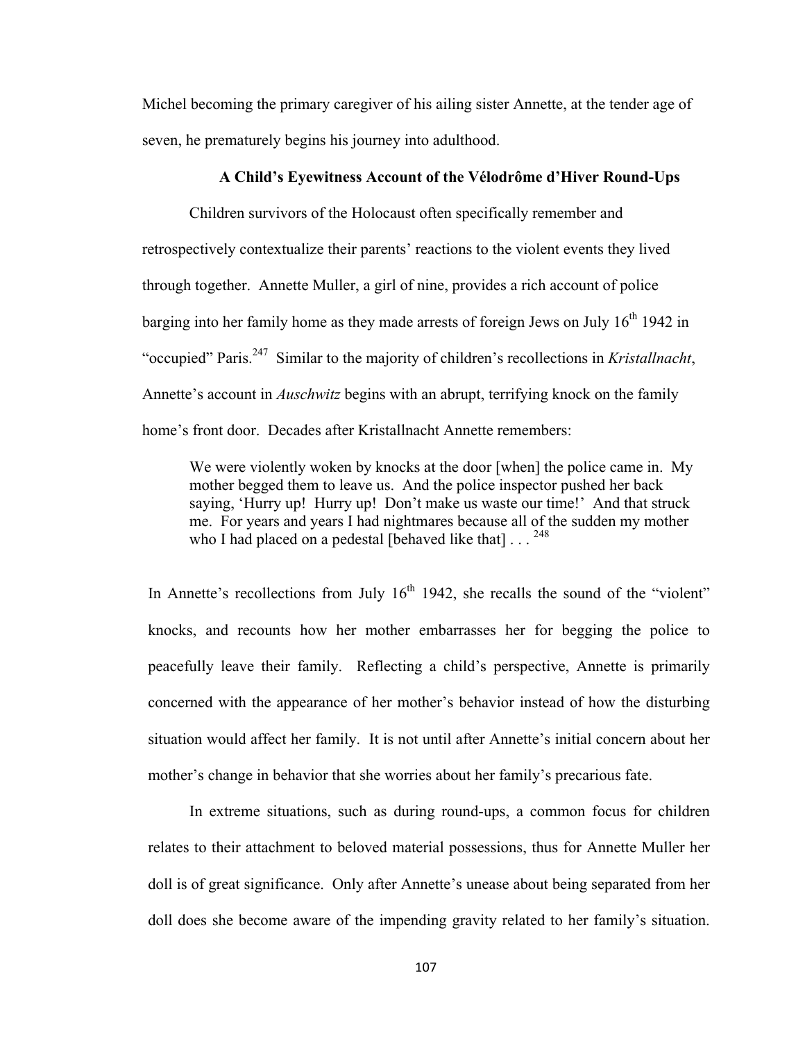Michel becoming the primary caregiver of his ailing sister Annette, at the tender age of seven, he prematurely begins his journey into adulthood.

### A Child's Eyewitness Account of the Vélodrôme d'Hiver Round-Ups

Children survivors of the Holocaust often specifically remember and retrospectively contextualize their parents' reactions to the violent events they lived through together. Annette Muller, a girl of nine, provides a rich account of police barging into her family home as they made arrests of foreign Jews on July 16th 1942 in "occupied" Paris.[247] Similar to the majority of children's recollections in *Kristallnacht*, Annette's account in *Auschwitz* begins with an abrupt, terrifying knock on the family home's front door. Decades after Kristallnacht Annette remembers:

> We were violently woken by knocks at the door [when] the police came in. My mother begged them to leave us. And the police inspector pushed her back saying, 'Hurry up! Hurry up! Don't make us waste our time!' And that struck me. For years and years I had nightmares because all of the sudden my mother who I had placed on a pedestal [behaved like that] . . . [248]

In Annette's recollections from July 16th 1942, she recalls the sound of the "violent" knocks, and recounts how her mother embarrasses her for begging the police to peacefully leave their family. Reflecting a child's perspective, Annette is primarily concerned with the appearance of her mother's behavior instead of how the disturbing situation would affect her family. It is not until after Annette's initial concern about her mother's change in behavior that she worries about her family's precarious fate.

In extreme situations, such as during round-ups, a common focus for children relates to their attachment to beloved material possessions, thus for Annette Muller her doll is of great significance. Only after Annette's unease about being separated from her doll does she become aware of the impending gravity related to her family's situation.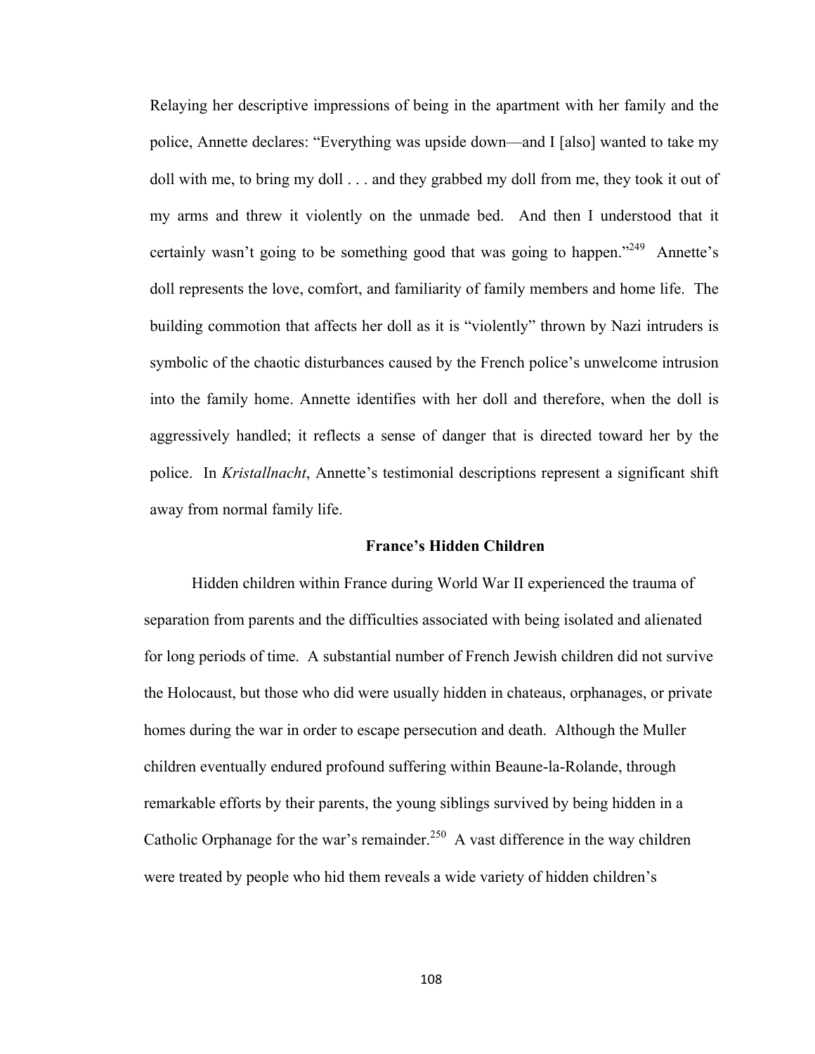Relaying her descriptive impressions of being in the apartment with her family and the police, Annette declares: "Everything was upside down—and I [also] wanted to take my doll with me, to bring my doll . . . and they grabbed my doll from me, they took it out of my arms and threw it violently on the unmade bed. And then I understood that it certainly wasn't going to be something good that was going to happen."[249] Annette's doll represents the love, comfort, and familiarity of family members and home life. The building commotion that affects her doll as it is "violently" thrown by Nazi intruders is symbolic of the chaotic disturbances caused by the French police's unwelcome intrusion into the family home. Annette identifies with her doll and therefore, when the doll is aggressively handled; it reflects a sense of danger that is directed toward her by the police. In *Kristallnacht*, Annette's testimonial descriptions represent a significant shift away from normal family life.

**France's Hidden Children**

Hidden children within France during World War II experienced the trauma of separation from parents and the difficulties associated with being isolated and alienated for long periods of time. A substantial number of French Jewish children did not survive the Holocaust, but those who did were usually hidden in chateaus, orphanages, or private homes during the war in order to escape persecution and death. Although the Muller children eventually endured profound suffering within Beaune-la-Rolande, through remarkable efforts by their parents, the young siblings survived by being hidden in a Catholic Orphanage for the war's remainder.[250] A vast difference in the way children were treated by people who hid them reveals a wide variety of hidden children's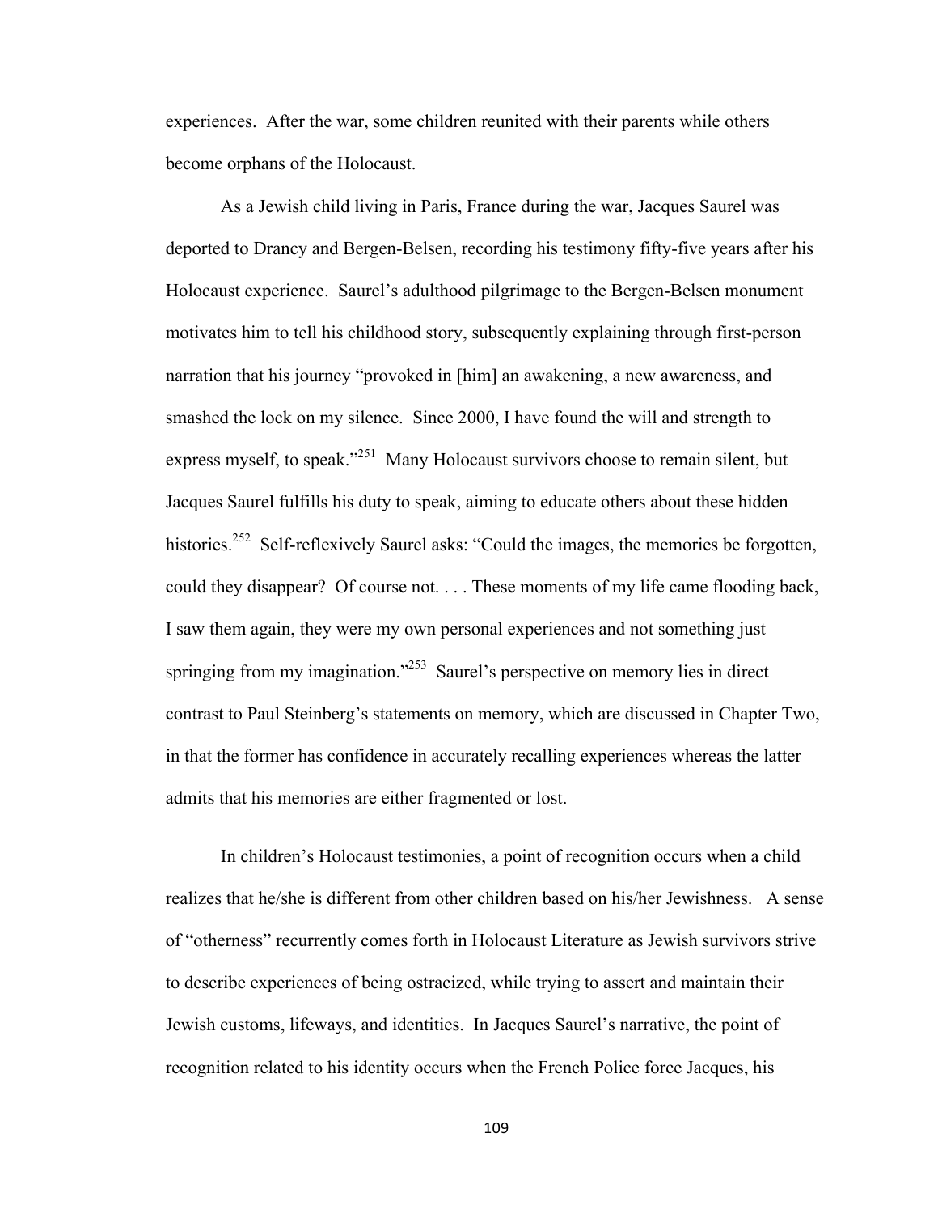experiences. After the war, some children reunited with their parents while others become orphans of the Holocaust.

As a Jewish child living in Paris, France during the war, Jacques Saurel was deported to Drancy and Bergen-Belsen, recording his testimony fifty-five years after his Holocaust experience. Saurel's adulthood pilgrimage to the Bergen-Belsen monument motivates him to tell his childhood story, subsequently explaining through first-person narration that his journey "provoked in [him] an awakening, a new awareness, and smashed the lock on my silence. Since 2000, I have found the will and strength to express myself, to speak."[251] Many Holocaust survivors choose to remain silent, but Jacques Saurel fulfills his duty to speak, aiming to educate others about these hidden histories.[252] Self-reflexively Saurel asks: "Could the images, the memories be forgotten, could they disappear? Of course not. . . . These moments of my life came flooding back, I saw them again, they were my own personal experiences and not something just springing from my imagination."[253] Saurel's perspective on memory lies in direct contrast to Paul Steinberg's statements on memory, which are discussed in Chapter Two, in that the former has confidence in accurately recalling experiences whereas the latter admits that his memories are either fragmented or lost.

In children's Holocaust testimonies, a point of recognition occurs when a child realizes that he/she is different from other children based on his/her Jewishness. A sense of "otherness" recurrently comes forth in Holocaust Literature as Jewish survivors strive to describe experiences of being ostracized, while trying to assert and maintain their Jewish customs, lifeways, and identities. In Jacques Saurel's narrative, the point of recognition related to his identity occurs when the French Police force Jacques, his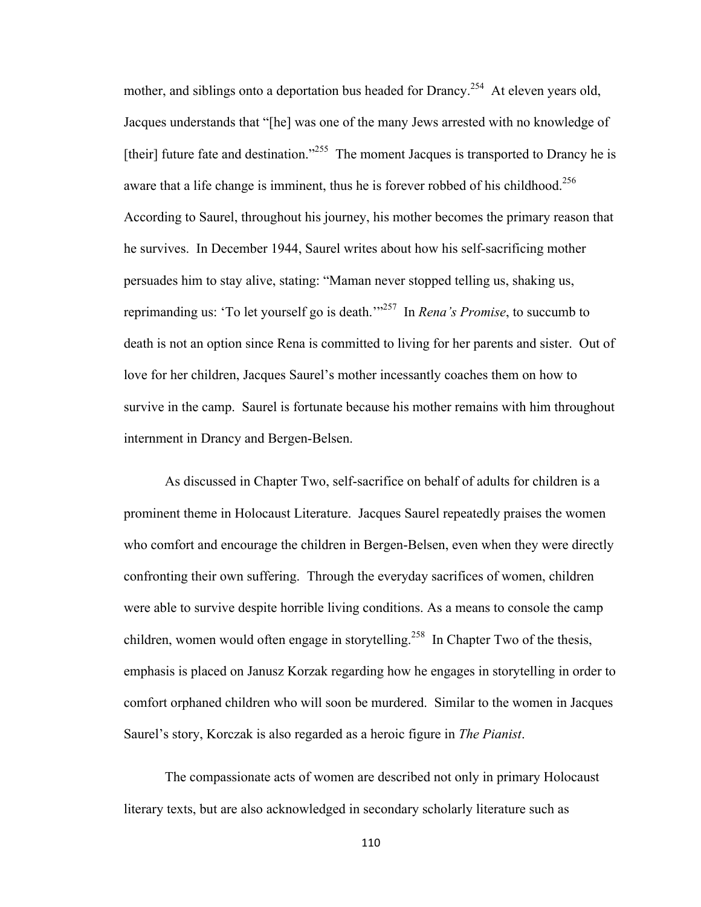mother, and siblings onto a deportation bus headed for Drancy.[254] At eleven years old, Jacques understands that "[he] was one of the many Jews arrested with no knowledge of [their] future fate and destination."[255] The moment Jacques is transported to Drancy he is aware that a life change is imminent, thus he is forever robbed of his childhood.[256] According to Saurel, throughout his journey, his mother becomes the primary reason that he survives. In December 1944, Saurel writes about how his self-sacrificing mother persuades him to stay alive, stating: "Maman never stopped telling us, shaking us, reprimanding us: 'To let yourself go is death.'"[257] In *Rena's Promise*, to succumb to death is not an option since Rena is committed to living for her parents and sister. Out of love for her children, Jacques Saurel's mother incessantly coaches them on how to survive in the camp. Saurel is fortunate because his mother remains with him throughout internment in Drancy and Bergen-Belsen.

As discussed in Chapter Two, self-sacrifice on behalf of adults for children is a prominent theme in Holocaust Literature. Jacques Saurel repeatedly praises the women who comfort and encourage the children in Bergen-Belsen, even when they were directly confronting their own suffering. Through the everyday sacrifices of women, children were able to survive despite horrible living conditions. As a means to console the camp children, women would often engage in storytelling.[258] In Chapter Two of the thesis, emphasis is placed on Janusz Korzak regarding how he engages in storytelling in order to comfort orphaned children who will soon be murdered. Similar to the women in Jacques Saurel's story, Korczak is also regarded as a heroic figure in *The Pianist*.

The compassionate acts of women are described not only in primary Holocaust literary texts, but are also acknowledged in secondary scholarly literature such as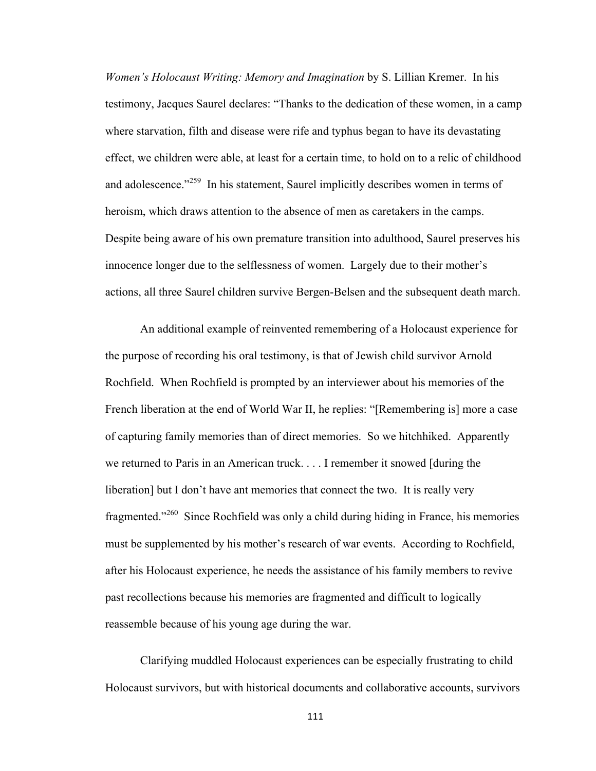*Women's Holocaust Writing: Memory and Imagination* by S. Lillian Kremer. In his testimony, Jacques Saurel declares: "Thanks to the dedication of these women, in a camp where starvation, filth and disease were rife and typhus began to have its devastating effect, we children were able, at least for a certain time, to hold on to a relic of childhood and adolescence."[259] In his statement, Saurel implicitly describes women in terms of heroism, which draws attention to the absence of men as caretakers in the camps. Despite being aware of his own premature transition into adulthood, Saurel preserves his innocence longer due to the selflessness of women. Largely due to their mother's actions, all three Saurel children survive Bergen-Belsen and the subsequent death march.

An additional example of reinvented remembering of a Holocaust experience for the purpose of recording his oral testimony, is that of Jewish child survivor Arnold Rochfield. When Rochfield is prompted by an interviewer about his memories of the French liberation at the end of World War II, he replies: "[Remembering is] more a case of capturing family memories than of direct memories. So we hitchhiked. Apparently we returned to Paris in an American truck. . . . I remember it snowed [during the liberation] but I don't have ant memories that connect the two. It is really very fragmented."[260] Since Rochfield was only a child during hiding in France, his memories must be supplemented by his mother's research of war events. According to Rochfield, after his Holocaust experience, he needs the assistance of his family members to revive past recollections because his memories are fragmented and difficult to logically reassemble because of his young age during the war.

Clarifying muddled Holocaust experiences can be especially frustrating to child Holocaust survivors, but with historical documents and collaborative accounts, survivors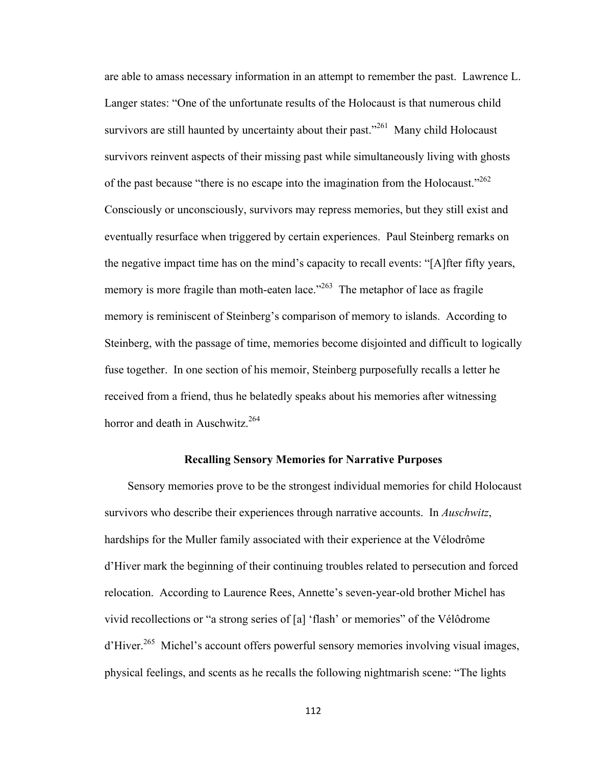are able to amass necessary information in an attempt to remember the past. Lawrence L. Langer states: "One of the unfortunate results of the Holocaust is that numerous child survivors are still haunted by uncertainty about their past."[261] Many child Holocaust survivors reinvent aspects of their missing past while simultaneously living with ghosts of the past because "there is no escape into the imagination from the Holocaust."[262] Consciously or unconsciously, survivors may repress memories, but they still exist and eventually resurface when triggered by certain experiences. Paul Steinberg remarks on the negative impact time has on the mind's capacity to recall events: "[A]fter fifty years, memory is more fragile than moth-eaten lace."[263] The metaphor of lace as fragile memory is reminiscent of Steinberg's comparison of memory to islands. According to Steinberg, with the passage of time, memories become disjointed and difficult to logically fuse together. In one section of his memoir, Steinberg purposefully recalls a letter he received from a friend, thus he belatedly speaks about his memories after witnessing horror and death in Auschwitz.[264]

## Recalling Sensory Memories for Narrative Purposes

Sensory memories prove to be the strongest individual memories for child Holocaust survivors who describe their experiences through narrative accounts. In *Auschwitz*, hardships for the Muller family associated with their experience at the Vélodrôme d'Hiver mark the beginning of their continuing troubles related to persecution and forced relocation. According to Laurence Rees, Annette's seven-year-old brother Michel has vivid recollections or "a strong series of [a] 'flash' or memories" of the Vélôdrome d'Hiver.[265] Michel's account offers powerful sensory memories involving visual images, physical feelings, and scents as he recalls the following nightmarish scene: "The lights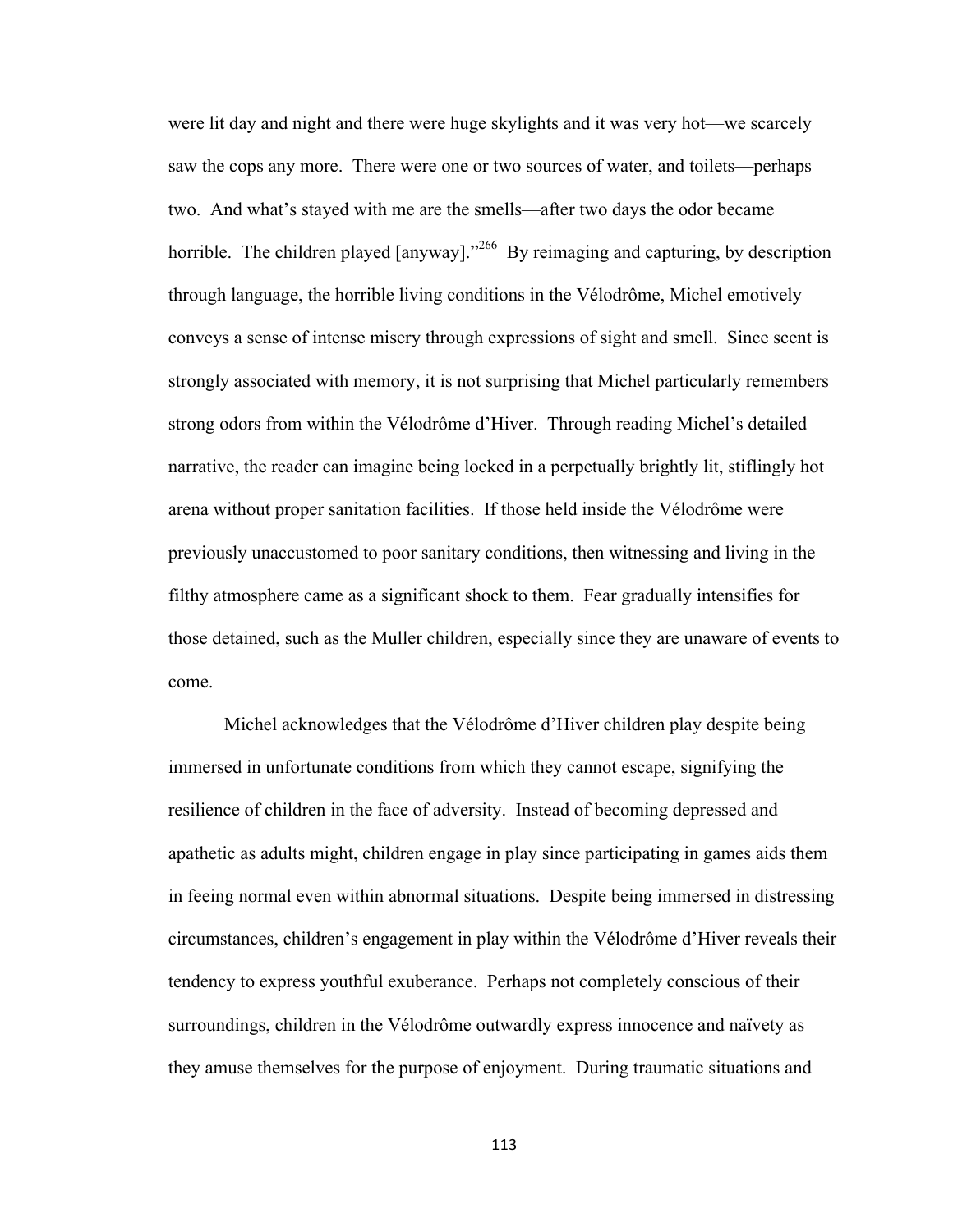were lit day and night and there were huge skylights and it was very hot—we scarcely saw the cops any more. There were one or two sources of water, and toilets—perhaps two. And what's stayed with me are the smells—after two days the odor became horrible. The children played [anyway]."[266] By reimaging and capturing, by description through language, the horrible living conditions in the Vélodrôme, Michel emotively conveys a sense of intense misery through expressions of sight and smell. Since scent is strongly associated with memory, it is not surprising that Michel particularly remembers strong odors from within the Vélodrôme d'Hiver. Through reading Michel's detailed narrative, the reader can imagine being locked in a perpetually brightly lit, stiflingly hot arena without proper sanitation facilities. If those held inside the Vélodrôme were previously unaccustomed to poor sanitary conditions, then witnessing and living in the filthy atmosphere came as a significant shock to them. Fear gradually intensifies for those detained, such as the Muller children, especially since they are unaware of events to come.

Michel acknowledges that the Vélodrôme d'Hiver children play despite being immersed in unfortunate conditions from which they cannot escape, signifying the resilience of children in the face of adversity. Instead of becoming depressed and apathetic as adults might, children engage in play since participating in games aids them in feeing normal even within abnormal situations. Despite being immersed in distressing circumstances, children's engagement in play within the Vélodrôme d'Hiver reveals their tendency to express youthful exuberance. Perhaps not completely conscious of their surroundings, children in the Vélodrôme outwardly express innocence and naïvety as they amuse themselves for the purpose of enjoyment. During traumatic situations and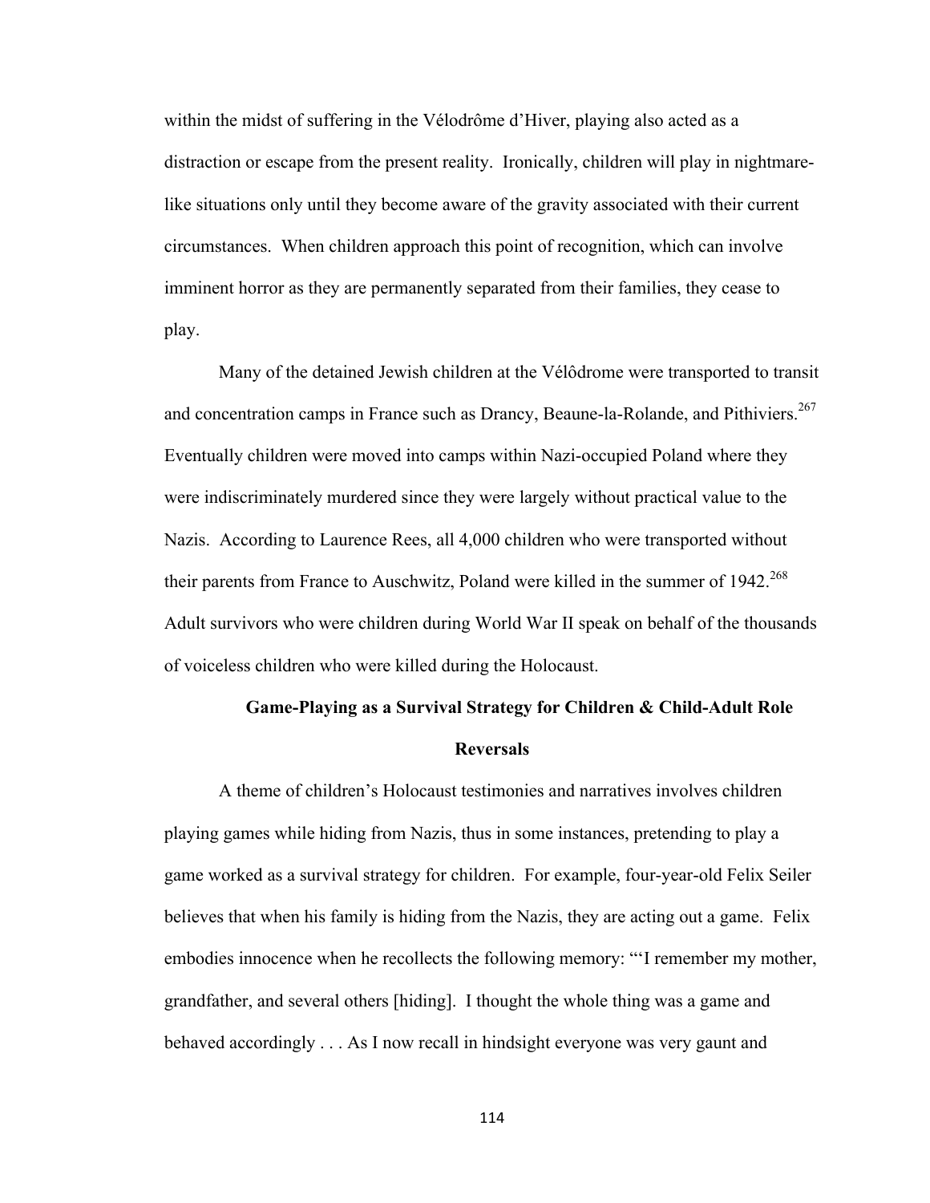within the midst of suffering in the Vélodrôme d'Hiver, playing also acted as a distraction or escape from the present reality. Ironically, children will play in nightmare-like situations only until they become aware of the gravity associated with their current circumstances. When children approach this point of recognition, which can involve imminent horror as they are permanently separated from their families, they cease to play.

Many of the detained Jewish children at the Vélôdrome were transported to transit and concentration camps in France such as Drancy, Beaune-la-Rolande, and Pithiviers.[267] Eventually children were moved into camps within Nazi-occupied Poland where they were indiscriminately murdered since they were largely without practical value to the Nazis. According to Laurence Rees, all 4,000 children who were transported without their parents from France to Auschwitz, Poland were killed in the summer of 1942.[268] Adult survivors who were children during World War II speak on behalf of the thousands of voiceless children who were killed during the Holocaust.

## Game-Playing as a Survival Strategy for Children & Child-Adult Role Reversals

A theme of children's Holocaust testimonies and narratives involves children playing games while hiding from Nazis, thus in some instances, pretending to play a game worked as a survival strategy for children. For example, four-year-old Felix Seiler believes that when his family is hiding from the Nazis, they are acting out a game. Felix embodies innocence when he recollects the following memory: "'I remember my mother, grandfather, and several others [hiding]. I thought the whole thing was a game and behaved accordingly . . . As I now recall in hindsight everyone was very gaunt and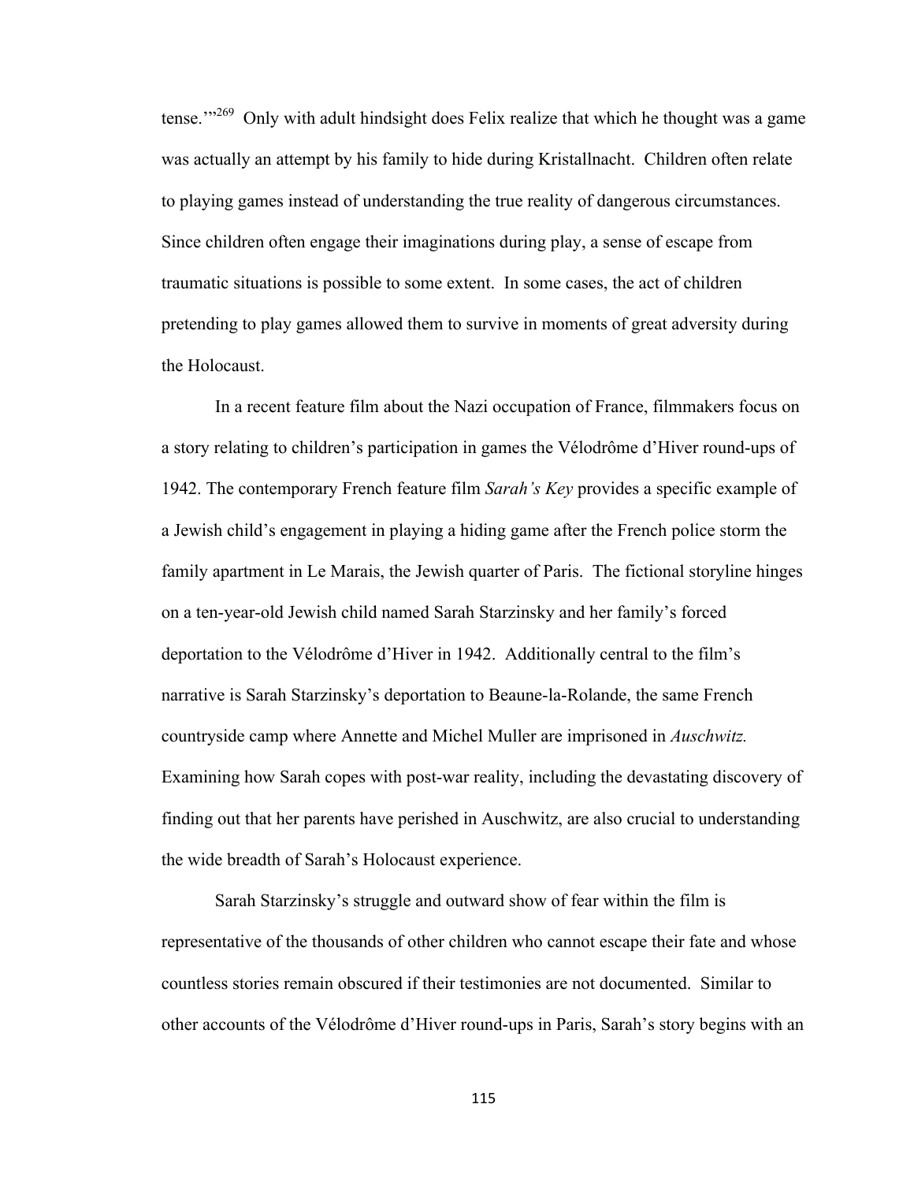tense.'"[269] Only with adult hindsight does Felix realize that which he thought was a game was actually an attempt by his family to hide during Kristallnacht. Children often relate to playing games instead of understanding the true reality of dangerous circumstances. Since children often engage their imaginations during play, a sense of escape from traumatic situations is possible to some extent. In some cases, the act of children pretending to play games allowed them to survive in moments of great adversity during the Holocaust.

In a recent feature film about the Nazi occupation of France, filmmakers focus on a story relating to children's participation in games the Vélodrôme d'Hiver round-ups of 1942. The contemporary French feature film *Sarah's Key* provides a specific example of a Jewish child's engagement in playing a hiding game after the French police storm the family apartment in Le Marais, the Jewish quarter of Paris. The fictional storyline hinges on a ten-year-old Jewish child named Sarah Starzinsky and her family's forced deportation to the Vélodrôme d'Hiver in 1942. Additionally central to the film's narrative is Sarah Starzinsky's deportation to Beaune-la-Rolande, the same French countryside camp where Annette and Michel Muller are imprisoned in *Auschwitz.* Examining how Sarah copes with post-war reality, including the devastating discovery of finding out that her parents have perished in Auschwitz, are also crucial to understanding the wide breadth of Sarah's Holocaust experience.

Sarah Starzinsky's struggle and outward show of fear within the film is representative of the thousands of other children who cannot escape their fate and whose countless stories remain obscured if their testimonies are not documented. Similar to other accounts of the Vélodrôme d'Hiver round-ups in Paris, Sarah's story begins with an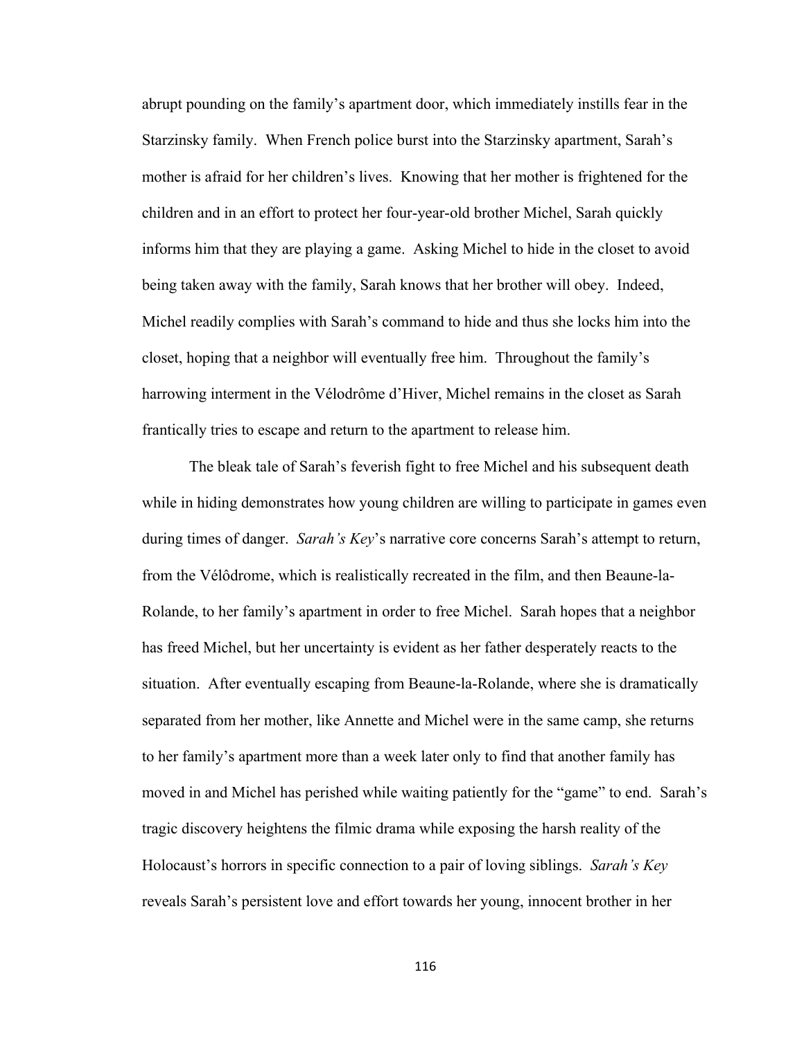abrupt pounding on the family's apartment door, which immediately instills fear in the Starzinsky family. When French police burst into the Starzinsky apartment, Sarah's mother is afraid for her children's lives. Knowing that her mother is frightened for the children and in an effort to protect her four-year-old brother Michel, Sarah quickly informs him that they are playing a game. Asking Michel to hide in the closet to avoid being taken away with the family, Sarah knows that her brother will obey. Indeed, Michel readily complies with Sarah's command to hide and thus she locks him into the closet, hoping that a neighbor will eventually free him. Throughout the family's harrowing interment in the Vélodrôme d'Hiver, Michel remains in the closet as Sarah frantically tries to escape and return to the apartment to release him.

The bleak tale of Sarah's feverish fight to free Michel and his subsequent death while in hiding demonstrates how young children are willing to participate in games even during times of danger. *Sarah's Key*'s narrative core concerns Sarah's attempt to return, from the Vélôdrome, which is realistically recreated in the film, and then Beaune-la-Rolande, to her family's apartment in order to free Michel. Sarah hopes that a neighbor has freed Michel, but her uncertainty is evident as her father desperately reacts to the situation. After eventually escaping from Beaune-la-Rolande, where she is dramatically separated from her mother, like Annette and Michel were in the same camp, she returns to her family's apartment more than a week later only to find that another family has moved in and Michel has perished while waiting patiently for the "game" to end. Sarah's tragic discovery heightens the filmic drama while exposing the harsh reality of the Holocaust's horrors in specific connection to a pair of loving siblings. *Sarah's Key* reveals Sarah's persistent love and effort towards her young, innocent brother in her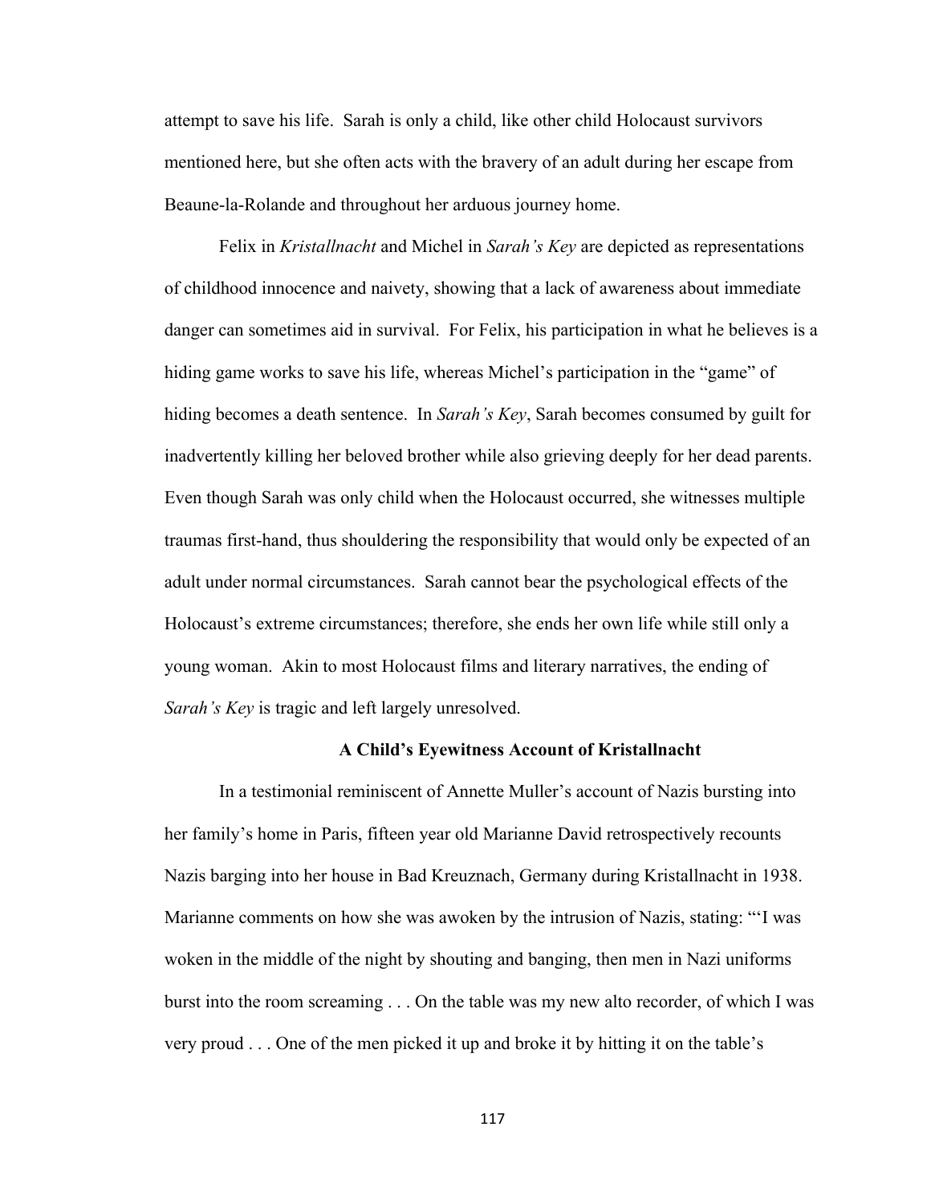attempt to save his life. Sarah is only a child, like other child Holocaust survivors mentioned here, but she often acts with the bravery of an adult during her escape from Beaune-la-Rolande and throughout her arduous journey home.

Felix in *Kristallnacht* and Michel in *Sarah's Key* are depicted as representations of childhood innocence and naivety, showing that a lack of awareness about immediate danger can sometimes aid in survival. For Felix, his participation in what he believes is a hiding game works to save his life, whereas Michel's participation in the "game" of hiding becomes a death sentence. In *Sarah's Key*, Sarah becomes consumed by guilt for inadvertently killing her beloved brother while also grieving deeply for her dead parents. Even though Sarah was only child when the Holocaust occurred, she witnesses multiple traumas first-hand, thus shouldering the responsibility that would only be expected of an adult under normal circumstances. Sarah cannot bear the psychological effects of the Holocaust's extreme circumstances; therefore, she ends her own life while still only a young woman. Akin to most Holocaust films and literary narratives, the ending of *Sarah's Key* is tragic and left largely unresolved.

### A Child's Eyewitness Account of Kristallnacht

In a testimonial reminiscent of Annette Muller's account of Nazis bursting into her family's home in Paris, fifteen year old Marianne David retrospectively recounts Nazis barging into her house in Bad Kreuznach, Germany during Kristallnacht in 1938. Marianne comments on how she was awoken by the intrusion of Nazis, stating: "'I was woken in the middle of the night by shouting and banging, then men in Nazi uniforms burst into the room screaming . . . On the table was my new alto recorder, of which I was very proud . . . One of the men picked it up and broke it by hitting it on the table's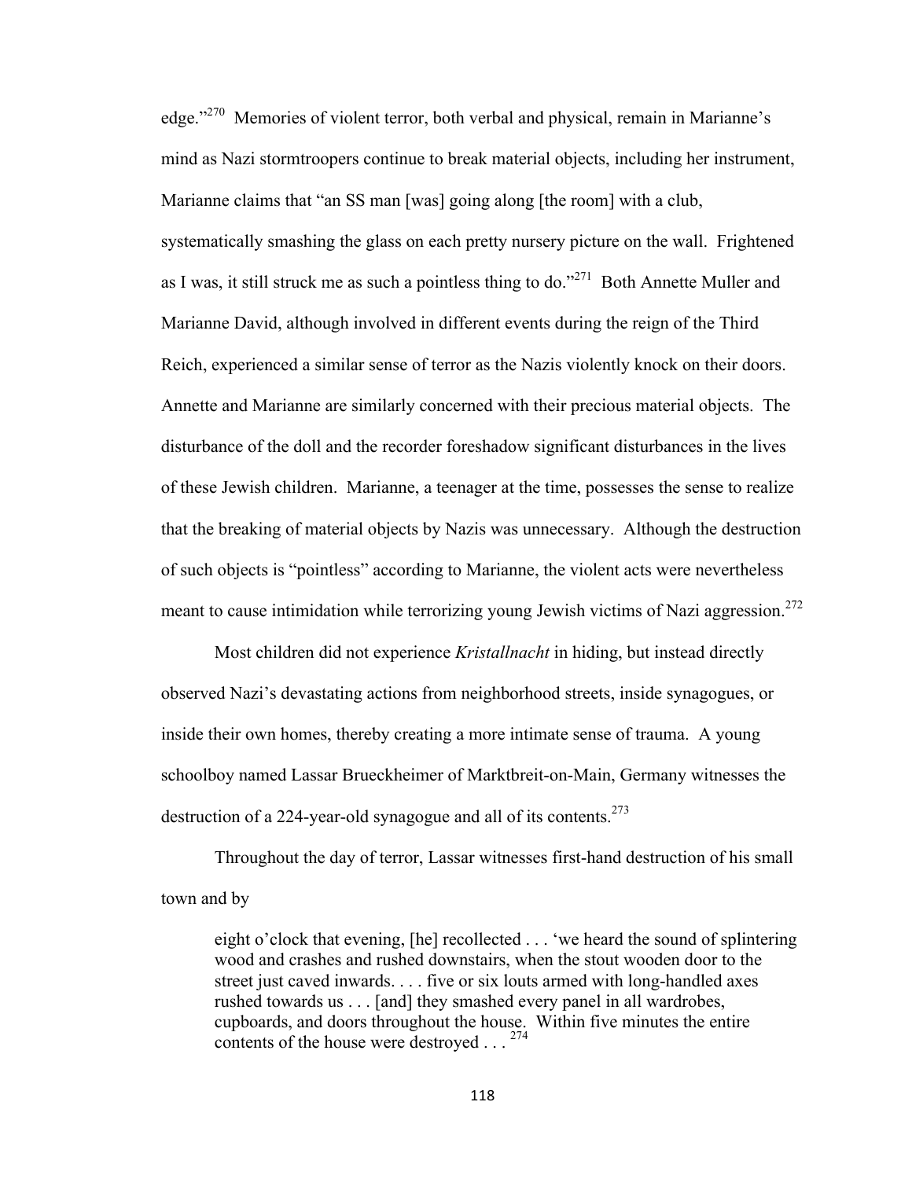edge."[270] Memories of violent terror, both verbal and physical, remain in Marianne's mind as Nazi stormtroopers continue to break material objects, including her instrument, Marianne claims that "an SS man [was] going along [the room] with a club, systematically smashing the glass on each pretty nursery picture on the wall. Frightened as I was, it still struck me as such a pointless thing to do."[271] Both Annette Muller and Marianne David, although involved in different events during the reign of the Third Reich, experienced a similar sense of terror as the Nazis violently knock on their doors. Annette and Marianne are similarly concerned with their precious material objects. The disturbance of the doll and the recorder foreshadow significant disturbances in the lives of these Jewish children. Marianne, a teenager at the time, possesses the sense to realize that the breaking of material objects by Nazis was unnecessary. Although the destruction of such objects is "pointless" according to Marianne, the violent acts were nevertheless meant to cause intimidation while terrorizing young Jewish victims of Nazi aggression.[272]

Most children did not experience *Kristallnacht* in hiding, but instead directly observed Nazi's devastating actions from neighborhood streets, inside synagogues, or inside their own homes, thereby creating a more intimate sense of trauma. A young schoolboy named Lassar Brueckheimer of Marktbreit-on-Main, Germany witnesses the destruction of a 224-year-old synagogue and all of its contents.[273]

Throughout the day of terror, Lassar witnesses first-hand destruction of his small town and by

> eight o'clock that evening, [he] recollected . . . 'we heard the sound of splintering wood and crashes and rushed downstairs, when the stout wooden door to the street just caved inwards. . . . five or six louts armed with long-handled axes rushed towards us . . . [and] they smashed every panel in all wardrobes, cupboards, and doors throughout the house. Within five minutes the entire contents of the house were destroyed . . . [274]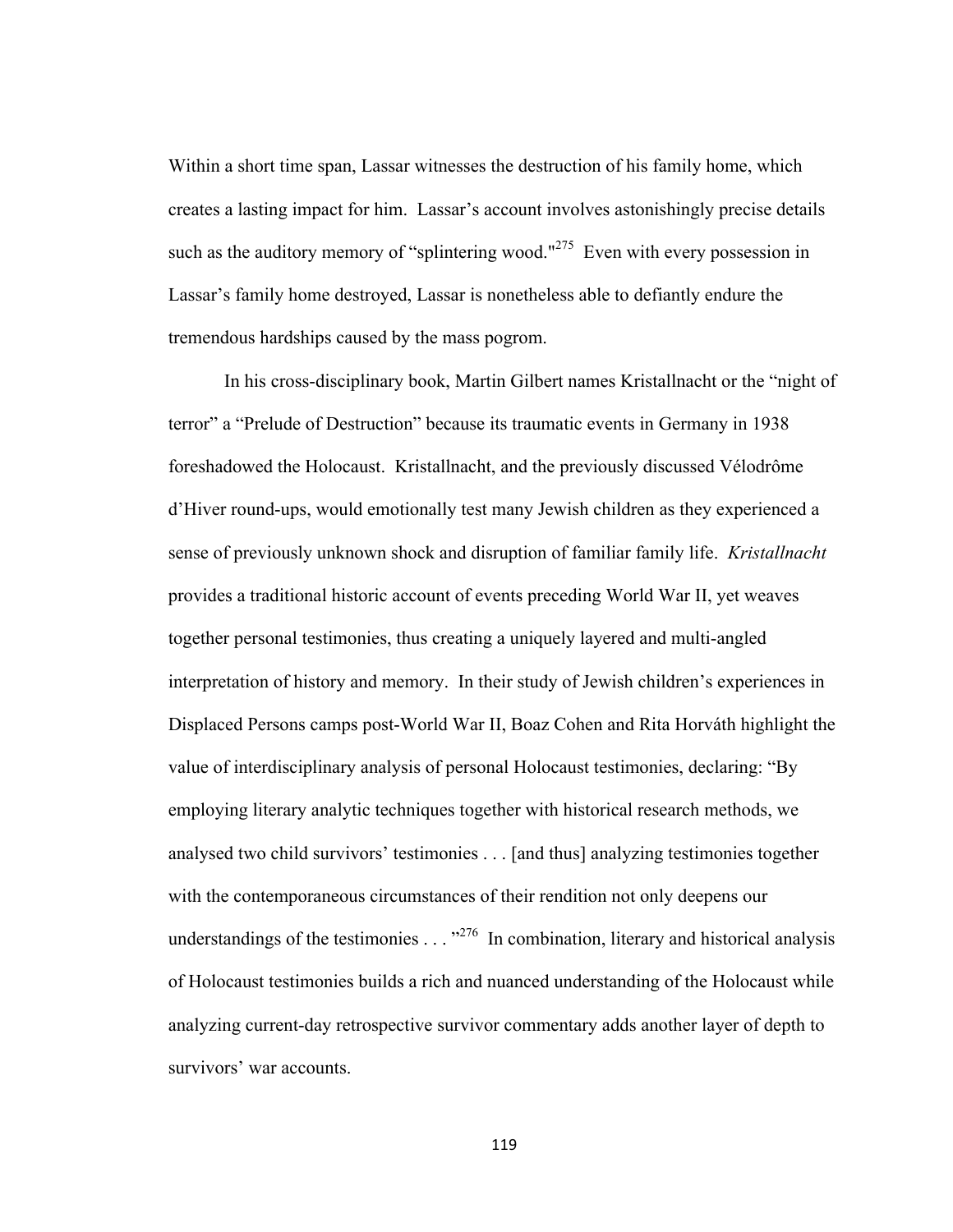Within a short time span, Lassar witnesses the destruction of his family home, which creates a lasting impact for him. Lassar's account involves astonishingly precise details such as the auditory memory of "splintering wood."[275] Even with every possession in Lassar's family home destroyed, Lassar is nonetheless able to defiantly endure the tremendous hardships caused by the mass pogrom.

In his cross-disciplinary book, Martin Gilbert names Kristallnacht or the "night of terror" a "Prelude of Destruction" because its traumatic events in Germany in 1938 foreshadowed the Holocaust. Kristallnacht, and the previously discussed Vélodrôme d'Hiver round-ups, would emotionally test many Jewish children as they experienced a sense of previously unknown shock and disruption of familiar family life. *Kristallnacht* provides a traditional historic account of events preceding World War II, yet weaves together personal testimonies, thus creating a uniquely layered and multi-angled interpretation of history and memory. In their study of Jewish children's experiences in Displaced Persons camps post-World War II, Boaz Cohen and Rita Horváth highlight the value of interdisciplinary analysis of personal Holocaust testimonies, declaring: "By employing literary analytic techniques together with historical research methods, we analysed two child survivors' testimonies . . . [and thus] analyzing testimonies together with the contemporaneous circumstances of their rendition not only deepens our understandings of the testimonies . . . "[276] In combination, literary and historical analysis of Holocaust testimonies builds a rich and nuanced understanding of the Holocaust while analyzing current-day retrospective survivor commentary adds another layer of depth to survivors' war accounts.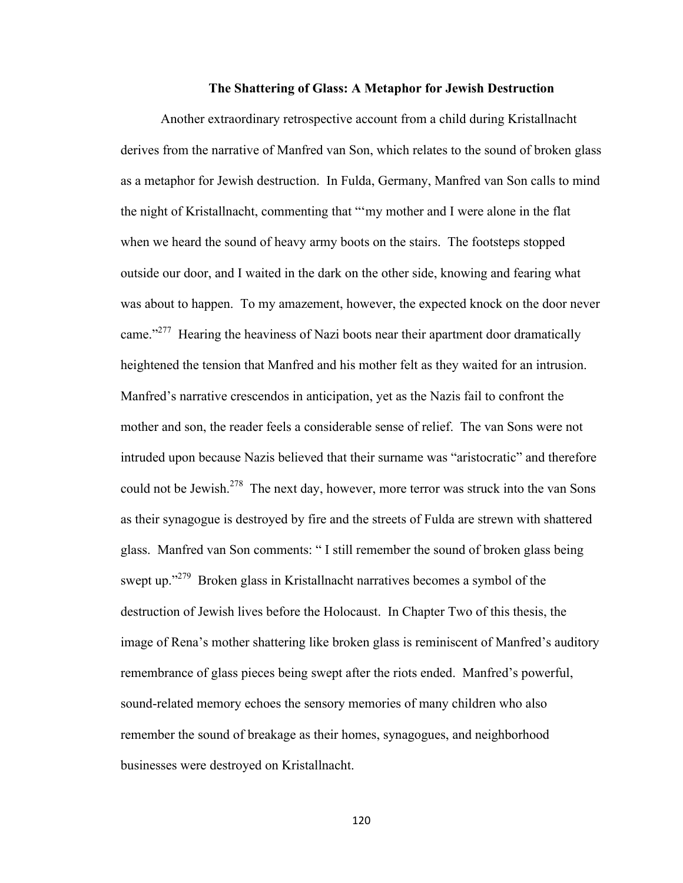### The Shattering of Glass: A Metaphor for Jewish Destruction

Another extraordinary retrospective account from a child during Kristallnacht derives from the narrative of Manfred van Son, which relates to the sound of broken glass as a metaphor for Jewish destruction. In Fulda, Germany, Manfred van Son calls to mind the night of Kristallnacht, commenting that "'my mother and I were alone in the flat when we heard the sound of heavy army boots on the stairs. The footsteps stopped outside our door, and I waited in the dark on the other side, knowing and fearing what was about to happen. To my amazement, however, the expected knock on the door never came."[277] Hearing the heaviness of Nazi boots near their apartment door dramatically heightened the tension that Manfred and his mother felt as they waited for an intrusion. Manfred's narrative crescendos in anticipation, yet as the Nazis fail to confront the mother and son, the reader feels a considerable sense of relief. The van Sons were not intruded upon because Nazis believed that their surname was "aristocratic" and therefore could not be Jewish.[278] The next day, however, more terror was struck into the van Sons as their synagogue is destroyed by fire and the streets of Fulda are strewn with shattered glass. Manfred van Son comments: " I still remember the sound of broken glass being swept up."[279] Broken glass in Kristallnacht narratives becomes a symbol of the destruction of Jewish lives before the Holocaust. In Chapter Two of this thesis, the image of Rena's mother shattering like broken glass is reminiscent of Manfred's auditory remembrance of glass pieces being swept after the riots ended. Manfred's powerful, sound-related memory echoes the sensory memories of many children who also remember the sound of breakage as their homes, synagogues, and neighborhood businesses were destroyed on Kristallnacht.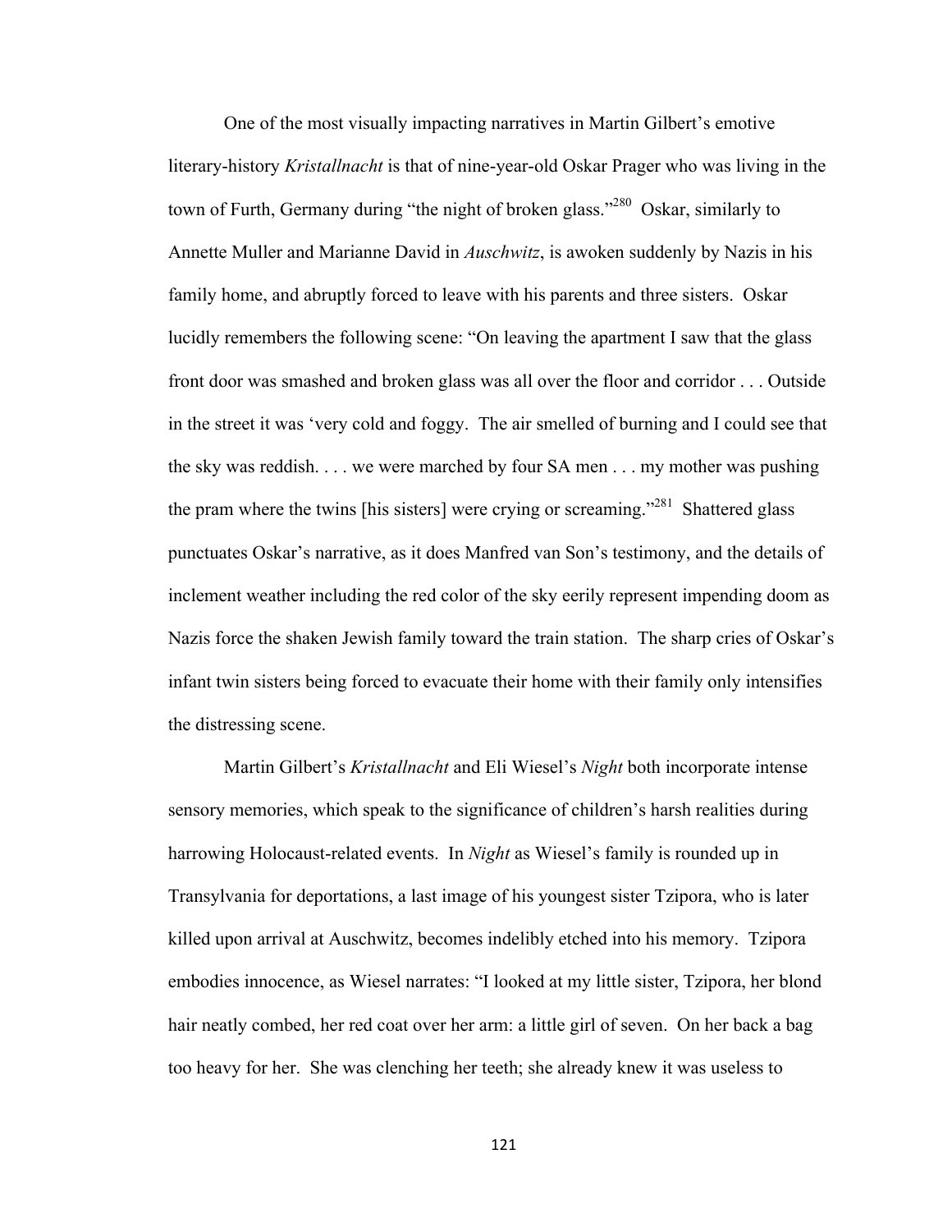One of the most visually impacting narratives in Martin Gilbert's emotive literary-history *Kristallnacht* is that of nine-year-old Oskar Prager who was living in the town of Furth, Germany during "the night of broken glass."[280] Oskar, similarly to Annette Muller and Marianne David in *Auschwitz*, is awoken suddenly by Nazis in his family home, and abruptly forced to leave with his parents and three sisters. Oskar lucidly remembers the following scene: "On leaving the apartment I saw that the glass front door was smashed and broken glass was all over the floor and corridor . . . Outside in the street it was 'very cold and foggy. The air smelled of burning and I could see that the sky was reddish. . . . we were marched by four SA men . . . my mother was pushing the pram where the twins [his sisters] were crying or screaming."[281] Shattered glass punctuates Oskar's narrative, as it does Manfred van Son's testimony, and the details of inclement weather including the red color of the sky eerily represent impending doom as Nazis force the shaken Jewish family toward the train station. The sharp cries of Oskar's infant twin sisters being forced to evacuate their home with their family only intensifies the distressing scene.

Martin Gilbert's *Kristallnacht* and Eli Wiesel's *Night* both incorporate intense sensory memories, which speak to the significance of children's harsh realities during harrowing Holocaust-related events. In *Night* as Wiesel's family is rounded up in Transylvania for deportations, a last image of his youngest sister Tzipora, who is later killed upon arrival at Auschwitz, becomes indelibly etched into his memory. Tzipora embodies innocence, as Wiesel narrates: "I looked at my little sister, Tzipora, her blond hair neatly combed, her red coat over her arm: a little girl of seven. On her back a bag too heavy for her. She was clenching her teeth; she already knew it was useless to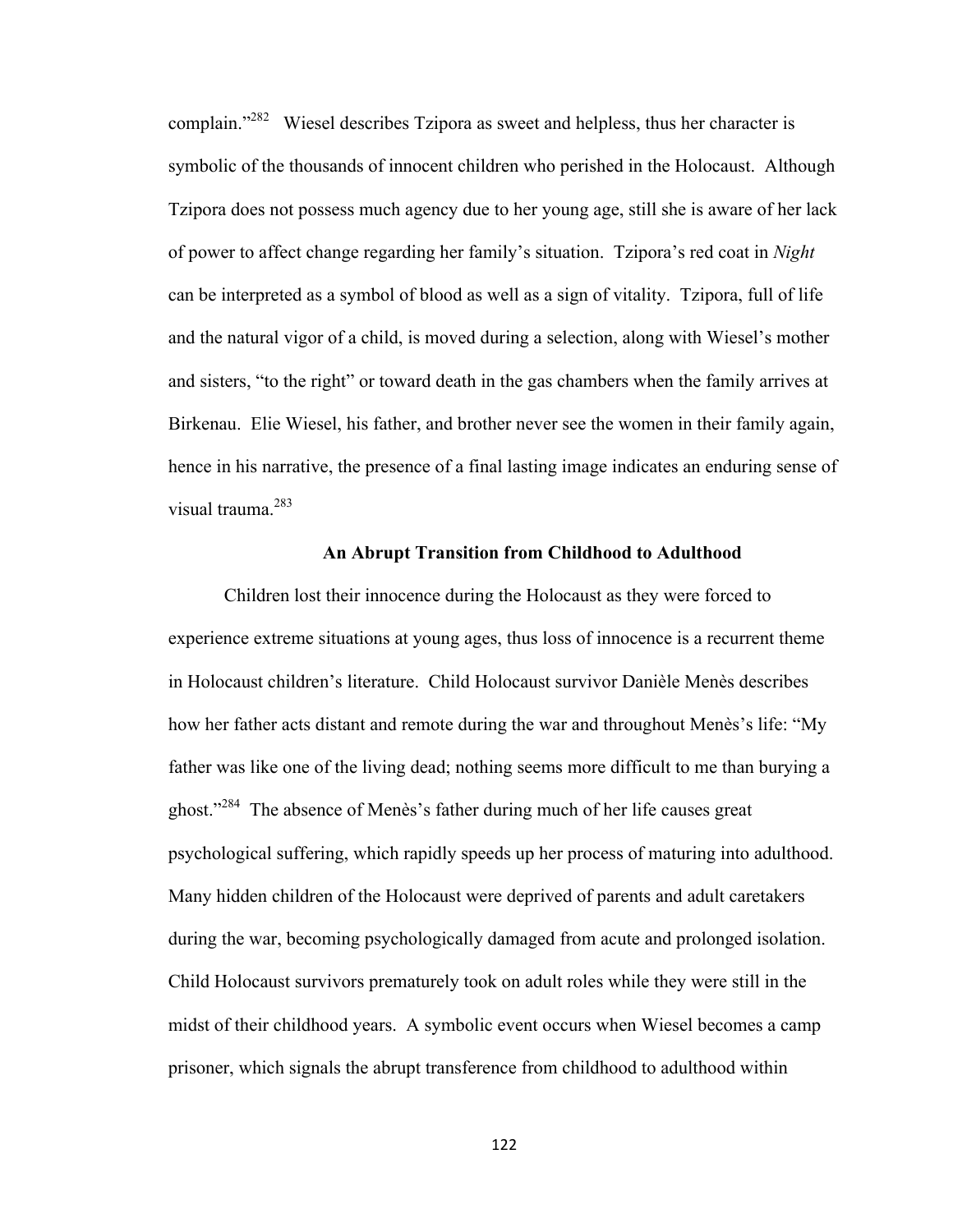complain."[282] Wiesel describes Tzipora as sweet and helpless, thus her character is symbolic of the thousands of innocent children who perished in the Holocaust. Although Tzipora does not possess much agency due to her young age, still she is aware of her lack of power to affect change regarding her family's situation. Tzipora's red coat in *Night* can be interpreted as a symbol of blood as well as a sign of vitality. Tzipora, full of life and the natural vigor of a child, is moved during a selection, along with Wiesel's mother and sisters, "to the right" or toward death in the gas chambers when the family arrives at Birkenau. Elie Wiesel, his father, and brother never see the women in their family again, hence in his narrative, the presence of a final lasting image indicates an enduring sense of visual trauma.[283]

### An Abrupt Transition from Childhood to Adulthood

Children lost their innocence during the Holocaust as they were forced to experience extreme situations at young ages, thus loss of innocence is a recurrent theme in Holocaust children's literature. Child Holocaust survivor Danièle Menès describes how her father acts distant and remote during the war and throughout Menès's life: "My father was like one of the living dead; nothing seems more difficult to me than burying a ghost."[284] The absence of Menès's father during much of her life causes great psychological suffering, which rapidly speeds up her process of maturing into adulthood. Many hidden children of the Holocaust were deprived of parents and adult caretakers during the war, becoming psychologically damaged from acute and prolonged isolation. Child Holocaust survivors prematurely took on adult roles while they were still in the midst of their childhood years. A symbolic event occurs when Wiesel becomes a camp prisoner, which signals the abrupt transference from childhood to adulthood within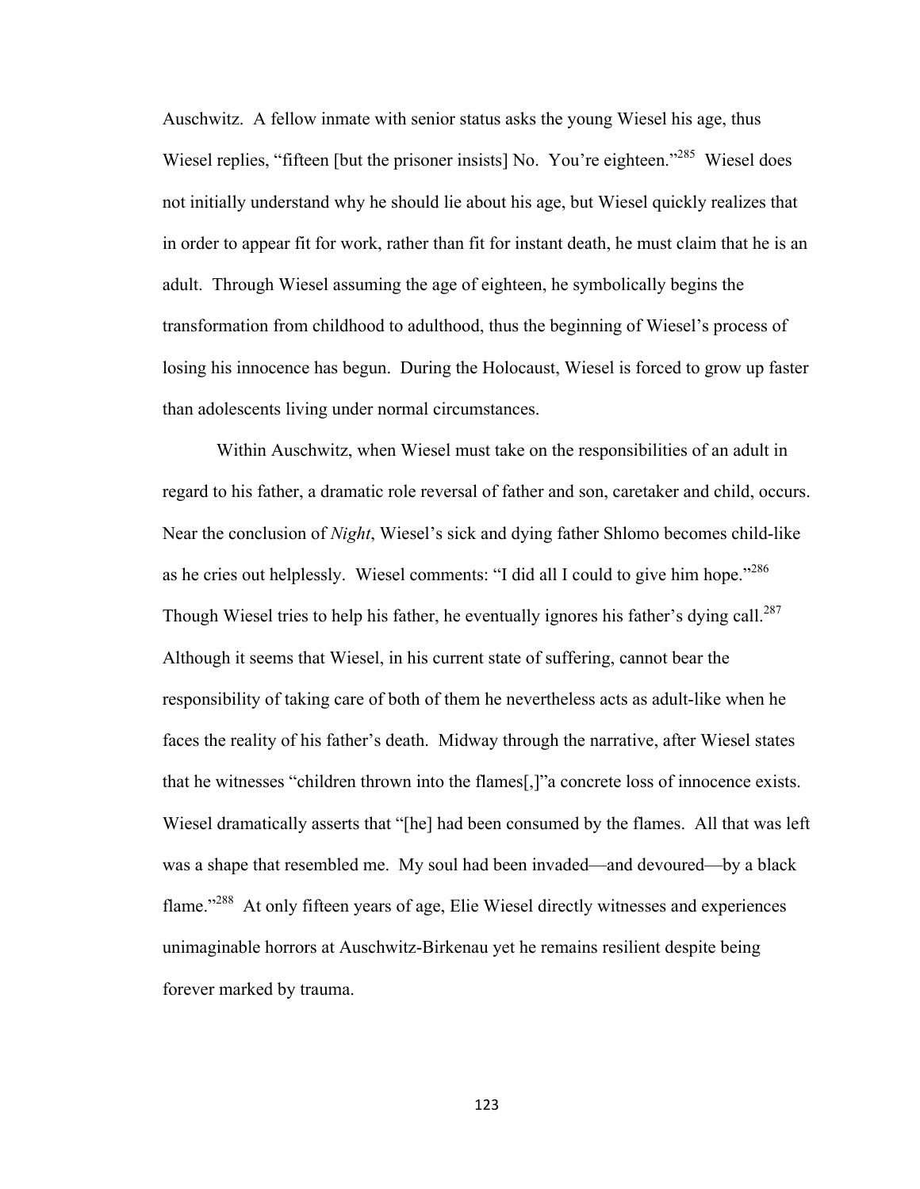Auschwitz. A fellow inmate with senior status asks the young Wiesel his age, thus Wiesel replies, "fifteen [but the prisoner insists] No. You're eighteen."[285] Wiesel does not initially understand why he should lie about his age, but Wiesel quickly realizes that in order to appear fit for work, rather than fit for instant death, he must claim that he is an adult. Through Wiesel assuming the age of eighteen, he symbolically begins the transformation from childhood to adulthood, thus the beginning of Wiesel's process of losing his innocence has begun. During the Holocaust, Wiesel is forced to grow up faster than adolescents living under normal circumstances.

Within Auschwitz, when Wiesel must take on the responsibilities of an adult in regard to his father, a dramatic role reversal of father and son, caretaker and child, occurs. Near the conclusion of *Night*, Wiesel's sick and dying father Shlomo becomes child-like as he cries out helplessly. Wiesel comments: "I did all I could to give him hope."[286] Though Wiesel tries to help his father, he eventually ignores his father's dying call.[287] Although it seems that Wiesel, in his current state of suffering, cannot bear the responsibility of taking care of both of them he nevertheless acts as adult-like when he faces the reality of his father's death. Midway through the narrative, after Wiesel states that he witnesses "children thrown into the flames[,]"a concrete loss of innocence exists. Wiesel dramatically asserts that "[he] had been consumed by the flames. All that was left was a shape that resembled me. My soul had been invaded—and devoured—by a black flame."[288] At only fifteen years of age, Elie Wiesel directly witnesses and experiences unimaginable horrors at Auschwitz-Birkenau yet he remains resilient despite being forever marked by trauma.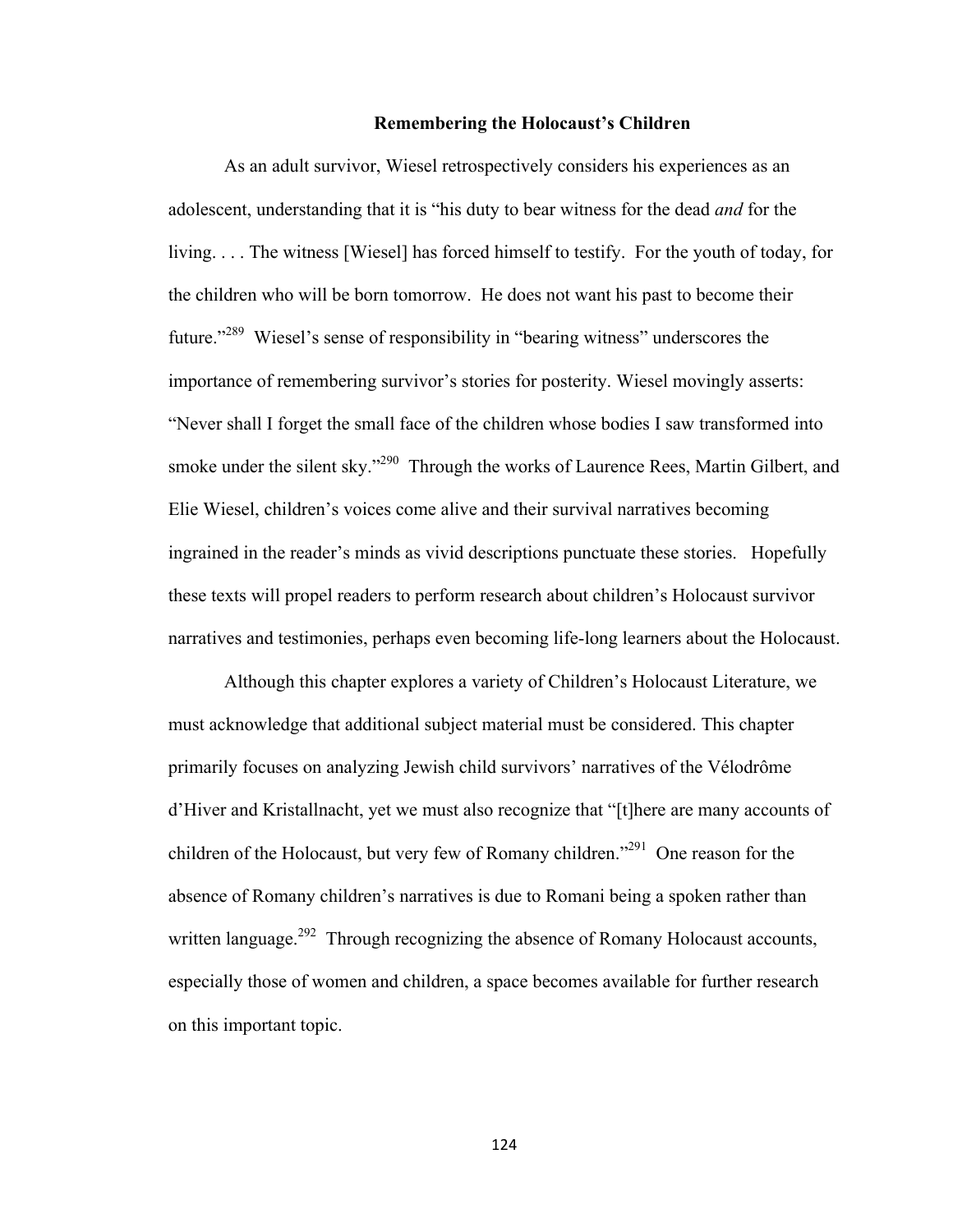## Remembering the Holocaust's Children

As an adult survivor, Wiesel retrospectively considers his experiences as an adolescent, understanding that it is "his duty to bear witness for the dead *and* for the living. . . . The witness [Wiesel] has forced himself to testify. For the youth of today, for the children who will be born tomorrow. He does not want his past to become their future."[289] Wiesel's sense of responsibility in "bearing witness" underscores the importance of remembering survivor's stories for posterity. Wiesel movingly asserts: "Never shall I forget the small face of the children whose bodies I saw transformed into smoke under the silent sky."[290] Through the works of Laurence Rees, Martin Gilbert, and Elie Wiesel, children's voices come alive and their survival narratives becoming ingrained in the reader's minds as vivid descriptions punctuate these stories. Hopefully these texts will propel readers to perform research about children's Holocaust survivor narratives and testimonies, perhaps even becoming life-long learners about the Holocaust.

Although this chapter explores a variety of Children's Holocaust Literature, we must acknowledge that additional subject material must be considered. This chapter primarily focuses on analyzing Jewish child survivors' narratives of the Vélodrôme d'Hiver and Kristallnacht, yet we must also recognize that "[t]here are many accounts of children of the Holocaust, but very few of Romany children."[291] One reason for the absence of Romany children's narratives is due to Romani being a spoken rather than written language.[292] Through recognizing the absence of Romany Holocaust accounts, especially those of women and children, a space becomes available for further research on this important topic.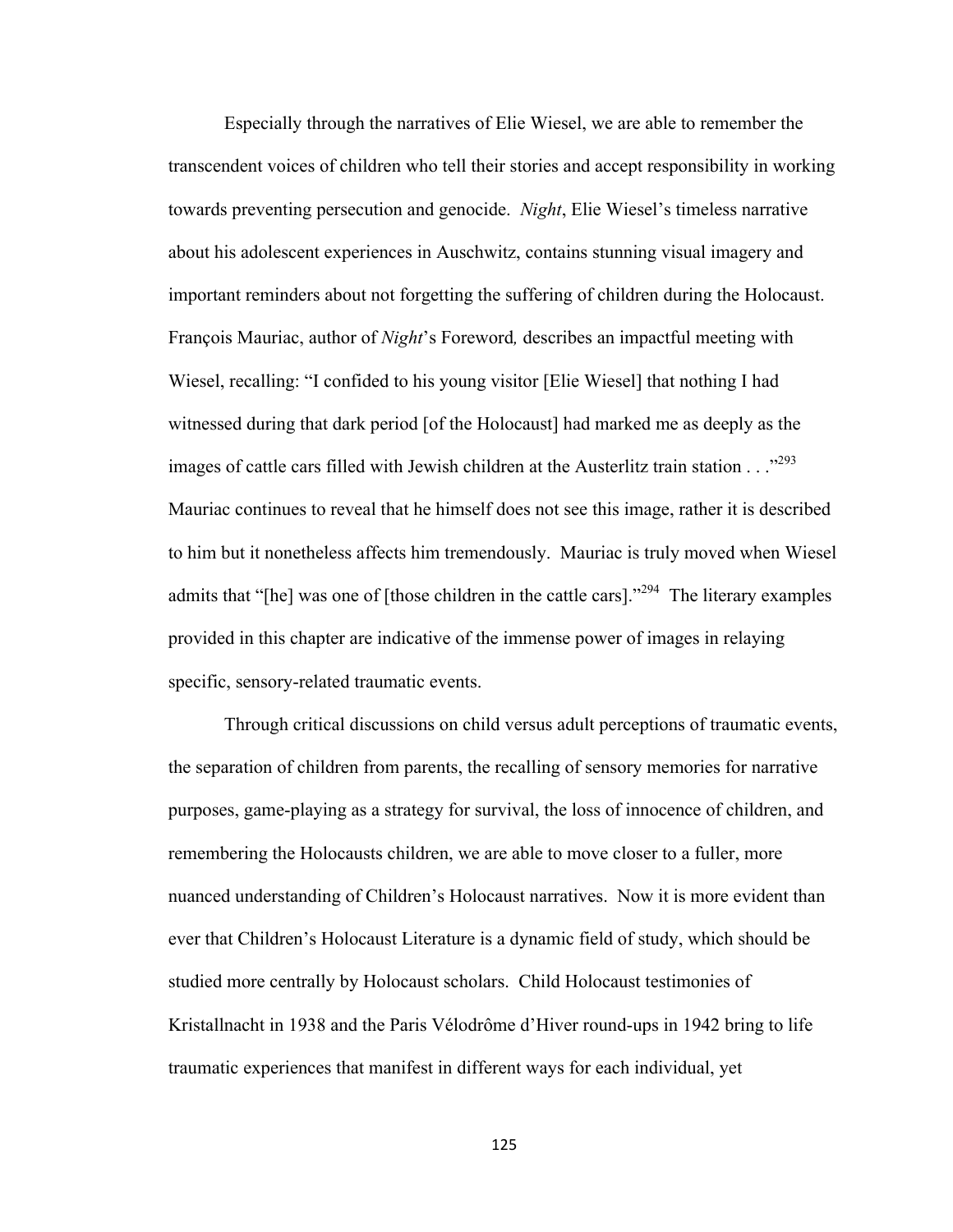Especially through the narratives of Elie Wiesel, we are able to remember the transcendent voices of children who tell their stories and accept responsibility in working towards preventing persecution and genocide. *Night*, Elie Wiesel's timeless narrative about his adolescent experiences in Auschwitz, contains stunning visual imagery and important reminders about not forgetting the suffering of children during the Holocaust. François Mauriac, author of *Night*'s Foreword*,* describes an impactful meeting with Wiesel, recalling: "I confided to his young visitor [Elie Wiesel] that nothing I had witnessed during that dark period [of the Holocaust] had marked me as deeply as the images of cattle cars filled with Jewish children at the Austerlitz train station . . ."[293] Mauriac continues to reveal that he himself does not see this image, rather it is described to him but it nonetheless affects him tremendously. Mauriac is truly moved when Wiesel admits that "[he] was one of [those children in the cattle cars]."[294] The literary examples provided in this chapter are indicative of the immense power of images in relaying specific, sensory-related traumatic events.

Through critical discussions on child versus adult perceptions of traumatic events, the separation of children from parents, the recalling of sensory memories for narrative purposes, game-playing as a strategy for survival, the loss of innocence of children, and remembering the Holocausts children, we are able to move closer to a fuller, more nuanced understanding of Children's Holocaust narratives. Now it is more evident than ever that Children's Holocaust Literature is a dynamic field of study, which should be studied more centrally by Holocaust scholars. Child Holocaust testimonies of Kristallnacht in 1938 and the Paris Vélodrôme d'Hiver round-ups in 1942 bring to life traumatic experiences that manifest in different ways for each individual, yet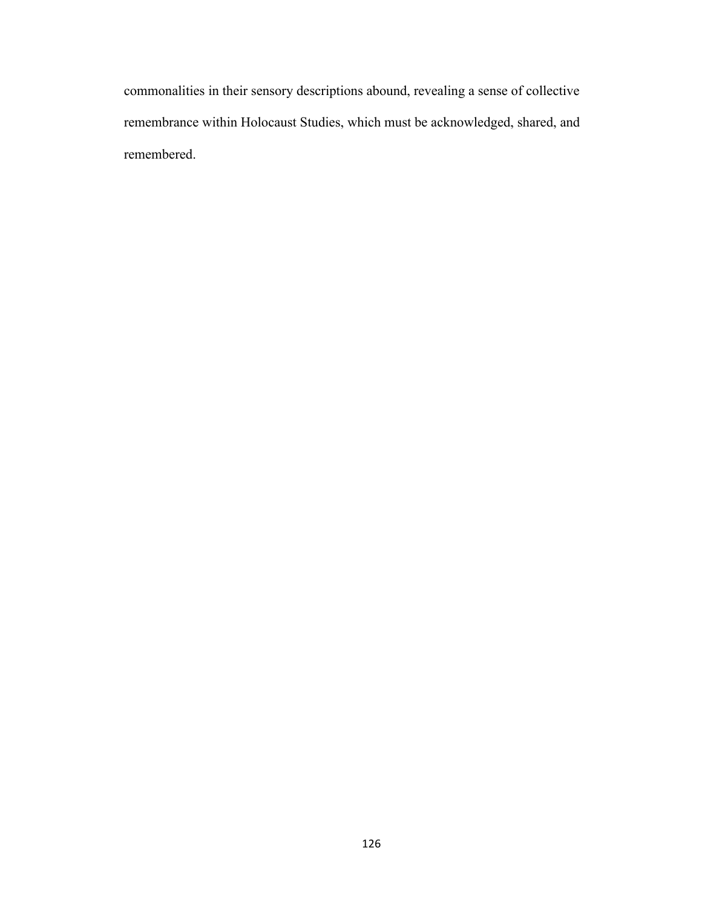commonalities in their sensory descriptions abound, revealing a sense of collective remembrance within Holocaust Studies, which must be acknowledged, shared, and remembered.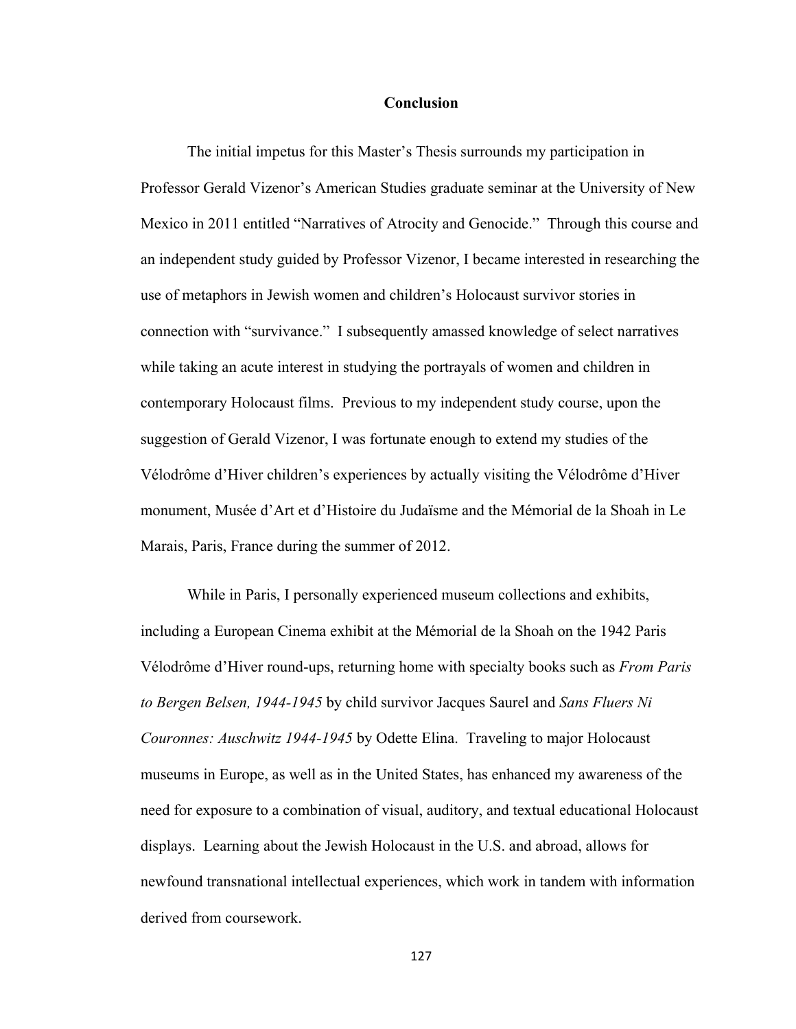# Conclusion

The initial impetus for this Master's Thesis surrounds my participation in Professor Gerald Vizenor's American Studies graduate seminar at the University of New Mexico in 2011 entitled "Narratives of Atrocity and Genocide." Through this course and an independent study guided by Professor Vizenor, I became interested in researching the use of metaphors in Jewish women and children's Holocaust survivor stories in connection with "survivance." I subsequently amassed knowledge of select narratives while taking an acute interest in studying the portrayals of women and children in contemporary Holocaust films. Previous to my independent study course, upon the suggestion of Gerald Vizenor, I was fortunate enough to extend my studies of the Vélodrôme d'Hiver children's experiences by actually visiting the Vélodrôme d'Hiver monument, Musée d'Art et d'Histoire du Judaïsme and the Mémorial de la Shoah in Le Marais, Paris, France during the summer of 2012.

While in Paris, I personally experienced museum collections and exhibits, including a European Cinema exhibit at the Mémorial de la Shoah on the 1942 Paris Vélodrôme d'Hiver round-ups, returning home with specialty books such as *From Paris to Bergen Belsen, 1944-1945* by child survivor Jacques Saurel and *Sans Fluers Ni Couronnes: Auschwitz 1944-1945* by Odette Elina. Traveling to major Holocaust museums in Europe, as well as in the United States, has enhanced my awareness of the need for exposure to a combination of visual, auditory, and textual educational Holocaust displays. Learning about the Jewish Holocaust in the U.S. and abroad, allows for newfound transnational intellectual experiences, which work in tandem with information derived from coursework.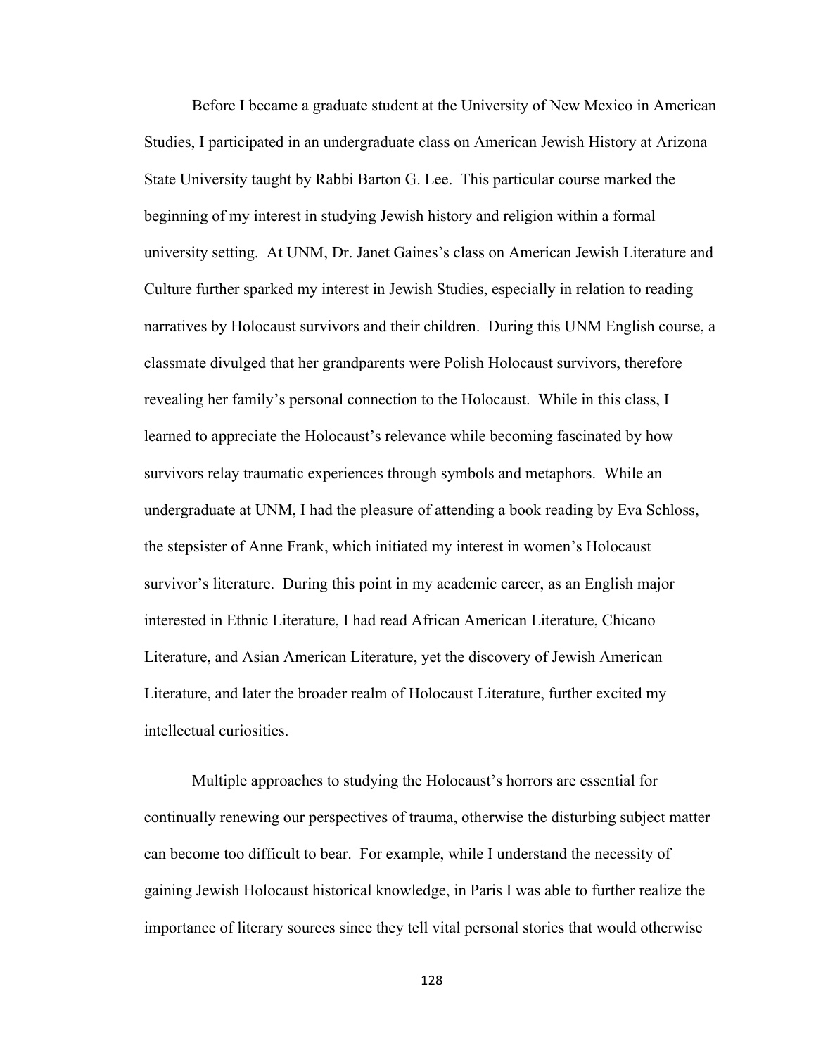Before I became a graduate student at the University of New Mexico in American Studies, I participated in an undergraduate class on American Jewish History at Arizona State University taught by Rabbi Barton G. Lee. This particular course marked the beginning of my interest in studying Jewish history and religion within a formal university setting. At UNM, Dr. Janet Gaines's class on American Jewish Literature and Culture further sparked my interest in Jewish Studies, especially in relation to reading narratives by Holocaust survivors and their children. During this UNM English course, a classmate divulged that her grandparents were Polish Holocaust survivors, therefore revealing her family's personal connection to the Holocaust. While in this class, I learned to appreciate the Holocaust's relevance while becoming fascinated by how survivors relay traumatic experiences through symbols and metaphors. While an undergraduate at UNM, I had the pleasure of attending a book reading by Eva Schloss, the stepsister of Anne Frank, which initiated my interest in women's Holocaust survivor's literature. During this point in my academic career, as an English major interested in Ethnic Literature, I had read African American Literature, Chicano Literature, and Asian American Literature, yet the discovery of Jewish American Literature, and later the broader realm of Holocaust Literature, further excited my intellectual curiosities.

Multiple approaches to studying the Holocaust's horrors are essential for continually renewing our perspectives of trauma, otherwise the disturbing subject matter can become too difficult to bear. For example, while I understand the necessity of gaining Jewish Holocaust historical knowledge, in Paris I was able to further realize the importance of literary sources since they tell vital personal stories that would otherwise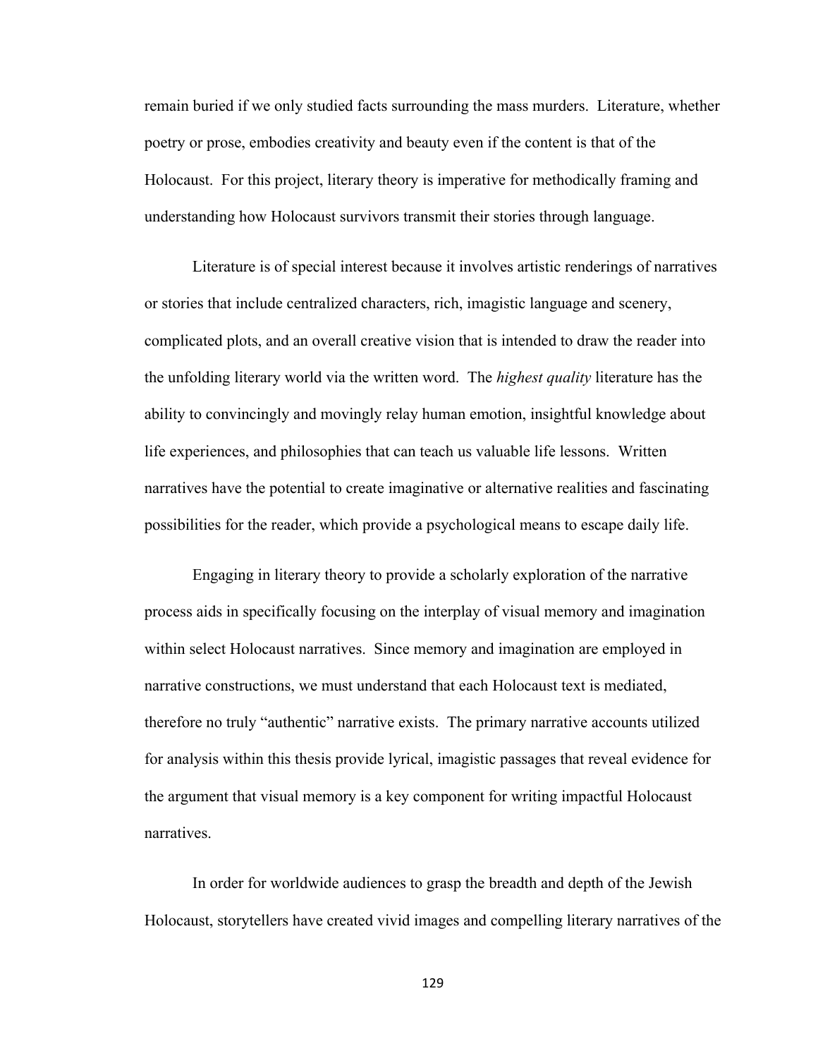remain buried if we only studied facts surrounding the mass murders. Literature, whether poetry or prose, embodies creativity and beauty even if the content is that of the Holocaust. For this project, literary theory is imperative for methodically framing and understanding how Holocaust survivors transmit their stories through language.

Literature is of special interest because it involves artistic renderings of narratives or stories that include centralized characters, rich, imagistic language and scenery, complicated plots, and an overall creative vision that is intended to draw the reader into the unfolding literary world via the written word. The *highest quality* literature has the ability to convincingly and movingly relay human emotion, insightful knowledge about life experiences, and philosophies that can teach us valuable life lessons. Written narratives have the potential to create imaginative or alternative realities and fascinating possibilities for the reader, which provide a psychological means to escape daily life.

Engaging in literary theory to provide a scholarly exploration of the narrative process aids in specifically focusing on the interplay of visual memory and imagination within select Holocaust narratives. Since memory and imagination are employed in narrative constructions, we must understand that each Holocaust text is mediated, therefore no truly "authentic" narrative exists. The primary narrative accounts utilized for analysis within this thesis provide lyrical, imagistic passages that reveal evidence for the argument that visual memory is a key component for writing impactful Holocaust narratives.

In order for worldwide audiences to grasp the breadth and depth of the Jewish Holocaust, storytellers have created vivid images and compelling literary narratives of the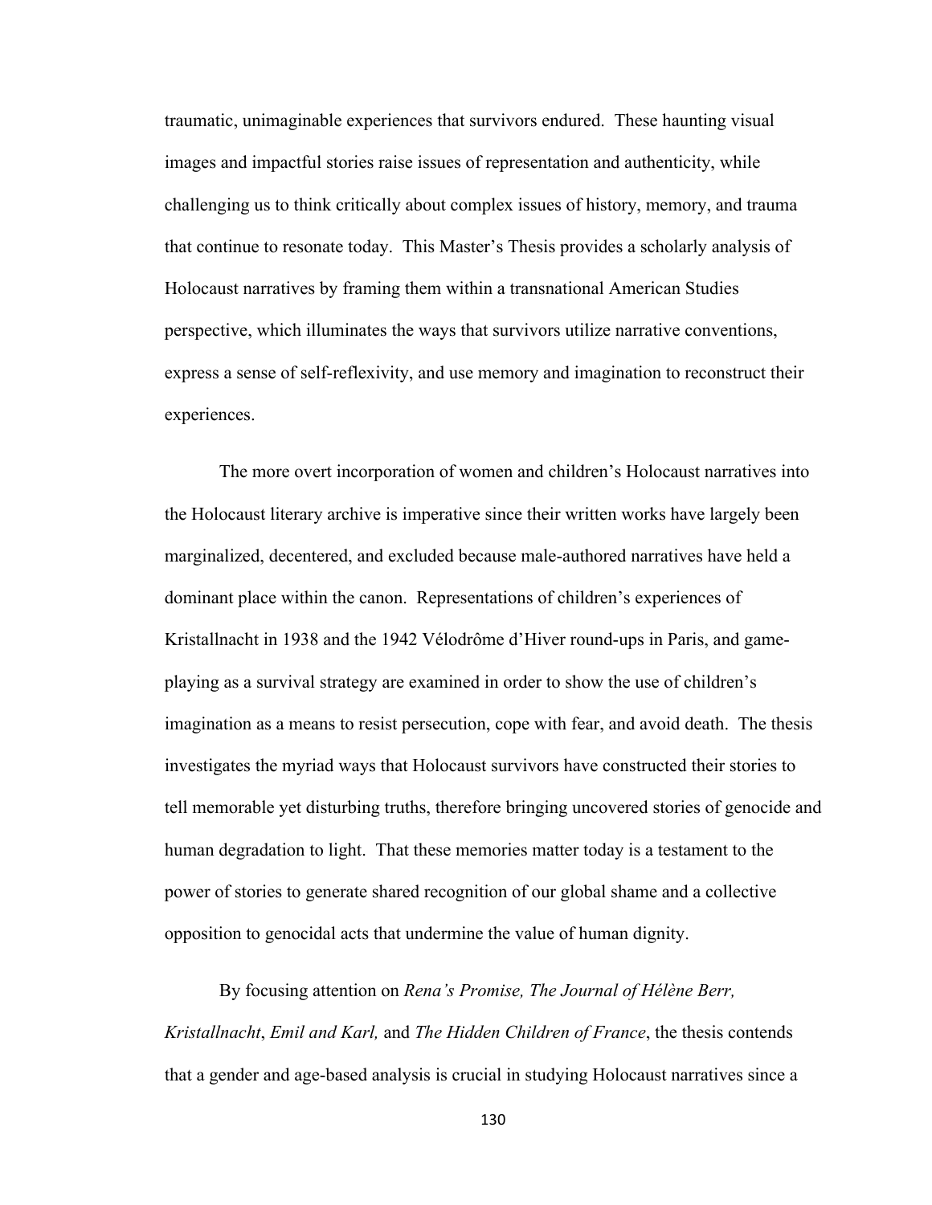traumatic, unimaginable experiences that survivors endured. These haunting visual images and impactful stories raise issues of representation and authenticity, while challenging us to think critically about complex issues of history, memory, and trauma that continue to resonate today. This Master's Thesis provides a scholarly analysis of Holocaust narratives by framing them within a transnational American Studies perspective, which illuminates the ways that survivors utilize narrative conventions, express a sense of self-reflexivity, and use memory and imagination to reconstruct their experiences.

The more overt incorporation of women and children's Holocaust narratives into the Holocaust literary archive is imperative since their written works have largely been marginalized, decentered, and excluded because male-authored narratives have held a dominant place within the canon. Representations of children's experiences of Kristallnacht in 1938 and the 1942 Vélodrôme d'Hiver round-ups in Paris, and game-playing as a survival strategy are examined in order to show the use of children's imagination as a means to resist persecution, cope with fear, and avoid death. The thesis investigates the myriad ways that Holocaust survivors have constructed their stories to tell memorable yet disturbing truths, therefore bringing uncovered stories of genocide and human degradation to light. That these memories matter today is a testament to the power of stories to generate shared recognition of our global shame and a collective opposition to genocidal acts that undermine the value of human dignity.

By focusing attention on *Rena's Promise, The Journal of Hélène Berr, Kristallnacht*, *Emil and Karl,* and *The Hidden Children of France*, the thesis contends that a gender and age-based analysis is crucial in studying Holocaust narratives since a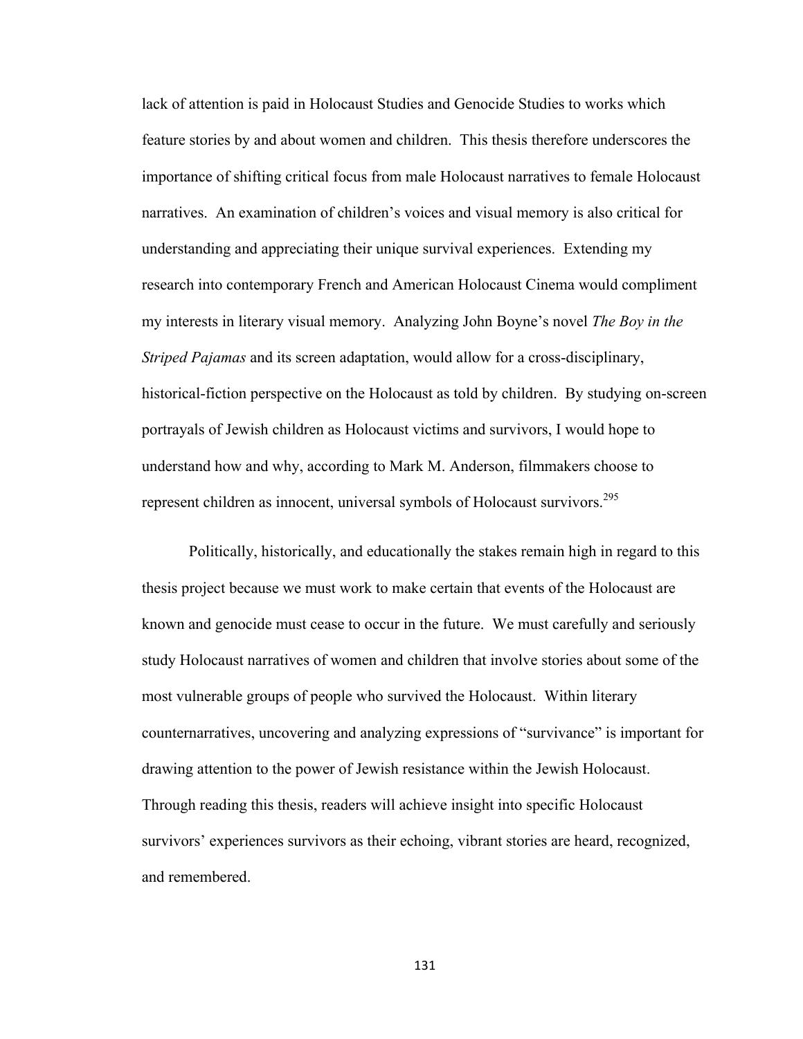lack of attention is paid in Holocaust Studies and Genocide Studies to works which feature stories by and about women and children. This thesis therefore underscores the importance of shifting critical focus from male Holocaust narratives to female Holocaust narratives. An examination of children's voices and visual memory is also critical for understanding and appreciating their unique survival experiences. Extending my research into contemporary French and American Holocaust Cinema would compliment my interests in literary visual memory. Analyzing John Boyne's novel *The Boy in the Striped Pajamas* and its screen adaptation, would allow for a cross-disciplinary, historical-fiction perspective on the Holocaust as told by children. By studying on-screen portrayals of Jewish children as Holocaust victims and survivors, I would hope to understand how and why, according to Mark M. Anderson, filmmakers choose to represent children as innocent, universal symbols of Holocaust survivors.[295]

Politically, historically, and educationally the stakes remain high in regard to this thesis project because we must work to make certain that events of the Holocaust are known and genocide must cease to occur in the future. We must carefully and seriously study Holocaust narratives of women and children that involve stories about some of the most vulnerable groups of people who survived the Holocaust. Within literary counternarratives, uncovering and analyzing expressions of "survivance" is important for drawing attention to the power of Jewish resistance within the Jewish Holocaust. Through reading this thesis, readers will achieve insight into specific Holocaust survivors' experiences survivors as their echoing, vibrant stories are heard, recognized, and remembered.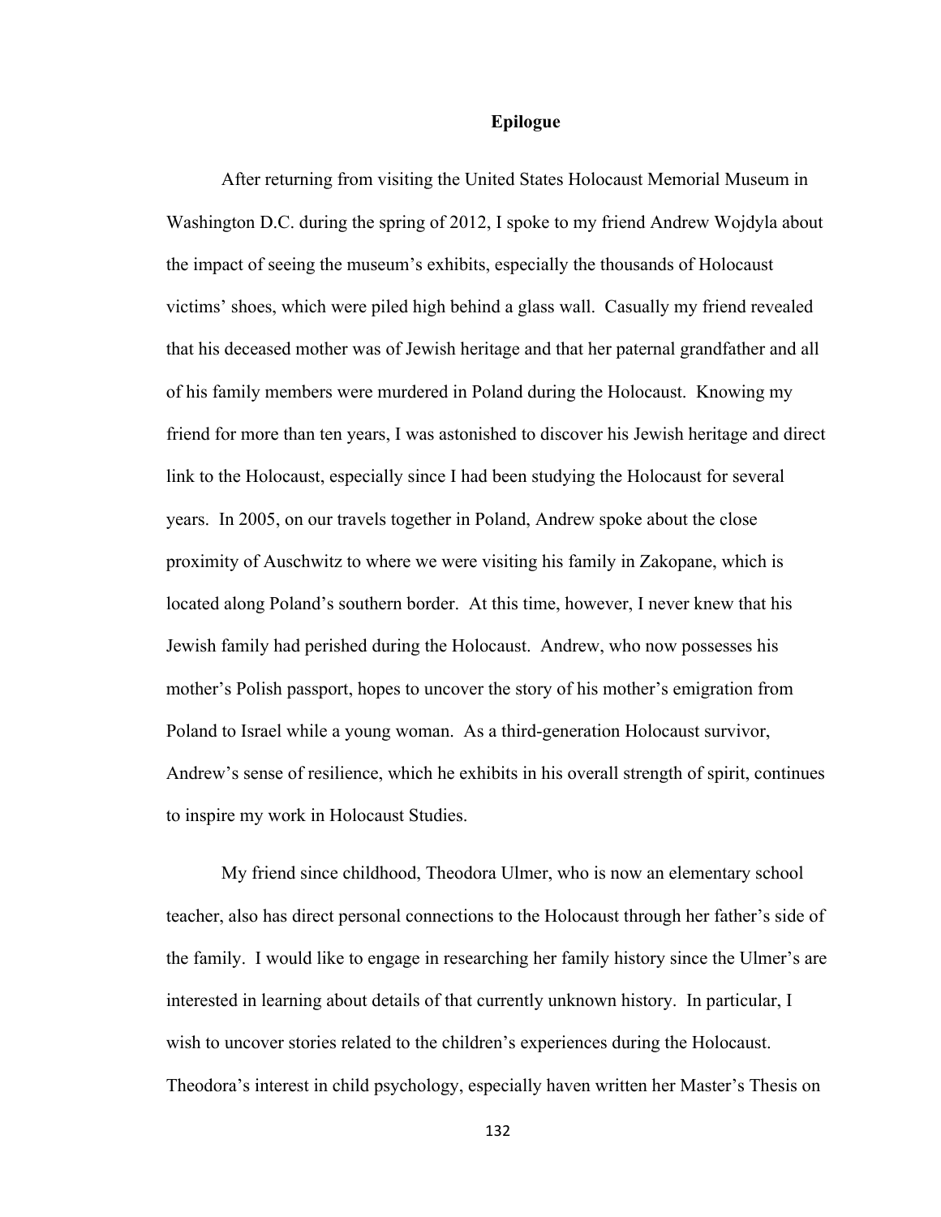# Epilogue

After returning from visiting the United States Holocaust Memorial Museum in Washington D.C. during the spring of 2012, I spoke to my friend Andrew Wojdyla about the impact of seeing the museum's exhibits, especially the thousands of Holocaust victims' shoes, which were piled high behind a glass wall. Casually my friend revealed that his deceased mother was of Jewish heritage and that her paternal grandfather and all of his family members were murdered in Poland during the Holocaust. Knowing my friend for more than ten years, I was astonished to discover his Jewish heritage and direct link to the Holocaust, especially since I had been studying the Holocaust for several years. In 2005, on our travels together in Poland, Andrew spoke about the close proximity of Auschwitz to where we were visiting his family in Zakopane, which is located along Poland's southern border. At this time, however, I never knew that his Jewish family had perished during the Holocaust. Andrew, who now possesses his mother's Polish passport, hopes to uncover the story of his mother's emigration from Poland to Israel while a young woman. As a third-generation Holocaust survivor, Andrew's sense of resilience, which he exhibits in his overall strength of spirit, continues to inspire my work in Holocaust Studies.

My friend since childhood, Theodora Ulmer, who is now an elementary school teacher, also has direct personal connections to the Holocaust through her father's side of the family. I would like to engage in researching her family history since the Ulmer's are interested in learning about details of that currently unknown history. In particular, I wish to uncover stories related to the children's experiences during the Holocaust. Theodora's interest in child psychology, especially haven written her Master's Thesis on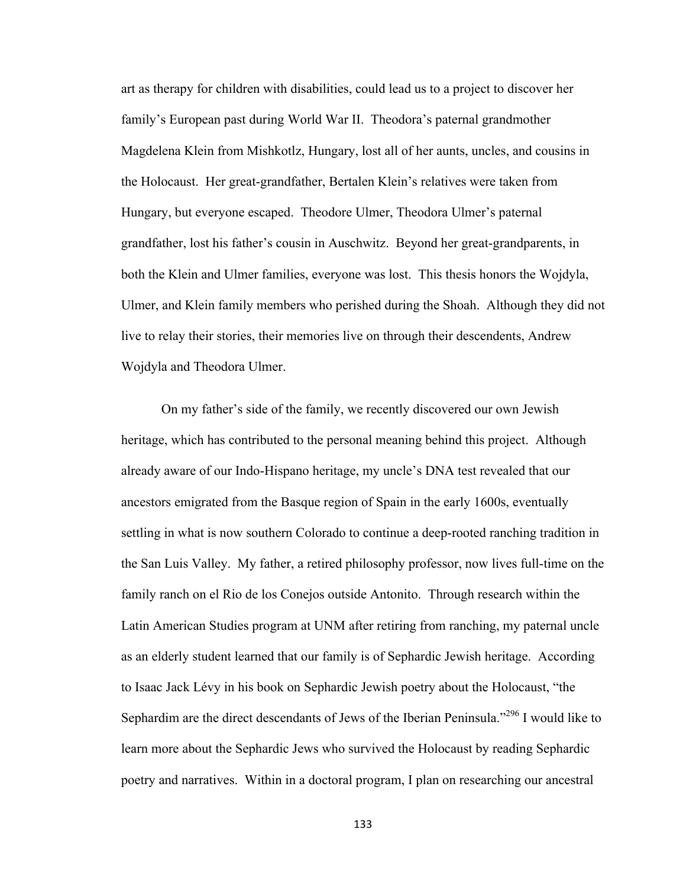art as therapy for children with disabilities, could lead us to a project to discover her family's European past during World War II. Theodora's paternal grandmother Magdelena Klein from Mishkotlz, Hungary, lost all of her aunts, uncles, and cousins in the Holocaust. Her great-grandfather, Bertalen Klein's relatives were taken from Hungary, but everyone escaped. Theodore Ulmer, Theodora Ulmer's paternal grandfather, lost his father's cousin in Auschwitz. Beyond her great-grandparents, in both the Klein and Ulmer families, everyone was lost. This thesis honors the Wojdyla, Ulmer, and Klein family members who perished during the Shoah. Although they did not live to relay their stories, their memories live on through their descendents, Andrew Wojdyla and Theodora Ulmer.

On my father's side of the family, we recently discovered our own Jewish heritage, which has contributed to the personal meaning behind this project. Although already aware of our Indo-Hispano heritage, my uncle's DNA test revealed that our ancestors emigrated from the Basque region of Spain in the early 1600s, eventually settling in what is now southern Colorado to continue a deep-rooted ranching tradition in the San Luis Valley. My father, a retired philosophy professor, now lives full-time on the family ranch on el Rio de los Conejos outside Antonito. Through research within the Latin American Studies program at UNM after retiring from ranching, my paternal uncle as an elderly student learned that our family is of Sephardic Jewish heritage. According to Isaac Jack Lévy in his book on Sephardic Jewish poetry about the Holocaust, "the Sephardim are the direct descendants of Jews of the Iberian Peninsula."[296] I would like to learn more about the Sephardic Jews who survived the Holocaust by reading Sephardic poetry and narratives. Within in a doctoral program, I plan on researching our ancestral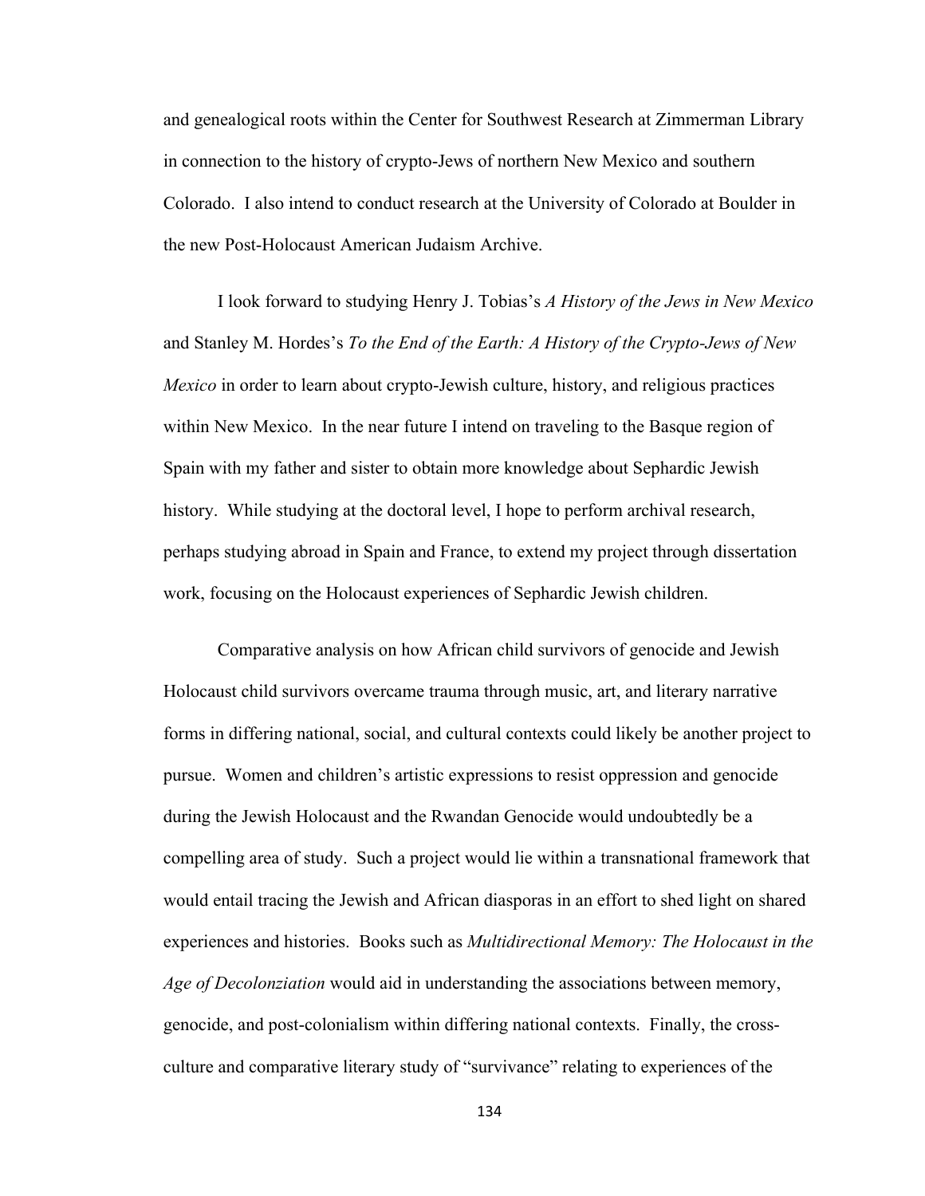and genealogical roots within the Center for Southwest Research at Zimmerman Library in connection to the history of crypto-Jews of northern New Mexico and southern Colorado. I also intend to conduct research at the University of Colorado at Boulder in the new Post-Holocaust American Judaism Archive.

I look forward to studying Henry J. Tobias's *A History of the Jews in New Mexico* and Stanley M. Hordes's *To the End of the Earth: A History of the Crypto-Jews of New Mexico* in order to learn about crypto-Jewish culture, history, and religious practices within New Mexico. In the near future I intend on traveling to the Basque region of Spain with my father and sister to obtain more knowledge about Sephardic Jewish history. While studying at the doctoral level, I hope to perform archival research, perhaps studying abroad in Spain and France, to extend my project through dissertation work, focusing on the Holocaust experiences of Sephardic Jewish children.

Comparative analysis on how African child survivors of genocide and Jewish Holocaust child survivors overcame trauma through music, art, and literary narrative forms in differing national, social, and cultural contexts could likely be another project to pursue. Women and children's artistic expressions to resist oppression and genocide during the Jewish Holocaust and the Rwandan Genocide would undoubtedly be a compelling area of study. Such a project would lie within a transnational framework that would entail tracing the Jewish and African diasporas in an effort to shed light on shared experiences and histories. Books such as *Multidirectional Memory: The Holocaust in the Age of Decolonziation* would aid in understanding the associations between memory, genocide, and post-colonialism within differing national contexts. Finally, the cross-culture and comparative literary study of "survivance" relating to experiences of the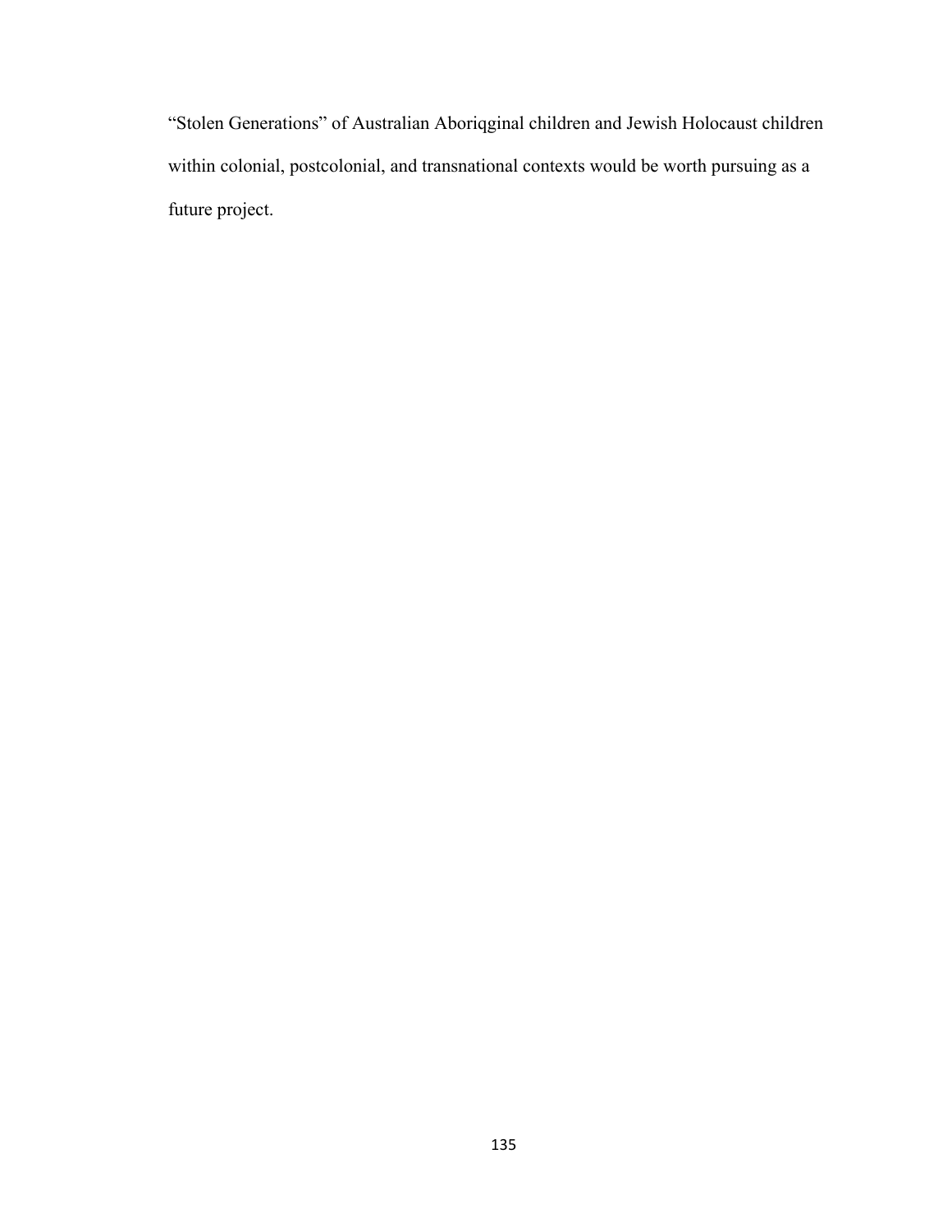"Stolen Generations" of Australian Aboriqginal children and Jewish Holocaust children within colonial, postcolonial, and transnational contexts would be worth pursuing as a future project.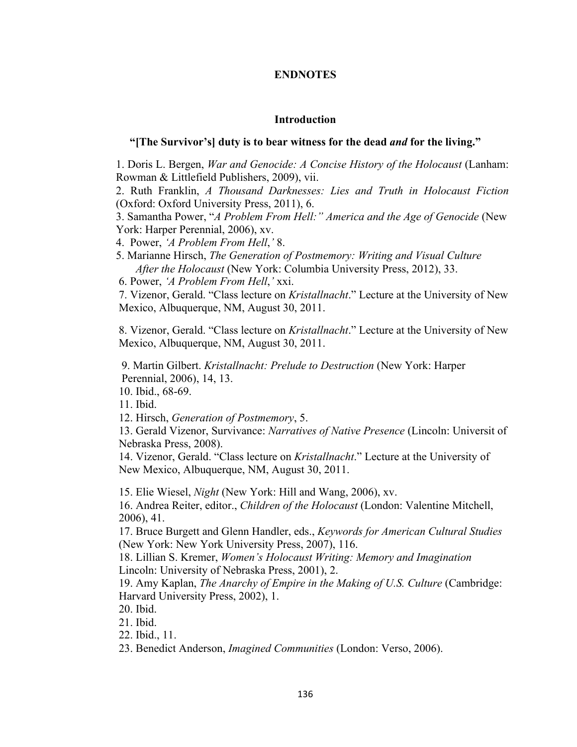# ENDNOTES

## Introduction

### "[The Survivor's] duty is to bear witness for the dead *and* for the living."

1. Doris L. Bergen, *War and Genocide: A Concise History of the Holocaust* (Lanham: Rowman & Littlefield Publishers, 2009), vii.
2. Ruth Franklin, *A Thousand Darknesses: Lies and Truth in Holocaust Fiction* (Oxford: Oxford University Press, 2011), 6.
3. Samantha Power, "*A Problem From Hell:" America and the Age of Genocide* (New York: Harper Perennial, 2006), xv.
4. Power, *'A Problem From Hell,'* 8.
5. Marianne Hirsch, *The Generation of Postmemory: Writing and Visual Culture After the Holocaust* (New York: Columbia University Press, 2012), 33.
6. Power, *'A Problem From Hell,'* xxi.
7. Vizenor, Gerald. "Class lecture on *Kristallnacht*." Lecture at the University of New Mexico, Albuquerque, NM, August 30, 2011.
8. Vizenor, Gerald. "Class lecture on *Kristallnacht*." Lecture at the University of New Mexico, Albuquerque, NM, August 30, 2011.
9. Martin Gilbert. *Kristallnacht: Prelude to Destruction* (New York: Harper Perennial, 2006), 14, 13.
10. Ibid., 68-69.
11. Ibid.
12. Hirsch, *Generation of Postmemory*, 5.
13. Gerald Vizenor, Survivance: *Narratives of Native Presence* (Lincoln: Universit of Nebraska Press, 2008).
14. Vizenor, Gerald. "Class lecture on *Kristallnacht*." Lecture at the University of New Mexico, Albuquerque, NM, August 30, 2011.
15. Elie Wiesel, *Night* (New York: Hill and Wang, 2006), xv.
16. Andrea Reiter, editor., *Children of the Holocaust* (London: Valentine Mitchell, 2006), 41.
17. Bruce Burgett and Glenn Handler, eds., *Keywords for American Cultural Studies* (New York: New York University Press, 2007), 116.
18. Lillian S. Kremer, *Women's Holocaust Writing: Memory and Imagination* Lincoln: University of Nebraska Press, 2001), 2.
19. Amy Kaplan, *The Anarchy of Empire in the Making of U.S. Culture* (Cambridge: Harvard University Press, 2002), 1.
20. Ibid.
21. Ibid.
22. Ibid., 11.
23. Benedict Anderson, *Imagined Communities* (London: Verso, 2006).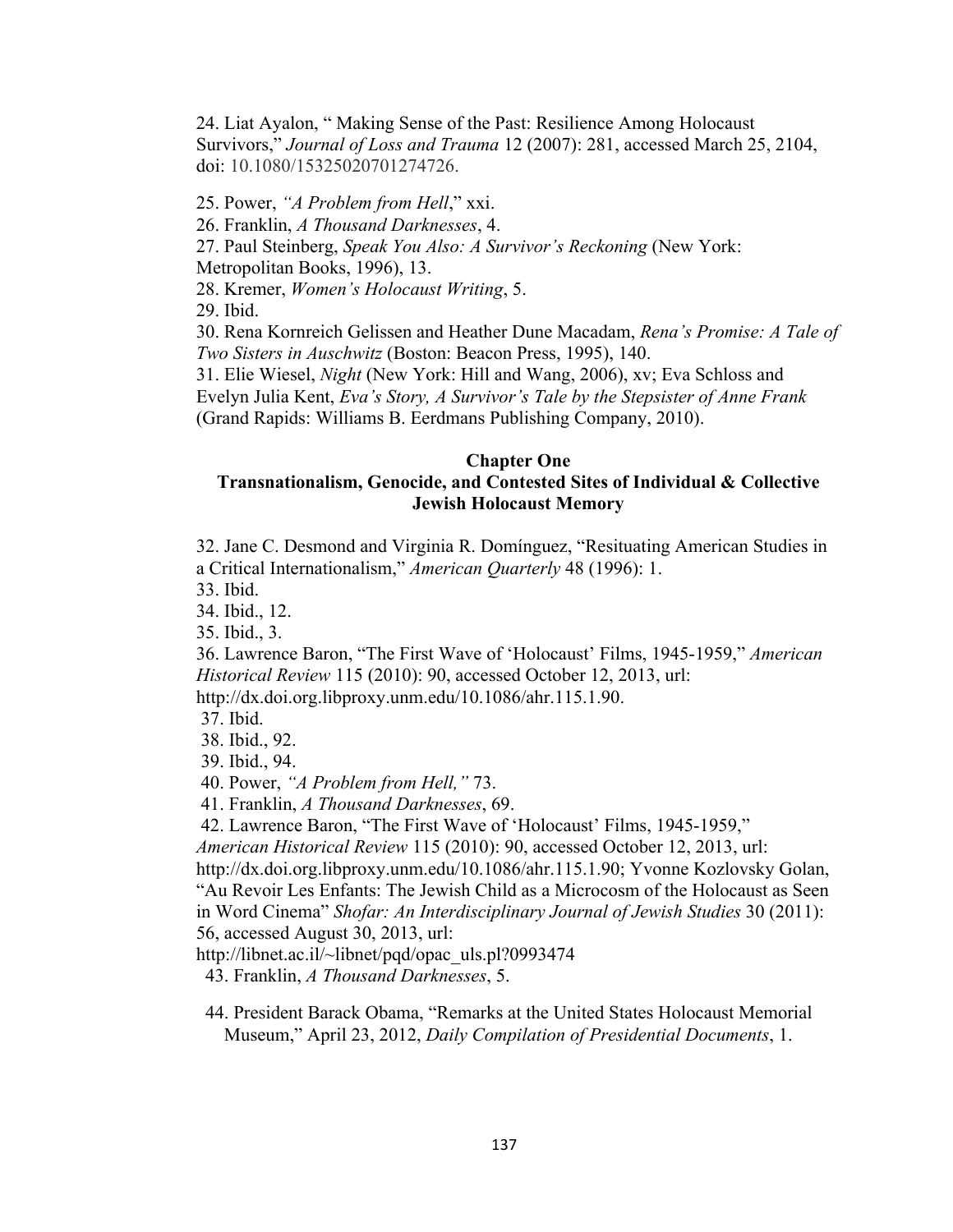24. Liat Ayalon, " Making Sense of the Past: Resilience Among Holocaust Survivors," *Journal of Loss and Trauma* 12 (2007): 281, accessed March 25, 2104, doi: 10.1080/15325020701274726.

25. Power, *"A Problem from Hell*," xxi.

26. Franklin, *A Thousand Darknesses*, 4.

27. Paul Steinberg, *Speak You Also: A Survivor's Reckoning* (New York: Metropolitan Books, 1996), 13.

28. Kremer, *Women's Holocaust Writing*, 5.

29. Ibid.

30. Rena Kornreich Gelissen and Heather Dune Macadam, *Rena's Promise: A Tale of Two Sisters in Auschwitz* (Boston: Beacon Press, 1995), 140.

31. Elie Wiesel, *Night* (New York: Hill and Wang, 2006), xv; Eva Schloss and Evelyn Julia Kent, *Eva's Story, A Survivor's Tale by the Stepsister of Anne Frank* (Grand Rapids: Williams B. Eerdmans Publishing Company, 2010).

**Chapter One**
**Transnationalism, Genocide, and Contested Sites of Individual & Collective Jewish Holocaust Memory**

32. Jane C. Desmond and Virginia R. Domínguez, "Resituating American Studies in a Critical Internationalism," *American Quarterly* 48 (1996): 1.

33. Ibid.

34. Ibid., 12.

35. Ibid., 3.

36. Lawrence Baron, "The First Wave of 'Holocaust' Films, 1945-1959," *American Historical Review* 115 (2010): 90, accessed October 12, 2013, url: http://dx.doi.org.libproxy.unm.edu/10.1086/ahr.115.1.90.

37. Ibid.

38. Ibid., 92.

39. Ibid., 94.

40. Power, *"A Problem from Hell,"* 73.

41. Franklin, *A Thousand Darknesses*, 69.

42. Lawrence Baron, "The First Wave of 'Holocaust' Films, 1945-1959," *American Historical Review* 115 (2010): 90, accessed October 12, 2013, url: http://dx.doi.org.libproxy.unm.edu/10.1086/ahr.115.1.90; Yvonne Kozlovsky Golan, "Au Revoir Les Enfants: The Jewish Child as a Microcosm of the Holocaust as Seen in Word Cinema" *Shofar: An Interdisciplinary Journal of Jewish Studies* 30 (2011): 56, accessed August 30, 2013, url: http://libnet.ac.il/~libnet/pqd/opac_uls.pl?0993474

43. Franklin, *A Thousand Darknesses*, 5.

44. President Barack Obama, "Remarks at the United States Holocaust Memorial Museum," April 23, 2012, *Daily Compilation of Presidential Documents*, 1.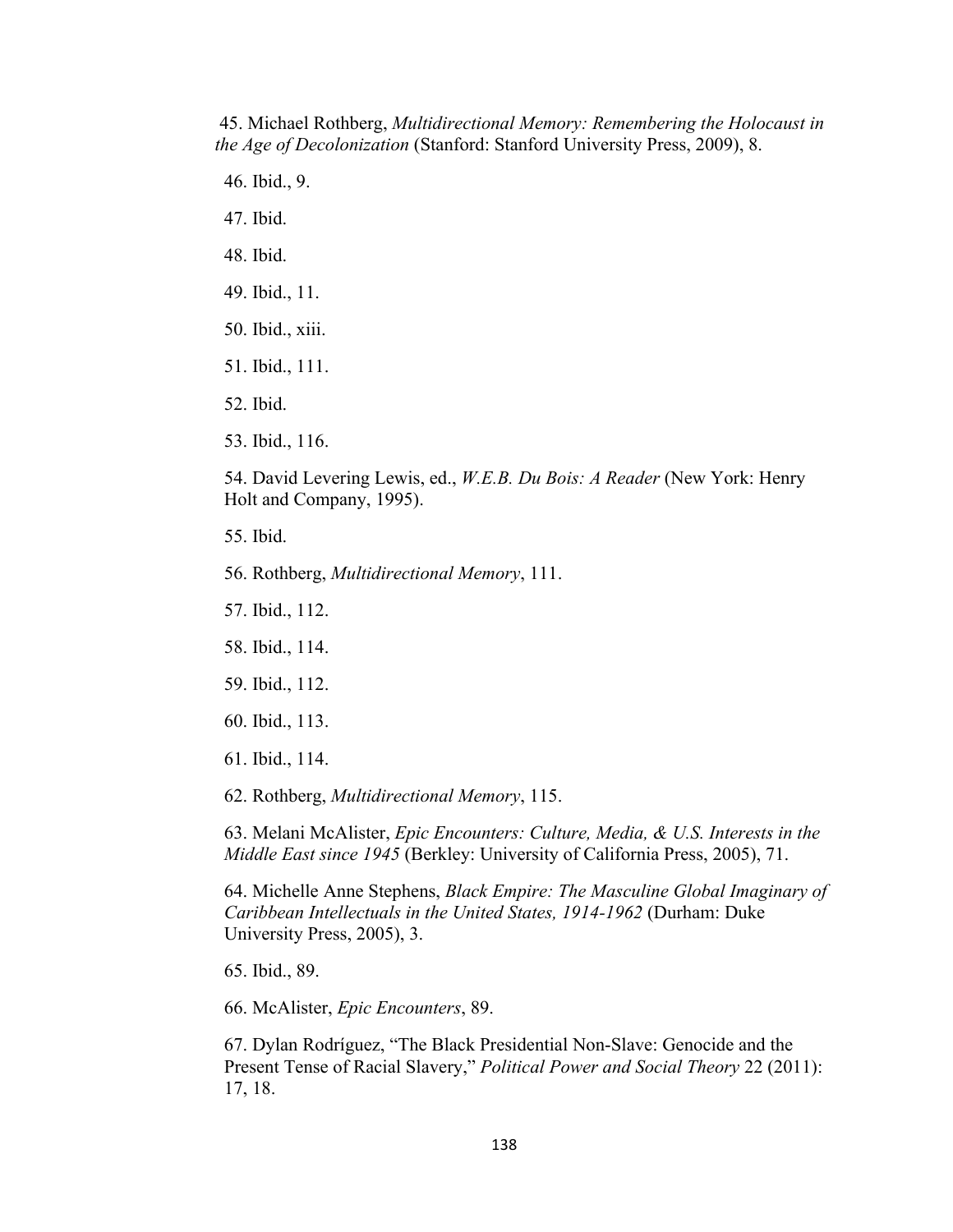45. Michael Rothberg, *Multidirectional Memory: Remembering the Holocaust in the Age of Decolonization* (Stanford: Stanford University Press, 2009), 8.

46. Ibid., 9.

47. Ibid.

48. Ibid.

49. Ibid., 11.

50. Ibid., xiii.

51. Ibid., 111.

52. Ibid.

53. Ibid., 116.

54. David Levering Lewis, ed., *W.E.B. Du Bois: A Reader* (New York: Henry Holt and Company, 1995).

55. Ibid.

56. Rothberg, *Multidirectional Memory*, 111.

57. Ibid., 112.

58. Ibid., 114.

59. Ibid., 112.

60. Ibid., 113.

61. Ibid., 114.

62. Rothberg, *Multidirectional Memory*, 115.

63. Melani McAlister, *Epic Encounters: Culture, Media, & U.S. Interests in the Middle East since 1945* (Berkley: University of California Press, 2005), 71.

64. Michelle Anne Stephens, *Black Empire: The Masculine Global Imaginary of Caribbean Intellectuals in the United States, 1914-1962* (Durham: Duke University Press, 2005), 3.

65. Ibid., 89.

66. McAlister, *Epic Encounters*, 89.

67. Dylan Rodríguez, "The Black Presidential Non-Slave: Genocide and the Present Tense of Racial Slavery," *Political Power and Social Theory* 22 (2011): 17, 18.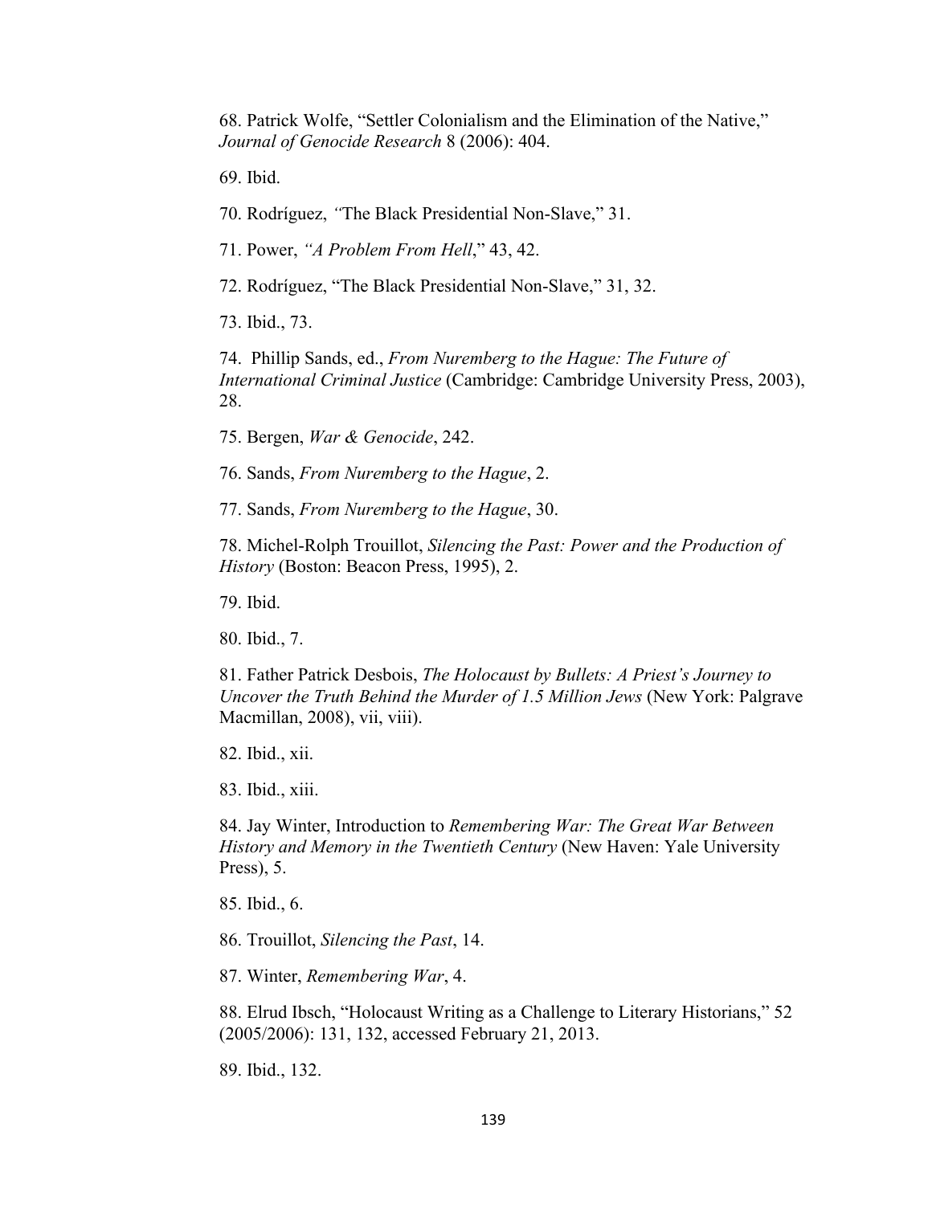68. Patrick Wolfe, “Settler Colonialism and the Elimination of the Native,” *Journal of Genocide Research* 8 (2006): 404.

69. Ibid.

70. Rodríguez, *“*The Black Presidential Non-Slave,” 31.

71. Power, *“A Problem From Hell*,” 43, 42.

72. Rodríguez, “The Black Presidential Non-Slave,” 31, 32.

73. Ibid., 73.

74. Phillip Sands, ed., *From Nuremberg to the Hague: The Future of International Criminal Justice* (Cambridge: Cambridge University Press, 2003), 28.

75. Bergen, *War & Genocide*, 242.

76. Sands, *From Nuremberg to the Hague*, 2.

77. Sands, *From Nuremberg to the Hague*, 30.

78. Michel-Rolph Trouillot, *Silencing the Past: Power and the Production of History* (Boston: Beacon Press, 1995), 2.

79. Ibid.

80. Ibid., 7.

81. Father Patrick Desbois, *The Holocaust by Bullets: A Priest’s Journey to Uncover the Truth Behind the Murder of 1.5 Million Jews* (New York: Palgrave Macmillan, 2008), vii, viii).

82. Ibid., xii.

83. Ibid., xiii.

84. Jay Winter, Introduction to *Remembering War: The Great War Between History and Memory in the Twentieth Century* (New Haven: Yale University Press), 5.

85. Ibid., 6.

86. Trouillot, *Silencing the Past*, 14.

87. Winter, *Remembering War*, 4.

88. Elrud Ibsch, “Holocaust Writing as a Challenge to Literary Historians,” 52 (2005/2006): 131, 132, accessed February 21, 2013.

89. Ibid., 132.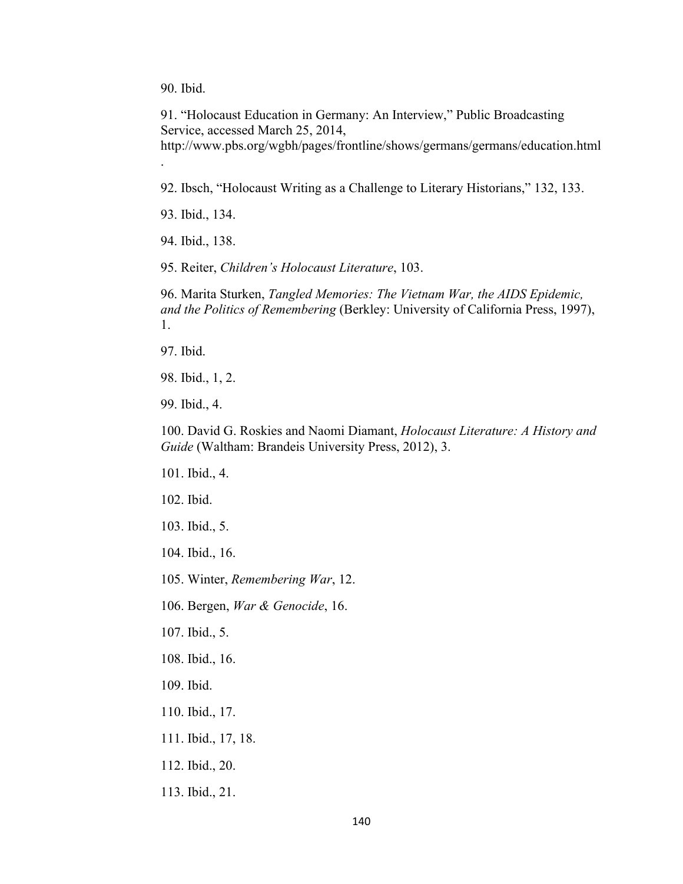90. Ibid.

91. “Holocaust Education in Germany: An Interview,” Public Broadcasting Service, accessed March 25, 2014, http://www.pbs.org/wgbh/pages/frontline/shows/germans/germans/education.html.

92. Ibsch, “Holocaust Writing as a Challenge to Literary Historians,” 132, 133.

93. Ibid., 134.

94. Ibid., 138.

95. Reiter, *Children’s Holocaust Literature*, 103.

96. Marita Sturken, *Tangled Memories: The Vietnam War, the AIDS Epidemic, and the Politics of Remembering* (Berkley: University of California Press, 1997), 1.

97. Ibid.

98. Ibid., 1, 2.

99. Ibid., 4.

100. David G. Roskies and Naomi Diamant, *Holocaust Literature: A History and Guide* (Waltham: Brandeis University Press, 2012), 3.

101. Ibid., 4.

102. Ibid.

103. Ibid., 5.

104. Ibid., 16.

105. Winter, *Remembering War*, 12.

106. Bergen, *War & Genocide*, 16.

107. Ibid., 5.

108. Ibid., 16.

109. Ibid.

110. Ibid., 17.

111. Ibid., 17, 18.

112. Ibid., 20.

113. Ibid., 21.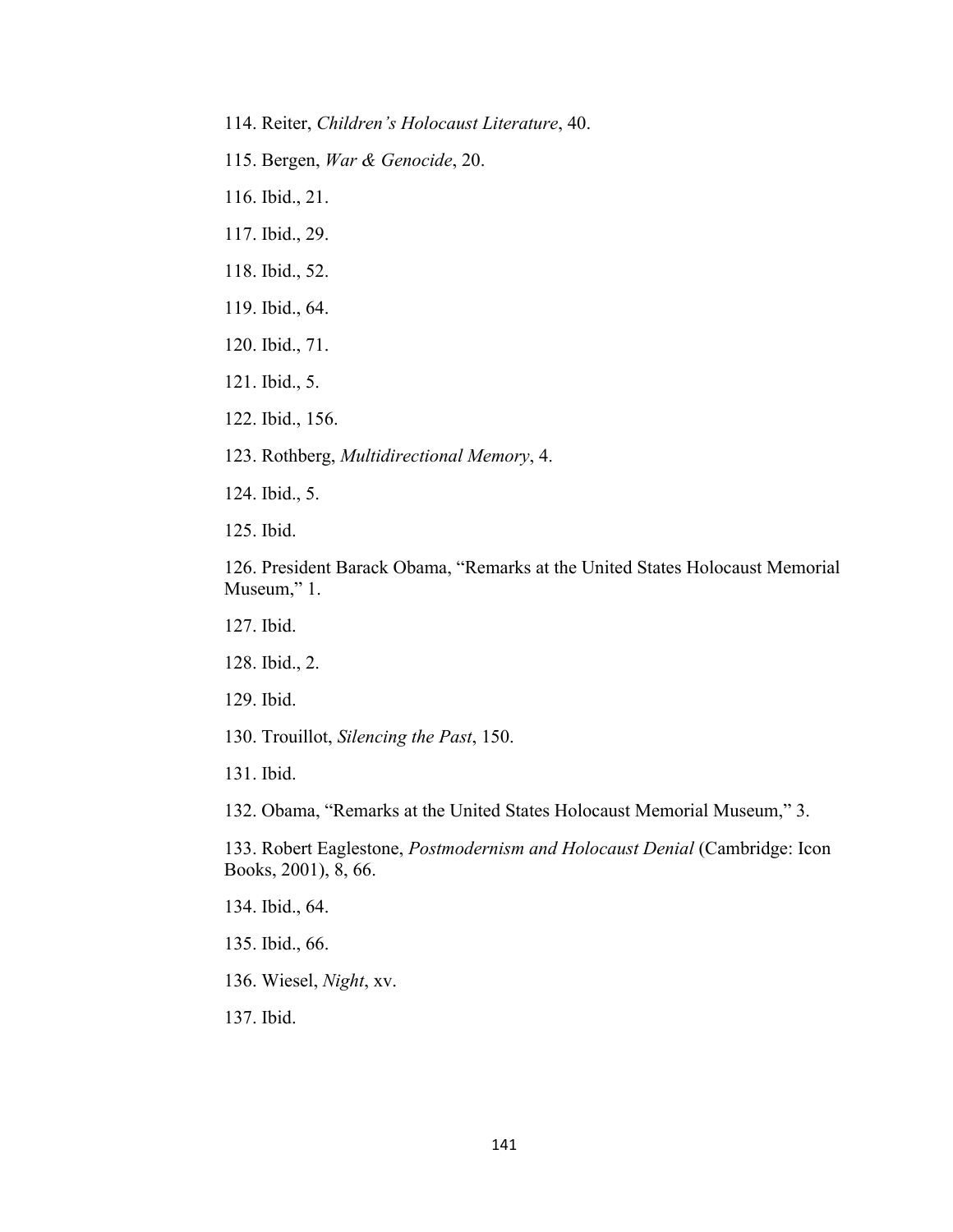114. Reiter, *Children's Holocaust Literature*, 40.

115. Bergen, *War & Genocide*, 20.

116. Ibid., 21.

117. Ibid., 29.

118. Ibid., 52.

119. Ibid., 64.

120. Ibid., 71.

121. Ibid., 5.

122. Ibid., 156.

123. Rothberg, *Multidirectional Memory*, 4.

124. Ibid., 5.

125. Ibid.

126. President Barack Obama, "Remarks at the United States Holocaust Memorial Museum," 1.

127. Ibid.

128. Ibid., 2.

129. Ibid.

130. Trouillot, *Silencing the Past*, 150.

131. Ibid.

132. Obama, "Remarks at the United States Holocaust Memorial Museum," 3.

133. Robert Eaglestone, *Postmodernism and Holocaust Denial* (Cambridge: Icon Books, 2001), 8, 66.

134. Ibid., 64.

135. Ibid., 66.

136. Wiesel, *Night*, xv.

137. Ibid.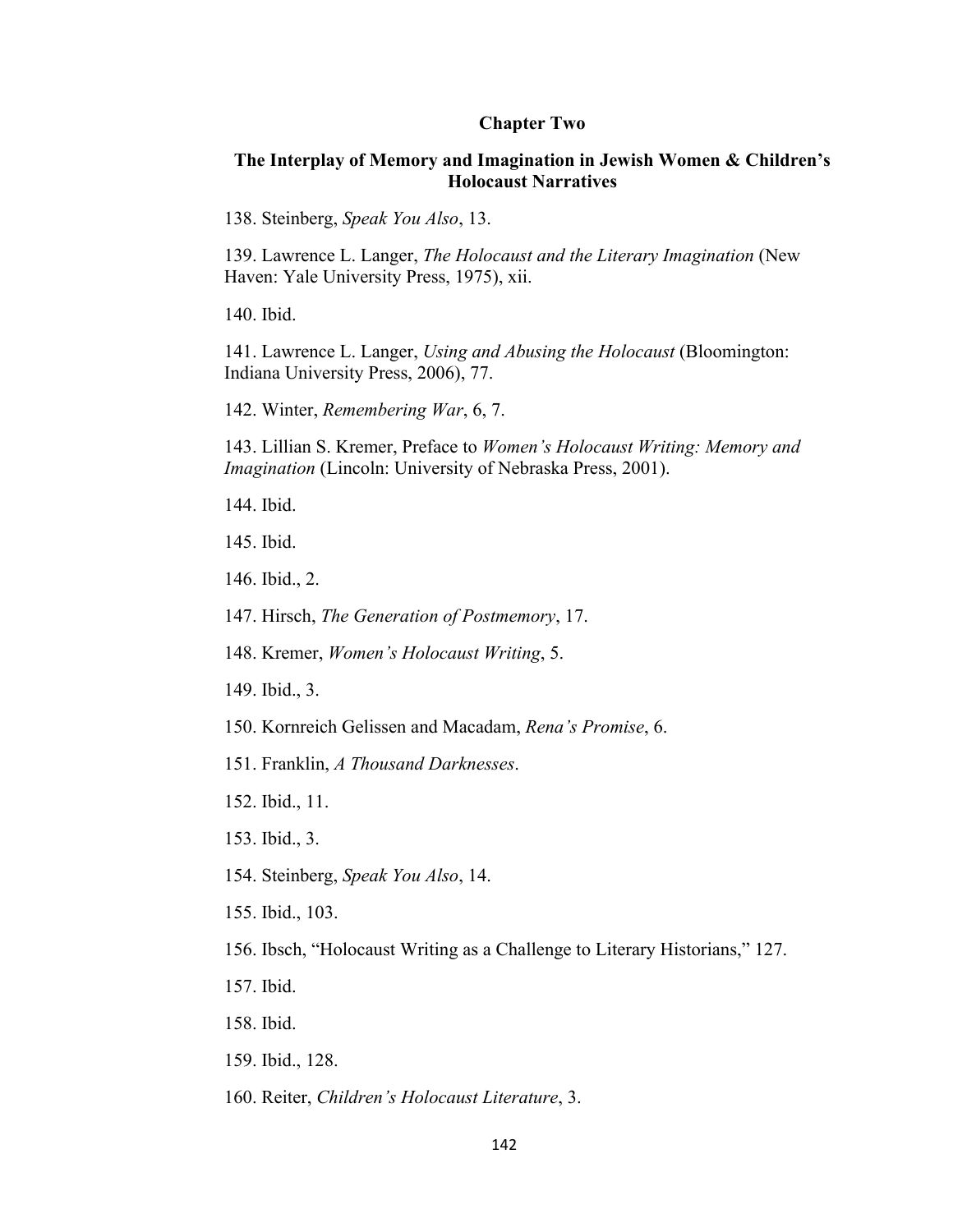## Chapter Two

## The Interplay of Memory and Imagination in Jewish Women & Children's Holocaust Narratives

138. Steinberg, *Speak You Also*, 13.

139. Lawrence L. Langer, *The Holocaust and the Literary Imagination* (New Haven: Yale University Press, 1975), xii.

140. Ibid.

141. Lawrence L. Langer, *Using and Abusing the Holocaust* (Bloomington: Indiana University Press, 2006), 77.

142. Winter, *Remembering War*, 6, 7.

143. Lillian S. Kremer, Preface to *Women's Holocaust Writing: Memory and Imagination* (Lincoln: University of Nebraska Press, 2001).

144. Ibid.

145. Ibid.

146. Ibid., 2.

147. Hirsch, *The Generation of Postmemory*, 17.

148. Kremer, *Women's Holocaust Writing*, 5.

149. Ibid., 3.

150. Kornreich Gelissen and Macadam, *Rena's Promise*, 6.

151. Franklin, *A Thousand Darknesses*.

152. Ibid., 11.

153. Ibid., 3.

154. Steinberg, *Speak You Also*, 14.

155. Ibid., 103.

156. Ibsch, "Holocaust Writing as a Challenge to Literary Historians," 127.

157. Ibid.

158. Ibid.

159. Ibid., 128.

160. Reiter, *Children's Holocaust Literature*, 3.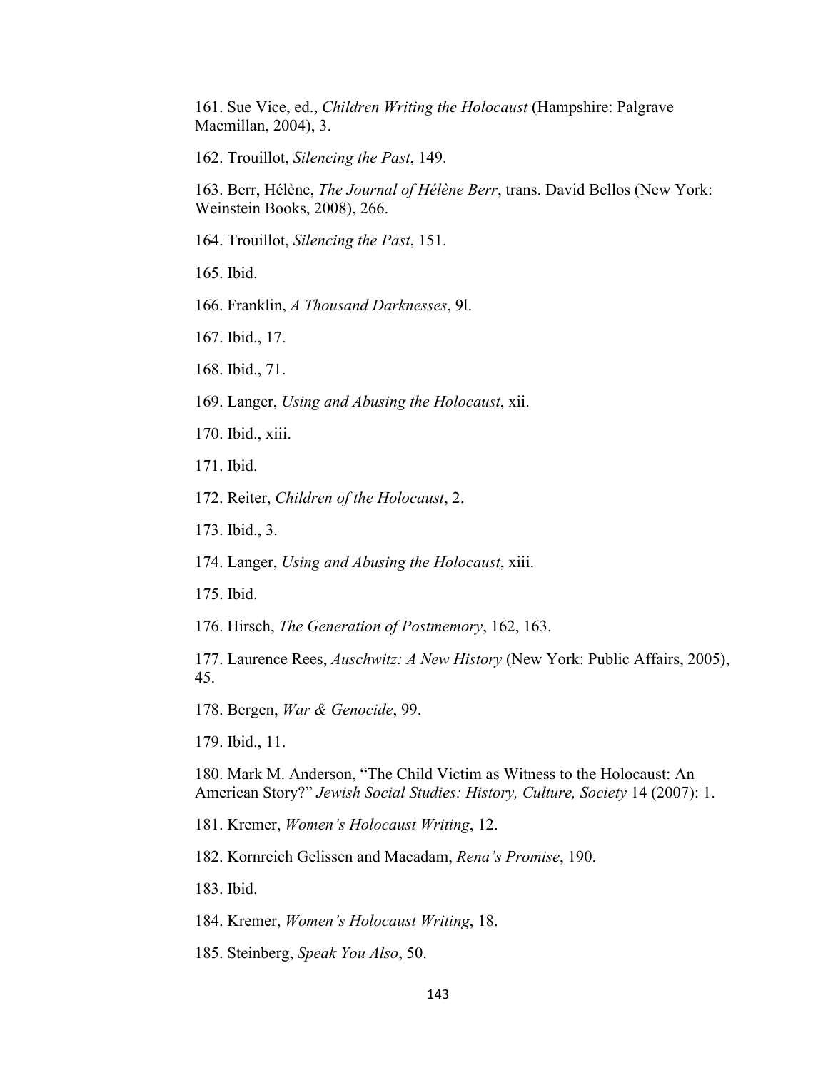161. Sue Vice, ed., *Children Writing the Holocaust* (Hampshire: Palgrave Macmillan, 2004), 3.

162. Trouillot, *Silencing the Past*, 149.

163. Berr, Hélène, *The Journal of Hélène Berr*, trans. David Bellos (New York: Weinstein Books, 2008), 266.

164. Trouillot, *Silencing the Past*, 151.

165. Ibid.

166. Franklin, *A Thousand Darknesses*, 9l.

167. Ibid., 17.

168. Ibid., 71.

169. Langer, *Using and Abusing the Holocaust*, xii.

170. Ibid., xiii.

171. Ibid.

172. Reiter, *Children of the Holocaust*, 2.

173. Ibid., 3.

174. Langer, *Using and Abusing the Holocaust*, xiii.

175. Ibid.

176. Hirsch, *The Generation of Postmemory*, 162, 163.

177. Laurence Rees, *Auschwitz: A New History* (New York: Public Affairs, 2005), 45.

178. Bergen, *War & Genocide*, 99.

179. Ibid., 11.

180. Mark M. Anderson, "The Child Victim as Witness to the Holocaust: An American Story?" *Jewish Social Studies: History, Culture, Society* 14 (2007): 1.

181. Kremer, *Women's Holocaust Writing*, 12.

182. Kornreich Gelissen and Macadam, *Rena's Promise*, 190.

183. Ibid.

184. Kremer, *Women's Holocaust Writing*, 18.

185. Steinberg, *Speak You Also*, 50.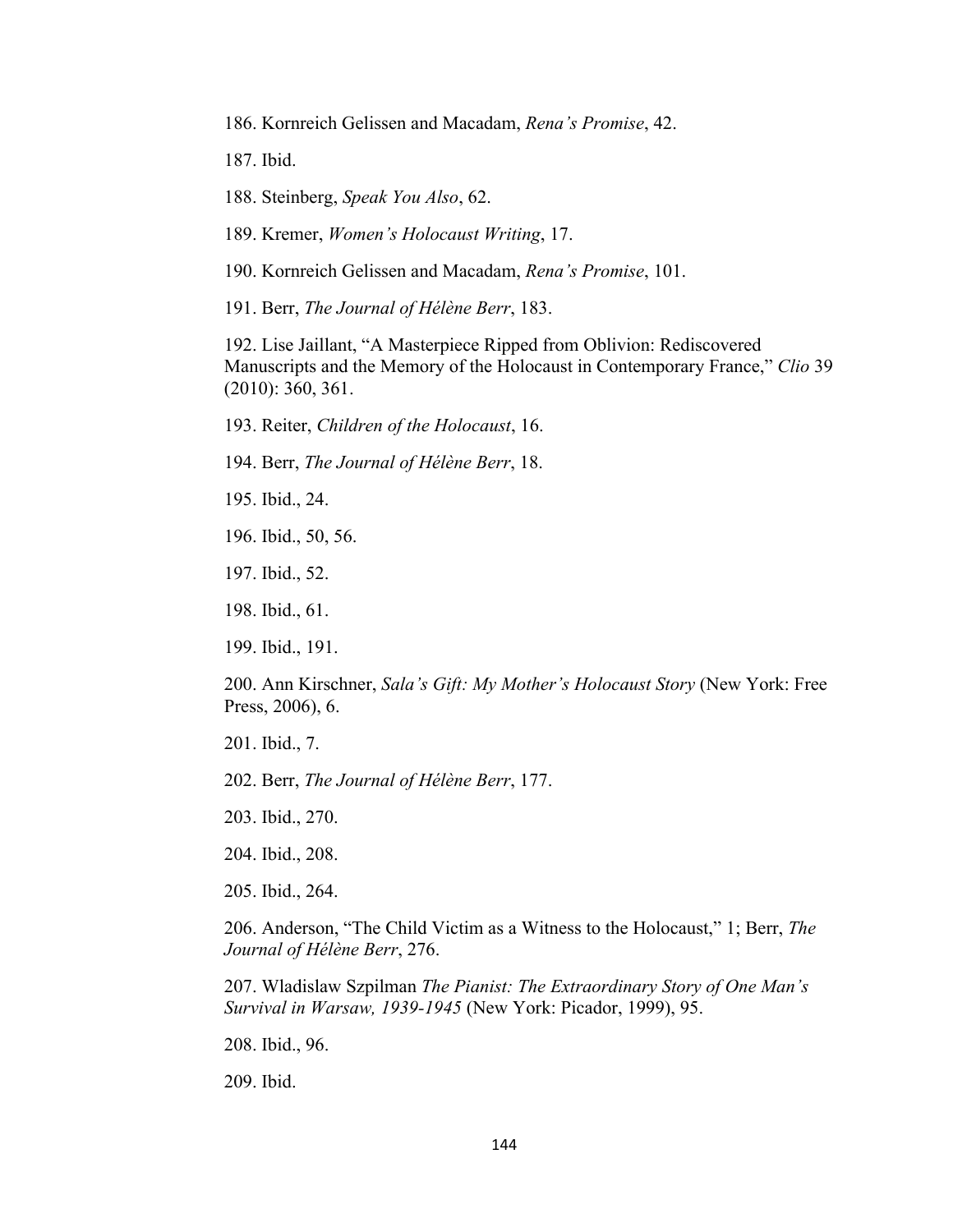186. Kornreich Gelissen and Macadam, *Rena's Promise*, 42.

187. Ibid.

188. Steinberg, *Speak You Also*, 62.

189. Kremer, *Women's Holocaust Writing*, 17.

190. Kornreich Gelissen and Macadam, *Rena's Promise*, 101.

191. Berr, *The Journal of Hélène Berr*, 183.

192. Lise Jaillant, "A Masterpiece Ripped from Oblivion: Rediscovered Manuscripts and the Memory of the Holocaust in Contemporary France," *Clio* 39 (2010): 360, 361.

193. Reiter, *Children of the Holocaust*, 16.

194. Berr, *The Journal of Hélène Berr*, 18.

195. Ibid., 24.

196. Ibid., 50, 56.

197. Ibid., 52.

198. Ibid., 61.

199. Ibid., 191.

200. Ann Kirschner, *Sala's Gift: My Mother's Holocaust Story* (New York: Free Press, 2006), 6.

201. Ibid., 7.

202. Berr, *The Journal of Hélène Berr*, 177.

203. Ibid., 270.

204. Ibid., 208.

205. Ibid., 264.

206. Anderson, "The Child Victim as a Witness to the Holocaust," 1; Berr, *The Journal of Hélène Berr*, 276.

207. Wladislaw Szpilman *The Pianist: The Extraordinary Story of One Man's Survival in Warsaw, 1939-1945* (New York: Picador, 1999), 95.

208. Ibid., 96.

209. Ibid.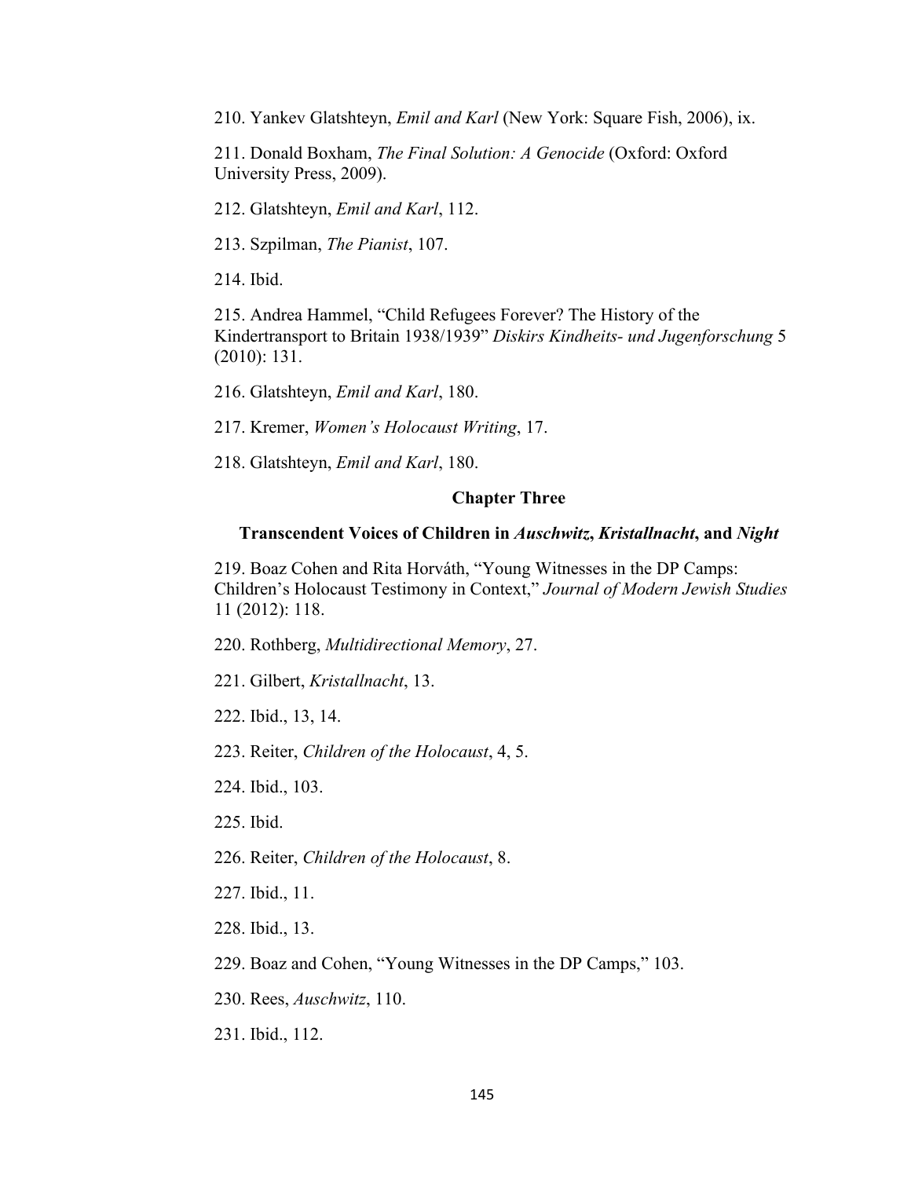210. Yankev Glatshteyn, *Emil and Karl* (New York: Square Fish, 2006), ix.

211. Donald Boxham, *The Final Solution: A Genocide* (Oxford: Oxford University Press, 2009).

212. Glatshteyn, *Emil and Karl*, 112.

213. Szpilman, *The Pianist*, 107.

214. Ibid.

215. Andrea Hammel, "Child Refugees Forever? The History of the Kindertransport to Britain 1938/1939" *Diskirs Kindheits- und Jugenforschung* 5 (2010): 131.

216. Glatshteyn, *Emil and Karl*, 180.

217. Kremer, *Women's Holocaust Writing*, 17.

218. Glatshteyn, *Emil and Karl*, 180.

## Chapter Three

### Transcendent Voices of Children in *Auschwitz*, *Kristallnacht*, and *Night*

219. Boaz Cohen and Rita Horváth, "Young Witnesses in the DP Camps: Children's Holocaust Testimony in Context," *Journal of Modern Jewish Studies* 11 (2012): 118.

220. Rothberg, *Multidirectional Memory*, 27.

221. Gilbert, *Kristallnacht*, 13.

222. Ibid., 13, 14.

223. Reiter, *Children of the Holocaust*, 4, 5.

224. Ibid., 103.

225. Ibid.

226. Reiter, *Children of the Holocaust*, 8.

227. Ibid., 11.

228. Ibid., 13.

229. Boaz and Cohen, "Young Witnesses in the DP Camps," 103.

230. Rees, *Auschwitz*, 110.

231. Ibid., 112.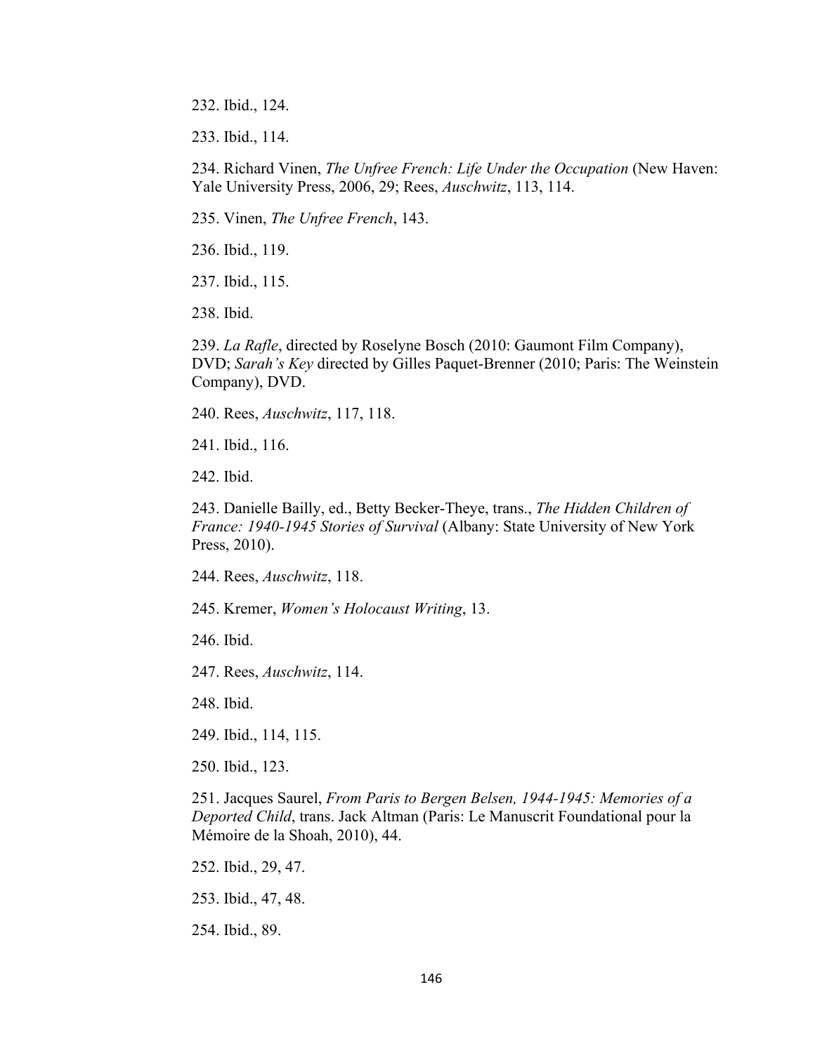232. Ibid., 124.

233. Ibid., 114.

234. Richard Vinen, *The Unfree French: Life Under the Occupation* (New Haven: Yale University Press, 2006, 29; Rees, *Auschwitz*, 113, 114.

235. Vinen, *The Unfree French*, 143.

236. Ibid., 119.

237. Ibid., 115.

238. Ibid.

239. *La Rafle*, directed by Roselyne Bosch (2010: Gaumont Film Company), DVD; *Sarah's Key* directed by Gilles Paquet-Brenner (2010; Paris: The Weinstein Company), DVD.

240. Rees, *Auschwitz*, 117, 118.

241. Ibid., 116.

242. Ibid.

243. Danielle Bailly, ed., Betty Becker-Theye, trans., *The Hidden Children of France: 1940-1945 Stories of Survival* (Albany: State University of New York Press, 2010).

244. Rees, *Auschwitz*, 118.

245. Kremer, *Women's Holocaust Writing*, 13.

246. Ibid.

247. Rees, *Auschwitz*, 114.

248. Ibid.

249. Ibid., 114, 115.

250. Ibid., 123.

251. Jacques Saurel, *From Paris to Bergen Belsen, 1944-1945: Memories of a Deported Child*, trans. Jack Altman (Paris: Le Manuscrit Foundational pour la Mémoire de la Shoah, 2010), 44.

252. Ibid., 29, 47.

253. Ibid., 47, 48.

254. Ibid., 89.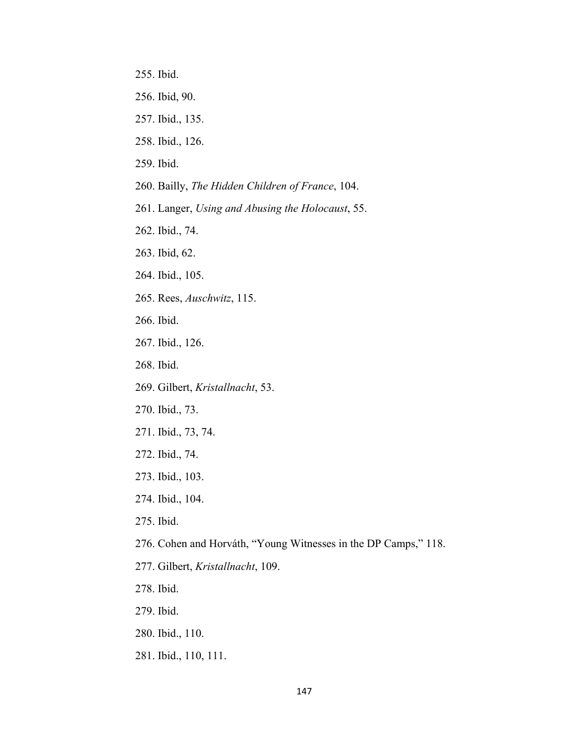255. Ibid.

256. Ibid, 90.

257. Ibid., 135.

258. Ibid., 126.

259. Ibid.

260. Bailly, *The Hidden Children of France*, 104.

261. Langer, *Using and Abusing the Holocaust*, 55.

262. Ibid., 74.

263. Ibid, 62.

264. Ibid., 105.

265. Rees, *Auschwitz*, 115.

266. Ibid.

267. Ibid., 126.

268. Ibid.

269. Gilbert, *Kristallnacht*, 53.

270. Ibid., 73.

271. Ibid., 73, 74.

272. Ibid., 74.

273. Ibid., 103.

274. Ibid., 104.

275. Ibid.

276. Cohen and Horváth, "Young Witnesses in the DP Camps," 118.

277. Gilbert, *Kristallnacht*, 109.

278. Ibid.

279. Ibid.

280. Ibid., 110.

281. Ibid., 110, 111.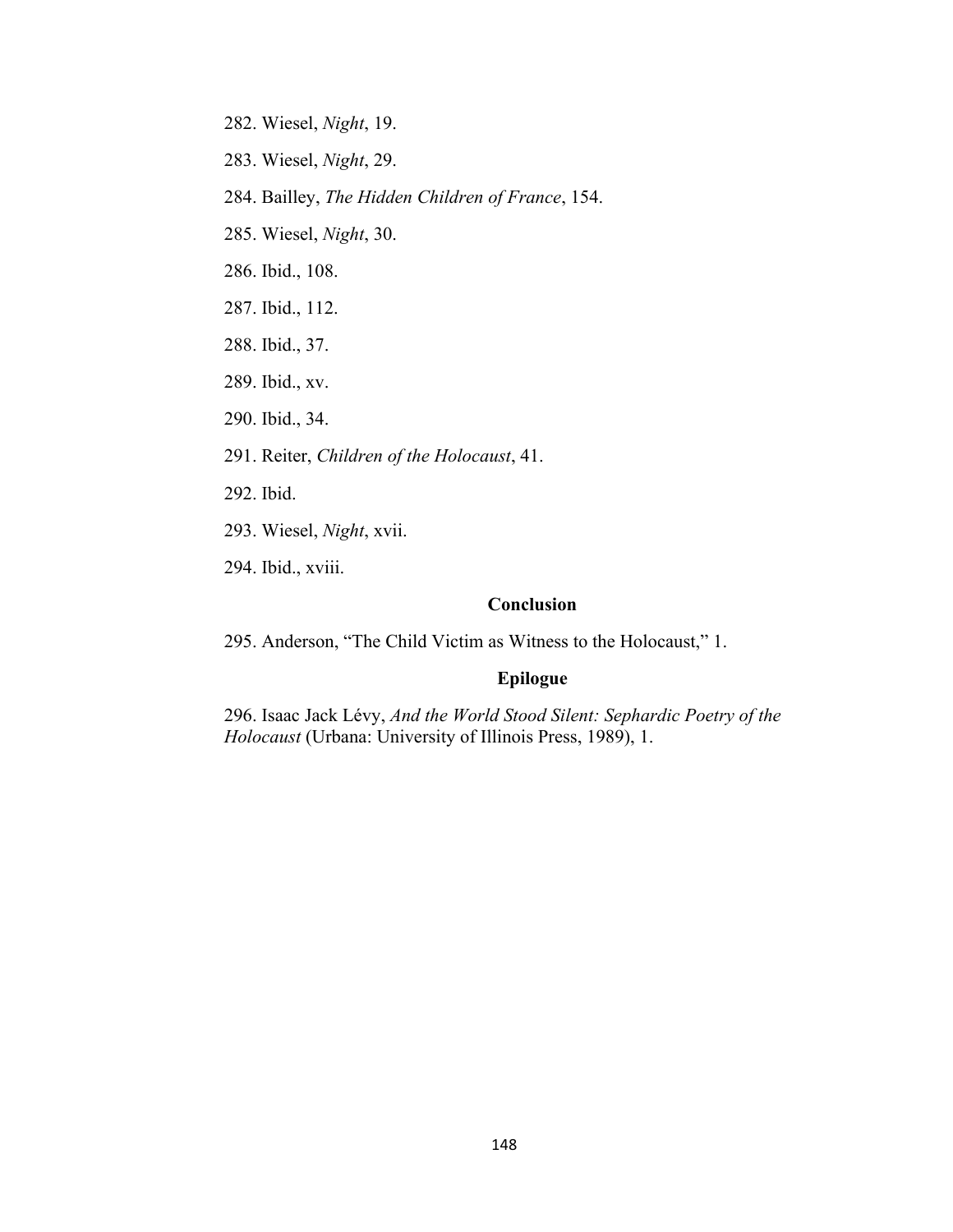282. Wiesel, *Night*, 19.

283. Wiesel, *Night*, 29.

284. Bailley, *The Hidden Children of France*, 154.

285. Wiesel, *Night*, 30.

286. Ibid., 108.

287. Ibid., 112.

288. Ibid., 37.

289. Ibid., xv.

290. Ibid., 34.

291. Reiter, *Children of the Holocaust*, 41.

292. Ibid.

293. Wiesel, *Night*, xvii.

294. Ibid., xviii.

## Conclusion

295. Anderson, "The Child Victim as Witness to the Holocaust," 1.

## Epilogue

296. Isaac Jack Lévy, *And the World Stood Silent: Sephardic Poetry of the Holocaust* (Urbana: University of Illinois Press, 1989), 1.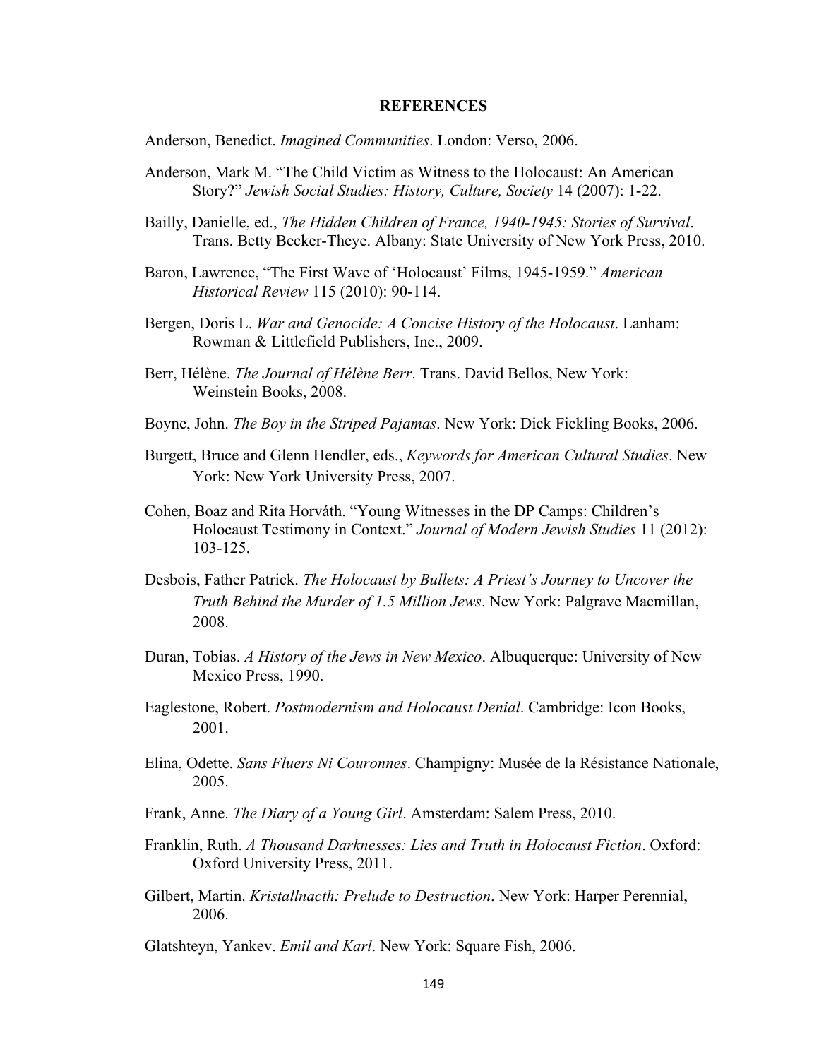# REFERENCES

Anderson, Benedict. *Imagined Communities*. London: Verso, 2006.

Anderson, Mark M. "The Child Victim as Witness to the Holocaust: An American Story?" *Jewish Social Studies: History, Culture, Society* 14 (2007): 1-22.

Bailly, Danielle, ed., *The Hidden Children of France, 1940-1945: Stories of Survival*. Trans. Betty Becker-Theye. Albany: State University of New York Press, 2010.

Baron, Lawrence, "The First Wave of 'Holocaust' Films, 1945-1959." *American Historical Review* 115 (2010): 90-114.

Bergen, Doris L. *War and Genocide: A Concise History of the Holocaust*. Lanham: Rowman & Littlefield Publishers, Inc., 2009.

Berr, Hélène. *The Journal of Hélène Berr*. Trans. David Bellos, New York: Weinstein Books, 2008.

Boyne, John. *The Boy in the Striped Pajamas*. New York: Dick Fickling Books, 2006.

Burgett, Bruce and Glenn Hendler, eds., *Keywords for American Cultural Studies*. New York: New York University Press, 2007.

Cohen, Boaz and Rita Horváth. "Young Witnesses in the DP Camps: Children's Holocaust Testimony in Context." *Journal of Modern Jewish Studies* 11 (2012): 103-125.

Desbois, Father Patrick. *The Holocaust by Bullets: A Priest's Journey to Uncover the Truth Behind the Murder of 1.5 Million Jews*. New York: Palgrave Macmillan, 2008.

Duran, Tobias. *A History of the Jews in New Mexico*. Albuquerque: University of New Mexico Press, 1990.

Eaglestone, Robert. *Postmodernism and Holocaust Denial*. Cambridge: Icon Books, 2001.

Elina, Odette. *Sans Fluers Ni Couronnes*. Champigny: Musée de la Résistance Nationale, 2005.

Frank, Anne. *The Diary of a Young Girl*. Amsterdam: Salem Press, 2010.

Franklin, Ruth. *A Thousand Darknesses: Lies and Truth in Holocaust Fiction*. Oxford: Oxford University Press, 2011.

Gilbert, Martin. *Kristallnacth: Prelude to Destruction*. New York: Harper Perennial, 2006.

Glatshteyn, Yankev. *Emil and Karl*. New York: Square Fish, 2006.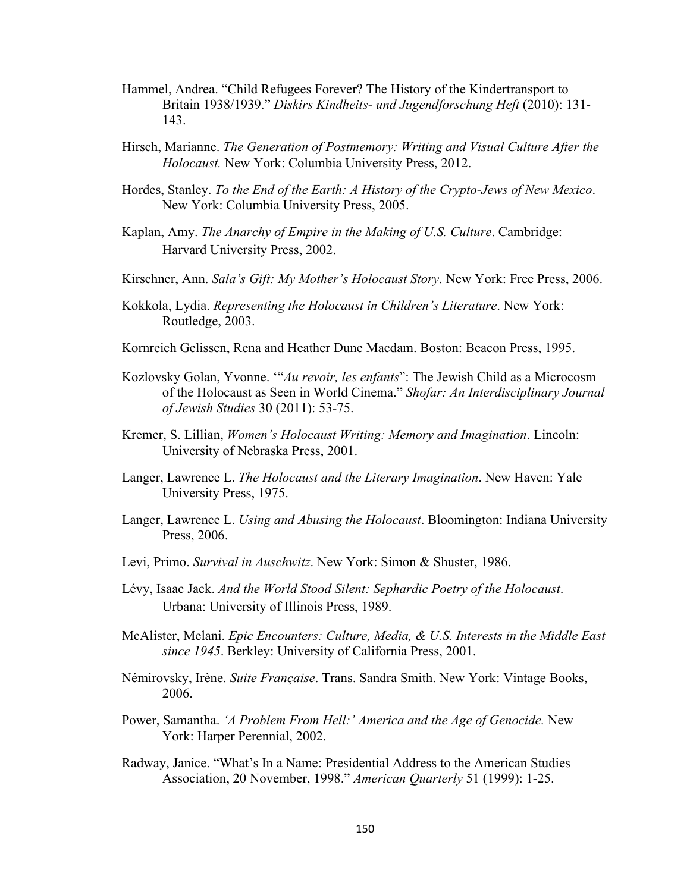Hammel, Andrea. "Child Refugees Forever? The History of the Kindertransport to Britain 1938/1939." *Diskirs Kindheits- und Jugendforschung Heft* (2010): 131-143.

Hirsch, Marianne. *The Generation of Postmemory: Writing and Visual Culture After the Holocaust.* New York: Columbia University Press, 2012.

Hordes, Stanley. *To the End of the Earth: A History of the Crypto-Jews of New Mexico*. New York: Columbia University Press, 2005.

Kaplan, Amy. *The Anarchy of Empire in the Making of U.S. Culture*. Cambridge: Harvard University Press, 2002.

Kirschner, Ann. *Sala's Gift: My Mother's Holocaust Story*. New York: Free Press, 2006.

Kokkola, Lydia. *Representing the Holocaust in Children's Literature*. New York: Routledge, 2003.

Kornreich Gelissen, Rena and Heather Dune Macdam. Boston: Beacon Press, 1995.

Kozlovsky Golan, Yvonne. '"*Au revoir, les enfants*": The Jewish Child as a Microcosm of the Holocaust as Seen in World Cinema." *Shofar: An Interdisciplinary Journal of Jewish Studies* 30 (2011): 53-75.

Kremer, S. Lillian, *Women's Holocaust Writing: Memory and Imagination*. Lincoln: University of Nebraska Press, 2001.

Langer, Lawrence L. *The Holocaust and the Literary Imagination*. New Haven: Yale University Press, 1975.

Langer, Lawrence L. *Using and Abusing the Holocaust*. Bloomington: Indiana University Press, 2006.

Levi, Primo. *Survival in Auschwitz*. New York: Simon & Shuster, 1986.

Lévy, Isaac Jack. *And the World Stood Silent: Sephardic Poetry of the Holocaust*. Urbana: University of Illinois Press, 1989.

McAlister, Melani. *Epic Encounters: Culture, Media, & U.S. Interests in the Middle East since 1945*. Berkley: University of California Press, 2001.

Némirovsky, Irène. *Suite Française*. Trans. Sandra Smith. New York: Vintage Books, 2006.

Power, Samantha. *'A Problem From Hell:' America and the Age of Genocide.* New York: Harper Perennial, 2002.

Radway, Janice. "What's In a Name: Presidential Address to the American Studies Association, 20 November, 1998." *American Quarterly* 51 (1999): 1-25.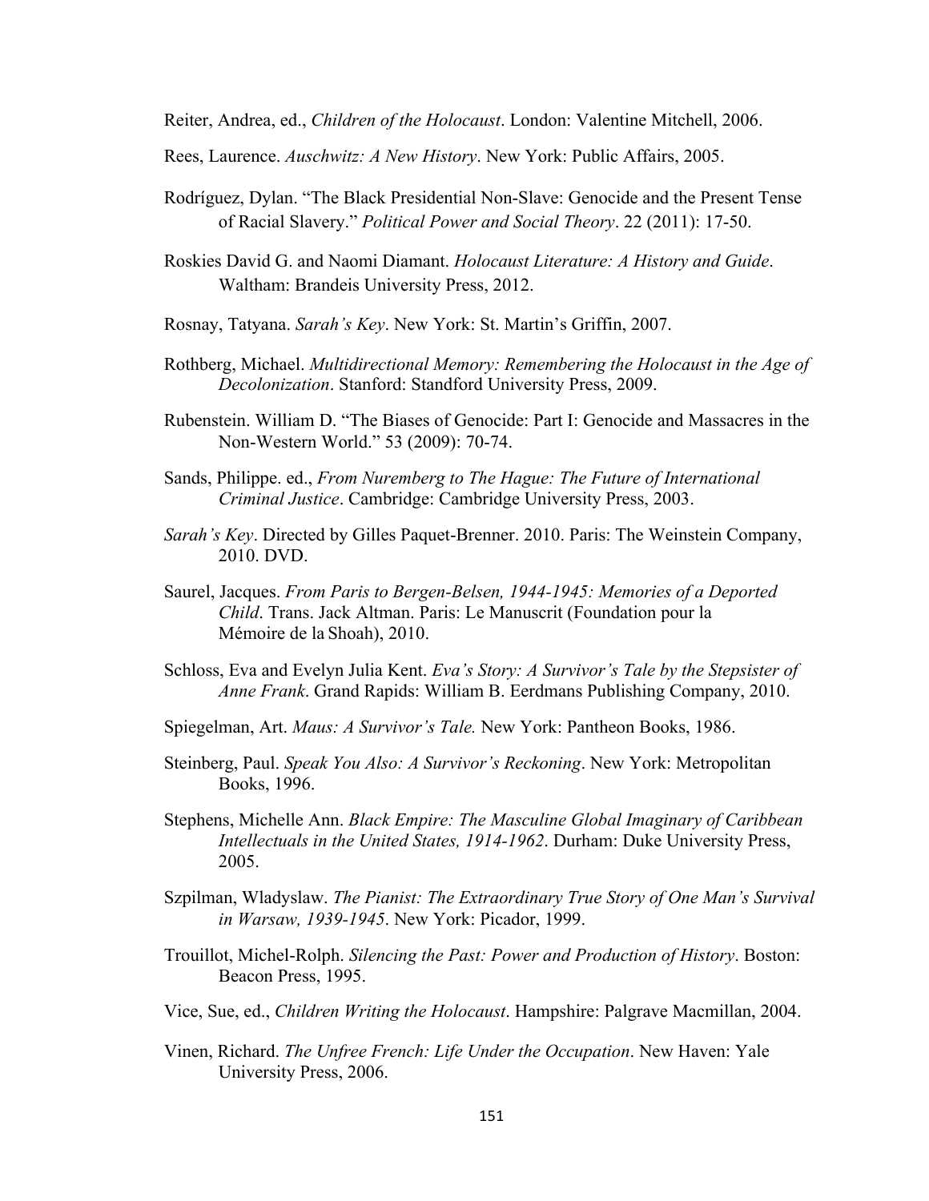Reiter, Andrea, ed., *Children of the Holocaust*. London: Valentine Mitchell, 2006.

Rees, Laurence. *Auschwitz: A New History*. New York: Public Affairs, 2005.

Rodríguez, Dylan. "The Black Presidential Non-Slave: Genocide and the Present Tense of Racial Slavery." *Political Power and Social Theory*. 22 (2011): 17-50.

Roskies David G. and Naomi Diamant. *Holocaust Literature: A History and Guide*. Waltham: Brandeis University Press, 2012.

Rosnay, Tatyana. *Sarah's Key*. New York: St. Martin's Griffin, 2007.

Rothberg, Michael. *Multidirectional Memory: Remembering the Holocaust in the Age of Decolonization*. Stanford: Standford University Press, 2009.

Rubenstein. William D. "The Biases of Genocide: Part I: Genocide and Massacres in the Non-Western World." 53 (2009): 70-74.

Sands, Philippe. ed., *From Nuremberg to The Hague: The Future of International Criminal Justice*. Cambridge: Cambridge University Press, 2003.

*Sarah's Key*. Directed by Gilles Paquet-Brenner. 2010. Paris: The Weinstein Company, 2010. DVD.

Saurel, Jacques. *From Paris to Bergen-Belsen, 1944-1945: Memories of a Deported Child*. Trans. Jack Altman. Paris: Le Manuscrit (Foundation pour la Mémoire de la Shoah), 2010.

Schloss, Eva and Evelyn Julia Kent. *Eva's Story: A Survivor's Tale by the Stepsister of Anne Frank*. Grand Rapids: William B. Eerdmans Publishing Company, 2010.

Spiegelman, Art. *Maus: A Survivor's Tale.* New York: Pantheon Books, 1986.

Steinberg, Paul. *Speak You Also: A Survivor's Reckoning*. New York: Metropolitan Books, 1996.

Stephens, Michelle Ann. *Black Empire: The Masculine Global Imaginary of Caribbean Intellectuals in the United States, 1914-1962*. Durham: Duke University Press, 2005.

Szpilman, Wladyslaw. *The Pianist: The Extraordinary True Story of One Man's Survival in Warsaw, 1939-1945*. New York: Picador, 1999.

Trouillot, Michel-Rolph. *Silencing the Past: Power and Production of History*. Boston: Beacon Press, 1995.

Vice, Sue, ed., *Children Writing the Holocaust*. Hampshire: Palgrave Macmillan, 2004.

Vinen, Richard. *The Unfree French: Life Under the Occupation*. New Haven: Yale University Press, 2006.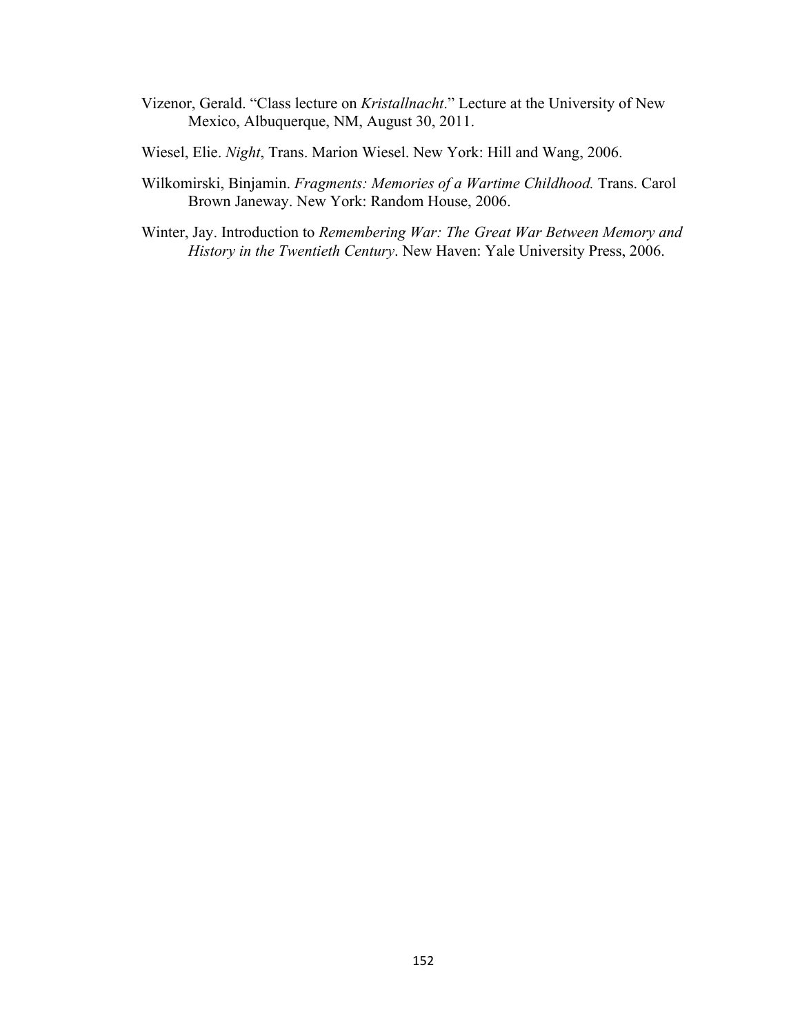Vizenor, Gerald. "Class lecture on *Kristallnacht*." Lecture at the University of New Mexico, Albuquerque, NM, August 30, 2011.

Wiesel, Elie. *Night*, Trans. Marion Wiesel. New York: Hill and Wang, 2006.

Wilkomirski, Binjamin. *Fragments: Memories of a Wartime Childhood.* Trans. Carol Brown Janeway. New York: Random House, 2006.

Winter, Jay. Introduction to *Remembering War: The Great War Between Memory and History in the Twentieth Century*. New Haven: Yale University Press, 2006.